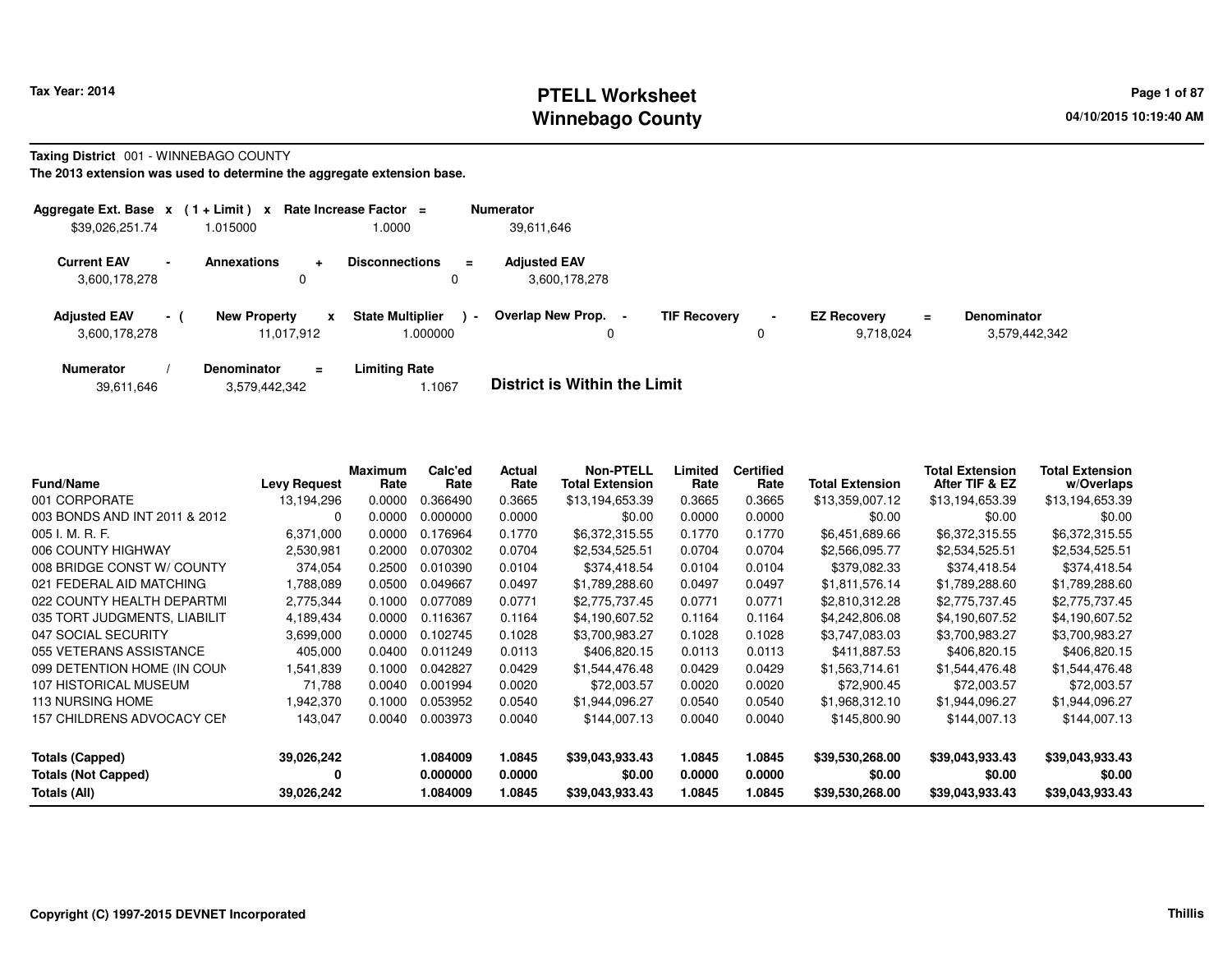Tax Year: 2014

# PTELL Worksheet
# Winnebago County

04/10/2015 10:19:40 AM

**Taxing District** 001 - WINNEBAGO COUNTY

**The 2013 extension was used to determine the aggregate extension base.**

| Aggregate Ext. Base | x | (1 + Limit) | x | Rate Increase Factor | = | Numerator |
|---|---|---|---|---|---|---|
| $39,026,251.74 | | 1.015000 | | 1.0000 | | 39,611,646 |

| Current EAV | - | Annexations | + | Disconnections | = | Adjusted EAV |
|---|---|---|---|---|---|---|
| 3,600,178,278 | | 0 | | 0 | | 3,600,178,278 |

| Adjusted EAV | - ( | New Property | x | State Multiplier | ) - | Overlap New Prop. | - | TIF Recovery | - | EZ Recovery | = | Denominator |
|---|---|---|---|---|---|---|---|---|---|---|---|---|
| 3,600,178,278 | | 11,017,912 | | 1.000000 | | 0 | | 0 | | 9,718,024 | | 3,579,442,342 |

| Numerator | / | Denominator | = | Limiting Rate |
|---|---|---|---|---|
| 39,611,646 | | 3,579,442,342 | | 1.1067 |

**District is Within the Limit**

| Fund/Name | Levy Request | Maximum Rate | Calc'ed Rate | Actual Rate | Non-PTELL Total Extension | Limited Rate | Certified Rate | Total Extension | Total Extension After TIF & EZ | Total Extension w/Overlaps |
|---|---|---|---|---|---|---|---|---|---|---|
| 001 CORPORATE | 13,194,296 | 0.0000 | 0.366490 | 0.3665 | $13,194,653.39 | 0.3665 | 0.3665 | $13,359,007.12 | $13,194,653.39 | $13,194,653.39 |
| 003 BONDS AND INT 2011 & 2012 | 0 | 0.0000 | 0.000000 | 0.0000 | $0.00 | 0.0000 | 0.0000 | $0.00 | $0.00 | $0.00 |
| 005 I. M. R. F. | 6,371,000 | 0.0000 | 0.176964 | 0.1770 | $6,372,315.55 | 0.1770 | 0.1770 | $6,451,689.66 | $6,372,315.55 | $6,372,315.55 |
| 006 COUNTY HIGHWAY | 2,530,981 | 0.2000 | 0.070302 | 0.0704 | $2,534,525.51 | 0.0704 | 0.0704 | $2,566,095.77 | $2,534,525.51 | $2,534,525.51 |
| 008 BRIDGE CONST W/ COUNTY | 374,054 | 0.2500 | 0.010390 | 0.0104 | $374,418.54 | 0.0104 | 0.0104 | $379,082.33 | $374,418.54 | $374,418.54 |
| 021 FEDERAL AID MATCHING | 1,788,089 | 0.0500 | 0.049667 | 0.0497 | $1,789,288.60 | 0.0497 | 0.0497 | $1,811,576.14 | $1,789,288.60 | $1,789,288.60 |
| 022 COUNTY HEALTH DEPARTMI | 2,775,344 | 0.1000 | 0.077089 | 0.0771 | $2,775,737.45 | 0.0771 | 0.0771 | $2,810,312.28 | $2,775,737.45 | $2,775,737.45 |
| 035 TORT JUDGMENTS, LIABILIT | 4,189,434 | 0.0000 | 0.116367 | 0.1164 | $4,190,607.52 | 0.1164 | 0.1164 | $4,242,806.08 | $4,190,607.52 | $4,190,607.52 |
| 047 SOCIAL SECURITY | 3,699,000 | 0.0000 | 0.102745 | 0.1028 | $3,700,983.27 | 0.1028 | 0.1028 | $3,747,083.03 | $3,700,983.27 | $3,700,983.27 |
| 055 VETERANS ASSISTANCE | 405,000 | 0.0400 | 0.011249 | 0.0113 | $406,820.15 | 0.0113 | 0.0113 | $411,887.53 | $406,820.15 | $406,820.15 |
| 099 DETENTION HOME (IN COUN | 1,541,839 | 0.1000 | 0.042827 | 0.0429 | $1,544,476.48 | 0.0429 | 0.0429 | $1,563,714.61 | $1,544,476.48 | $1,544,476.48 |
| 107 HISTORICAL MUSEUM | 71,788 | 0.0040 | 0.001994 | 0.0020 | $72,003.57 | 0.0020 | 0.0020 | $72,900.45 | $72,003.57 | $72,003.57 |
| 113 NURSING HOME | 1,942,370 | 0.1000 | 0.053952 | 0.0540 | $1,944,096.27 | 0.0540 | 0.0540 | $1,968,312.10 | $1,944,096.27 | $1,944,096.27 |
| 157 CHILDRENS ADVOCACY CEI | 143,047 | 0.0040 | 0.003973 | 0.0040 | $144,007.13 | 0.0040 | 0.0040 | $145,800.90 | $144,007.13 | $144,007.13 |
| **Totals (Capped)** | **39,026,242** | | **1.084009** | **1.0845** | **$39,043,933.43** | **1.0845** | **1.0845** | **$39,530,268.00** | **$39,043,933.43** | **$39,043,933.43** |
| **Totals (Not Capped)** | **0** | | **0.000000** | **0.0000** | **$0.00** | **0.0000** | **0.0000** | **$0.00** | **$0.00** | **$0.00** |
| **Totals (All)** | **39,026,242** | | **1.084009** | **1.0845** | **$39,043,933.43** | **1.0845** | **1.0845** | **$39,530,268.00** | **$39,043,933.43** | **$39,043,933.43** |

**Copyright (C) 1997-2015 DEVNET Incorporated** **Thillis**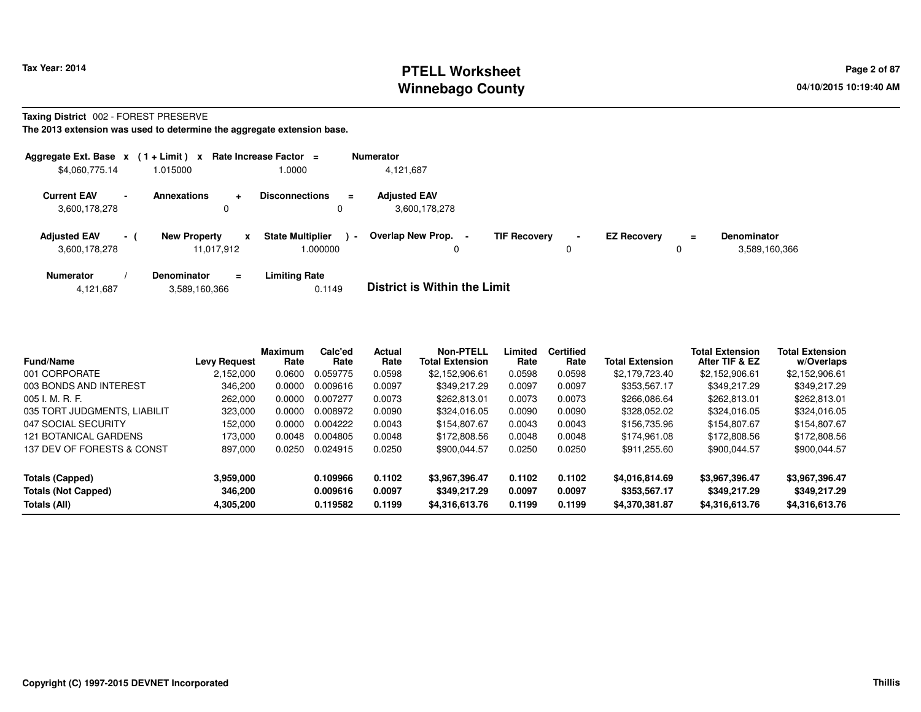Tax Year: 2014

# PTELL Worksheet
# Winnebago County

04/10/2015 10:19:40 AM

**Taxing District** 002 - FOREST PRESERVE

**The 2013 extension was used to determine the aggregate extension base.**

| Aggregate Ext. Base | x | ( 1 + Limit ) | x | Rate Increase Factor | = | Numerator |
|---|---|---|---|---|---|---|
| $4,060,775.14 | | 1.015000 | | 1.0000 | | 4,121,687 |

| Current EAV | - | Annexations | + | Disconnections | = | Adjusted EAV |
|---|---|---|---|---|---|---|
| 3,600,178,278 | | 0 | | 0 | | 3,600,178,278 |

| Adjusted EAV | - ( | New Property | x | State Multiplier | ) - | Overlap New Prop. | - | TIF Recovery | - | EZ Recovery | = | Denominator |
|---|---|---|---|---|---|---|---|---|---|---|---|---|
| 3,600,178,278 | | 11,017,912 | | 1.000000 | | 0 | | 0 | | 0 | | 3,589,160,366 |

| Numerator | / | Denominator | = | Limiting Rate |
|---|---|---|---|---|
| 4,121,687 | | 3,589,160,366 | | 0.1149 |

**District is Within the Limit**

| Fund/Name | Levy Request | Maximum Rate | Calc'ed Rate | Actual Rate | Non-PTELL Total Extension | Limited Rate | Certified Rate | Total Extension | Total Extension After TIF & EZ | Total Extension w/Overlaps |
|---|---|---|---|---|---|---|---|---|---|---|
| 001 CORPORATE | 2,152,000 | 0.0600 | 0.059775 | 0.0598 | $2,152,906.61 | 0.0598 | 0.0598 | $2,179,723.40 | $2,152,906.61 | $2,152,906.61 |
| 003 BONDS AND INTEREST | 346,200 | 0.0000 | 0.009616 | 0.0097 | $349,217.29 | 0.0097 | 0.0097 | $353,567.17 | $349,217.29 | $349,217.29 |
| 005 I. M. R. F. | 262,000 | 0.0000 | 0.007277 | 0.0073 | $262,813.01 | 0.0073 | 0.0073 | $266,086.64 | $262,813.01 | $262,813.01 |
| 035 TORT JUDGMENTS, LIABILIT | 323,000 | 0.0000 | 0.008972 | 0.0090 | $324,016.05 | 0.0090 | 0.0090 | $328,052.02 | $324,016.05 | $324,016.05 |
| 047 SOCIAL SECURITY | 152,000 | 0.0000 | 0.004222 | 0.0043 | $154,807.67 | 0.0043 | 0.0043 | $156,735.96 | $154,807.67 | $154,807.67 |
| 121 BOTANICAL GARDENS | 173,000 | 0.0048 | 0.004805 | 0.0048 | $172,808.56 | 0.0048 | 0.0048 | $174,961.08 | $172,808.56 | $172,808.56 |
| 137 DEV OF FORESTS & CONST | 897,000 | 0.0250 | 0.024915 | 0.0250 | $900,044.57 | 0.0250 | 0.0250 | $911,255.60 | $900,044.57 | $900,044.57 |
| **Totals (Capped)** | **3,959,000** | | **0.109966** | **0.1102** | **$3,967,396.47** | **0.1102** | **0.1102** | **$4,016,814.69** | **$3,967,396.47** | **$3,967,396.47** |
| **Totals (Not Capped)** | **346,200** | | **0.009616** | **0.0097** | **$349,217.29** | **0.0097** | **0.0097** | **$353,567.17** | **$349,217.29** | **$349,217.29** |
| **Totals (All)** | **4,305,200** | | **0.119582** | **0.1199** | **$4,316,613.76** | **0.1199** | **0.1199** | **$4,370,381.87** | **$4,316,613.76** | **$4,316,613.76** |

Copyright (C) 1997-2015 DEVNET Incorporated

Thillis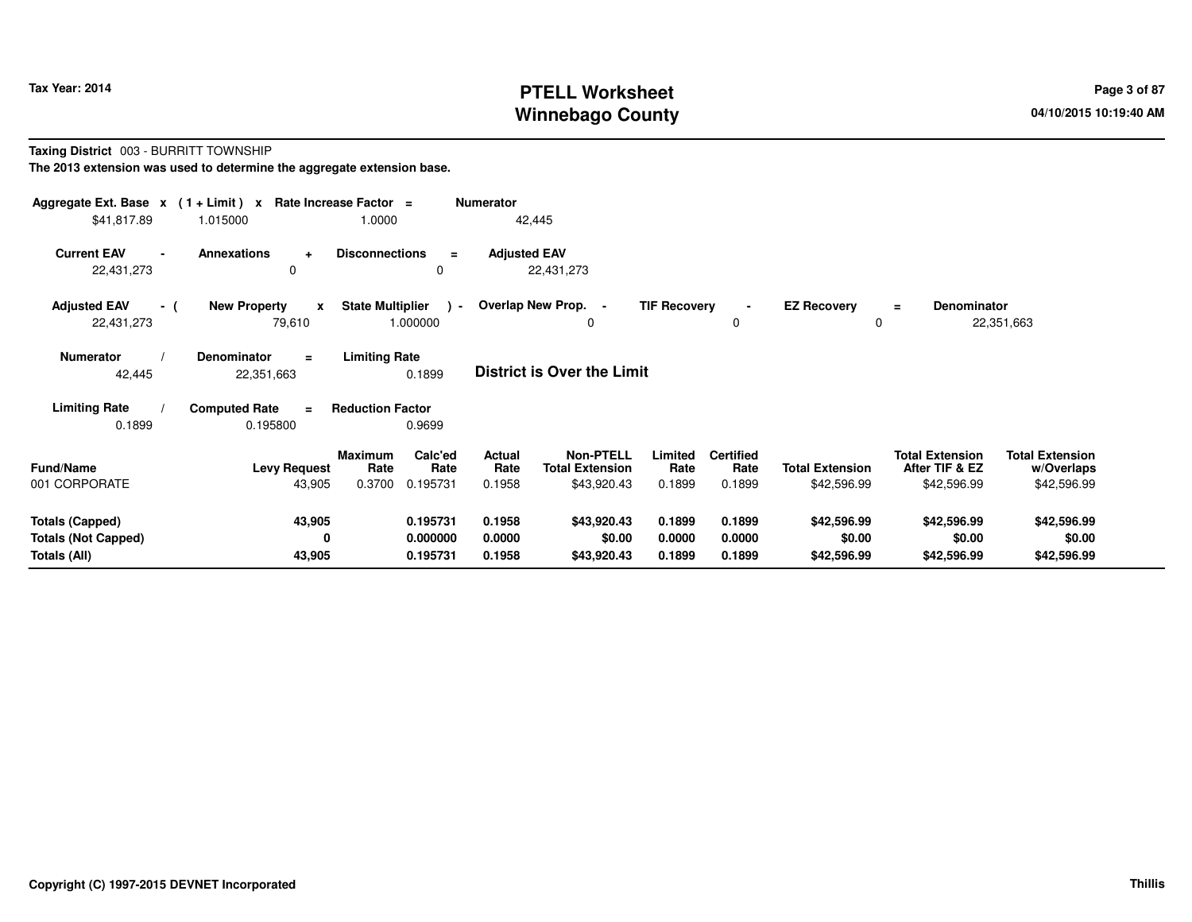# PTELL Worksheet
# Winnebago County

Tax Year: 2014

04/10/2015 10:19:40 AM

**Taxing District** 003 - BURRITT TOWNSHIP

**The 2013 extension was used to determine the aggregate extension base.**

| Aggregate Ext. Base | x | (1 + Limit) | x | Rate Increase Factor | = | Numerator |
|---|---|---|---|---|---|---|
| $41,817.89 | | 1.015000 | | 1.0000 | | 42,445 |

| Current EAV | - | Annexations | + | Disconnections | = | Adjusted EAV |
|---|---|---|---|---|---|---|
| 22,431,273 | | 0 | | 0 | | 22,431,273 |

| Adjusted EAV | - ( | New Property | x | State Multiplier | ) - | Overlap New Prop. | - | TIF Recovery | - | EZ Recovery | = | Denominator |
|---|---|---|---|---|---|---|---|---|---|---|---|---|
| 22,431,273 | | 79,610 | | 1.000000 | | 0 | | 0 | | 0 | | 22,351,663 |

| Numerator | / | Denominator | = | Limiting Rate |
|---|---|---|---|---|
| 42,445 | | 22,351,663 | | 0.1899 |

**District is Over the Limit**

| Limiting Rate | / | Computed Rate | = | Reduction Factor |
|---|---|---|---|---|
| 0.1899 | | 0.195800 | | 0.9699 |

| Fund/Name | Levy Request | Maximum Rate | Calc'ed Rate | Actual Rate | Non-PTELL Total Extension | Limited Rate | Certified Rate | Total Extension | Total Extension After TIF & EZ | Total Extension w/Overlaps |
|---|---|---|---|---|---|---|---|---|---|---|
| 001 CORPORATE | 43,905 | 0.3700 | 0.195731 | 0.1958 | $43,920.43 | 0.1899 | 0.1899 | $42,596.99 | $42,596.99 | $42,596.99 |
| **Totals (Capped)** | **43,905** | | **0.195731** | **0.1958** | **$43,920.43** | **0.1899** | **0.1899** | **$42,596.99** | **$42,596.99** | **$42,596.99** |
| **Totals (Not Capped)** | **0** | | **0.000000** | **0.0000** | **$0.00** | **0.0000** | **0.0000** | **$0.00** | **$0.00** | **$0.00** |
| **Totals (All)** | **43,905** | | **0.195731** | **0.1958** | **$43,920.43** | **0.1899** | **0.1899** | **$42,596.99** | **$42,596.99** | **$42,596.99** |

Copyright (C) 1997-2015 DEVNET Incorporated

Thillis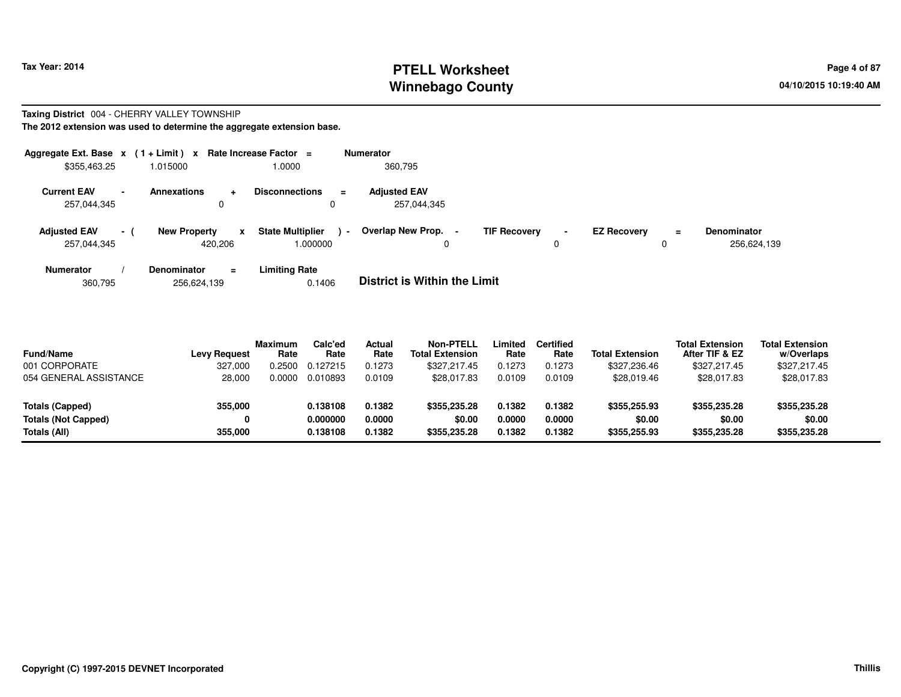# PTELL Worksheet
# Winnebago County

Tax Year: 2014

04/10/2015 10:19:40 AM

**Taxing District** 004 - CHERRY VALLEY TOWNSHIP

**The 2012 extension was used to determine the aggregate extension base.**

| Aggregate Ext. Base | x | (1 + Limit) | x | Rate Increase Factor | = | Numerator |
|---|---|---|---|---|---|---|
| $355,463.25 | | 1.015000 | | 1.0000 | | 360,795 |

| Current EAV | - | Annexations | + | Disconnections | = | Adjusted EAV |
|---|---|---|---|---|---|---|
| 257,044,345 | | 0 | | 0 | | 257,044,345 |

| Adjusted EAV | - ( | New Property | x | State Multiplier | ) - | Overlap New Prop. | - | TIF Recovery | - | EZ Recovery | = | Denominator |
|---|---|---|---|---|---|---|---|---|---|---|---|---|
| 257,044,345 | | 420,206 | | 1.000000 | | 0 | | 0 | | 0 | | 256,624,139 |

| Numerator | / | Denominator | = | Limiting Rate |
|---|---|---|---|---|
| 360,795 | | 256,624,139 | | 0.1406 |

**District is Within the Limit**

| Fund/Name | Levy Request | Maximum Rate | Calc'ed Rate | Actual Rate | Non-PTELL Total Extension | Limited Rate | Certified Rate | Total Extension | Total Extension After TIF & EZ | Total Extension w/Overlaps |
|---|---|---|---|---|---|---|---|---|---|---|
| 001 CORPORATE | 327,000 | 0.2500 | 0.127215 | 0.1273 | $327,217.45 | 0.1273 | 0.1273 | $327,236.46 | $327,217.45 | $327,217.45 |
| 054 GENERAL ASSISTANCE | 28,000 | 0.0000 | 0.010893 | 0.0109 | $28,017.83 | 0.0109 | 0.0109 | $28,019.46 | $28,017.83 | $28,017.83 |
| **Totals (Capped)** | **355,000** | | **0.138108** | **0.1382** | **$355,235.28** | **0.1382** | **0.1382** | **$355,255.93** | **$355,235.28** | **$355,235.28** |
| **Totals (Not Capped)** | **0** | | **0.000000** | **0.0000** | **$0.00** | **0.0000** | **0.0000** | **$0.00** | **$0.00** | **$0.00** |
| **Totals (All)** | **355,000** | | **0.138108** | **0.1382** | **$355,235.28** | **0.1382** | **0.1382** | **$355,255.93** | **$355,235.28** | **$355,235.28** |

**Copyright (C) 1997-2015 DEVNET Incorporated** — Thillis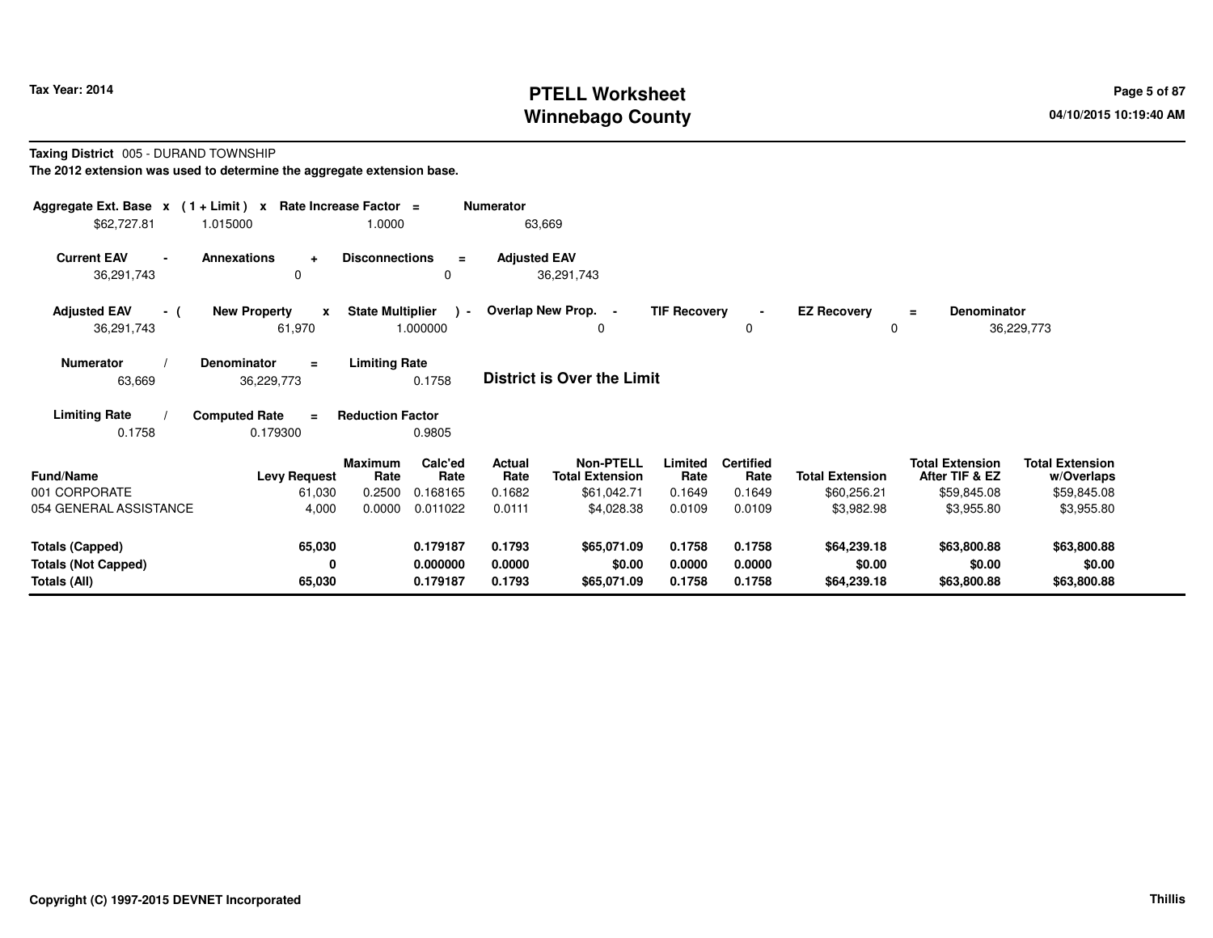**Taxing District** 005 - DURAND TOWNSHIP

**The 2012 extension was used to determine the aggregate extension base.**

| Aggregate Ext. Base | x | (1 + Limit) | x | Rate Increase Factor | = | Numerator |
|---|---|---|---|---|---|---|
| $62,727.81 | | 1.015000 | | 1.0000 | | 63,669 |

| Current EAV | - | Annexations | + | Disconnections | = | Adjusted EAV |
|---|---|---|---|---|---|---|
| 36,291,743 | | 0 | | 0 | | 36,291,743 |

| Adjusted EAV | - ( | New Property | x | State Multiplier | ) - | Overlap New Prop. | - | TIF Recovery | - | EZ Recovery | = | Denominator |
|---|---|---|---|---|---|---|---|---|---|---|---|---|
| 36,291,743 | | 61,970 | | 1.000000 | | 0 | | 0 | | 0 | | 36,229,773 |

| Numerator | / | Denominator | = | Limiting Rate |
|---|---|---|---|---|
| 63,669 | | 36,229,773 | | 0.1758 |

**District is Over the Limit**

| Limiting Rate | / | Computed Rate | = | Reduction Factor |
|---|---|---|---|---|
| 0.1758 | | 0.179300 | | 0.9805 |

| Fund/Name | Levy Request | Maximum Rate | Calc'ed Rate | Actual Rate | Non-PTELL Total Extension | Limited Rate | Certified Rate | Total Extension | Total Extension After TIF & EZ | Total Extension w/Overlaps |
|---|---|---|---|---|---|---|---|---|---|---|
| 001 CORPORATE | 61,030 | 0.2500 | 0.168165 | 0.1682 | $61,042.71 | 0.1649 | 0.1649 | $60,256.21 | $59,845.08 | $59,845.08 |
| 054 GENERAL ASSISTANCE | 4,000 | 0.0000 | 0.011022 | 0.0111 | $4,028.38 | 0.0109 | 0.0109 | $3,982.98 | $3,955.80 | $3,955.80 |
| **Totals (Capped)** | **65,030** | | **0.179187** | **0.1793** | **$65,071.09** | **0.1758** | **0.1758** | **$64,239.18** | **$63,800.88** | **$63,800.88** |
| **Totals (Not Capped)** | **0** | | **0.000000** | **0.0000** | **$0.00** | **0.0000** | **0.0000** | **$0.00** | **$0.00** | **$0.00** |
| **Totals (All)** | **65,030** | | **0.179187** | **0.1793** | **$65,071.09** | **0.1758** | **0.1758** | **$64,239.18** | **$63,800.88** | **$63,800.88** |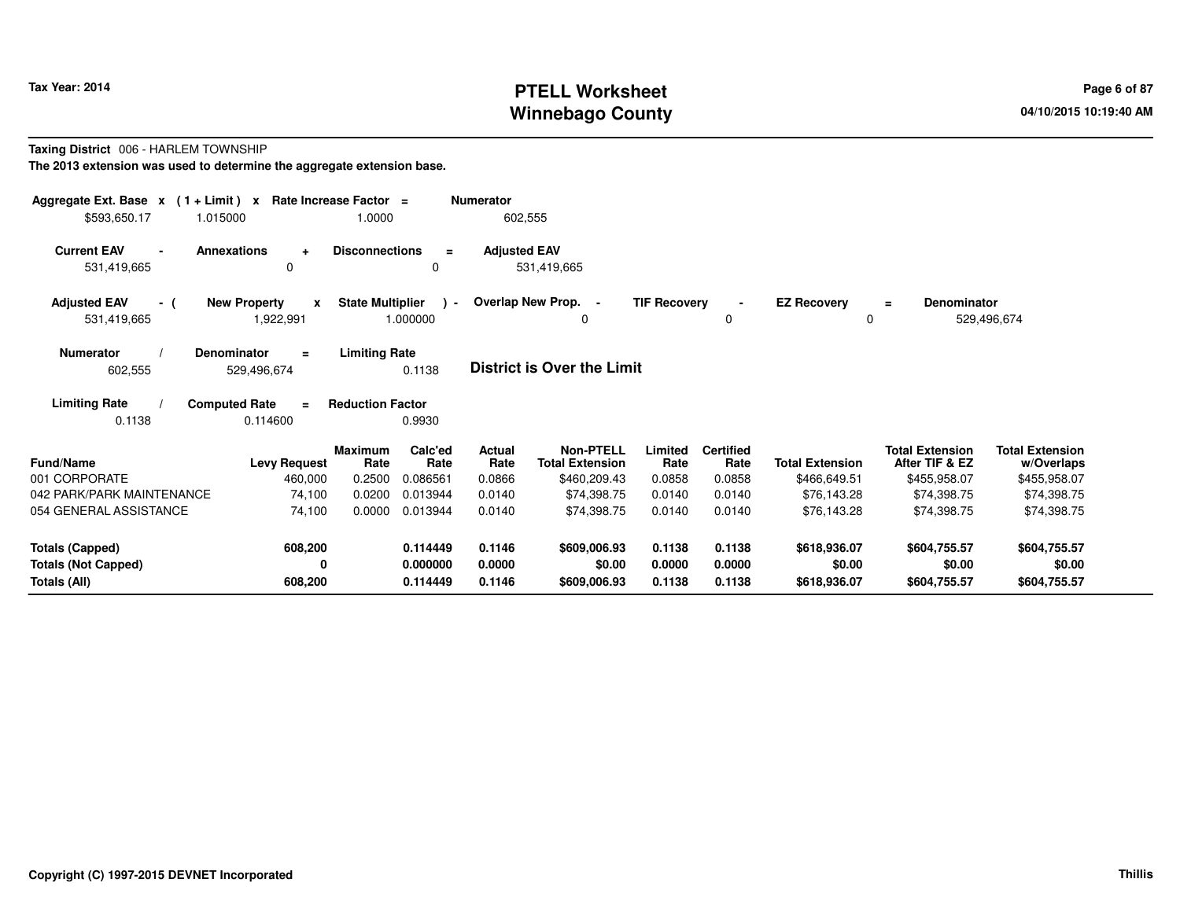# PTELL Worksheet
# Winnebago County

Tax Year: 2014

04/10/2015 10:19:40 AM

**Taxing District** 006 - HARLEM TOWNSHIP

**The 2013 extension was used to determine the aggregate extension base.**

| Aggregate Ext. Base | x | (1 + Limit) | x | Rate Increase Factor | = | Numerator |
|---|---|---|---|---|---|---|
| $593,650.17 | | 1.015000 | | 1.0000 | | 602,555 |

| Current EAV | - | Annexations | + | Disconnections | = | Adjusted EAV |
|---|---|---|---|---|---|---|
| 531,419,665 | | 0 | | 0 | | 531,419,665 |

| Adjusted EAV | - ( | New Property | x | State Multiplier | ) - | Overlap New Prop. | - | TIF Recovery | - | EZ Recovery | = | Denominator |
|---|---|---|---|---|---|---|---|---|---|---|---|---|
| 531,419,665 | | 1,922,991 | | 1.000000 | | 0 | | 0 | | 0 | | 529,496,674 |

| Numerator | / | Denominator | = | Limiting Rate |
|---|---|---|---|---|
| 602,555 | | 529,496,674 | | 0.1138 |

**District is Over the Limit**

| Limiting Rate | / | Computed Rate | = | Reduction Factor |
|---|---|---|---|---|
| 0.1138 | | 0.114600 | | 0.9930 |

| Fund/Name | Levy Request | Maximum Rate | Calc'ed Rate | Actual Rate | Non-PTELL Total Extension | Limited Rate | Certified Rate | Total Extension | Total Extension After TIF & EZ | Total Extension w/Overlaps |
|---|---|---|---|---|---|---|---|---|---|---|
| 001 CORPORATE | 460,000 | 0.2500 | 0.086561 | 0.0866 | $460,209.43 | 0.0858 | 0.0858 | $466,649.51 | $455,958.07 | $455,958.07 |
| 042 PARK/PARK MAINTENANCE | 74,100 | 0.0200 | 0.013944 | 0.0140 | $74,398.75 | 0.0140 | 0.0140 | $76,143.28 | $74,398.75 | $74,398.75 |
| 054 GENERAL ASSISTANCE | 74,100 | 0.0000 | 0.013944 | 0.0140 | $74,398.75 | 0.0140 | 0.0140 | $76,143.28 | $74,398.75 | $74,398.75 |
| **Totals (Capped)** | **608,200** | | **0.114449** | **0.1146** | **$609,006.93** | **0.1138** | **0.1138** | **$618,936.07** | **$604,755.57** | **$604,755.57** |
| **Totals (Not Capped)** | **0** | | **0.000000** | **0.0000** | **$0.00** | **0.0000** | **0.0000** | **$0.00** | **$0.00** | **$0.00** |
| **Totals (All)** | **608,200** | | **0.114449** | **0.1146** | **$609,006.93** | **0.1138** | **0.1138** | **$618,936.07** | **$604,755.57** | **$604,755.57** |

Copyright (C) 1997-2015 DEVNET Incorporated

Thillis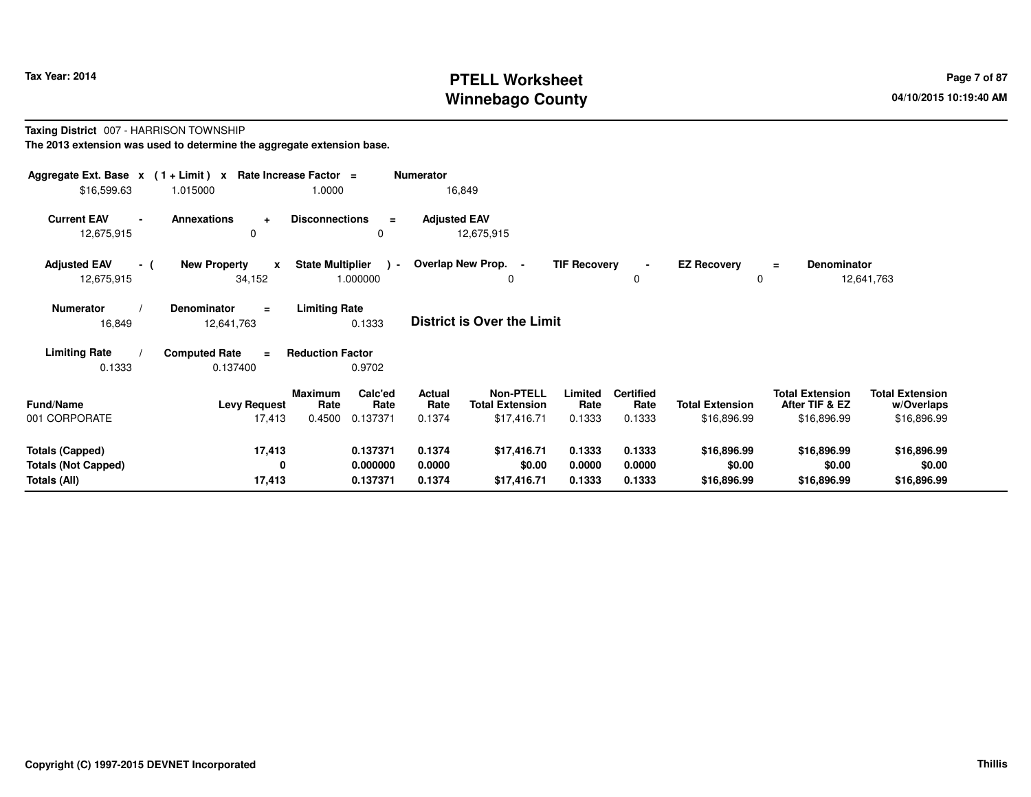**Taxing District** 007 - HARRISON TOWNSHIP

**The 2013 extension was used to determine the aggregate extension base.**

| Aggregate Ext. Base | x | ( 1 + Limit ) | x | Rate Increase Factor | = | Numerator |
|---|---|---|---|---|---|---|
| $16,599.63 | | 1.015000 | | 1.0000 | | 16,849 |

| Current EAV | - | Annexations | + | Disconnections | = | Adjusted EAV |
|---|---|---|---|---|---|---|
| 12,675,915 | | 0 | | 0 | | 12,675,915 |

| Adjusted EAV | - ( | New Property | x | State Multiplier | ) - | Overlap New Prop. | - | TIF Recovery | - | EZ Recovery | = | Denominator |
|---|---|---|---|---|---|---|---|---|---|---|---|---|
| 12,675,915 | | 34,152 | | 1.000000 | | 0 | | 0 | | 0 | | 12,641,763 |

| Numerator | / | Denominator | = | Limiting Rate |
|---|---|---|---|---|
| 16,849 | | 12,641,763 | | 0.1333 |

**District is Over the Limit**

| Limiting Rate | / | Computed Rate | = | Reduction Factor |
|---|---|---|---|---|
| 0.1333 | | 0.137400 | | 0.9702 |

| Fund/Name | Levy Request | Maximum Rate | Calc'ed Rate | Actual Rate | Non-PTELL Total Extension | Limited Rate | Certified Rate | Total Extension | Total Extension After TIF & EZ | Total Extension w/Overlaps |
|---|---|---|---|---|---|---|---|---|---|---|
| 001 CORPORATE | 17,413 | 0.4500 | 0.137371 | 0.1374 | $17,416.71 | 0.1333 | 0.1333 | $16,896.99 | $16,896.99 | $16,896.99 |
| **Totals (Capped)** | **17,413** | | **0.137371** | **0.1374** | **$17,416.71** | **0.1333** | **0.1333** | **$16,896.99** | **$16,896.99** | **$16,896.99** |
| **Totals (Not Capped)** | **0** | | **0.000000** | **0.0000** | **$0.00** | **0.0000** | **0.0000** | **$0.00** | **$0.00** | **$0.00** |
| **Totals (All)** | **17,413** | | **0.137371** | **0.1374** | **$17,416.71** | **0.1333** | **0.1333** | **$16,896.99** | **$16,896.99** | **$16,896.99** |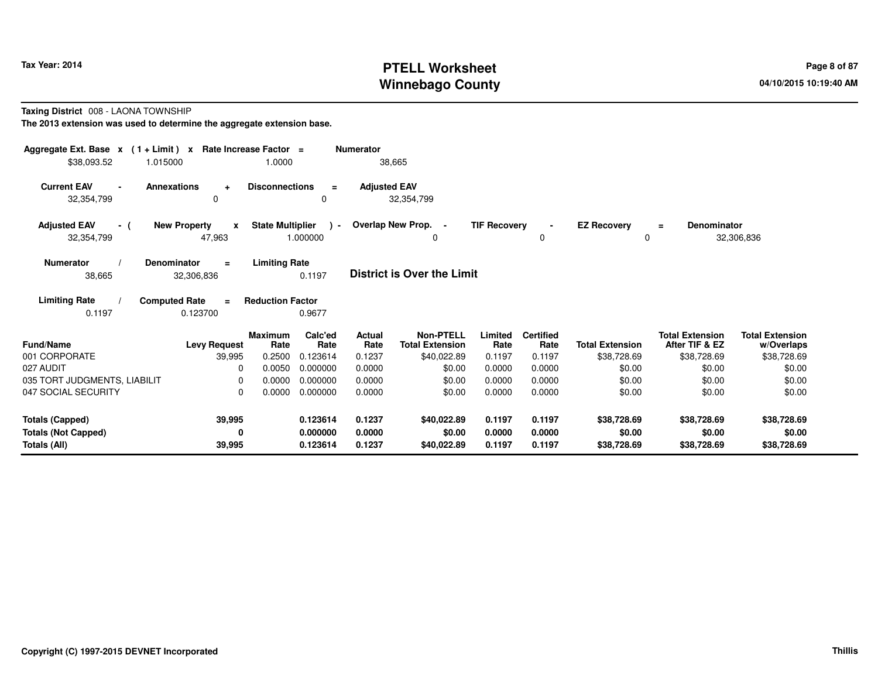Tax Year: 2014

# PTELL Worksheet
# Winnebago County

04/10/2015 10:19:40 AM

**Taxing District** 008 - LAONA TOWNSHIP

**The 2013 extension was used to determine the aggregate extension base.**

| Aggregate Ext. Base | x | (1 + Limit) | x | Rate Increase Factor | = | Numerator |
|---|---|---|---|---|---|---|
| $38,093.52 | | 1.015000 | | 1.0000 | | 38,665 |

| Current EAV | - | Annexations | + | Disconnections | = | Adjusted EAV |
|---|---|---|---|---|---|---|
| 32,354,799 | | 0 | | 0 | | 32,354,799 |

| Adjusted EAV | - ( | New Property | x | State Multiplier | ) - | Overlap New Prop. | - | TIF Recovery | - | EZ Recovery | = | Denominator |
|---|---|---|---|---|---|---|---|---|---|---|---|---|
| 32,354,799 | | 47,963 | | 1.000000 | | 0 | | 0 | | 0 | | 32,306,836 |

| Numerator | / | Denominator | = | Limiting Rate |
|---|---|---|---|---|
| 38,665 | | 32,306,836 | | 0.1197 |

**District is Over the Limit**

| Limiting Rate | / | Computed Rate | = | Reduction Factor |
|---|---|---|---|---|
| 0.1197 | | 0.123700 | | 0.9677 |

| Fund/Name | Levy Request | Maximum Rate | Calc'ed Rate | Actual Rate | Non-PTELL Total Extension | Limited Rate | Certified Rate | Total Extension | Total Extension After TIF & EZ | Total Extension w/Overlaps |
|---|---|---|---|---|---|---|---|---|---|---|
| 001 CORPORATE | 39,995 | 0.2500 | 0.123614 | 0.1237 | $40,022.89 | 0.1197 | 0.1197 | $38,728.69 | $38,728.69 | $38,728.69 |
| 027 AUDIT | 0 | 0.0050 | 0.000000 | 0.0000 | $0.00 | 0.0000 | 0.0000 | $0.00 | $0.00 | $0.00 |
| 035 TORT JUDGMENTS, LIABILIT | 0 | 0.0000 | 0.000000 | 0.0000 | $0.00 | 0.0000 | 0.0000 | $0.00 | $0.00 | $0.00 |
| 047 SOCIAL SECURITY | 0 | 0.0000 | 0.000000 | 0.0000 | $0.00 | 0.0000 | 0.0000 | $0.00 | $0.00 | $0.00 |
| **Totals (Capped)** | **39,995** | | **0.123614** | **0.1237** | **$40,022.89** | **0.1197** | **0.1197** | **$38,728.69** | **$38,728.69** | **$38,728.69** |
| **Totals (Not Capped)** | **0** | | **0.000000** | **0.0000** | **$0.00** | **0.0000** | **0.0000** | **$0.00** | **$0.00** | **$0.00** |
| **Totals (All)** | **39,995** | | **0.123614** | **0.1237** | **$40,022.89** | **0.1197** | **0.1197** | **$38,728.69** | **$38,728.69** | **$38,728.69** |

Copyright (C) 1997-2015 DEVNET Incorporated

Thillis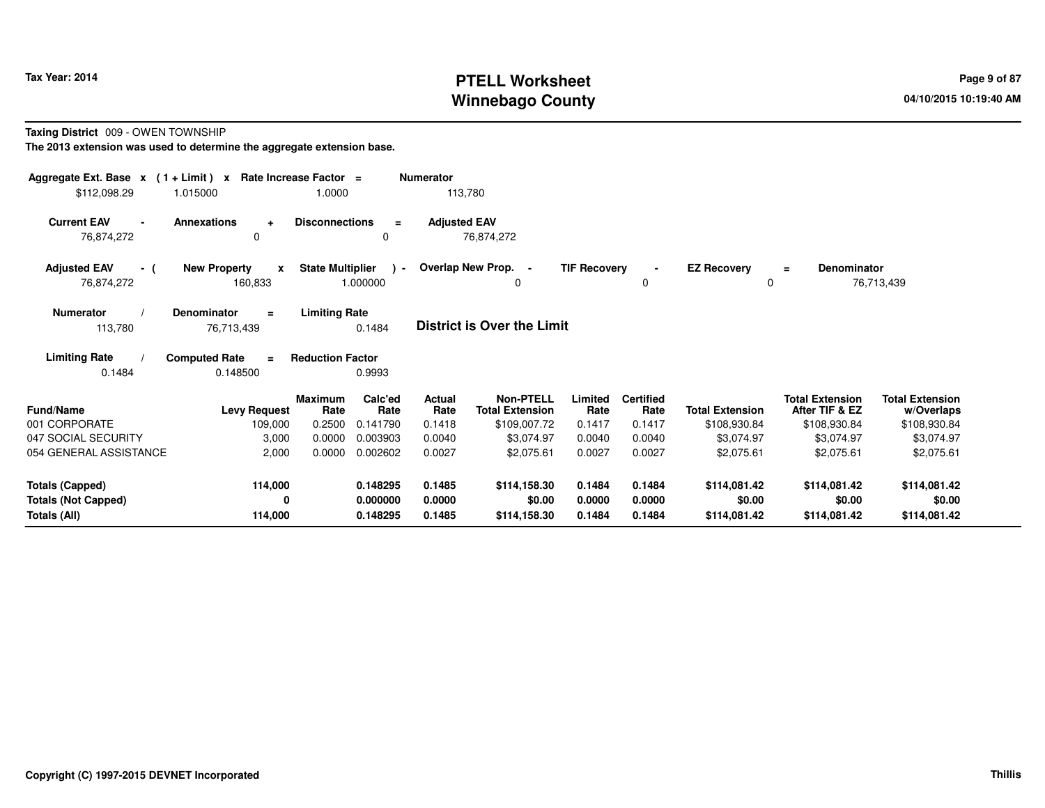# PTELL Worksheet
# Winnebago County

Tax Year: 2014

04/10/2015 10:19:40 AM

**Taxing District** 009 - OWEN TOWNSHIP

**The 2013 extension was used to determine the aggregate extension base.**

| Aggregate Ext. Base | x | (1 + Limit) | x | Rate Increase Factor | = | Numerator |
|---|---|---|---|---|---|---|
| $112,098.29 | | 1.015000 | | 1.0000 | | 113,780 |

| Current EAV | - | Annexations | + | Disconnections | = | Adjusted EAV |
|---|---|---|---|---|---|---|
| 76,874,272 | | 0 | | 0 | | 76,874,272 |

| Adjusted EAV | - ( | New Property | x | State Multiplier | ) - | Overlap New Prop. | - | TIF Recovery | - | EZ Recovery | = | Denominator |
|---|---|---|---|---|---|---|---|---|---|---|---|---|
| 76,874,272 | | 160,833 | | 1.000000 | | 0 | | 0 | | 0 | | 76,713,439 |

| Numerator | / | Denominator | = | Limiting Rate |
|---|---|---|---|---|
| 113,780 | | 76,713,439 | | 0.1484 |

**District is Over the Limit**

| Limiting Rate | / | Computed Rate | = | Reduction Factor |
|---|---|---|---|---|
| 0.1484 | | 0.148500 | | 0.9993 |

| Fund/Name | Levy Request | Maximum Rate | Calc'ed Rate | Actual Rate | Non-PTELL Total Extension | Limited Rate | Certified Rate | Total Extension | Total Extension After TIF & EZ | Total Extension w/Overlaps |
|---|---|---|---|---|---|---|---|---|---|---|
| 001 CORPORATE | 109,000 | 0.2500 | 0.141790 | 0.1418 | $109,007.72 | 0.1417 | 0.1417 | $108,930.84 | $108,930.84 | $108,930.84 |
| 047 SOCIAL SECURITY | 3,000 | 0.0000 | 0.003903 | 0.0040 | $3,074.97 | 0.0040 | 0.0040 | $3,074.97 | $3,074.97 | $3,074.97 |
| 054 GENERAL ASSISTANCE | 2,000 | 0.0000 | 0.002602 | 0.0027 | $2,075.61 | 0.0027 | 0.0027 | $2,075.61 | $2,075.61 | $2,075.61 |
| **Totals (Capped)** | **114,000** | | **0.148295** | **0.1485** | **$114,158.30** | **0.1484** | **0.1484** | **$114,081.42** | **$114,081.42** | **$114,081.42** |
| **Totals (Not Capped)** | **0** | | **0.000000** | **0.0000** | **$0.00** | **0.0000** | **0.0000** | **$0.00** | **$0.00** | **$0.00** |
| **Totals (All)** | **114,000** | | **0.148295** | **0.1485** | **$114,158.30** | **0.1484** | **0.1484** | **$114,081.42** | **$114,081.42** | **$114,081.42** |

**Copyright (C) 1997-2015 DEVNET Incorporated** Thillis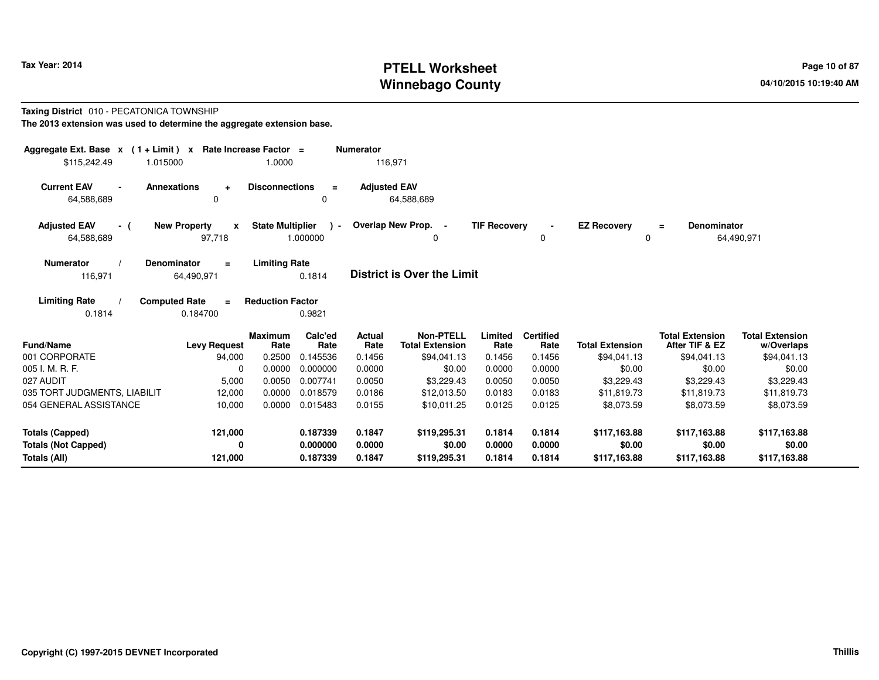**Tax Year: 2014**

# PTELL Worksheet
# Winnebago County

**Taxing District** 010 - PECATONICA TOWNSHIP

**The 2013 extension was used to determine the aggregate extension base.**

| Aggregate Ext. Base x | (1 + Limit) x | Rate Increase Factor = | Numerator |
|---|---|---|---|
| $115,242.49 | 1.015000 | 1.0000 | 116,971 |

| Current EAV - | Annexations + | Disconnections = | Adjusted EAV |
|---|---|---|---|
| 64,588,689 | 0 | 0 | 64,588,689 |

| Adjusted EAV - ( | New Property x | State Multiplier ) - | Overlap New Prop. - | TIF Recovery - | EZ Recovery = | Denominator |
|---|---|---|---|---|---|---|
| 64,588,689 | 97,718 | 1.000000 | 0 | 0 | 0 | 64,490,971 |

| Numerator / | Denominator = | Limiting Rate |
|---|---|---|
| 116,971 | 64,490,971 | 0.1814 |

**District is Over the Limit**

| Limiting Rate / | Computed Rate = | Reduction Factor |
|---|---|---|
| 0.1814 | 0.184700 | 0.9821 |

| Fund/Name | Levy Request | Maximum Rate | Calc'ed Rate | Actual Rate | Non-PTELL Total Extension | Limited Rate | Certified Rate | Total Extension | Total Extension After TIF & EZ | Total Extension w/Overlaps |
|---|---|---|---|---|---|---|---|---|---|---|
| 001 CORPORATE | 94,000 | 0.2500 | 0.145536 | 0.1456 | $94,041.13 | 0.1456 | 0.1456 | $94,041.13 | $94,041.13 | $94,041.13 |
| 005 I. M. R. F. | 0 | 0.0000 | 0.000000 | 0.0000 | $0.00 | 0.0000 | 0.0000 | $0.00 | $0.00 | $0.00 |
| 027 AUDIT | 5,000 | 0.0050 | 0.007741 | 0.0050 | $3,229.43 | 0.0050 | 0.0050 | $3,229.43 | $3,229.43 | $3,229.43 |
| 035 TORT JUDGMENTS, LIABILIT | 12,000 | 0.0000 | 0.018579 | 0.0186 | $12,013.50 | 0.0183 | 0.0183 | $11,819.73 | $11,819.73 | $11,819.73 |
| 054 GENERAL ASSISTANCE | 10,000 | 0.0000 | 0.015483 | 0.0155 | $10,011.25 | 0.0125 | 0.0125 | $8,073.59 | $8,073.59 | $8,073.59 |
| **Totals (Capped)** | **121,000** | | **0.187339** | **0.1847** | **$119,295.31** | **0.1814** | **0.1814** | **$117,163.88** | **$117,163.88** | **$117,163.88** |
| **Totals (Not Capped)** | **0** | | **0.000000** | **0.0000** | **$0.00** | **0.0000** | **0.0000** | **$0.00** | **$0.00** | **$0.00** |
| **Totals (All)** | **121,000** | | **0.187339** | **0.1847** | **$119,295.31** | **0.1814** | **0.1814** | **$117,163.88** | **$117,163.88** | **$117,163.88** |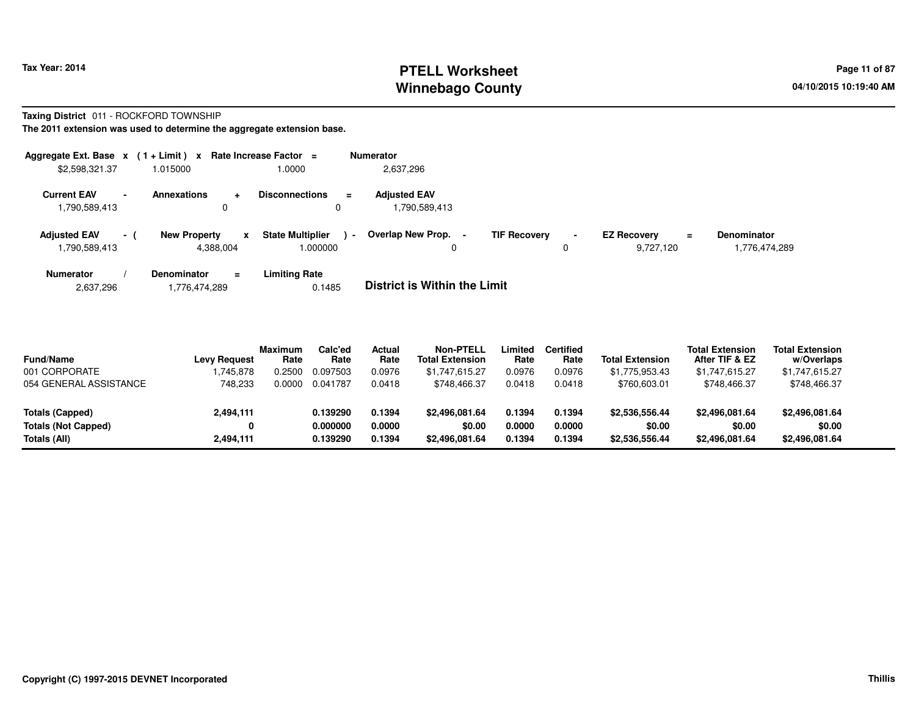# PTELL Worksheet
# Winnebago County

Tax Year: 2014

04/10/2015 10:19:40 AM

**Taxing District** 011 - ROCKFORD TOWNSHIP

**The 2011 extension was used to determine the aggregate extension base.**

| Aggregate Ext. Base | x | (1 + Limit) | x | Rate Increase Factor | = | Numerator |
|---|---|---|---|---|---|---|
| $2,598,321.37 | | 1.015000 | | 1.0000 | | 2,637,296 |

| Current EAV | - | Annexations | + | Disconnections | = | Adjusted EAV |
|---|---|---|---|---|---|---|
| 1,790,589,413 | | 0 | | 0 | | 1,790,589,413 |

| Adjusted EAV | - ( | New Property | x | State Multiplier | ) - | Overlap New Prop. | - | TIF Recovery | - | EZ Recovery | = | Denominator |
|---|---|---|---|---|---|---|---|---|---|---|---|---|
| 1,790,589,413 | | 4,388,004 | | 1.000000 | | 0 | | 0 | | 9,727,120 | | 1,776,474,289 |

| Numerator | / | Denominator | = | Limiting Rate |
|---|---|---|---|---|
| 2,637,296 | | 1,776,474,289 | | 0.1485 |

**District is Within the Limit**

| Fund/Name | Levy Request | Maximum Rate | Calc'ed Rate | Actual Rate | Non-PTELL Total Extension | Limited Rate | Certified Rate | Total Extension | Total Extension After TIF & EZ | Total Extension w/Overlaps |
|---|---|---|---|---|---|---|---|---|---|---|
| 001 CORPORATE | 1,745,878 | 0.2500 | 0.097503 | 0.0976 | $1,747,615.27 | 0.0976 | 0.0976 | $1,775,953.43 | $1,747,615.27 | $1,747,615.27 |
| 054 GENERAL ASSISTANCE | 748,233 | 0.0000 | 0.041787 | 0.0418 | $748,466.37 | 0.0418 | 0.0418 | $760,603.01 | $748,466.37 | $748,466.37 |
| **Totals (Capped)** | **2,494,111** | | **0.139290** | **0.1394** | **$2,496,081.64** | **0.1394** | **0.1394** | **$2,536,556.44** | **$2,496,081.64** | **$2,496,081.64** |
| **Totals (Not Capped)** | **0** | | **0.000000** | **0.0000** | **$0.00** | **0.0000** | **0.0000** | **$0.00** | **$0.00** | **$0.00** |
| **Totals (All)** | **2,494,111** | | **0.139290** | **0.1394** | **$2,496,081.64** | **0.1394** | **0.1394** | **$2,536,556.44** | **$2,496,081.64** | **$2,496,081.64** |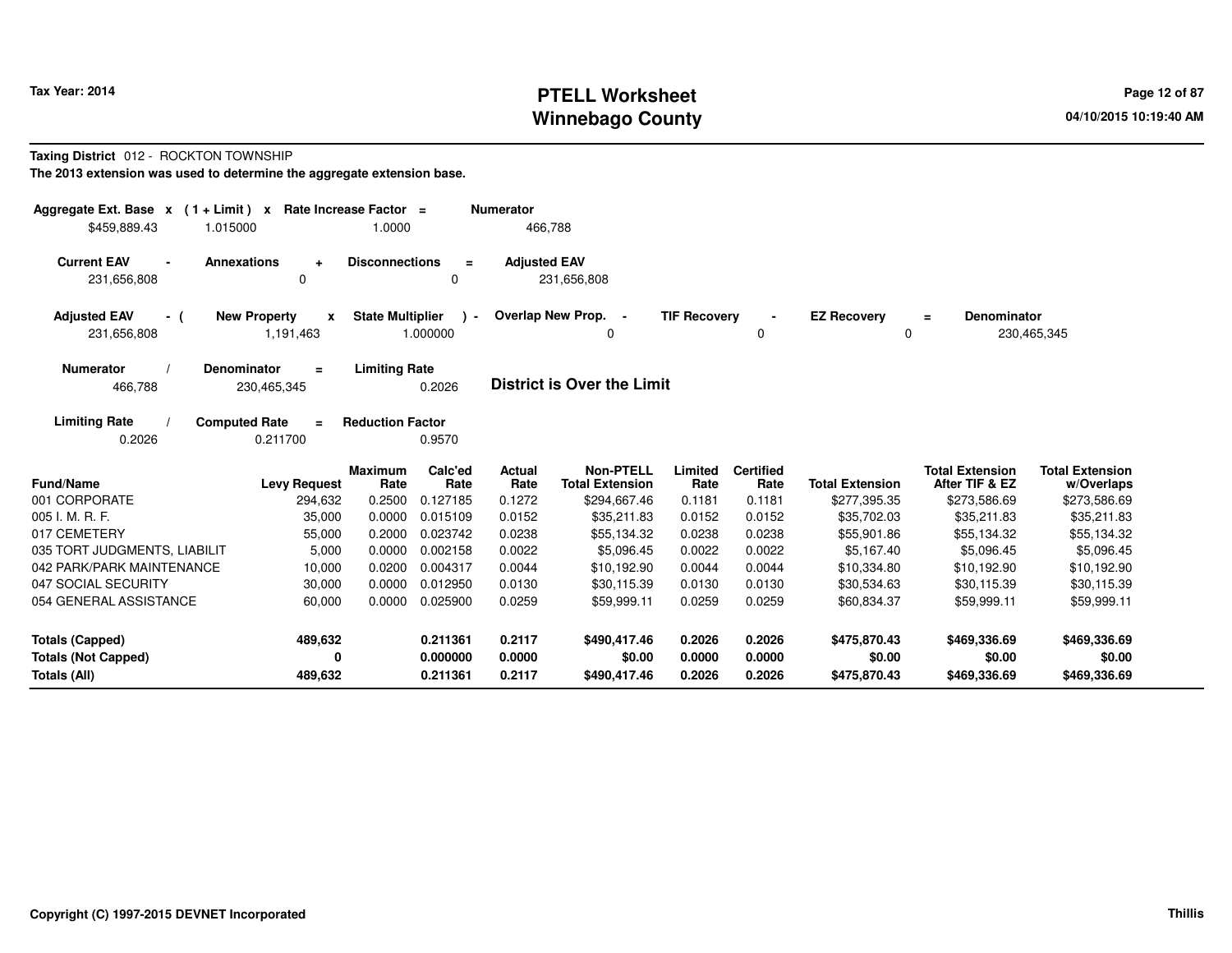**Tax Year: 2014**

# PTELL Worksheet
# Winnebago County

04/10/2015 10:19:40 AM

**Taxing District** 012 - ROCKTON TOWNSHIP

**The 2013 extension was used to determine the aggregate extension base.**

| Aggregate Ext. Base x | ( 1 + Limit ) x | Rate Increase Factor = | Numerator |
|---|---|---|---|
| $459,889.43 | 1.015000 | 1.0000 | 466,788 |

| Current EAV - | Annexations + | Disconnections = | Adjusted EAV |
|---|---|---|---|
| 231,656,808 | 0 | 0 | 231,656,808 |

| Adjusted EAV - ( | New Property x | State Multiplier ) - | Overlap New Prop. - | TIF Recovery - | EZ Recovery = | Denominator |
|---|---|---|---|---|---|---|
| 231,656,808 | 1,191,463 | 1.000000 | 0 | 0 | 0 | 230,465,345 |

| Numerator / | Denominator = | Limiting Rate |
|---|---|---|
| 466,788 | 230,465,345 | 0.2026 |

**District is Over the Limit**

| Limiting Rate / | Computed Rate = | Reduction Factor |
|---|---|---|
| 0.2026 | 0.211700 | 0.9570 |

| Fund/Name | Levy Request | Maximum Rate | Calc'ed Rate | Actual Rate | Non-PTELL Total Extension | Limited Rate | Certified Rate | Total Extension | Total Extension After TIF & EZ | Total Extension w/Overlaps |
|---|---|---|---|---|---|---|---|---|---|---|
| 001 CORPORATE | 294,632 | 0.2500 | 0.127185 | 0.1272 | $294,667.46 | 0.1181 | 0.1181 | $277,395.35 | $273,586.69 | $273,586.69 |
| 005 I. M. R. F. | 35,000 | 0.0000 | 0.015109 | 0.0152 | $35,211.83 | 0.0152 | 0.0152 | $35,702.03 | $35,211.83 | $35,211.83 |
| 017 CEMETERY | 55,000 | 0.2000 | 0.023742 | 0.0238 | $55,134.32 | 0.0238 | 0.0238 | $55,901.86 | $55,134.32 | $55,134.32 |
| 035 TORT JUDGMENTS, LIABILIT | 5,000 | 0.0000 | 0.002158 | 0.0022 | $5,096.45 | 0.0022 | 0.0022 | $5,167.40 | $5,096.45 | $5,096.45 |
| 042 PARK/PARK MAINTENANCE | 10,000 | 0.0200 | 0.004317 | 0.0044 | $10,192.90 | 0.0044 | 0.0044 | $10,334.80 | $10,192.90 | $10,192.90 |
| 047 SOCIAL SECURITY | 30,000 | 0.0000 | 0.012950 | 0.0130 | $30,115.39 | 0.0130 | 0.0130 | $30,534.63 | $30,115.39 | $30,115.39 |
| 054 GENERAL ASSISTANCE | 60,000 | 0.0000 | 0.025900 | 0.0259 | $59,999.11 | 0.0259 | 0.0259 | $60,834.37 | $59,999.11 | $59,999.11 |
| **Totals (Capped)** | **489,632** | | **0.211361** | **0.2117** | **$490,417.46** | **0.2026** | **0.2026** | **$475,870.43** | **$469,336.69** | **$469,336.69** |
| **Totals (Not Capped)** | **0** | | **0.000000** | **0.0000** | **$0.00** | **0.0000** | **0.0000** | **$0.00** | **$0.00** | **$0.00** |
| **Totals (All)** | **489,632** | | **0.211361** | **0.2117** | **$490,417.46** | **0.2026** | **0.2026** | **$475,870.43** | **$469,336.69** | **$469,336.69** |

**Copyright (C) 1997-2015 DEVNET Incorporated** — Thillis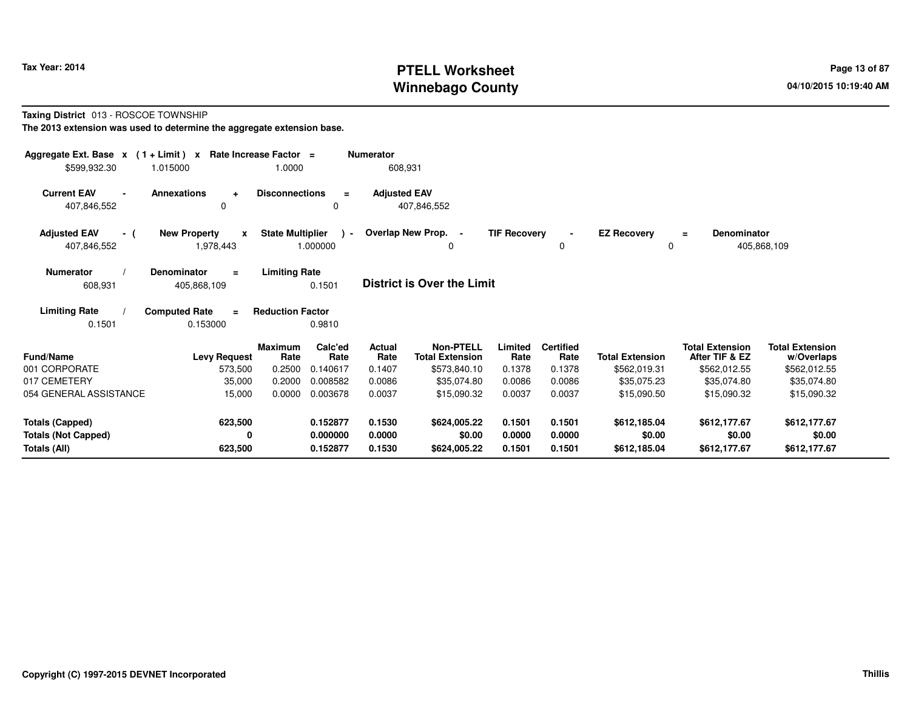# PTELL Worksheet
# Winnebago County

Tax Year: 2014

04/10/2015 10:19:40 AM

**Taxing District** 013 - ROSCOE TOWNSHIP

**The 2013 extension was used to determine the aggregate extension base.**

| Aggregate Ext. Base x | (1 + Limit) x | Rate Increase Factor = | Numerator |
|---|---|---|---|
| $599,932.30 | 1.015000 | 1.0000 | 608,931 |

| Current EAV - | Annexations + | Disconnections = | Adjusted EAV |
|---|---|---|---|
| 407,846,552 | 0 | 0 | 407,846,552 |

| Adjusted EAV - ( | New Property x | State Multiplier ) - | Overlap New Prop. - | TIF Recovery - | EZ Recovery = | Denominator |
|---|---|---|---|---|---|---|
| 407,846,552 | 1,978,443 | 1.000000 | 0 | 0 | 0 | 405,868,109 |

| Numerator / | Denominator = | Limiting Rate |
|---|---|---|
| 608,931 | 405,868,109 | 0.1501 |

**District is Over the Limit**

| Limiting Rate / | Computed Rate = | Reduction Factor |
|---|---|---|
| 0.1501 | 0.153000 | 0.9810 |

| Fund/Name | Levy Request | Maximum Rate | Calc'ed Rate | Actual Rate | Non-PTELL Total Extension | Limited Rate | Certified Rate | Total Extension | Total Extension After TIF & EZ | Total Extension w/Overlaps |
|---|---|---|---|---|---|---|---|---|---|---|
| 001 CORPORATE | 573,500 | 0.2500 | 0.140617 | 0.1407 | $573,840.10 | 0.1378 | 0.1378 | $562,019.31 | $562,012.55 | $562,012.55 |
| 017 CEMETERY | 35,000 | 0.2000 | 0.008582 | 0.0086 | $35,074.80 | 0.0086 | 0.0086 | $35,075.23 | $35,074.80 | $35,074.80 |
| 054 GENERAL ASSISTANCE | 15,000 | 0.0000 | 0.003678 | 0.0037 | $15,090.32 | 0.0037 | 0.0037 | $15,090.50 | $15,090.32 | $15,090.32 |
| **Totals (Capped)** | **623,500** | | **0.152877** | **0.1530** | **$624,005.22** | **0.1501** | **0.1501** | **$612,185.04** | **$612,177.67** | **$612,177.67** |
| **Totals (Not Capped)** | **0** | | **0.000000** | **0.0000** | **$0.00** | **0.0000** | **0.0000** | **$0.00** | **$0.00** | **$0.00** |
| **Totals (All)** | **623,500** | | **0.152877** | **0.1530** | **$624,005.22** | **0.1501** | **0.1501** | **$612,185.04** | **$612,177.67** | **$612,177.67** |

Copyright (C) 1997-2015 DEVNET Incorporated

Thillis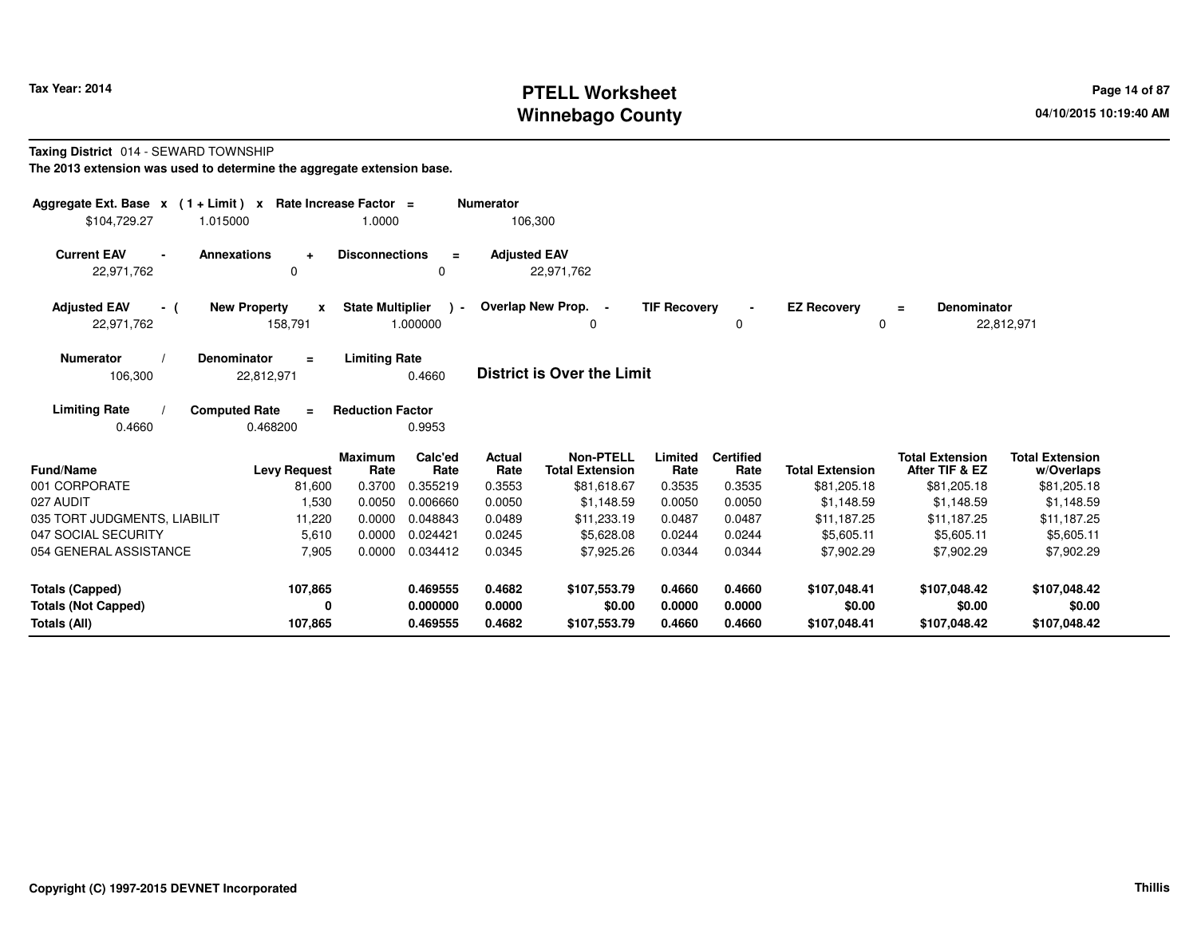# PTELL Worksheet
# Winnebago County

Tax Year: 2014

04/10/2015 10:19:40 AM

**Taxing District** 014 - SEWARD TOWNSHIP

**The 2013 extension was used to determine the aggregate extension base.**

| Aggregate Ext. Base | x | (1 + Limit) | x | Rate Increase Factor | = | Numerator |
|---|---|---|---|---|---|---|
| $104,729.27 | | 1.015000 | | 1.0000 | | 106,300 |

| Current EAV | - | Annexations | + | Disconnections | = | Adjusted EAV |
|---|---|---|---|---|---|---|
| 22,971,762 | | 0 | | 0 | | 22,971,762 |

| Adjusted EAV | - ( | New Property | x | State Multiplier | ) - | Overlap New Prop. | - | TIF Recovery | - | EZ Recovery | = | Denominator |
|---|---|---|---|---|---|---|---|---|---|---|---|---|
| 22,971,762 | | 158,791 | | 1.000000 | | 0 | | 0 | | 0 | | 22,812,971 |

| Numerator | / | Denominator | = | Limiting Rate |
|---|---|---|---|---|
| 106,300 | | 22,812,971 | | 0.4660 |

**District is Over the Limit**

| Limiting Rate | / | Computed Rate | = | Reduction Factor |
|---|---|---|---|---|
| 0.4660 | | 0.468200 | | 0.9953 |

| Fund/Name | Levy Request | Maximum Rate | Calc'ed Rate | Actual Rate | Non-PTELL Total Extension | Limited Rate | Certified Rate | Total Extension | Total Extension After TIF & EZ | Total Extension w/Overlaps |
|---|---|---|---|---|---|---|---|---|---|---|
| 001 CORPORATE | 81,600 | 0.3700 | 0.355219 | 0.3553 | $81,618.67 | 0.3535 | 0.3535 | $81,205.18 | $81,205.18 | $81,205.18 |
| 027 AUDIT | 1,530 | 0.0050 | 0.006660 | 0.0050 | $1,148.59 | 0.0050 | 0.0050 | $1,148.59 | $1,148.59 | $1,148.59 |
| 035 TORT JUDGMENTS, LIABILIT | 11,220 | 0.0000 | 0.048843 | 0.0489 | $11,233.19 | 0.0487 | 0.0487 | $11,187.25 | $11,187.25 | $11,187.25 |
| 047 SOCIAL SECURITY | 5,610 | 0.0000 | 0.024421 | 0.0245 | $5,628.08 | 0.0244 | 0.0244 | $5,605.11 | $5,605.11 | $5,605.11 |
| 054 GENERAL ASSISTANCE | 7,905 | 0.0000 | 0.034412 | 0.0345 | $7,925.26 | 0.0344 | 0.0344 | $7,902.29 | $7,902.29 | $7,902.29 |
| **Totals (Capped)** | **107,865** | | **0.469555** | **0.4682** | **$107,553.79** | **0.4660** | **0.4660** | **$107,048.41** | **$107,048.42** | **$107,048.42** |
| **Totals (Not Capped)** | **0** | | **0.000000** | **0.0000** | **$0.00** | **0.0000** | **0.0000** | **$0.00** | **$0.00** | **$0.00** |
| **Totals (All)** | **107,865** | | **0.469555** | **0.4682** | **$107,553.79** | **0.4660** | **0.4660** | **$107,048.41** | **$107,048.42** | **$107,048.42** |

Copyright (C) 1997-2015 DEVNET Incorporated

Thillis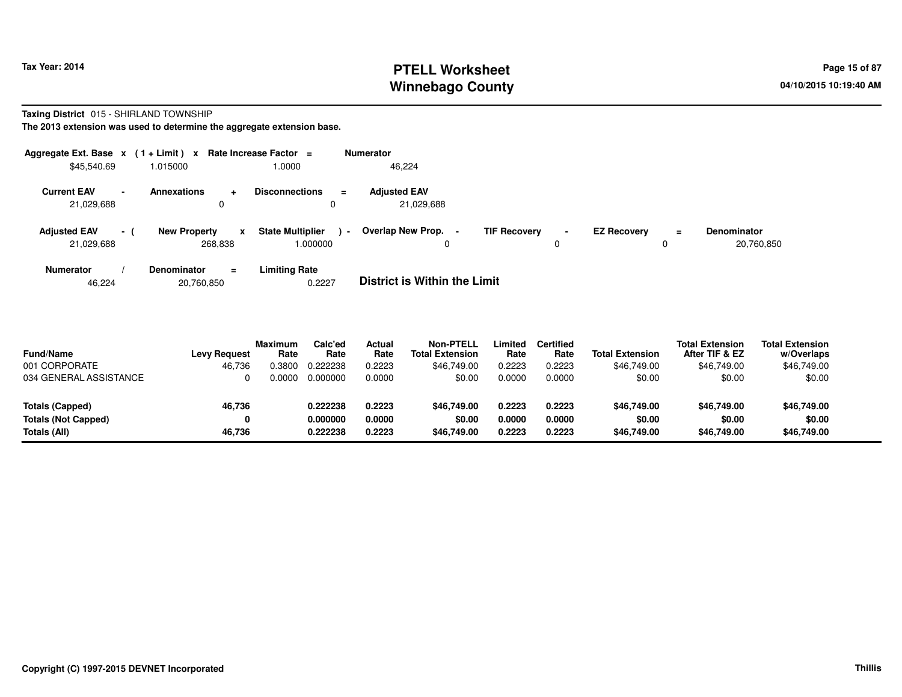Tax Year: 2014

# PTELL Worksheet
# Winnebago County

04/10/2015 10:19:40 AM

**Taxing District** 015 - SHIRLAND TOWNSHIP

**The 2013 extension was used to determine the aggregate extension base.**

| Aggregate Ext. Base | x | (1 + Limit) | x | Rate Increase Factor | = | Numerator |
|---|---|---|---|---|---|---|
| $45,540.69 | | 1.015000 | | 1.0000 | | 46,224 |

| Current EAV | - | Annexations | + | Disconnections | = | Adjusted EAV |
|---|---|---|---|---|---|---|
| 21,029,688 | | 0 | | 0 | | 21,029,688 |

| Adjusted EAV | - ( | New Property | x | State Multiplier | ) - | Overlap New Prop. | - | TIF Recovery | - | EZ Recovery | = | Denominator |
|---|---|---|---|---|---|---|---|---|---|---|---|---|
| 21,029,688 | | 268,838 | | 1.000000 | | 0 | | 0 | | 0 | | 20,760,850 |

| Numerator | / | Denominator | = | Limiting Rate |
|---|---|---|---|---|
| 46,224 | | 20,760,850 | | 0.2227 |

**District is Within the Limit**

| Fund/Name | Levy Request | Maximum Rate | Calc'ed Rate | Actual Rate | Non-PTELL Total Extension | Limited Rate | Certified Rate | Total Extension | Total Extension After TIF & EZ | Total Extension w/Overlaps |
|---|---|---|---|---|---|---|---|---|---|---|
| 001 CORPORATE | 46,736 | 0.3800 | 0.222238 | 0.2223 | $46,749.00 | 0.2223 | 0.2223 | $46,749.00 | $46,749.00 | $46,749.00 |
| 034 GENERAL ASSISTANCE | 0 | 0.0000 | 0.000000 | 0.0000 | $0.00 | 0.0000 | 0.0000 | $0.00 | $0.00 | $0.00 |
| **Totals (Capped)** | **46,736** | | **0.222238** | **0.2223** | **$46,749.00** | **0.2223** | **0.2223** | **$46,749.00** | **$46,749.00** | **$46,749.00** |
| **Totals (Not Capped)** | **0** | | **0.000000** | **0.0000** | **$0.00** | **0.0000** | **0.0000** | **$0.00** | **$0.00** | **$0.00** |
| **Totals (All)** | **46,736** | | **0.222238** | **0.2223** | **$46,749.00** | **0.2223** | **0.2223** | **$46,749.00** | **$46,749.00** | **$46,749.00** |

Copyright (C) 1997-2015 DEVNET Incorporated

Thillis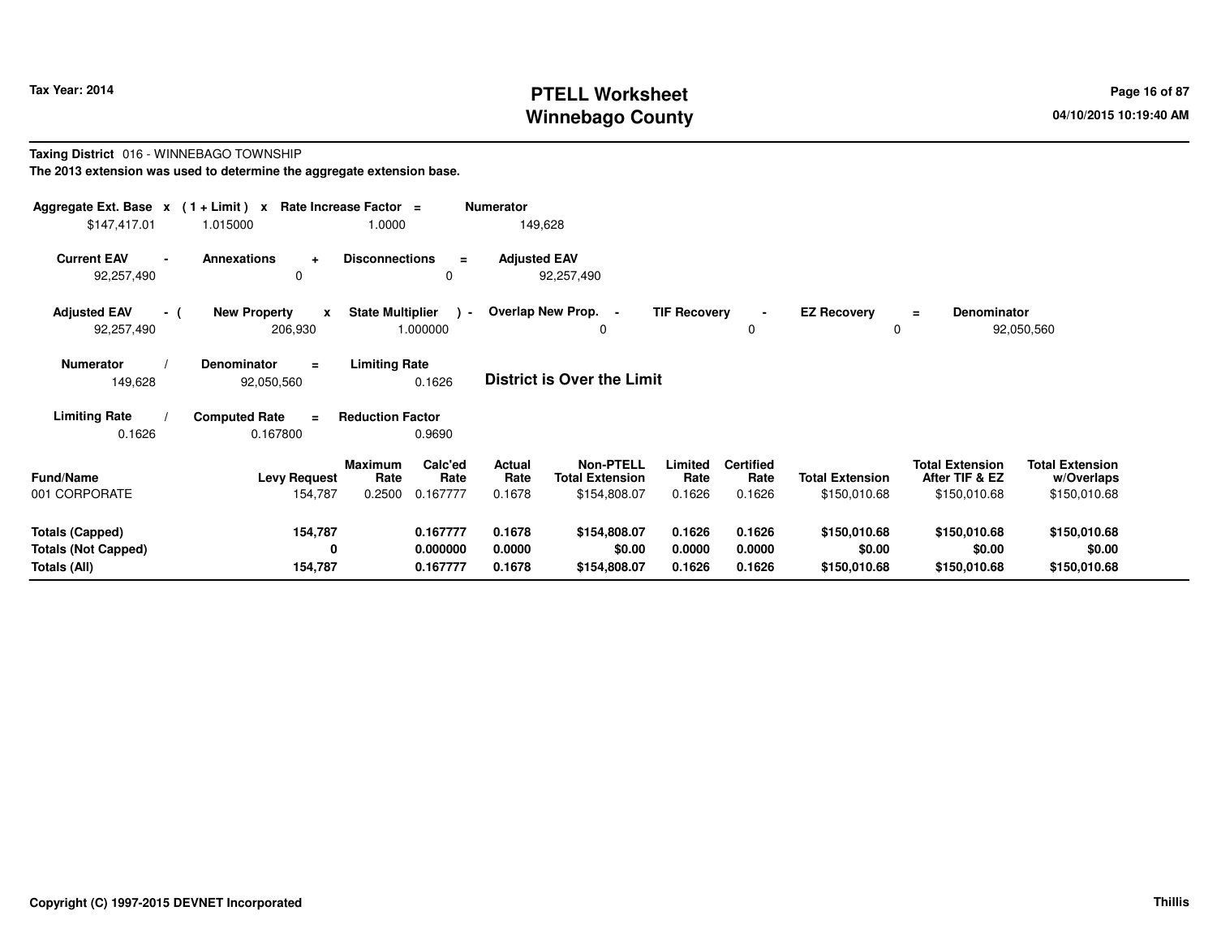Tax Year: 2014

# PTELL Worksheet
# Winnebago County

04/10/2015 10:19:40 AM

**Taxing District** 016 - WINNEBAGO TOWNSHIP

**The 2013 extension was used to determine the aggregate extension base.**

| Aggregate Ext. Base | x | (1 + Limit) | x | Rate Increase Factor | = | Numerator |
|---|---|---|---|---|---|---|
| $147,417.01 | | 1.015000 | | 1.0000 | | 149,628 |

| Current EAV | - | Annexations | + | Disconnections | = | Adjusted EAV |
|---|---|---|---|---|---|---|
| 92,257,490 | | 0 | | 0 | | 92,257,490 |

| Adjusted EAV | - ( | New Property | x | State Multiplier | ) - | Overlap New Prop. | - | TIF Recovery | - | EZ Recovery | = | Denominator |
|---|---|---|---|---|---|---|---|---|---|---|---|---|
| 92,257,490 | | 206,930 | | 1.000000 | | 0 | | 0 | | 0 | | 92,050,560 |

| Numerator | / | Denominator | = | Limiting Rate |
|---|---|---|---|---|
| 149,628 | | 92,050,560 | | 0.1626 |

**District is Over the Limit**

| Limiting Rate | / | Computed Rate | = | Reduction Factor |
|---|---|---|---|---|
| 0.1626 | | 0.167800 | | 0.9690 |

| Fund/Name | Levy Request | Maximum Rate | Calc'ed Rate | Actual Rate | Non-PTELL Total Extension | Limited Rate | Certified Rate | Total Extension | Total Extension After TIF & EZ | Total Extension w/Overlaps |
|---|---|---|---|---|---|---|---|---|---|---|
| 001 CORPORATE | 154,787 | 0.2500 | 0.167777 | 0.1678 | $154,808.07 | 0.1626 | 0.1626 | $150,010.68 | $150,010.68 | $150,010.68 |
| **Totals (Capped)** | **154,787** | | **0.167777** | **0.1678** | **$154,808.07** | **0.1626** | **0.1626** | **$150,010.68** | **$150,010.68** | **$150,010.68** |
| **Totals (Not Capped)** | **0** | | **0.000000** | **0.0000** | **$0.00** | **0.0000** | **0.0000** | **$0.00** | **$0.00** | **$0.00** |
| **Totals (All)** | **154,787** | | **0.167777** | **0.1678** | **$154,808.07** | **0.1626** | **0.1626** | **$150,010.68** | **$150,010.68** | **$150,010.68** |

Copyright (C) 1997-2015 DEVNET Incorporated

Thillis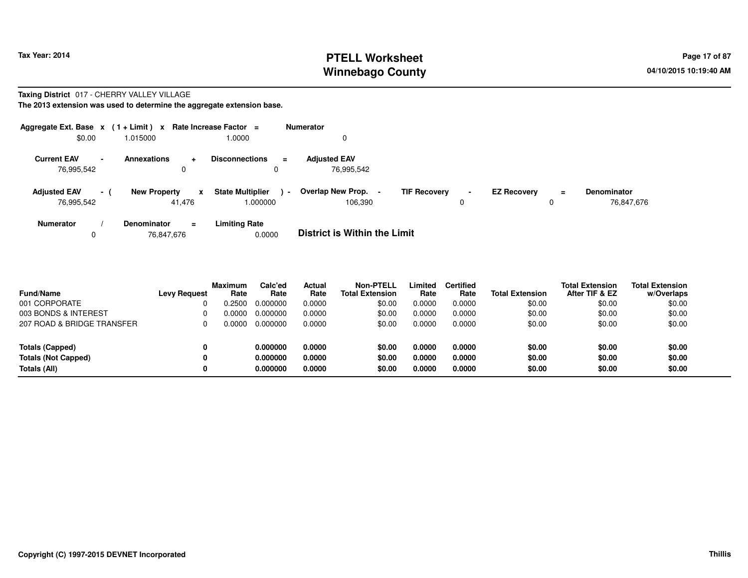# PTELL Worksheet
# Winnebago County

Tax Year: 2014

04/10/2015 10:19:40 AM

**Taxing District** 017 - CHERRY VALLEY VILLAGE

**The 2013 extension was used to determine the aggregate extension base.**

| Aggregate Ext. Base | x | ( 1 + Limit ) | x | Rate Increase Factor | = | Numerator |
|---|---|---|---|---|---|---|
| $0.00 | | 1.015000 | | 1.0000 | | 0 |

| Current EAV | - | Annexations | + | Disconnections | = | Adjusted EAV |
|---|---|---|---|---|---|---|
| 76,995,542 | | 0 | | 0 | | 76,995,542 |

| Adjusted EAV | - ( | New Property | x | State Multiplier | ) - | Overlap New Prop. | - | TIF Recovery | - | EZ Recovery | = | Denominator |
|---|---|---|---|---|---|---|---|---|---|---|---|---|
| 76,995,542 | | 41,476 | | 1.000000 | | 106,390 | | 0 | | 0 | | 76,847,676 |

| Numerator | / | Denominator | = | Limiting Rate |
|---|---|---|---|---|
| 0 | | 76,847,676 | | 0.0000 |

**District is Within the Limit**

| Fund/Name | Levy Request | Maximum Rate | Calc'ed Rate | Actual Rate | Non-PTELL Total Extension | Limited Rate | Certified Rate | Total Extension | Total Extension After TIF & EZ | Total Extension w/Overlaps |
|---|---|---|---|---|---|---|---|---|---|---|
| 001 CORPORATE | 0 | 0.2500 | 0.000000 | 0.0000 | $0.00 | 0.0000 | 0.0000 | $0.00 | $0.00 | $0.00 |
| 003 BONDS & INTEREST | 0 | 0.0000 | 0.000000 | 0.0000 | $0.00 | 0.0000 | 0.0000 | $0.00 | $0.00 | $0.00 |
| 207 ROAD & BRIDGE TRANSFER | 0 | 0.0000 | 0.000000 | 0.0000 | $0.00 | 0.0000 | 0.0000 | $0.00 | $0.00 | $0.00 |
| **Totals (Capped)** | **0** | | **0.000000** | **0.0000** | **$0.00** | **0.0000** | **0.0000** | **$0.00** | **$0.00** | **$0.00** |
| **Totals (Not Capped)** | **0** | | **0.000000** | **0.0000** | **$0.00** | **0.0000** | **0.0000** | **$0.00** | **$0.00** | **$0.00** |
| **Totals (All)** | **0** | | **0.000000** | **0.0000** | **$0.00** | **0.0000** | **0.0000** | **$0.00** | **$0.00** | **$0.00** |

**Copyright (C) 1997-2015 DEVNET Incorporated**

**Thillis**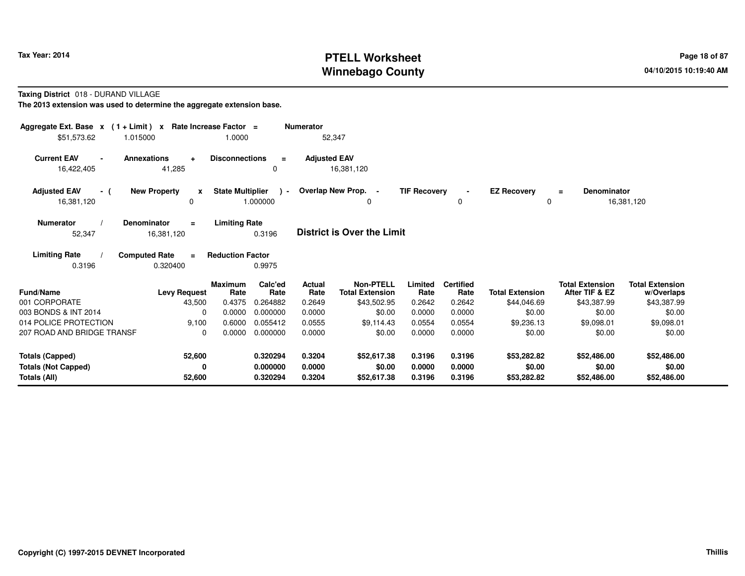**Taxing District** 018 - DURAND VILLAGE

**The 2013 extension was used to determine the aggregate extension base.**

| Aggregate Ext. Base | x | (1 + Limit) | x | Rate Increase Factor | = | Numerator |
|---|---|---|---|---|---|---|
| $51,573.62 | | 1.015000 | | 1.0000 | | 52,347 |

| Current EAV | - | Annexations | + | Disconnections | = | Adjusted EAV |
|---|---|---|---|---|---|---|
| 16,422,405 | | 41,285 | | 0 | | 16,381,120 |

| Adjusted EAV | - ( | New Property | x | State Multiplier | ) - | Overlap New Prop. | - | TIF Recovery | - | EZ Recovery | = | Denominator |
|---|---|---|---|---|---|---|---|---|---|---|---|---|
| 16,381,120 | | 0 | | 1.000000 | | 0 | | 0 | | 0 | | 16,381,120 |

| Numerator | / | Denominator | = | Limiting Rate |
|---|---|---|---|---|
| 52,347 | | 16,381,120 | | 0.3196 |

**District is Over the Limit**

| Limiting Rate | / | Computed Rate | = | Reduction Factor |
|---|---|---|---|---|
| 0.3196 | | 0.320400 | | 0.9975 |

| Fund/Name | Levy Request | Maximum Rate | Calc'ed Rate | Actual Rate | Non-PTELL Total Extension | Limited Rate | Certified Rate | Total Extension | Total Extension After TIF & EZ | Total Extension w/Overlaps |
|---|---|---|---|---|---|---|---|---|---|---|
| 001 CORPORATE | 43,500 | 0.4375 | 0.264882 | 0.2649 | $43,502.95 | 0.2642 | 0.2642 | $44,046.69 | $43,387.99 | $43,387.99 |
| 003 BONDS & INT 2014 | 0 | 0.0000 | 0.000000 | 0.0000 | $0.00 | 0.0000 | 0.0000 | $0.00 | $0.00 | $0.00 |
| 014 POLICE PROTECTION | 9,100 | 0.6000 | 0.055412 | 0.0555 | $9,114.43 | 0.0554 | 0.0554 | $9,236.13 | $9,098.01 | $9,098.01 |
| 207 ROAD AND BRIDGE TRANSF | 0 | 0.0000 | 0.000000 | 0.0000 | $0.00 | 0.0000 | 0.0000 | $0.00 | $0.00 | $0.00 |
| **Totals (Capped)** | **52,600** | | **0.320294** | **0.3204** | **$52,617.38** | **0.3196** | **0.3196** | **$53,282.82** | **$52,486.00** | **$52,486.00** |
| **Totals (Not Capped)** | **0** | | **0.000000** | **0.0000** | **$0.00** | **0.0000** | **0.0000** | **$0.00** | **$0.00** | **$0.00** |
| **Totals (All)** | **52,600** | | **0.320294** | **0.3204** | **$52,617.38** | **0.3196** | **0.3196** | **$53,282.82** | **$52,486.00** | **$52,486.00** |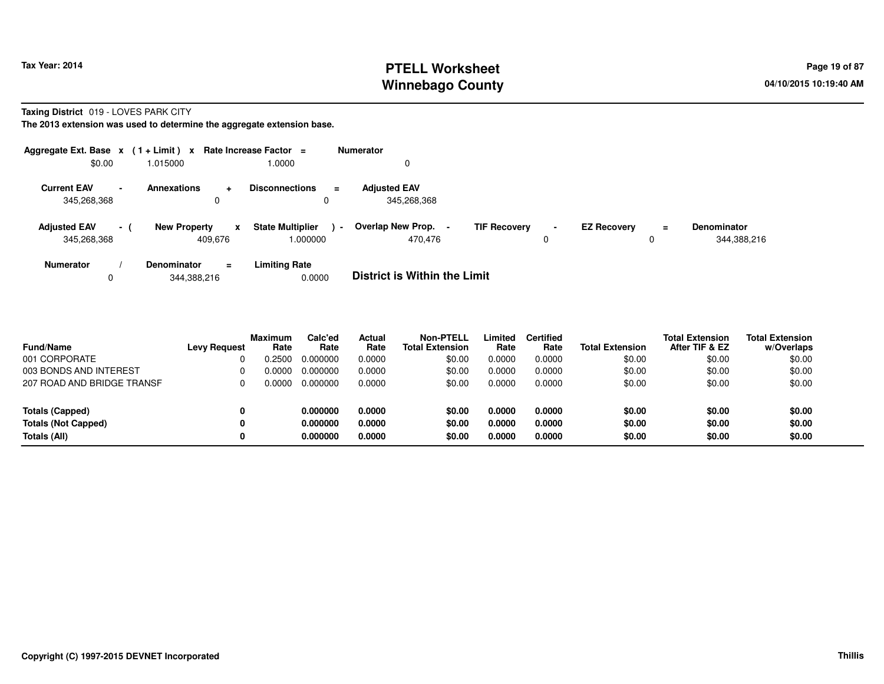**Tax Year: 2014**

# PTELL Worksheet
# Winnebago County

04/10/2015 10:19:40 AM

**Taxing District** 019 - LOVES PARK CITY

**The 2013 extension was used to determine the aggregate extension base.**

| Aggregate Ext. Base | x | ( 1 + Limit ) | x | Rate Increase Factor | = | Numerator |
|---|---|---|---|---|---|---|
| $0.00 | | 1.015000 | | 1.0000 | | 0 |

| Current EAV | - | Annexations | + | Disconnections | = | Adjusted EAV |
|---|---|---|---|---|---|---|
| 345,268,368 | | 0 | | 0 | | 345,268,368 |

| Adjusted EAV | - ( | New Property | x | State Multiplier | ) - | Overlap New Prop. | - | TIF Recovery | - | EZ Recovery | = | Denominator |
|---|---|---|---|---|---|---|---|---|---|---|---|---|
| 345,268,368 | | 409,676 | | 1.000000 | | 470,476 | | 0 | | 0 | | 344,388,216 |

| Numerator | / | Denominator | = | Limiting Rate |
|---|---|---|---|---|
| 0 | | 344,388,216 | | 0.0000 |

**District is Within the Limit**

| Fund/Name | Levy Request | Maximum Rate | Calc'ed Rate | Actual Rate | Non-PTELL Total Extension | Limited Rate | Certified Rate | Total Extension | Total Extension After TIF & EZ | Total Extension w/Overlaps |
|---|---|---|---|---|---|---|---|---|---|---|
| 001 CORPORATE | 0 | 0.2500 | 0.000000 | 0.0000 | $0.00 | 0.0000 | 0.0000 | $0.00 | $0.00 | $0.00 |
| 003 BONDS AND INTEREST | 0 | 0.0000 | 0.000000 | 0.0000 | $0.00 | 0.0000 | 0.0000 | $0.00 | $0.00 | $0.00 |
| 207 ROAD AND BRIDGE TRANSF | 0 | 0.0000 | 0.000000 | 0.0000 | $0.00 | 0.0000 | 0.0000 | $0.00 | $0.00 | $0.00 |
| **Totals (Capped)** | **0** | | **0.000000** | **0.0000** | **$0.00** | **0.0000** | **0.0000** | **$0.00** | **$0.00** | **$0.00** |
| **Totals (Not Capped)** | **0** | | **0.000000** | **0.0000** | **$0.00** | **0.0000** | **0.0000** | **$0.00** | **$0.00** | **$0.00** |
| **Totals (All)** | **0** | | **0.000000** | **0.0000** | **$0.00** | **0.0000** | **0.0000** | **$0.00** | **$0.00** | **$0.00** |

**Copyright (C) 1997-2015 DEVNET Incorporated** **Thillis**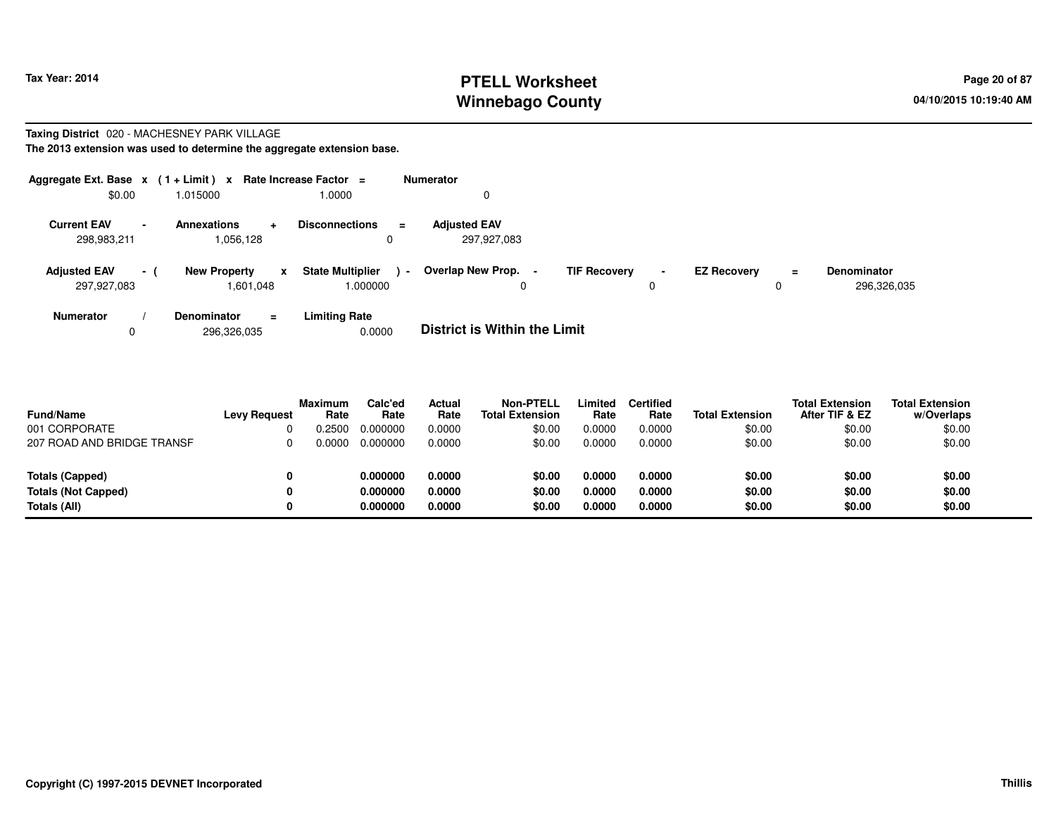# PTELL Worksheet
# Winnebago County

Tax Year: 2014

04/10/2015 10:19:40 AM

**Taxing District** 020 - MACHESNEY PARK VILLAGE

**The 2013 extension was used to determine the aggregate extension base.**

| Aggregate Ext. Base | x | (1 + Limit) | x | Rate Increase Factor | = | Numerator |
|---|---|---|---|---|---|---|
| $0.00 | | 1.015000 | | 1.0000 | | 0 |

| Current EAV | - | Annexations | + | Disconnections | = | Adjusted EAV |
|---|---|---|---|---|---|---|
| 298,983,211 | | 1,056,128 | | 0 | | 297,927,083 |

| Adjusted EAV | - ( | New Property | x | State Multiplier | ) - | Overlap New Prop. | - | TIF Recovery | - | EZ Recovery | = | Denominator |
|---|---|---|---|---|---|---|---|---|---|---|---|---|
| 297,927,083 | | 1,601,048 | | 1.000000 | | 0 | | 0 | | 0 | | 296,326,035 |

| Numerator | / | Denominator | = | Limiting Rate |
|---|---|---|---|---|
| 0 | | 296,326,035 | | 0.0000 |

**District is Within the Limit**

| Fund/Name | Levy Request | Maximum Rate | Calc'ed Rate | Actual Rate | Non-PTELL Total Extension | Limited Rate | Certified Rate | Total Extension | Total Extension After TIF & EZ | Total Extension w/Overlaps |
|---|---|---|---|---|---|---|---|---|---|---|
| 001 CORPORATE | 0 | 0.2500 | 0.000000 | 0.0000 | $0.00 | 0.0000 | 0.0000 | $0.00 | $0.00 | $0.00 |
| 207 ROAD AND BRIDGE TRANSF | 0 | 0.0000 | 0.000000 | 0.0000 | $0.00 | 0.0000 | 0.0000 | $0.00 | $0.00 | $0.00 |
| **Totals (Capped)** | **0** | | **0.000000** | **0.0000** | **$0.00** | **0.0000** | **0.0000** | **$0.00** | **$0.00** | **$0.00** |
| **Totals (Not Capped)** | **0** | | **0.000000** | **0.0000** | **$0.00** | **0.0000** | **0.0000** | **$0.00** | **$0.00** | **$0.00** |
| **Totals (All)** | **0** | | **0.000000** | **0.0000** | **$0.00** | **0.0000** | **0.0000** | **$0.00** | **$0.00** | **$0.00** |

Copyright (C) 1997-2015 DEVNET Incorporated

Thillis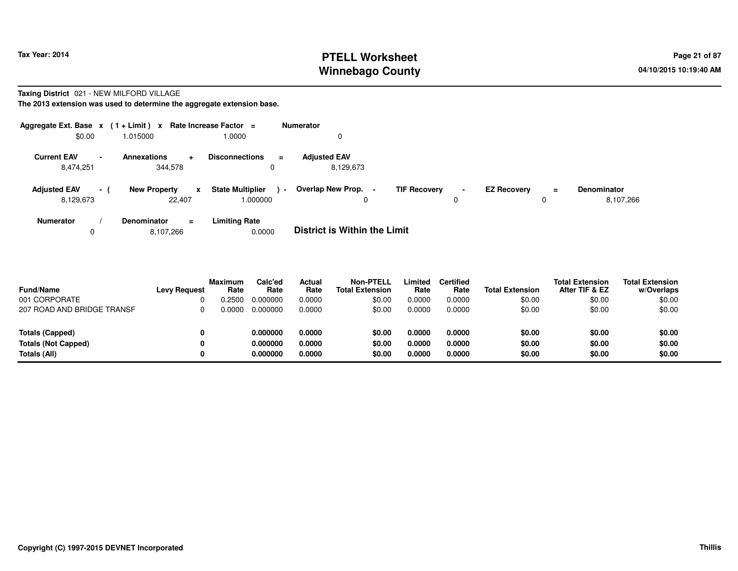**Tax Year: 2014**

# PTELL Worksheet
# Winnebago County

04/10/2015 10:19:40 AM

**Taxing District** 021 - NEW MILFORD VILLAGE

**The 2013 extension was used to determine the aggregate extension base.**

| Aggregate Ext. Base | x | (1 + Limit) | x | Rate Increase Factor | = | Numerator |
|---|---|---|---|---|---|---|
| $0.00 | | 1.015000 | | 1.0000 | | 0 |

| Current EAV | - | Annexations | + | Disconnections | = | Adjusted EAV |
|---|---|---|---|---|---|---|
| 8,474,251 | | 344,578 | | 0 | | 8,129,673 |

| Adjusted EAV | - ( | New Property | x | State Multiplier | ) - | Overlap New Prop. | - | TIF Recovery | - | EZ Recovery | = | Denominator |
|---|---|---|---|---|---|---|---|---|---|---|---|---|
| 8,129,673 | | 22,407 | | 1.000000 | | 0 | | 0 | | 0 | | 8,107,266 |

| Numerator | / | Denominator | = | Limiting Rate |
|---|---|---|---|---|
| 0 | | 8,107,266 | | 0.0000 |

**District is Within the Limit**

| Fund/Name | Levy Request | Maximum Rate | Calc'ed Rate | Actual Rate | Non-PTELL Total Extension | Limited Rate | Certified Rate | Total Extension | Total Extension After TIF & EZ | Total Extension w/Overlaps |
|---|---|---|---|---|---|---|---|---|---|---|
| 001 CORPORATE | 0 | 0.2500 | 0.000000 | 0.0000 | $0.00 | 0.0000 | 0.0000 | $0.00 | $0.00 | $0.00 |
| 207 ROAD AND BRIDGE TRANSF | 0 | 0.0000 | 0.000000 | 0.0000 | $0.00 | 0.0000 | 0.0000 | $0.00 | $0.00 | $0.00 |
| **Totals (Capped)** | **0** | | **0.000000** | **0.0000** | **$0.00** | **0.0000** | **0.0000** | **$0.00** | **$0.00** | **$0.00** |
| **Totals (Not Capped)** | **0** | | **0.000000** | **0.0000** | **$0.00** | **0.0000** | **0.0000** | **$0.00** | **$0.00** | **$0.00** |
| **Totals (All)** | **0** | | **0.000000** | **0.0000** | **$0.00** | **0.0000** | **0.0000** | **$0.00** | **$0.00** | **$0.00** |

**Copyright (C) 1997-2015 DEVNET Incorporated**

**Thillis**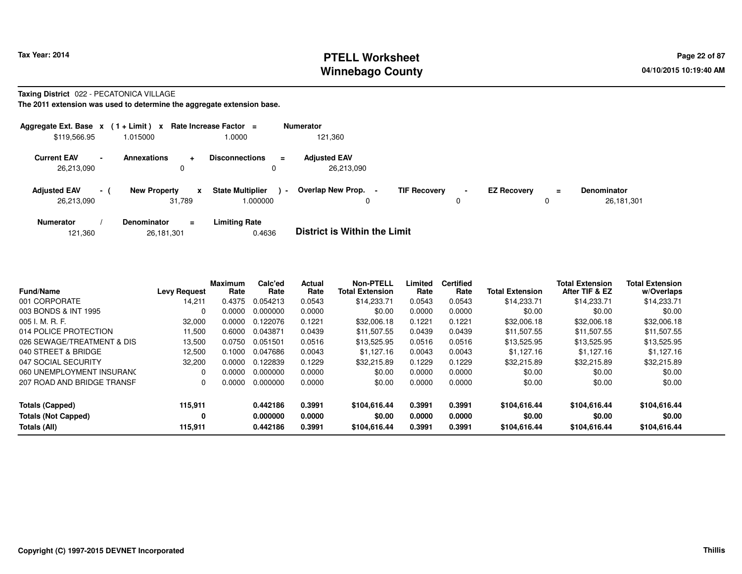**Tax Year: 2014**

# PTELL Worksheet
# Winnebago County

04/10/2015 10:19:40 AM

**Taxing District** 022 - PECATONICA VILLAGE

**The 2011 extension was used to determine the aggregate extension base.**

| Aggregate Ext. Base | x | ( 1 + Limit ) | x | Rate Increase Factor | = | Numerator |
|---|---|---|---|---|---|---|
| $119,566.95 | | 1.015000 | | 1.0000 | | 121,360 |

| Current EAV | - | Annexations | + | Disconnections | = | Adjusted EAV |
|---|---|---|---|---|---|---|
| 26,213,090 | | 0 | | 0 | | 26,213,090 |

| Adjusted EAV | - ( | New Property | x | State Multiplier | ) - | Overlap New Prop. | - | TIF Recovery | - | EZ Recovery | = | Denominator |
|---|---|---|---|---|---|---|---|---|---|---|---|---|
| 26,213,090 | | 31,789 | | 1.000000 | | 0 | | 0 | | 0 | | 26,181,301 |

| Numerator | / | Denominator | = | Limiting Rate |
|---|---|---|---|---|
| 121,360 | | 26,181,301 | | 0.4636 |

**District is Within the Limit**

| Fund/Name | Levy Request | Maximum Rate | Calc'ed Rate | Actual Rate | Non-PTELL Total Extension | Limited Rate | Certified Rate | Total Extension | Total Extension After TIF & EZ | Total Extension w/Overlaps |
|---|---|---|---|---|---|---|---|---|---|---|
| 001 CORPORATE | 14,211 | 0.4375 | 0.054213 | 0.0543 | $14,233.71 | 0.0543 | 0.0543 | $14,233.71 | $14,233.71 | $14,233.71 |
| 003 BONDS & INT 1995 | 0 | 0.0000 | 0.000000 | 0.0000 | $0.00 | 0.0000 | 0.0000 | $0.00 | $0.00 | $0.00 |
| 005 I. M. R. F. | 32,000 | 0.0000 | 0.122076 | 0.1221 | $32,006.18 | 0.1221 | 0.1221 | $32,006.18 | $32,006.18 | $32,006.18 |
| 014 POLICE PROTECTION | 11,500 | 0.6000 | 0.043871 | 0.0439 | $11,507.55 | 0.0439 | 0.0439 | $11,507.55 | $11,507.55 | $11,507.55 |
| 026 SEWAGE/TREATMENT & DIS | 13,500 | 0.0750 | 0.051501 | 0.0516 | $13,525.95 | 0.0516 | 0.0516 | $13,525.95 | $13,525.95 | $13,525.95 |
| 040 STREET & BRIDGE | 12,500 | 0.1000 | 0.047686 | 0.0043 | $1,127.16 | 0.0043 | 0.0043 | $1,127.16 | $1,127.16 | $1,127.16 |
| 047 SOCIAL SECURITY | 32,200 | 0.0000 | 0.122839 | 0.1229 | $32,215.89 | 0.1229 | 0.1229 | $32,215.89 | $32,215.89 | $32,215.89 |
| 060 UNEMPLOYMENT INSURANC | 0 | 0.0000 | 0.000000 | 0.0000 | $0.00 | 0.0000 | 0.0000 | $0.00 | $0.00 | $0.00 |
| 207 ROAD AND BRIDGE TRANSF | 0 | 0.0000 | 0.000000 | 0.0000 | $0.00 | 0.0000 | 0.0000 | $0.00 | $0.00 | $0.00 |
| **Totals (Capped)** | **115,911** | | **0.442186** | **0.3991** | **$104,616.44** | **0.3991** | **0.3991** | **$104,616.44** | **$104,616.44** | **$104,616.44** |
| **Totals (Not Capped)** | **0** | | **0.000000** | **0.0000** | **$0.00** | **0.0000** | **0.0000** | **$0.00** | **$0.00** | **$0.00** |
| **Totals (All)** | **115,911** | | **0.442186** | **0.3991** | **$104,616.44** | **0.3991** | **0.3991** | **$104,616.44** | **$104,616.44** | **$104,616.44** |

**Copyright (C) 1997-2015 DEVNET Incorporated** **Thillis**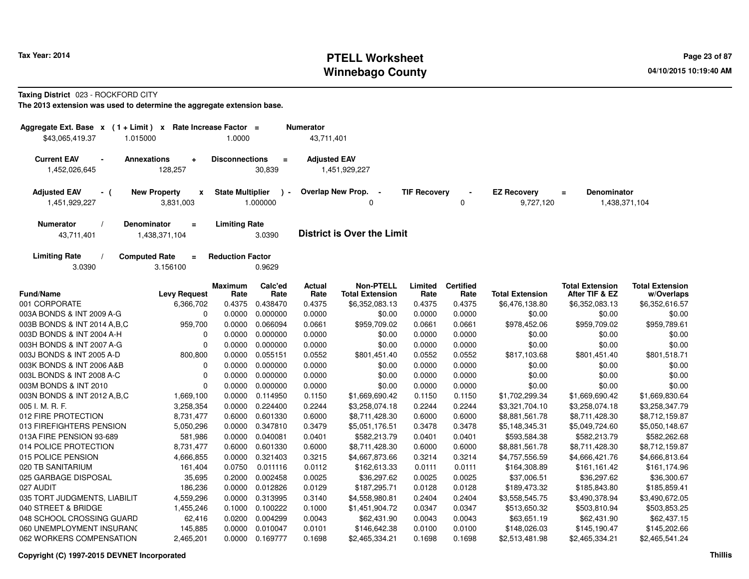# PTELL Worksheet
# Winnebago County

Tax Year: 2014

04/10/2015 10:19:40 AM

**Taxing District** 023 - ROCKFORD CITY

**The 2013 extension was used to determine the aggregate extension base.**

| Aggregate Ext. Base x | (1 + Limit) x | Rate Increase Factor = | Numerator |
|---|---|---|---|
| $43,065,419.37 | 1.015000 | 1.0000 | 43,711,401 |

| Current EAV - | Annexations + | Disconnections = | Adjusted EAV |
|---|---|---|---|
| 1,452,026,645 | 128,257 | 30,839 | 1,451,929,227 |

| Adjusted EAV - ( | New Property x | State Multiplier ) - | Overlap New Prop. - | TIF Recovery - | EZ Recovery = | Denominator |
|---|---|---|---|---|---|---|
| 1,451,929,227 | 3,831,003 | 1.000000 | 0 | 0 | 9,727,120 | 1,438,371,104 |

| Numerator / | Denominator = | Limiting Rate |
|---|---|---|
| 43,711,401 | 1,438,371,104 | 3.0390 |

**District is Over the Limit**

| Limiting Rate / | Computed Rate = | Reduction Factor |
|---|---|---|
| 3.0390 | 3.156100 | 0.9629 |

| Fund/Name | Levy Request | Maximum Rate | Calc'ed Rate | Actual Rate | Non-PTELL Total Extension | Limited Rate | Certified Rate | Total Extension | Total Extension After TIF & EZ | Total Extension w/Overlaps |
|---|---|---|---|---|---|---|---|---|---|---|
| 001 CORPORATE | 6,366,702 | 0.4375 | 0.438470 | 0.4375 | $6,352,083.13 | 0.4375 | 0.4375 | $6,476,138.80 | $6,352,083.13 | $6,352,616.57 |
| 003A BONDS & INT 2009 A-G | 0 | 0.0000 | 0.000000 | 0.0000 | $0.00 | 0.0000 | 0.0000 | $0.00 | $0.00 | $0.00 |
| 003B BONDS & INT 2014 A,B,C | 959,700 | 0.0000 | 0.066094 | 0.0661 | $959,709.02 | 0.0661 | 0.0661 | $978,452.06 | $959,709.02 | $959,789.61 |
| 003D BONDS & INT 2004 A-H | 0 | 0.0000 | 0.000000 | 0.0000 | $0.00 | 0.0000 | 0.0000 | $0.00 | $0.00 | $0.00 |
| 003H BONDS & INT 2007 A-G | 0 | 0.0000 | 0.000000 | 0.0000 | $0.00 | 0.0000 | 0.0000 | $0.00 | $0.00 | $0.00 |
| 003J BONDS & INT 2005 A-D | 800,800 | 0.0000 | 0.055151 | 0.0552 | $801,451.40 | 0.0552 | 0.0552 | $817,103.68 | $801,451.40 | $801,518.71 |
| 003K BONDS & INT 2006 A&B | 0 | 0.0000 | 0.000000 | 0.0000 | $0.00 | 0.0000 | 0.0000 | $0.00 | $0.00 | $0.00 |
| 003L BONDS & INT 2008 A-C | 0 | 0.0000 | 0.000000 | 0.0000 | $0.00 | 0.0000 | 0.0000 | $0.00 | $0.00 | $0.00 |
| 003M BONDS & INT 2010 | 0 | 0.0000 | 0.000000 | 0.0000 | $0.00 | 0.0000 | 0.0000 | $0.00 | $0.00 | $0.00 |
| 003N BONDS & INT 2012 A,B,C | 1,669,100 | 0.0000 | 0.114950 | 0.1150 | $1,669,690.42 | 0.1150 | 0.1150 | $1,702,299.34 | $1,669,690.42 | $1,669,830.64 |
| 005 I. M. R. F. | 3,258,354 | 0.0000 | 0.224400 | 0.2244 | $3,258,074.18 | 0.2244 | 0.2244 | $3,321,704.10 | $3,258,074.18 | $3,258,347.79 |
| 012 FIRE PROTECTION | 8,731,477 | 0.6000 | 0.601330 | 0.6000 | $8,711,428.30 | 0.6000 | 0.6000 | $8,881,561.78 | $8,711,428.30 | $8,712,159.87 |
| 013 FIREFIGHTERS PENSION | 5,050,296 | 0.0000 | 0.347810 | 0.3479 | $5,051,176.51 | 0.3478 | 0.3478 | $5,148,345.31 | $5,049,724.60 | $5,050,148.67 |
| 013A FIRE PENSION 93-689 | 581,986 | 0.0000 | 0.040081 | 0.0401 | $582,213.79 | 0.0401 | 0.0401 | $593,584.38 | $582,213.79 | $582,262.68 |
| 014 POLICE PROTECTION | 8,731,477 | 0.6000 | 0.601330 | 0.6000 | $8,711,428.30 | 0.6000 | 0.6000 | $8,881,561.78 | $8,711,428.30 | $8,712,159.87 |
| 015 POLICE PENSION | 4,666,855 | 0.0000 | 0.321403 | 0.3215 | $4,667,873.66 | 0.3214 | 0.3214 | $4,757,556.59 | $4,666,421.76 | $4,666,813.64 |
| 020 TB SANITARIUM | 161,404 | 0.0750 | 0.011116 | 0.0112 | $162,613.33 | 0.0111 | 0.0111 | $164,308.89 | $161,161.42 | $161,174.96 |
| 025 GARBAGE DISPOSAL | 35,695 | 0.2000 | 0.002458 | 0.0025 | $36,297.62 | 0.0025 | 0.0025 | $37,006.51 | $36,297.62 | $36,300.67 |
| 027 AUDIT | 186,236 | 0.0000 | 0.012826 | 0.0129 | $187,295.71 | 0.0128 | 0.0128 | $189,473.32 | $185,843.80 | $185,859.41 |
| 035 TORT JUDGMENTS, LIABILIT | 4,559,296 | 0.0000 | 0.313995 | 0.3140 | $4,558,980.81 | 0.2404 | 0.2404 | $3,558,545.75 | $3,490,378.94 | $3,490,672.05 |
| 040 STREET & BRIDGE | 1,455,246 | 0.1000 | 0.100222 | 0.1000 | $1,451,904.72 | 0.0347 | 0.0347 | $513,650.32 | $503,810.94 | $503,853.25 |
| 048 SCHOOL CROSSING GUARD | 62,416 | 0.0200 | 0.004299 | 0.0043 | $62,431.90 | 0.0043 | 0.0043 | $63,651.19 | $62,431.90 | $62,437.15 |
| 060 UNEMPLOYMENT INSURANC | 145,885 | 0.0000 | 0.010047 | 0.0101 | $146,642.38 | 0.0100 | 0.0100 | $148,026.03 | $145,190.47 | $145,202.66 |
| 062 WORKERS COMPENSATION | 2,465,201 | 0.0000 | 0.169777 | 0.1698 | $2,465,334.21 | 0.1698 | 0.1698 | $2,513,481.98 | $2,465,334.21 | $2,465,541.24 |

Copyright (C) 1997-2015 DEVNET Incorporated

Thillis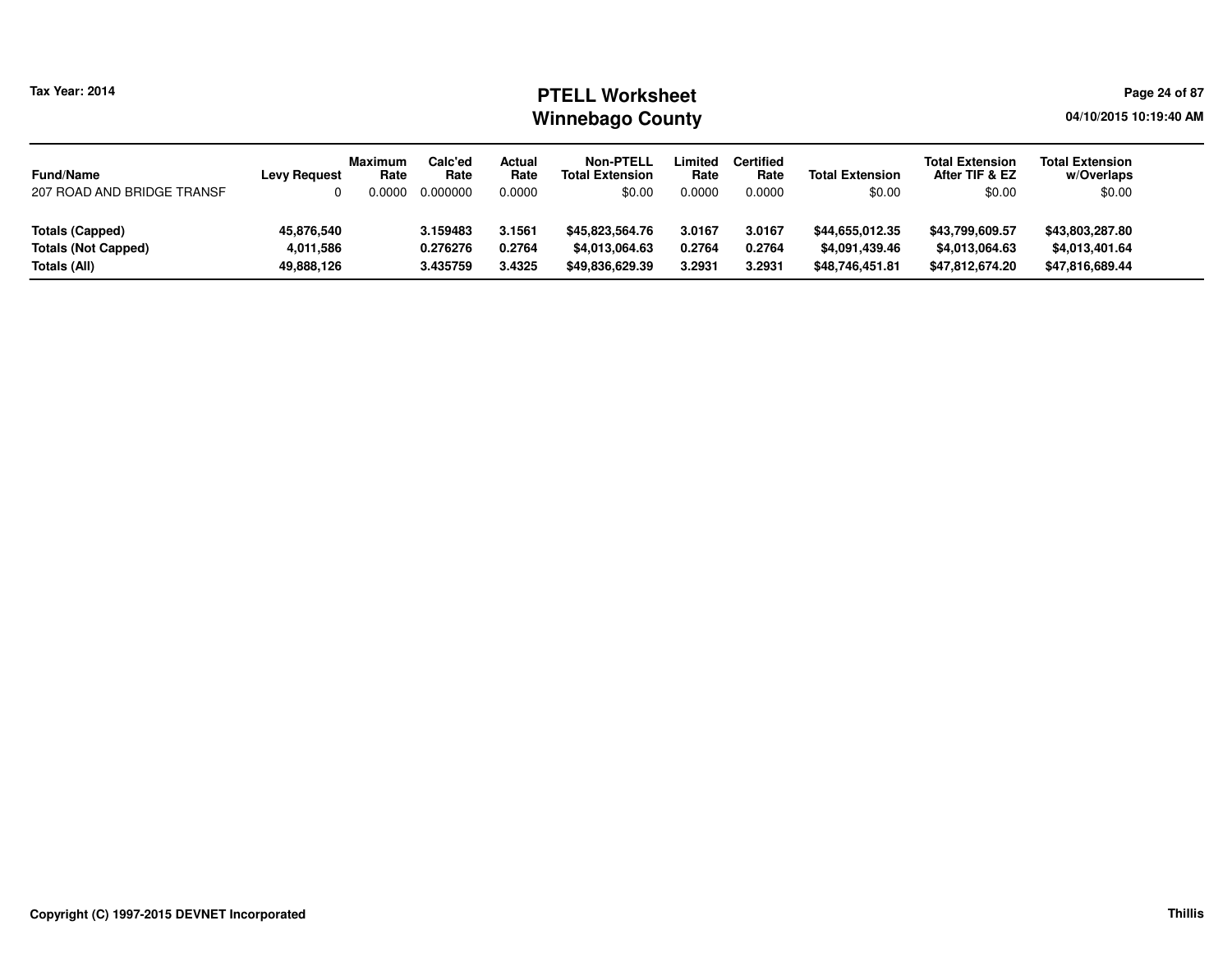# PTELL Worksheet
## Winnebago County

Tax Year: 2014

04/10/2015 10:19:40 AM

| Fund/Name | Levy Request | Maximum Rate | Calc'ed Rate | Actual Rate | Non-PTELL Total Extension | Limited Rate | Certified Rate | Total Extension | Total Extension After TIF & EZ | Total Extension w/Overlaps |
|---|---|---|---|---|---|---|---|---|---|---|
| 207 ROAD AND BRIDGE TRANSF | 0 | 0.0000 | 0.000000 | 0.0000 | $0.00 | 0.0000 | 0.0000 | $0.00 | $0.00 | $0.00 |
| **Totals (Capped)** | **45,876,540** | | **3.159483** | **3.1561** | **$45,823,564.76** | **3.0167** | **3.0167** | **$44,655,012.35** | **$43,799,609.57** | **$43,803,287.80** |
| **Totals (Not Capped)** | **4,011,586** | | **0.276276** | **0.2764** | **$4,013,064.63** | **0.2764** | **0.2764** | **$4,091,439.46** | **$4,013,064.63** | **$4,013,401.64** |
| **Totals (All)** | **49,888,126** | | **3.435759** | **3.4325** | **$49,836,629.39** | **3.2931** | **3.2931** | **$48,746,451.81** | **$47,812,674.20** | **$47,816,689.44** |

Copyright (C) 1997-2015 DEVNET Incorporated

Thillis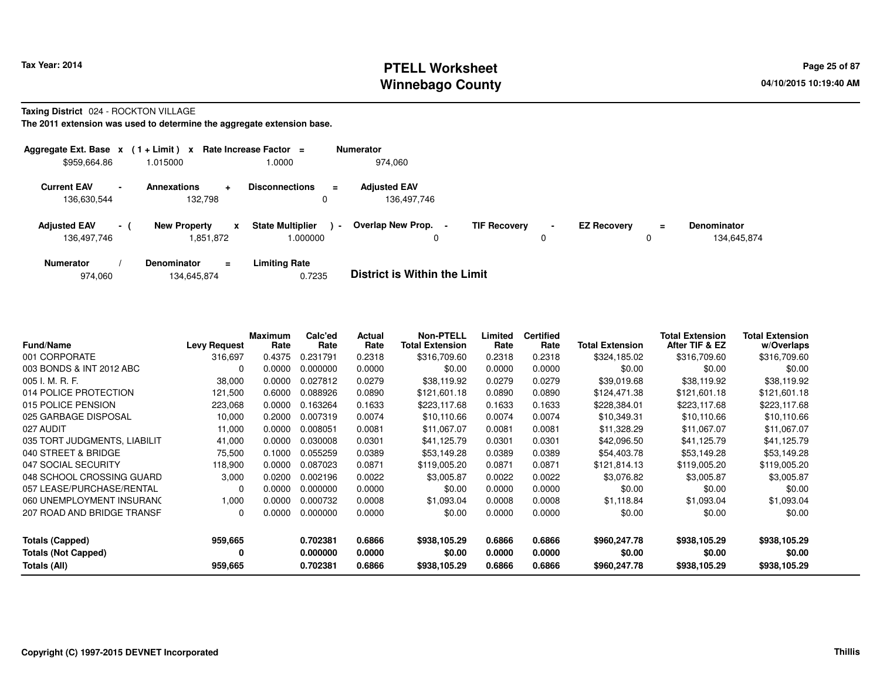# PTELL Worksheet
# Winnebago County

Tax Year: 2014

04/10/2015 10:19:40 AM

**Taxing District** 024 - ROCKTON VILLAGE

**The 2011 extension was used to determine the aggregate extension base.**

| Aggregate Ext. Base | x | (1 + Limit) | x | Rate Increase Factor | = | Numerator |
|---|---|---|---|---|---|---|
| $959,664.86 | | 1.015000 | | 1.0000 | | 974,060 |

| Current EAV | - | Annexations | + | Disconnections | = | Adjusted EAV |
|---|---|---|---|---|---|---|
| 136,630,544 | | 132,798 | | 0 | | 136,497,746 |

| Adjusted EAV | - ( | New Property | x | State Multiplier | ) - | Overlap New Prop. | - | TIF Recovery | - | EZ Recovery | = | Denominator |
|---|---|---|---|---|---|---|---|---|---|---|---|---|
| 136,497,746 | | 1,851,872 | | 1.000000 | | 0 | | 0 | | 0 | | 134,645,874 |

| Numerator | / | Denominator | = | Limiting Rate |
|---|---|---|---|---|
| 974,060 | | 134,645,874 | | 0.7235 |

**District is Within the Limit**

| Fund/Name | Levy Request | Maximum Rate | Calc'ed Rate | Actual Rate | Non-PTELL Total Extension | Limited Rate | Certified Rate | Total Extension | Total Extension After TIF & EZ | Total Extension w/Overlaps |
|---|---|---|---|---|---|---|---|---|---|---|
| 001 CORPORATE | 316,697 | 0.4375 | 0.231791 | 0.2318 | $316,709.60 | 0.2318 | 0.2318 | $324,185.02 | $316,709.60 | $316,709.60 |
| 003 BONDS & INT 2012 ABC | 0 | 0.0000 | 0.000000 | 0.0000 | $0.00 | 0.0000 | 0.0000 | $0.00 | $0.00 | $0.00 |
| 005 I. M. R. F. | 38,000 | 0.0000 | 0.027812 | 0.0279 | $38,119.92 | 0.0279 | 0.0279 | $39,019.68 | $38,119.92 | $38,119.92 |
| 014 POLICE PROTECTION | 121,500 | 0.6000 | 0.088926 | 0.0890 | $121,601.18 | 0.0890 | 0.0890 | $124,471.38 | $121,601.18 | $121,601.18 |
| 015 POLICE PENSION | 223,068 | 0.0000 | 0.163264 | 0.1633 | $223,117.68 | 0.1633 | 0.1633 | $228,384.01 | $223,117.68 | $223,117.68 |
| 025 GARBAGE DISPOSAL | 10,000 | 0.2000 | 0.007319 | 0.0074 | $10,110.66 | 0.0074 | 0.0074 | $10,349.31 | $10,110.66 | $10,110.66 |
| 027 AUDIT | 11,000 | 0.0000 | 0.008051 | 0.0081 | $11,067.07 | 0.0081 | 0.0081 | $11,328.29 | $11,067.07 | $11,067.07 |
| 035 TORT JUDGMENTS, LIABILIT | 41,000 | 0.0000 | 0.030008 | 0.0301 | $41,125.79 | 0.0301 | 0.0301 | $42,096.50 | $41,125.79 | $41,125.79 |
| 040 STREET & BRIDGE | 75,500 | 0.1000 | 0.055259 | 0.0389 | $53,149.28 | 0.0389 | 0.0389 | $54,403.78 | $53,149.28 | $53,149.28 |
| 047 SOCIAL SECURITY | 118,900 | 0.0000 | 0.087023 | 0.0871 | $119,005.20 | 0.0871 | 0.0871 | $121,814.13 | $119,005.20 | $119,005.20 |
| 048 SCHOOL CROSSING GUARD | 3,000 | 0.0200 | 0.002196 | 0.0022 | $3,005.87 | 0.0022 | 0.0022 | $3,076.82 | $3,005.87 | $3,005.87 |
| 057 LEASE/PURCHASE/RENTAL | 0 | 0.0000 | 0.000000 | 0.0000 | $0.00 | 0.0000 | 0.0000 | $0.00 | $0.00 | $0.00 |
| 060 UNEMPLOYMENT INSURANC | 1,000 | 0.0000 | 0.000732 | 0.0008 | $1,093.04 | 0.0008 | 0.0008 | $1,118.84 | $1,093.04 | $1,093.04 |
| 207 ROAD AND BRIDGE TRANSF | 0 | 0.0000 | 0.000000 | 0.0000 | $0.00 | 0.0000 | 0.0000 | $0.00 | $0.00 | $0.00 |
| **Totals (Capped)** | **959,665** | | **0.702381** | **0.6866** | **$938,105.29** | **0.6866** | **0.6866** | **$960,247.78** | **$938,105.29** | **$938,105.29** |
| **Totals (Not Capped)** | **0** | | **0.000000** | **0.0000** | **$0.00** | **0.0000** | **0.0000** | **$0.00** | **$0.00** | **$0.00** |
| **Totals (All)** | **959,665** | | **0.702381** | **0.6866** | **$938,105.29** | **0.6866** | **0.6866** | **$960,247.78** | **$938,105.29** | **$938,105.29** |

Copyright (C) 1997-2015 DEVNET Incorporated

Thillis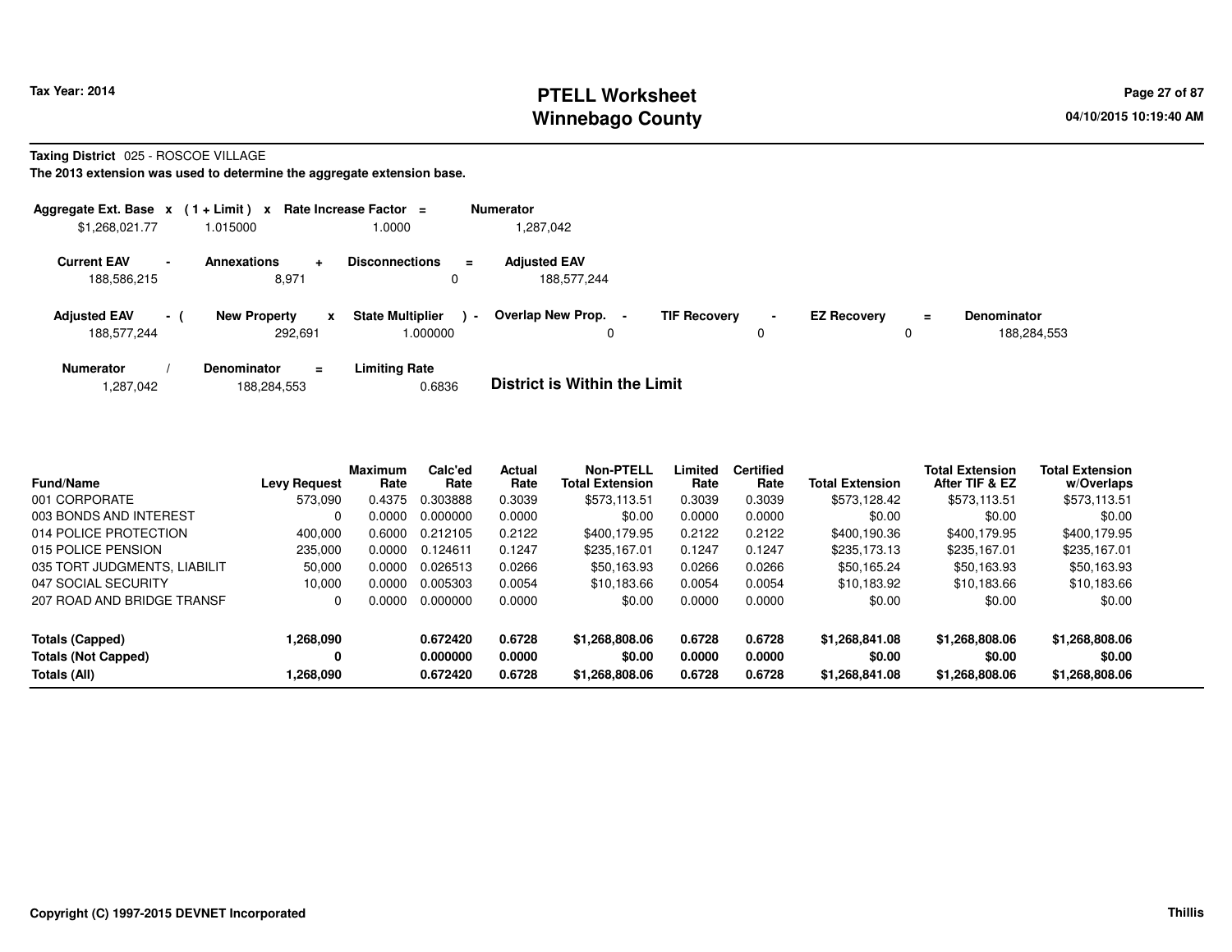**Tax Year: 2014**

# PTELL Worksheet
# Winnebago County

**Taxing District** 025 - ROSCOE VILLAGE

**The 2013 extension was used to determine the aggregate extension base.**

| Aggregate Ext. Base | x | ( 1 + Limit ) | x | Rate Increase Factor | = | Numerator |
|---|---|---|---|---|---|---|
| $1,268,021.77 | | 1.015000 | | 1.0000 | | 1,287,042 |

| Current EAV | - | Annexations | + | Disconnections | = | Adjusted EAV |
|---|---|---|---|---|---|---|
| 188,586,215 | | 8,971 | | 0 | | 188,577,244 |

| Adjusted EAV | - ( | New Property | x | State Multiplier | ) - | Overlap New Prop. | - | TIF Recovery | - | EZ Recovery | = | Denominator |
|---|---|---|---|---|---|---|---|---|---|---|---|---|
| 188,577,244 | | 292,691 | | 1.000000 | | 0 | | 0 | | 0 | | 188,284,553 |

| Numerator | / | Denominator | = | Limiting Rate |
|---|---|---|---|---|
| 1,287,042 | | 188,284,553 | | 0.6836 |

**District is Within the Limit**

| Fund/Name | Levy Request | Maximum Rate | Calc'ed Rate | Actual Rate | Non-PTELL Total Extension | Limited Rate | Certified Rate | Total Extension | Total Extension After TIF & EZ | Total Extension w/Overlaps |
|---|---|---|---|---|---|---|---|---|---|---|
| 001 CORPORATE | 573,090 | 0.4375 | 0.303888 | 0.3039 | $573,113.51 | 0.3039 | 0.3039 | $573,128.42 | $573,113.51 | $573,113.51 |
| 003 BONDS AND INTEREST | 0 | 0.0000 | 0.000000 | 0.0000 | $0.00 | 0.0000 | 0.0000 | $0.00 | $0.00 | $0.00 |
| 014 POLICE PROTECTION | 400,000 | 0.6000 | 0.212105 | 0.2122 | $400,179.95 | 0.2122 | 0.2122 | $400,190.36 | $400,179.95 | $400,179.95 |
| 015 POLICE PENSION | 235,000 | 0.0000 | 0.124611 | 0.1247 | $235,167.01 | 0.1247 | 0.1247 | $235,173.13 | $235,167.01 | $235,167.01 |
| 035 TORT JUDGMENTS, LIABILIT | 50,000 | 0.0000 | 0.026513 | 0.0266 | $50,163.93 | 0.0266 | 0.0266 | $50,165.24 | $50,163.93 | $50,163.93 |
| 047 SOCIAL SECURITY | 10,000 | 0.0000 | 0.005303 | 0.0054 | $10,183.66 | 0.0054 | 0.0054 | $10,183.92 | $10,183.66 | $10,183.66 |
| 207 ROAD AND BRIDGE TRANSF | 0 | 0.0000 | 0.000000 | 0.0000 | $0.00 | 0.0000 | 0.0000 | $0.00 | $0.00 | $0.00 |
| **Totals (Capped)** | **1,268,090** | | **0.672420** | **0.6728** | **$1,268,808.06** | **0.6728** | **0.6728** | **$1,268,841.08** | **$1,268,808.06** | **$1,268,808.06** |
| **Totals (Not Capped)** | **0** | | **0.000000** | **0.0000** | **$0.00** | **0.0000** | **0.0000** | **$0.00** | **$0.00** | **$0.00** |
| **Totals (All)** | **1,268,090** | | **0.672420** | **0.6728** | **$1,268,808.06** | **0.6728** | **0.6728** | **$1,268,841.08** | **$1,268,808.06** | **$1,268,808.06** |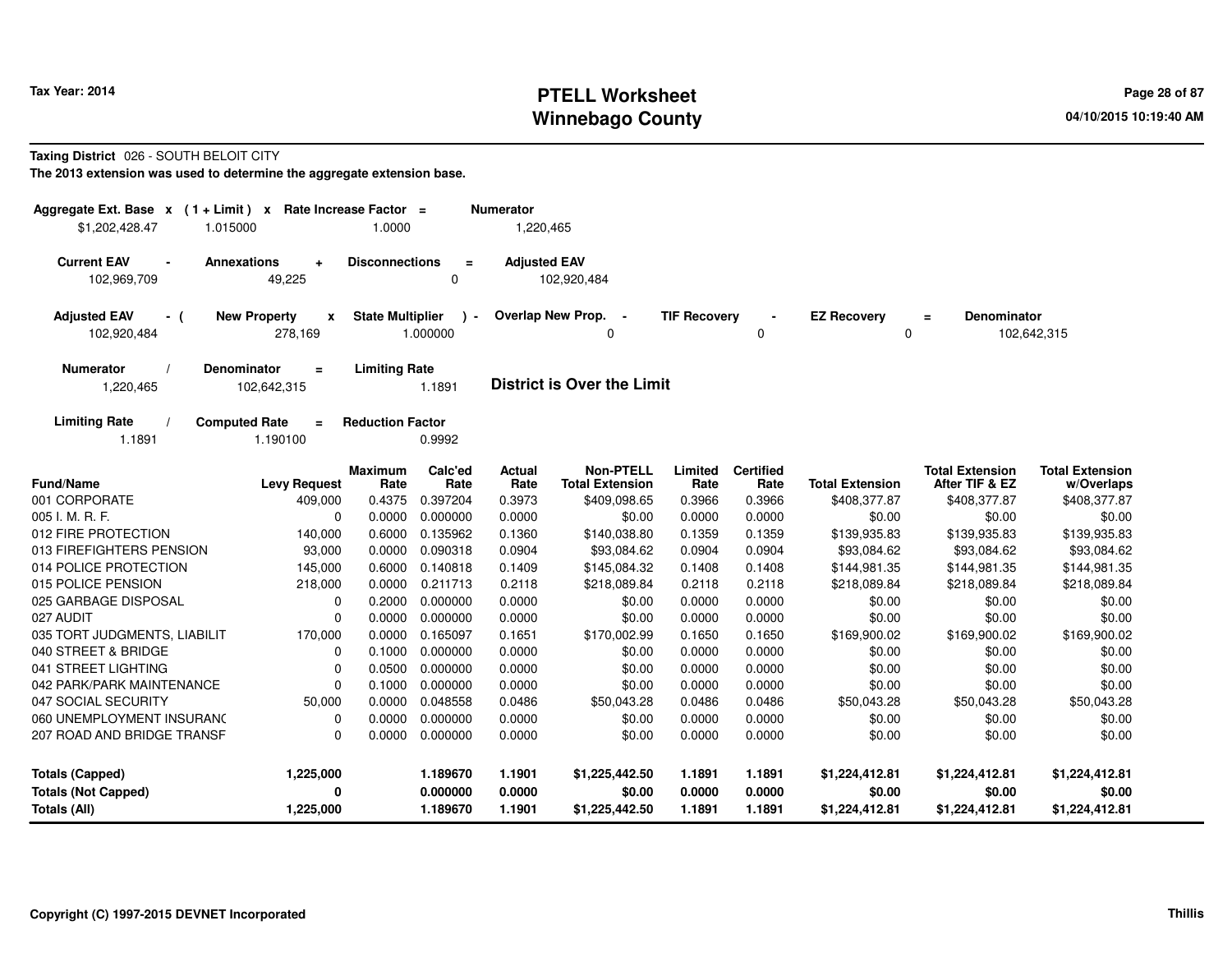# PTELL Worksheet
# Winnebago County

Tax Year: 2014

04/10/2015 10:19:40 AM

**Taxing District** 026 - SOUTH BELOIT CITY

**The 2013 extension was used to determine the aggregate extension base.**

| Aggregate Ext. Base | x | (1 + Limit) | x | Rate Increase Factor | = | Numerator |
|---|---|---|---|---|---|---|
| $1,202,428.47 | | 1.015000 | | 1.0000 | | 1,220,465 |

| Current EAV | - | Annexations | + | Disconnections | = | Adjusted EAV |
|---|---|---|---|---|---|---|
| 102,969,709 | | 49,225 | | 0 | | 102,920,484 |

| Adjusted EAV | - ( | New Property | x | State Multiplier | ) - | Overlap New Prop. | - | TIF Recovery | - | EZ Recovery | = | Denominator |
|---|---|---|---|---|---|---|---|---|---|---|---|---|
| 102,920,484 | | 278,169 | | 1.000000 | | 0 | | 0 | | 0 | | 102,642,315 |

| Numerator | / | Denominator | = | Limiting Rate |
|---|---|---|---|---|
| 1,220,465 | | 102,642,315 | | 1.1891 |

**District is Over the Limit**

| Limiting Rate | / | Computed Rate | = | Reduction Factor |
|---|---|---|---|---|
| 1.1891 | | 1.190100 | | 0.9992 |

| Fund/Name | Levy Request | Maximum Rate | Calc'ed Rate | Actual Rate | Non-PTELL Total Extension | Limited Rate | Certified Rate | Total Extension | Total Extension After TIF & EZ | Total Extension w/Overlaps |
|---|---|---|---|---|---|---|---|---|---|---|
| 001 CORPORATE | 409,000 | 0.4375 | 0.397204 | 0.3973 | $409,098.65 | 0.3966 | 0.3966 | $408,377.87 | $408,377.87 | $408,377.87 |
| 005 I. M. R. F. | 0 | 0.0000 | 0.000000 | 0.0000 | $0.00 | 0.0000 | 0.0000 | $0.00 | $0.00 | $0.00 |
| 012 FIRE PROTECTION | 140,000 | 0.6000 | 0.135962 | 0.1360 | $140,038.80 | 0.1359 | 0.1359 | $139,935.83 | $139,935.83 | $139,935.83 |
| 013 FIREFIGHTERS PENSION | 93,000 | 0.0000 | 0.090318 | 0.0904 | $93,084.62 | 0.0904 | 0.0904 | $93,084.62 | $93,084.62 | $93,084.62 |
| 014 POLICE PROTECTION | 145,000 | 0.6000 | 0.140818 | 0.1409 | $145,084.32 | 0.1408 | 0.1408 | $144,981.35 | $144,981.35 | $144,981.35 |
| 015 POLICE PENSION | 218,000 | 0.0000 | 0.211713 | 0.2118 | $218,089.84 | 0.2118 | 0.2118 | $218,089.84 | $218,089.84 | $218,089.84 |
| 025 GARBAGE DISPOSAL | 0 | 0.2000 | 0.000000 | 0.0000 | $0.00 | 0.0000 | 0.0000 | $0.00 | $0.00 | $0.00 |
| 027 AUDIT | 0 | 0.0000 | 0.000000 | 0.0000 | $0.00 | 0.0000 | 0.0000 | $0.00 | $0.00 | $0.00 |
| 035 TORT JUDGMENTS, LIABILIT | 170,000 | 0.0000 | 0.165097 | 0.1651 | $170,002.99 | 0.1650 | 0.1650 | $169,900.02 | $169,900.02 | $169,900.02 |
| 040 STREET & BRIDGE | 0 | 0.1000 | 0.000000 | 0.0000 | $0.00 | 0.0000 | 0.0000 | $0.00 | $0.00 | $0.00 |
| 041 STREET LIGHTING | 0 | 0.0500 | 0.000000 | 0.0000 | $0.00 | 0.0000 | 0.0000 | $0.00 | $0.00 | $0.00 |
| 042 PARK/PARK MAINTENANCE | 0 | 0.1000 | 0.000000 | 0.0000 | $0.00 | 0.0000 | 0.0000 | $0.00 | $0.00 | $0.00 |
| 047 SOCIAL SECURITY | 50,000 | 0.0000 | 0.048558 | 0.0486 | $50,043.28 | 0.0486 | 0.0486 | $50,043.28 | $50,043.28 | $50,043.28 |
| 060 UNEMPLOYMENT INSURANC | 0 | 0.0000 | 0.000000 | 0.0000 | $0.00 | 0.0000 | 0.0000 | $0.00 | $0.00 | $0.00 |
| 207 ROAD AND BRIDGE TRANSF | 0 | 0.0000 | 0.000000 | 0.0000 | $0.00 | 0.0000 | 0.0000 | $0.00 | $0.00 | $0.00 |
| **Totals (Capped)** | **1,225,000** | | **1.189670** | **1.1901** | **$1,225,442.50** | **1.1891** | **1.1891** | **$1,224,412.81** | **$1,224,412.81** | **$1,224,412.81** |
| **Totals (Not Capped)** | **0** | | **0.000000** | **0.0000** | **$0.00** | **0.0000** | **0.0000** | **$0.00** | **$0.00** | **$0.00** |
| **Totals (All)** | **1,225,000** | | **1.189670** | **1.1901** | **$1,225,442.50** | **1.1891** | **1.1891** | **$1,224,412.81** | **$1,224,412.81** | **$1,224,412.81** |

**Copyright (C) 1997-2015 DEVNET Incorporated** **Thillis**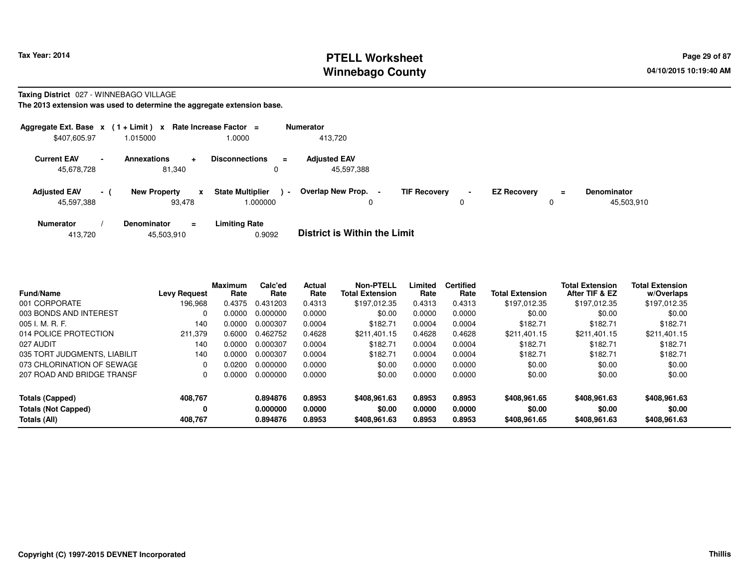Tax Year: 2014

# PTELL Worksheet
# Winnebago County

04/10/2015 10:19:40 AM

**Taxing District** 027 - WINNEBAGO VILLAGE

**The 2013 extension was used to determine the aggregate extension base.**

| Aggregate Ext. Base | x | ( 1 + Limit ) | x | Rate Increase Factor | = | Numerator |
|---|---|---|---|---|---|---|
| $407,605.97 | | 1.015000 | | 1.0000 | | 413,720 |

| Current EAV | - | Annexations | + | Disconnections | = | Adjusted EAV |
|---|---|---|---|---|---|---|
| 45,678,728 | | 81,340 | | 0 | | 45,597,388 |

| Adjusted EAV | - ( | New Property | x | State Multiplier | ) - | Overlap New Prop. | - | TIF Recovery | - | EZ Recovery | = | Denominator |
|---|---|---|---|---|---|---|---|---|---|---|---|---|
| 45,597,388 | | 93,478 | | 1.000000 | | 0 | | 0 | | 0 | | 45,503,910 |

| Numerator | / | Denominator | = | Limiting Rate |
|---|---|---|---|---|
| 413,720 | | 45,503,910 | | 0.9092 |

**District is Within the Limit**

| Fund/Name | Levy Request | Maximum Rate | Calc'ed Rate | Actual Rate | Non-PTELL Total Extension | Limited Rate | Certified Rate | Total Extension | Total Extension After TIF & EZ | Total Extension w/Overlaps |
|---|---|---|---|---|---|---|---|---|---|---|
| 001 CORPORATE | 196,968 | 0.4375 | 0.431203 | 0.4313 | $197,012.35 | 0.4313 | 0.4313 | $197,012.35 | $197,012.35 | $197,012.35 |
| 003 BONDS AND INTEREST | 0 | 0.0000 | 0.000000 | 0.0000 | $0.00 | 0.0000 | 0.0000 | $0.00 | $0.00 | $0.00 |
| 005 I. M. R. F. | 140 | 0.0000 | 0.000307 | 0.0004 | $182.71 | 0.0004 | 0.0004 | $182.71 | $182.71 | $182.71 |
| 014 POLICE PROTECTION | 211,379 | 0.6000 | 0.462752 | 0.4628 | $211,401.15 | 0.4628 | 0.4628 | $211,401.15 | $211,401.15 | $211,401.15 |
| 027 AUDIT | 140 | 0.0000 | 0.000307 | 0.0004 | $182.71 | 0.0004 | 0.0004 | $182.71 | $182.71 | $182.71 |
| 035 TORT JUDGMENTS, LIABILIT | 140 | 0.0000 | 0.000307 | 0.0004 | $182.71 | 0.0004 | 0.0004 | $182.71 | $182.71 | $182.71 |
| 073 CHLORINATION OF SEWAGE | 0 | 0.0200 | 0.000000 | 0.0000 | $0.00 | 0.0000 | 0.0000 | $0.00 | $0.00 | $0.00 |
| 207 ROAD AND BRIDGE TRANSF | 0 | 0.0000 | 0.000000 | 0.0000 | $0.00 | 0.0000 | 0.0000 | $0.00 | $0.00 | $0.00 |
| **Totals (Capped)** | **408,767** | | **0.894876** | **0.8953** | **$408,961.63** | **0.8953** | **0.8953** | **$408,961.65** | **$408,961.63** | **$408,961.63** |
| **Totals (Not Capped)** | **0** | | **0.000000** | **0.0000** | **$0.00** | **0.0000** | **0.0000** | **$0.00** | **$0.00** | **$0.00** |
| **Totals (All)** | **408,767** | | **0.894876** | **0.8953** | **$408,961.63** | **0.8953** | **0.8953** | **$408,961.65** | **$408,961.63** | **$408,961.63** |

**Copyright (C) 1997-2015 DEVNET Incorporated** — Thillis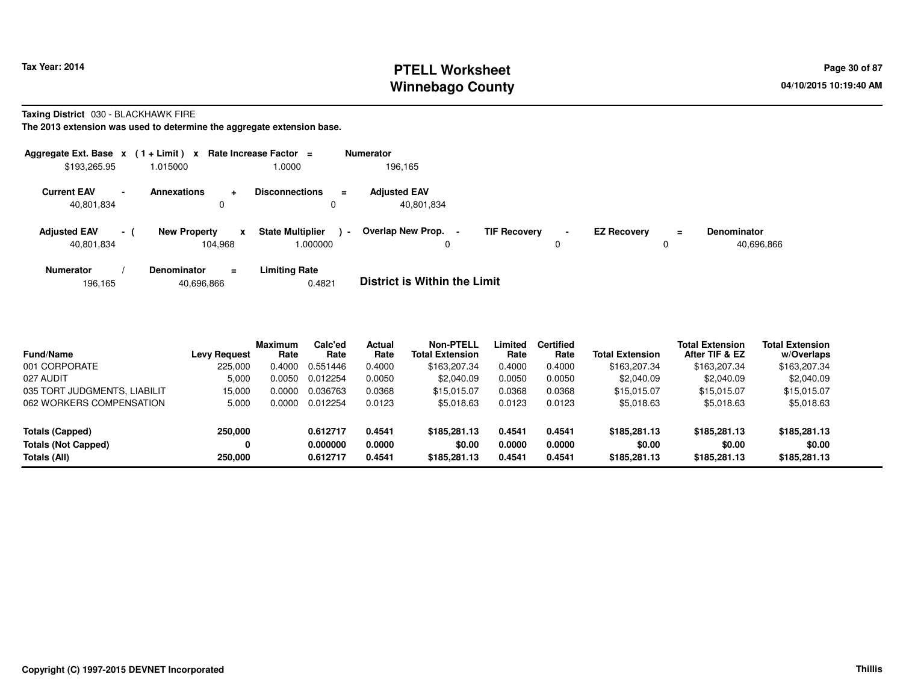Tax Year: 2014

# PTELL Worksheet
# Winnebago County

04/10/2015 10:19:40 AM

**Taxing District** 030 - BLACKHAWK FIRE

**The 2013 extension was used to determine the aggregate extension base.**

| Aggregate Ext. Base | x | (1 + Limit) | x | Rate Increase Factor | = | Numerator |
|---|---|---|---|---|---|---|
| $193,265.95 | | 1.015000 | | 1.0000 | | 196,165 |

| Current EAV | - | Annexations | + | Disconnections | = | Adjusted EAV |
|---|---|---|---|---|---|---|
| 40,801,834 | | 0 | | 0 | | 40,801,834 |

| Adjusted EAV | - ( | New Property | x | State Multiplier | ) - | Overlap New Prop. | - | TIF Recovery | - | EZ Recovery | = | Denominator |
|---|---|---|---|---|---|---|---|---|---|---|---|---|
| 40,801,834 | | 104,968 | | 1.000000 | | 0 | | 0 | | 0 | | 40,696,866 |

| Numerator | / | Denominator | = | Limiting Rate |
|---|---|---|---|---|
| 196,165 | | 40,696,866 | | 0.4821 |

**District is Within the Limit**

| Fund/Name | Levy Request | Maximum Rate | Calc'ed Rate | Actual Rate | Non-PTELL Total Extension | Limited Rate | Certified Rate | Total Extension | Total Extension After TIF & EZ | Total Extension w/Overlaps |
|---|---|---|---|---|---|---|---|---|---|---|
| 001 CORPORATE | 225,000 | 0.4000 | 0.551446 | 0.4000 | $163,207.34 | 0.4000 | 0.4000 | $163,207.34 | $163,207.34 | $163,207.34 |
| 027 AUDIT | 5,000 | 0.0050 | 0.012254 | 0.0050 | $2,040.09 | 0.0050 | 0.0050 | $2,040.09 | $2,040.09 | $2,040.09 |
| 035 TORT JUDGMENTS, LIABILIT | 15,000 | 0.0000 | 0.036763 | 0.0368 | $15,015.07 | 0.0368 | 0.0368 | $15,015.07 | $15,015.07 | $15,015.07 |
| 062 WORKERS COMPENSATION | 5,000 | 0.0000 | 0.012254 | 0.0123 | $5,018.63 | 0.0123 | 0.0123 | $5,018.63 | $5,018.63 | $5,018.63 |
| **Totals (Capped)** | **250,000** | | **0.612717** | **0.4541** | **$185,281.13** | **0.4541** | **0.4541** | **$185,281.13** | **$185,281.13** | **$185,281.13** |
| **Totals (Not Capped)** | **0** | | **0.000000** | **0.0000** | **$0.00** | **0.0000** | **0.0000** | **$0.00** | **$0.00** | **$0.00** |
| **Totals (All)** | **250,000** | | **0.612717** | **0.4541** | **$185,281.13** | **0.4541** | **0.4541** | **$185,281.13** | **$185,281.13** | **$185,281.13** |

**Copyright (C) 1997-2015 DEVNET Incorporated** | **Thillis**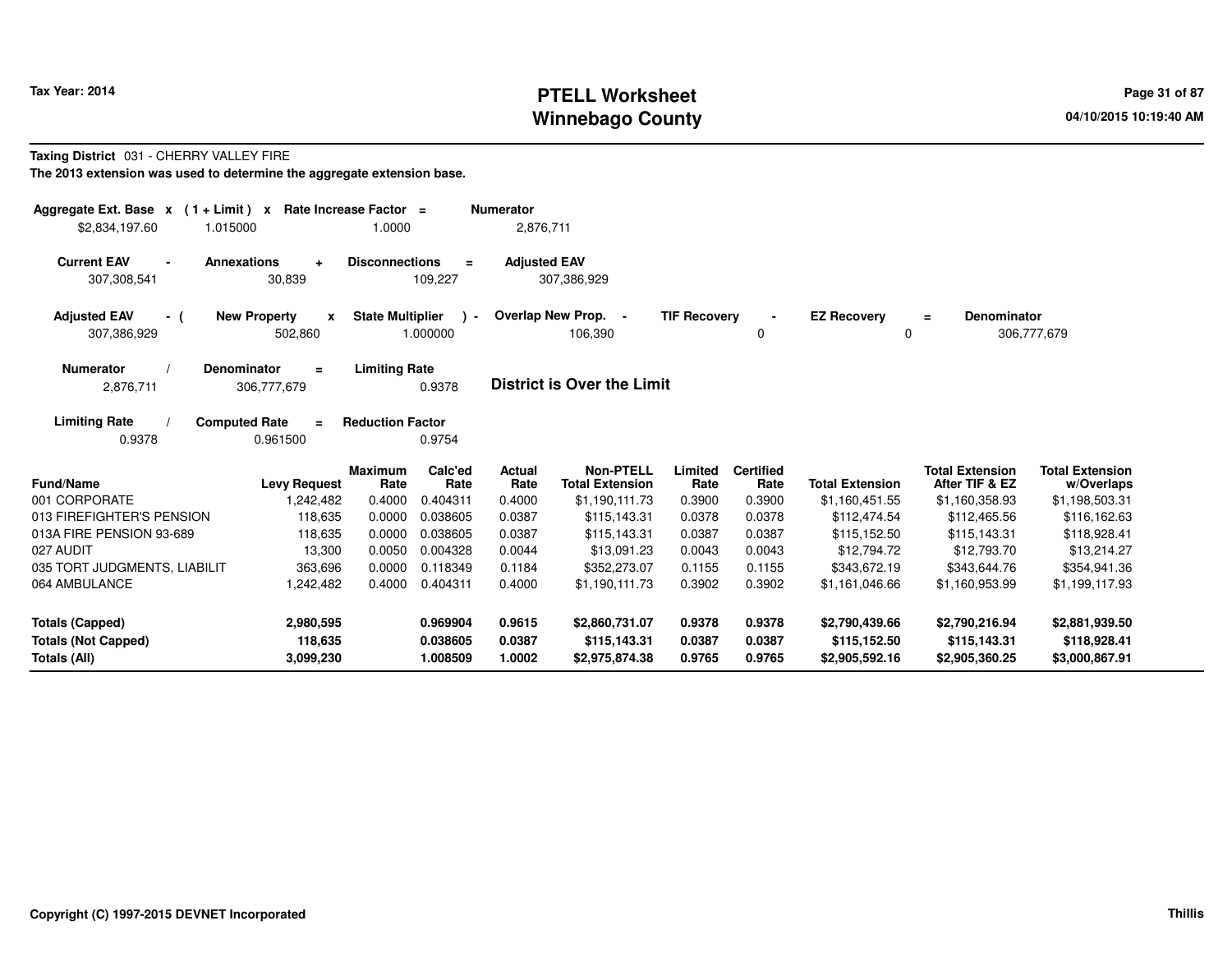**Tax Year: 2014**

# PTELL Worksheet
# Winnebago County

**Taxing District** 031 - CHERRY VALLEY FIRE

**The 2013 extension was used to determine the aggregate extension base.**

| Aggregate Ext. Base x | ( 1 + Limit ) x | Rate Increase Factor = | Numerator |
|---|---|---|---|
| $2,834,197.60 | 1.015000 | 1.0000 | 2,876,711 |

| Current EAV - | Annexations + | Disconnections = | Adjusted EAV |
|---|---|---|---|
| 307,308,541 | 30,839 | 109,227 | 307,386,929 |

| Adjusted EAV - ( | New Property x | State Multiplier ) - | Overlap New Prop. - | TIF Recovery - | EZ Recovery = | Denominator |
|---|---|---|---|---|---|---|
| 307,386,929 | 502,860 | 1.000000 | 106,390 | 0 | 0 | 306,777,679 |

| Numerator / | Denominator = | Limiting Rate |
|---|---|---|
| 2,876,711 | 306,777,679 | 0.9378 |

**District is Over the Limit**

| Limiting Rate / | Computed Rate = | Reduction Factor |
|---|---|---|
| 0.9378 | 0.961500 | 0.9754 |

| Fund/Name | Levy Request | Maximum Rate | Calc'ed Rate | Actual Rate | Non-PTELL Total Extension | Limited Rate | Certified Rate | Total Extension | Total Extension After TIF & EZ | Total Extension w/Overlaps |
|---|---|---|---|---|---|---|---|---|---|---|
| 001 CORPORATE | 1,242,482 | 0.4000 | 0.404311 | 0.4000 | $1,190,111.73 | 0.3900 | 0.3900 | $1,160,451.55 | $1,160,358.93 | $1,198,503.31 |
| 013 FIREFIGHTER'S PENSION | 118,635 | 0.0000 | 0.038605 | 0.0387 | $115,143.31 | 0.0378 | 0.0378 | $112,474.54 | $112,465.56 | $116,162.63 |
| 013A FIRE PENSION 93-689 | 118,635 | 0.0000 | 0.038605 | 0.0387 | $115,143.31 | 0.0387 | 0.0387 | $115,152.50 | $115,143.31 | $118,928.41 |
| 027 AUDIT | 13,300 | 0.0050 | 0.004328 | 0.0044 | $13,091.23 | 0.0043 | 0.0043 | $12,794.72 | $12,793.70 | $13,214.27 |
| 035 TORT JUDGMENTS, LIABILIT | 363,696 | 0.0000 | 0.118349 | 0.1184 | $352,273.07 | 0.1155 | 0.1155 | $343,672.19 | $343,644.76 | $354,941.36 |
| 064 AMBULANCE | 1,242,482 | 0.4000 | 0.404311 | 0.4000 | $1,190,111.73 | 0.3902 | 0.3902 | $1,161,046.66 | $1,160,953.99 | $1,199,117.93 |
| **Totals (Capped)** | **2,980,595** | | **0.969904** | **0.9615** | **$2,860,731.07** | **0.9378** | **0.9378** | **$2,790,439.66** | **$2,790,216.94** | **$2,881,939.50** |
| **Totals (Not Capped)** | **118,635** | | **0.038605** | **0.0387** | **$115,143.31** | **0.0387** | **0.0387** | **$115,152.50** | **$115,143.31** | **$118,928.41** |
| **Totals (All)** | **3,099,230** | | **1.008509** | **1.0002** | **$2,975,874.38** | **0.9765** | **0.9765** | **$2,905,592.16** | **$2,905,360.25** | **$3,000,867.91** |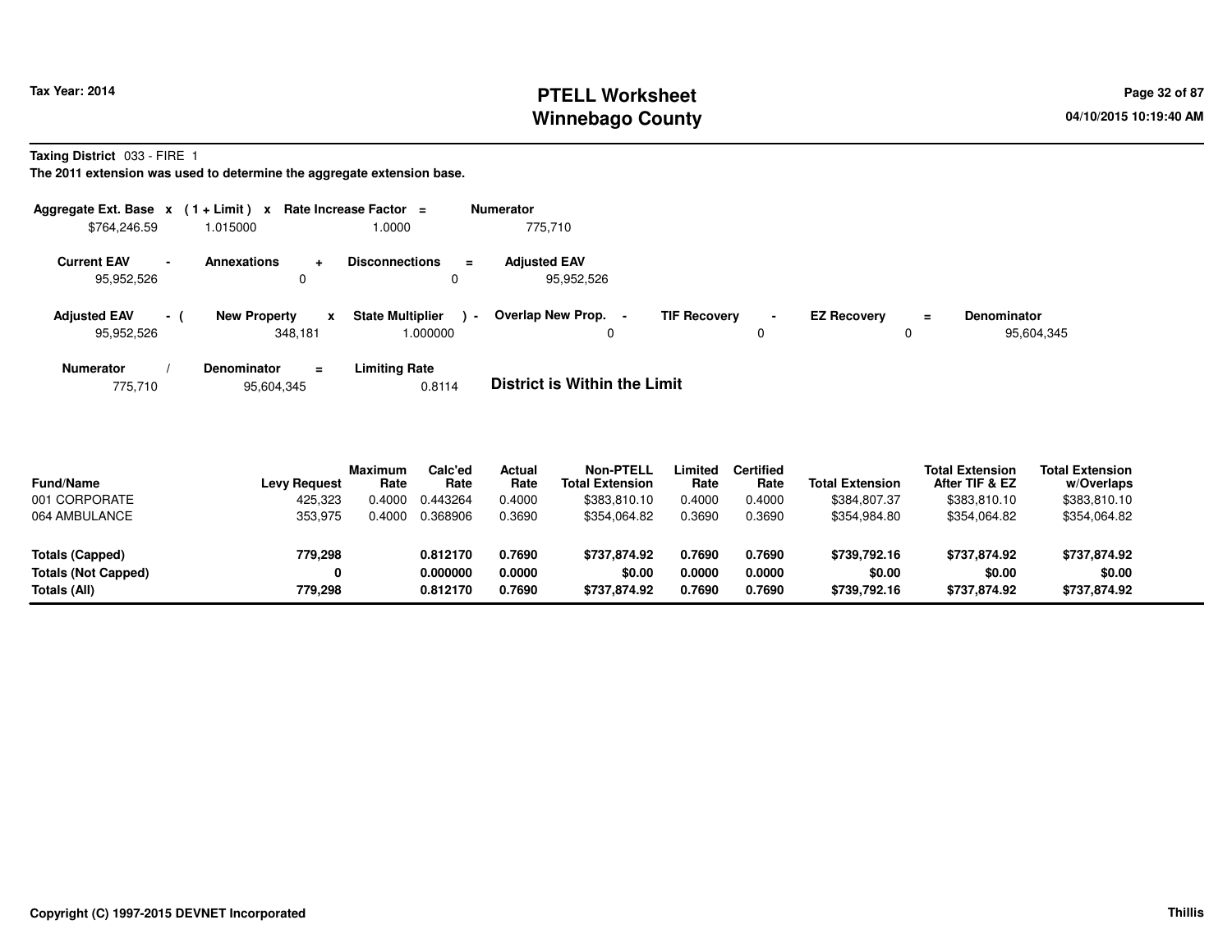Tax Year: 2014

# PTELL Worksheet
# Winnebago County

04/10/2015 10:19:40 AM

**Taxing District** 033 - FIRE 1

**The 2011 extension was used to determine the aggregate extension base.**

| Aggregate Ext. Base | x | (1 + Limit) | x | Rate Increase Factor | = | Numerator |
|---|---|---|---|---|---|---|
| $764,246.59 | | 1.015000 | | 1.0000 | | 775,710 |

| Current EAV | - | Annexations | + | Disconnections | = | Adjusted EAV |
|---|---|---|---|---|---|---|
| 95,952,526 | | 0 | | 0 | | 95,952,526 |

| Adjusted EAV | - ( | New Property | x | State Multiplier | ) - | Overlap New Prop. | - | TIF Recovery | - | EZ Recovery | = | Denominator |
|---|---|---|---|---|---|---|---|---|---|---|---|---|
| 95,952,526 | | 348,181 | | 1.000000 | | 0 | | 0 | | 0 | | 95,604,345 |

| Numerator | / | Denominator | = | Limiting Rate |
|---|---|---|---|---|
| 775,710 | | 95,604,345 | | 0.8114 |

**District is Within the Limit**

| Fund/Name | Levy Request | Maximum Rate | Calc'ed Rate | Actual Rate | Non-PTELL Total Extension | Limited Rate | Certified Rate | Total Extension | Total Extension After TIF & EZ | Total Extension w/Overlaps |
|---|---|---|---|---|---|---|---|---|---|---|
| 001 CORPORATE | 425,323 | 0.4000 | 0.443264 | 0.4000 | $383,810.10 | 0.4000 | 0.4000 | $384,807.37 | $383,810.10 | $383,810.10 |
| 064 AMBULANCE | 353,975 | 0.4000 | 0.368906 | 0.3690 | $354,064.82 | 0.3690 | 0.3690 | $354,984.80 | $354,064.82 | $354,064.82 |
| **Totals (Capped)** | **779,298** | | **0.812170** | **0.7690** | **$737,874.92** | **0.7690** | **0.7690** | **$739,792.16** | **$737,874.92** | **$737,874.92** |
| **Totals (Not Capped)** | **0** | | **0.000000** | **0.0000** | **$0.00** | **0.0000** | **0.0000** | **$0.00** | **$0.00** | **$0.00** |
| **Totals (All)** | **779,298** | | **0.812170** | **0.7690** | **$737,874.92** | **0.7690** | **0.7690** | **$739,792.16** | **$737,874.92** | **$737,874.92** |

Copyright (C) 1997-2015 DEVNET Incorporated

Thillis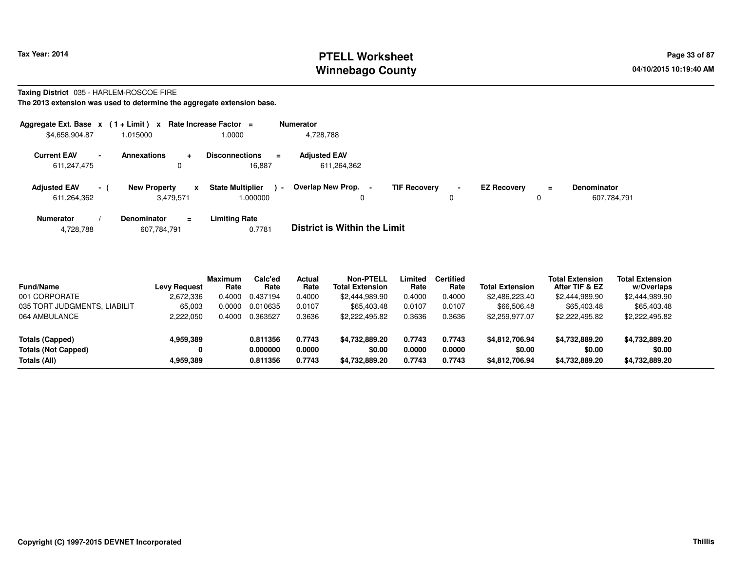Tax Year: 2014

# PTELL Worksheet
# Winnebago County

04/10/2015 10:19:40 AM

**Taxing District** 035 - HARLEM-ROSCOE FIRE

**The 2013 extension was used to determine the aggregate extension base.**

| Aggregate Ext. Base | x | (1 + Limit) | x | Rate Increase Factor | = | Numerator |
|---|---|---|---|---|---|---|
| $4,658,904.87 | | 1.015000 | | 1.0000 | | 4,728,788 |

| Current EAV | - | Annexations | + | Disconnections | = | Adjusted EAV |
|---|---|---|---|---|---|---|
| 611,247,475 | | 0 | | 16,887 | | 611,264,362 |

| Adjusted EAV | - ( | New Property | x | State Multiplier | ) - | Overlap New Prop. | - | TIF Recovery | - | EZ Recovery | = | Denominator |
|---|---|---|---|---|---|---|---|---|---|---|---|---|
| 611,264,362 | | 3,479,571 | | 1.000000 | | 0 | | 0 | | 0 | | 607,784,791 |

| Numerator | / | Denominator | = | Limiting Rate |
|---|---|---|---|---|
| 4,728,788 | | 607,784,791 | | 0.7781 |

**District is Within the Limit**

| Fund/Name | Levy Request | Maximum Rate | Calc'ed Rate | Actual Rate | Non-PTELL Total Extension | Limited Rate | Certified Rate | Total Extension | Total Extension After TIF & EZ | Total Extension w/Overlaps |
|---|---|---|---|---|---|---|---|---|---|---|
| 001 CORPORATE | 2,672,336 | 0.4000 | 0.437194 | 0.4000 | $2,444,989.90 | 0.4000 | 0.4000 | $2,486,223.40 | $2,444,989.90 | $2,444,989.90 |
| 035 TORT JUDGMENTS, LIABILIT | 65,003 | 0.0000 | 0.010635 | 0.0107 | $65,403.48 | 0.0107 | 0.0107 | $66,506.48 | $65,403.48 | $65,403.48 |
| 064 AMBULANCE | 2,222,050 | 0.4000 | 0.363527 | 0.3636 | $2,222,495.82 | 0.3636 | 0.3636 | $2,259,977.07 | $2,222,495.82 | $2,222,495.82 |
| **Totals (Capped)** | **4,959,389** | | **0.811356** | **0.7743** | **$4,732,889.20** | **0.7743** | **0.7743** | **$4,812,706.94** | **$4,732,889.20** | **$4,732,889.20** |
| **Totals (Not Capped)** | **0** | | **0.000000** | **0.0000** | **$0.00** | **0.0000** | **0.0000** | **$0.00** | **$0.00** | **$0.00** |
| **Totals (All)** | **4,959,389** | | **0.811356** | **0.7743** | **$4,732,889.20** | **0.7743** | **0.7743** | **$4,812,706.94** | **$4,732,889.20** | **$4,732,889.20** |

Copyright (C) 1997-2015 DEVNET Incorporated

Thillis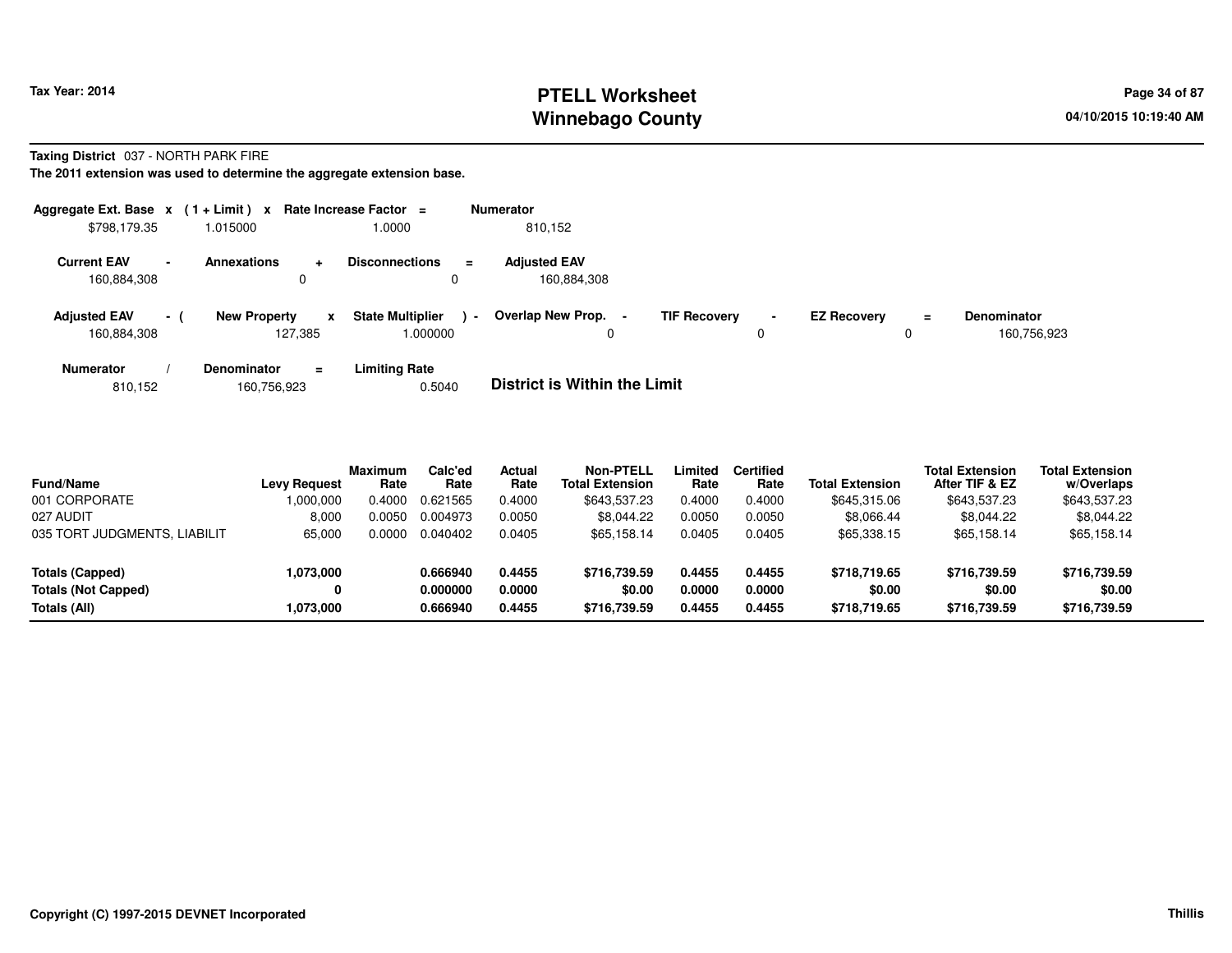Tax Year: 2014

# PTELL Worksheet
# Winnebago County

04/10/2015 10:19:40 AM

**Taxing District** 037 - NORTH PARK FIRE

**The 2011 extension was used to determine the aggregate extension base.**

| Aggregate Ext. Base | x | (1 + Limit) | x | Rate Increase Factor | = | Numerator |
|---|---|---|---|---|---|---|
| $798,179.35 | | 1.015000 | | 1.0000 | | 810,152 |

| Current EAV | - | Annexations | + | Disconnections | = | Adjusted EAV |
|---|---|---|---|---|---|---|
| 160,884,308 | | 0 | | 0 | | 160,884,308 |

| Adjusted EAV | - ( | New Property | x | State Multiplier | ) - | Overlap New Prop. | - | TIF Recovery | - | EZ Recovery | = | Denominator |
|---|---|---|---|---|---|---|---|---|---|---|---|---|
| 160,884,308 | | 127,385 | | 1.000000 | | 0 | | 0 | | 0 | | 160,756,923 |

| Numerator | / | Denominator | = | Limiting Rate |
|---|---|---|---|---|
| 810,152 | | 160,756,923 | | 0.5040 |

**District is Within the Limit**

| Fund/Name | Levy Request | Maximum Rate | Calc'ed Rate | Actual Rate | Non-PTELL Total Extension | Limited Rate | Certified Rate | Total Extension | Total Extension After TIF & EZ | Total Extension w/Overlaps |
|---|---|---|---|---|---|---|---|---|---|---|
| 001 CORPORATE | 1,000,000 | 0.4000 | 0.621565 | 0.4000 | $643,537.23 | 0.4000 | 0.4000 | $645,315.06 | $643,537.23 | $643,537.23 |
| 027 AUDIT | 8,000 | 0.0050 | 0.004973 | 0.0050 | $8,044.22 | 0.0050 | 0.0050 | $8,066.44 | $8,044.22 | $8,044.22 |
| 035 TORT JUDGMENTS, LIABILIT | 65,000 | 0.0000 | 0.040402 | 0.0405 | $65,158.14 | 0.0405 | 0.0405 | $65,338.15 | $65,158.14 | $65,158.14 |
| **Totals (Capped)** | **1,073,000** | | **0.666940** | **0.4455** | **$716,739.59** | **0.4455** | **0.4455** | **$718,719.65** | **$716,739.59** | **$716,739.59** |
| **Totals (Not Capped)** | **0** | | **0.000000** | **0.0000** | **$0.00** | **0.0000** | **0.0000** | **$0.00** | **$0.00** | **$0.00** |
| **Totals (All)** | **1,073,000** | | **0.666940** | **0.4455** | **$716,739.59** | **0.4455** | **0.4455** | **$718,719.65** | **$716,739.59** | **$716,739.59** |

**Copyright (C) 1997-2015 DEVNET Incorporated** **Thillis**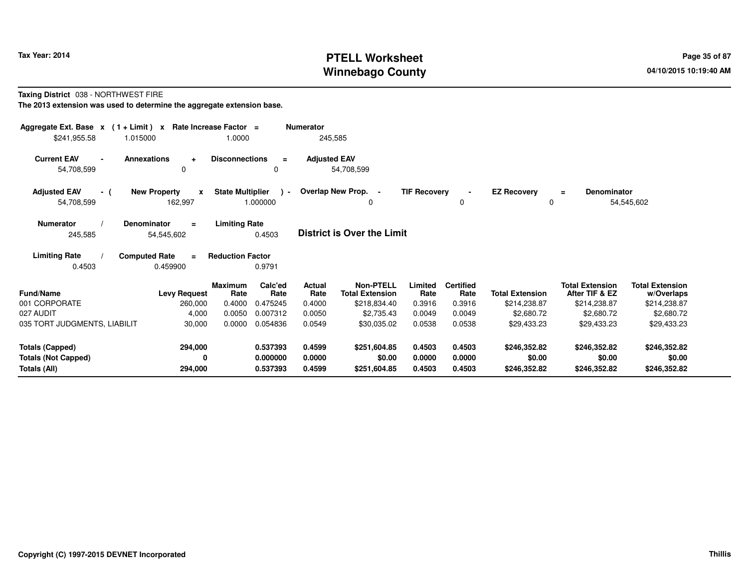**Taxing District** 038 - NORTHWEST FIRE

**The 2013 extension was used to determine the aggregate extension base.**

| Aggregate Ext. Base | x | (1 + Limit) | x | Rate Increase Factor | = | Numerator |
|---|---|---|---|---|---|---|
| $241,955.58 | | 1.015000 | | 1.0000 | | 245,585 |

| Current EAV | - | Annexations | + | Disconnections | = | Adjusted EAV |
|---|---|---|---|---|---|---|
| 54,708,599 | | 0 | | 0 | | 54,708,599 |

| Adjusted EAV | - ( | New Property | x | State Multiplier | ) - | Overlap New Prop. | - | TIF Recovery | - | EZ Recovery | = | Denominator |
|---|---|---|---|---|---|---|---|---|---|---|---|---|
| 54,708,599 | | 162,997 | | 1.000000 | | 0 | | 0 | | 0 | | 54,545,602 |

| Numerator | / | Denominator | = | Limiting Rate |
|---|---|---|---|---|
| 245,585 | | 54,545,602 | | 0.4503 |

**District is Over the Limit**

| Limiting Rate | / | Computed Rate | = | Reduction Factor |
|---|---|---|---|---|
| 0.4503 | | 0.459900 | | 0.9791 |

| Fund/Name | Levy Request | Maximum Rate | Calc'ed Rate | Actual Rate | Non-PTELL Total Extension | Limited Rate | Certified Rate | Total Extension | Total Extension After TIF & EZ | Total Extension w/Overlaps |
|---|---|---|---|---|---|---|---|---|---|---|
| 001 CORPORATE | 260,000 | 0.4000 | 0.475245 | 0.4000 | $218,834.40 | 0.3916 | 0.3916 | $214,238.87 | $214,238.87 | $214,238.87 |
| 027 AUDIT | 4,000 | 0.0050 | 0.007312 | 0.0050 | $2,735.43 | 0.0049 | 0.0049 | $2,680.72 | $2,680.72 | $2,680.72 |
| 035 TORT JUDGMENTS, LIABILIT | 30,000 | 0.0000 | 0.054836 | 0.0549 | $30,035.02 | 0.0538 | 0.0538 | $29,433.23 | $29,433.23 | $29,433.23 |
| **Totals (Capped)** | **294,000** | | **0.537393** | **0.4599** | **$251,604.85** | **0.4503** | **0.4503** | **$246,352.82** | **$246,352.82** | **$246,352.82** |
| **Totals (Not Capped)** | **0** | | **0.000000** | **0.0000** | **$0.00** | **0.0000** | **0.0000** | **$0.00** | **$0.00** | **$0.00** |
| **Totals (All)** | **294,000** | | **0.537393** | **0.4599** | **$251,604.85** | **0.4503** | **0.4503** | **$246,352.82** | **$246,352.82** | **$246,352.82** |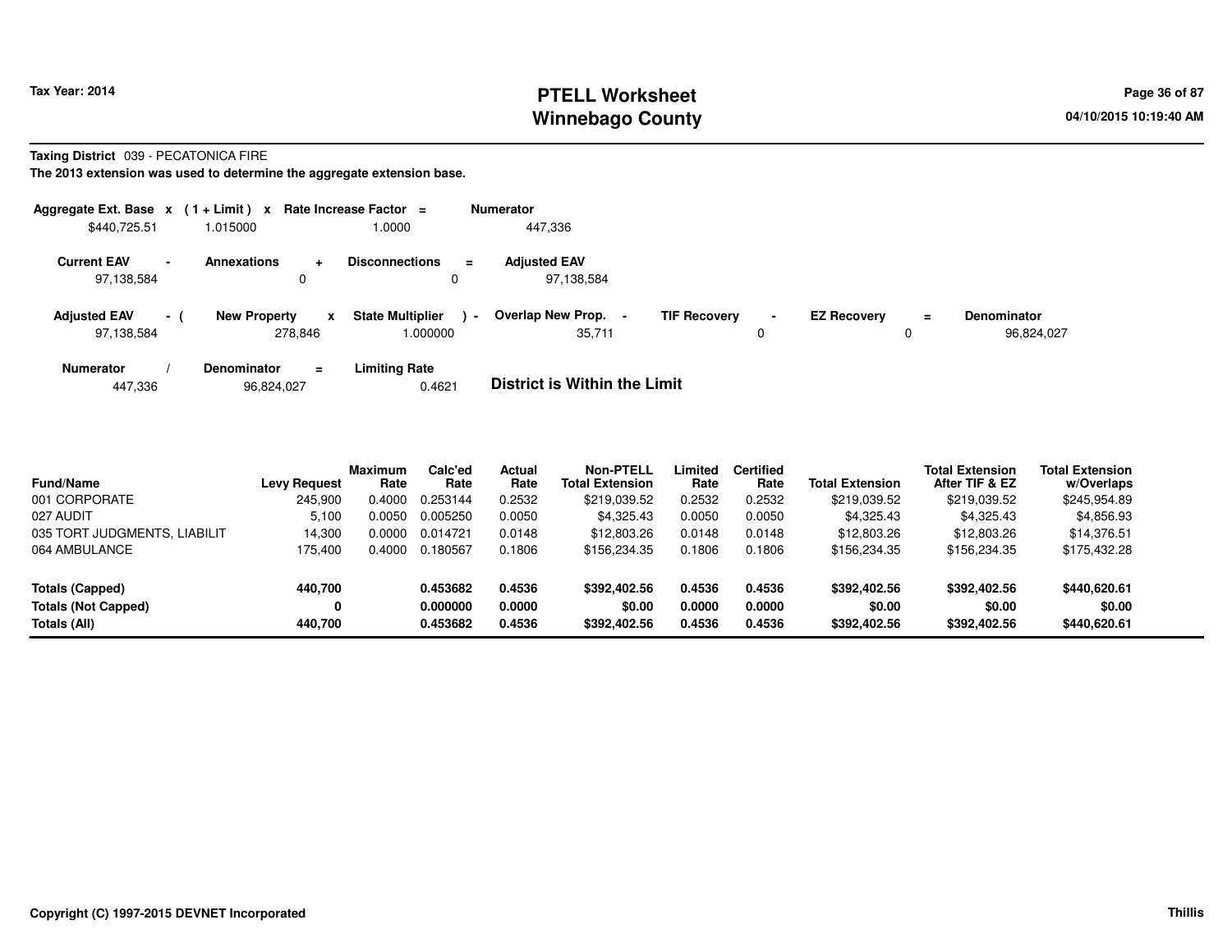# PTELL Worksheet
# Winnebago County

**Tax Year: 2014**

04/10/2015 10:19:40 AM

**Taxing District** 039 - PECATONICA FIRE

**The 2013 extension was used to determine the aggregate extension base.**

| Aggregate Ext. Base | x | (1 + Limit) | x | Rate Increase Factor | = | Numerator |
|---|---|---|---|---|---|---|
| $440,725.51 | | 1.015000 | | 1.0000 | | 447,336 |

| Current EAV | - | Annexations | + | Disconnections | = | Adjusted EAV |
|---|---|---|---|---|---|---|
| 97,138,584 | | 0 | | 0 | | 97,138,584 |

| Adjusted EAV | - ( | New Property | x | State Multiplier | ) - | Overlap New Prop. | - | TIF Recovery | - | EZ Recovery | = | Denominator |
|---|---|---|---|---|---|---|---|---|---|---|---|---|
| 97,138,584 | | 278,846 | | 1.000000 | | 35,711 | | 0 | | 0 | | 96,824,027 |

| Numerator | / | Denominator | = | Limiting Rate |
|---|---|---|---|---|
| 447,336 | | 96,824,027 | | 0.4621 |

**District is Within the Limit**

| Fund/Name | Levy Request | Maximum Rate | Calc'ed Rate | Actual Rate | Non-PTELL Total Extension | Limited Rate | Certified Rate | Total Extension | Total Extension After TIF & EZ | Total Extension w/Overlaps |
|---|---|---|---|---|---|---|---|---|---|---|
| 001 CORPORATE | 245,900 | 0.4000 | 0.253144 | 0.2532 | $219,039.52 | 0.2532 | 0.2532 | $219,039.52 | $219,039.52 | $245,954.89 |
| 027 AUDIT | 5,100 | 0.0050 | 0.005250 | 0.0050 | $4,325.43 | 0.0050 | 0.0050 | $4,325.43 | $4,325.43 | $4,856.93 |
| 035 TORT JUDGMENTS, LIABILIT | 14,300 | 0.0000 | 0.014721 | 0.0148 | $12,803.26 | 0.0148 | 0.0148 | $12,803.26 | $12,803.26 | $14,376.51 |
| 064 AMBULANCE | 175,400 | 0.4000 | 0.180567 | 0.1806 | $156,234.35 | 0.1806 | 0.1806 | $156,234.35 | $156,234.35 | $175,432.28 |
| **Totals (Capped)** | **440,700** | | **0.453682** | **0.4536** | **$392,402.56** | **0.4536** | **0.4536** | **$392,402.56** | **$392,402.56** | **$440,620.61** |
| **Totals (Not Capped)** | **0** | | **0.000000** | **0.0000** | **$0.00** | **0.0000** | **0.0000** | **$0.00** | **$0.00** | **$0.00** |
| **Totals (All)** | **440,700** | | **0.453682** | **0.4536** | **$392,402.56** | **0.4536** | **0.4536** | **$392,402.56** | **$392,402.56** | **$440,620.61** |

**Copyright (C) 1997-2015 DEVNET Incorporated** Thillis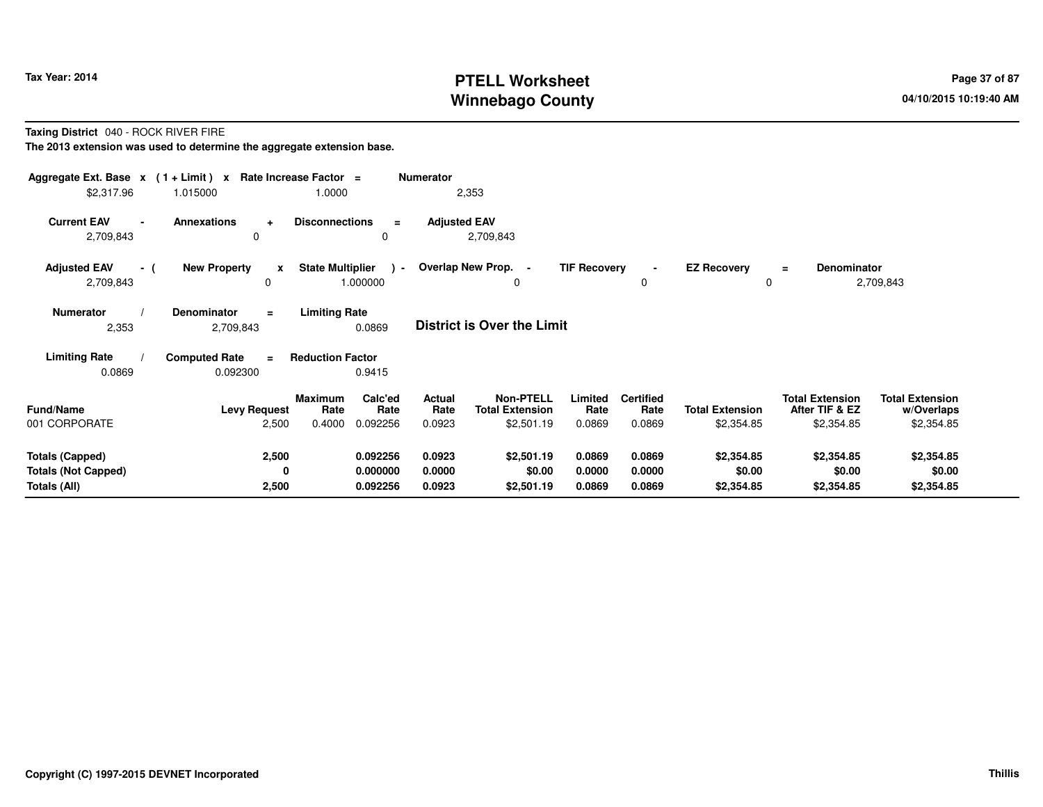Tax Year: 2014

# PTELL Worksheet
# Winnebago County

04/10/2015 10:19:40 AM

**Taxing District** 040 - ROCK RIVER FIRE

**The 2013 extension was used to determine the aggregate extension base.**

| Aggregate Ext. Base | x | (1 + Limit) | x | Rate Increase Factor | = | Numerator |
|---|---|---|---|---|---|---|
| $2,317.96 | | 1.015000 | | 1.0000 | | 2,353 |

| Current EAV | - | Annexations | + | Disconnections | = | Adjusted EAV |
|---|---|---|---|---|---|---|
| 2,709,843 | | 0 | | 0 | | 2,709,843 |

| Adjusted EAV | - ( | New Property | x | State Multiplier | ) - | Overlap New Prop. | - | TIF Recovery | - | EZ Recovery | = | Denominator |
|---|---|---|---|---|---|---|---|---|---|---|---|---|
| 2,709,843 | | 0 | | 1.000000 | | 0 | | 0 | | 0 | | 2,709,843 |

| Numerator | / | Denominator | = | Limiting Rate |
|---|---|---|---|---|
| 2,353 | | 2,709,843 | | 0.0869 |

**District is Over the Limit**

| Limiting Rate | / | Computed Rate | = | Reduction Factor |
|---|---|---|---|---|
| 0.0869 | | 0.092300 | | 0.9415 |

| Fund/Name | Levy Request | Maximum Rate | Calc'ed Rate | Actual Rate | Non-PTELL Total Extension | Limited Rate | Certified Rate | Total Extension | Total Extension After TIF & EZ | Total Extension w/Overlaps |
|---|---|---|---|---|---|---|---|---|---|---|
| 001 CORPORATE | 2,500 | 0.4000 | 0.092256 | 0.0923 | $2,501.19 | 0.0869 | 0.0869 | $2,354.85 | $2,354.85 | $2,354.85 |
| **Totals (Capped)** | **2,500** | | **0.092256** | **0.0923** | **$2,501.19** | **0.0869** | **0.0869** | **$2,354.85** | **$2,354.85** | **$2,354.85** |
| **Totals (Not Capped)** | **0** | | **0.000000** | **0.0000** | **$0.00** | **0.0000** | **0.0000** | **$0.00** | **$0.00** | **$0.00** |
| **Totals (All)** | **2,500** | | **0.092256** | **0.0923** | **$2,501.19** | **0.0869** | **0.0869** | **$2,354.85** | **$2,354.85** | **$2,354.85** |

Copyright (C) 1997-2015 DEVNET Incorporated

Thillis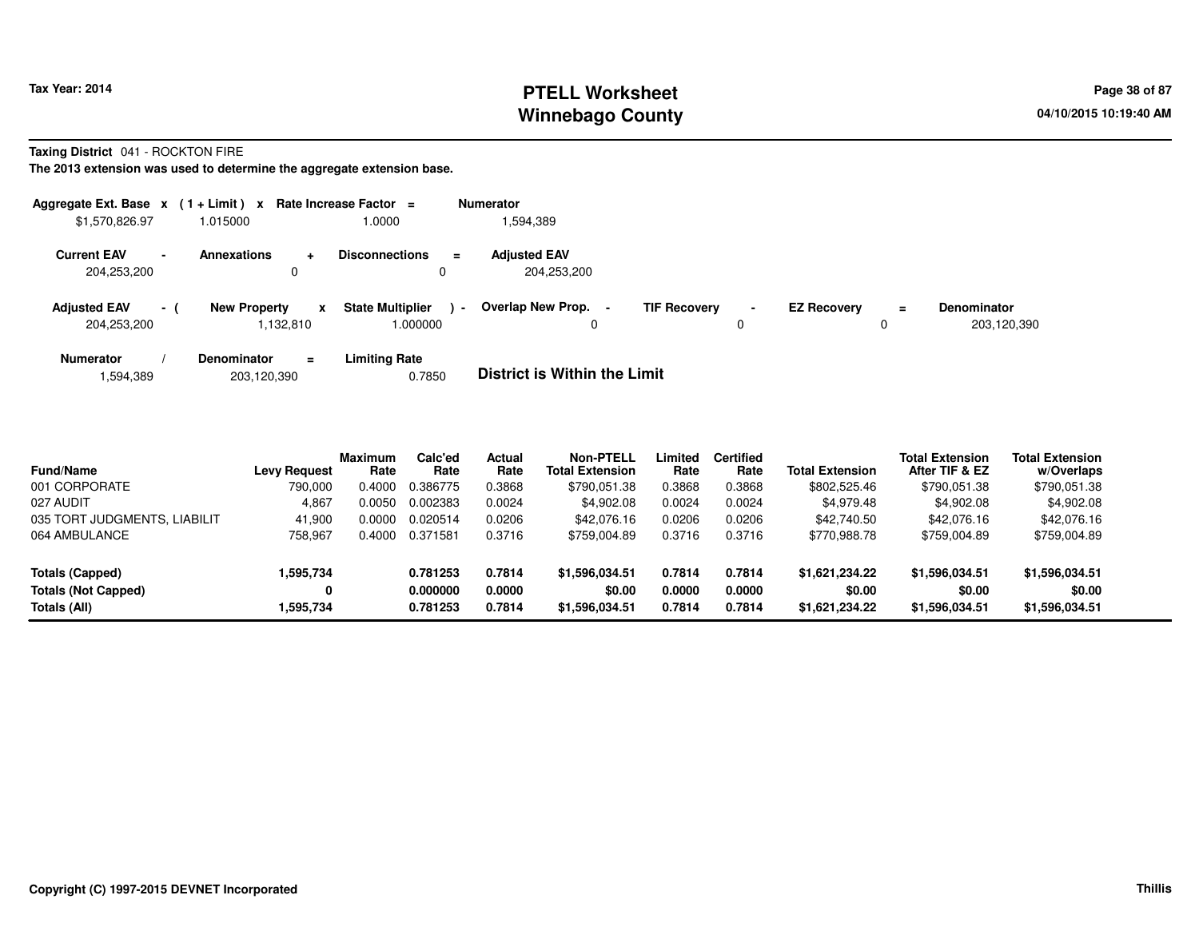# PTELL Worksheet
# Winnebago County

Tax Year: 2014

04/10/2015 10:19:40 AM

**Taxing District** 041 - ROCKTON FIRE

**The 2013 extension was used to determine the aggregate extension base.**

| Aggregate Ext. Base | x | (1 + Limit) | x | Rate Increase Factor | = | Numerator |
|---|---|---|---|---|---|---|
| $1,570,826.97 | | 1.015000 | | 1.0000 | | 1,594,389 |

| Current EAV | - | Annexations | + | Disconnections | = | Adjusted EAV |
|---|---|---|---|---|---|---|
| 204,253,200 | | 0 | | 0 | | 204,253,200 |

| Adjusted EAV | - ( | New Property | x | State Multiplier | ) - | Overlap New Prop. | - | TIF Recovery | - | EZ Recovery | = | Denominator |
|---|---|---|---|---|---|---|---|---|---|---|---|---|
| 204,253,200 | | 1,132,810 | | 1.000000 | | 0 | | 0 | | 0 | | 203,120,390 |

| Numerator | / | Denominator | = | Limiting Rate |
|---|---|---|---|---|
| 1,594,389 | | 203,120,390 | | 0.7850 |

**District is Within the Limit**

| Fund/Name | Levy Request | Maximum Rate | Calc'ed Rate | Actual Rate | Non-PTELL Total Extension | Limited Rate | Certified Rate | Total Extension | Total Extension After TIF & EZ | Total Extension w/Overlaps |
|---|---|---|---|---|---|---|---|---|---|---|
| 001 CORPORATE | 790,000 | 0.4000 | 0.386775 | 0.3868 | $790,051.38 | 0.3868 | 0.3868 | $802,525.46 | $790,051.38 | $790,051.38 |
| 027 AUDIT | 4,867 | 0.0050 | 0.002383 | 0.0024 | $4,902.08 | 0.0024 | 0.0024 | $4,979.48 | $4,902.08 | $4,902.08 |
| 035 TORT JUDGMENTS, LIABILIT | 41,900 | 0.0000 | 0.020514 | 0.0206 | $42,076.16 | 0.0206 | 0.0206 | $42,740.50 | $42,076.16 | $42,076.16 |
| 064 AMBULANCE | 758,967 | 0.4000 | 0.371581 | 0.3716 | $759,004.89 | 0.3716 | 0.3716 | $770,988.78 | $759,004.89 | $759,004.89 |
| **Totals (Capped)** | **1,595,734** | | **0.781253** | **0.7814** | **$1,596,034.51** | **0.7814** | **0.7814** | **$1,621,234.22** | **$1,596,034.51** | **$1,596,034.51** |
| **Totals (Not Capped)** | **0** | | **0.000000** | **0.0000** | **$0.00** | **0.0000** | **0.0000** | **$0.00** | **$0.00** | **$0.00** |
| **Totals (All)** | **1,595,734** | | **0.781253** | **0.7814** | **$1,596,034.51** | **0.7814** | **0.7814** | **$1,621,234.22** | **$1,596,034.51** | **$1,596,034.51** |

Copyright (C) 1997-2015 DEVNET Incorporated

Thillis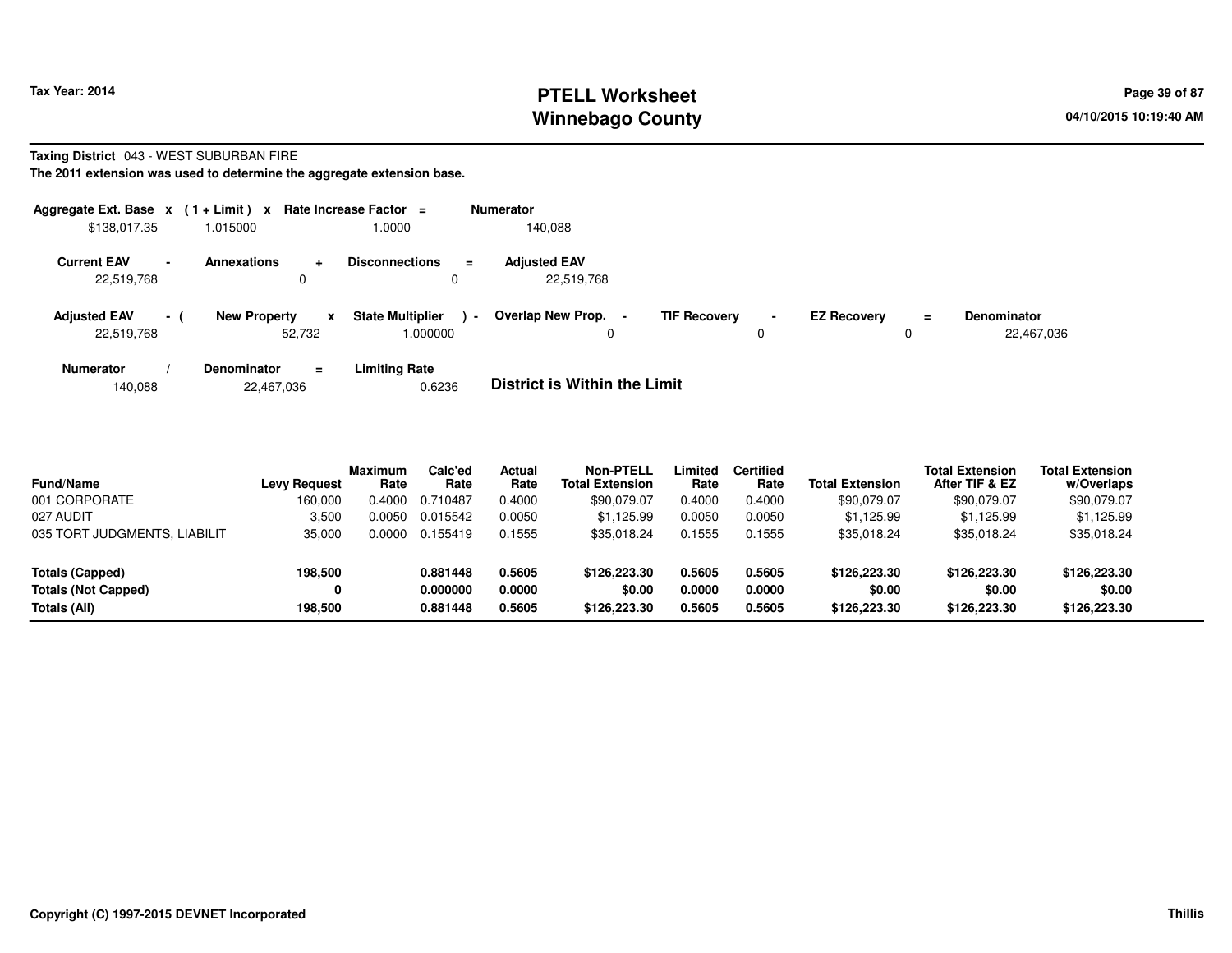Tax Year: 2014

# PTELL Worksheet
# Winnebago County

04/10/2015 10:19:40 AM

**Taxing District** 043 - WEST SUBURBAN FIRE

**The 2011 extension was used to determine the aggregate extension base.**

| Aggregate Ext. Base x | (1 + Limit) x | Rate Increase Factor = | Numerator |
|---|---|---|---|
| $138,017.35 | 1.015000 | 1.0000 | 140,088 |

| Current EAV - | Annexations + | Disconnections = | Adjusted EAV |
|---|---|---|---|
| 22,519,768 | 0 | 0 | 22,519,768 |

| Adjusted EAV - ( | New Property x | State Multiplier ) - | Overlap New Prop. - | TIF Recovery - | EZ Recovery = | Denominator |
|---|---|---|---|---|---|---|
| 22,519,768 | 52,732 | 1.000000 | 0 | 0 | 0 | 22,467,036 |

| Numerator / | Denominator = | Limiting Rate |
|---|---|---|
| 140,088 | 22,467,036 | 0.6236 |

**District is Within the Limit**

| Fund/Name | Levy Request | Maximum Rate | Calc'ed Rate | Actual Rate | Non-PTELL Total Extension | Limited Rate | Certified Rate | Total Extension | Total Extension After TIF & EZ | Total Extension w/Overlaps |
|---|---|---|---|---|---|---|---|---|---|---|
| 001 CORPORATE | 160,000 | 0.4000 | 0.710487 | 0.4000 | $90,079.07 | 0.4000 | 0.4000 | $90,079.07 | $90,079.07 | $90,079.07 |
| 027 AUDIT | 3,500 | 0.0050 | 0.015542 | 0.0050 | $1,125.99 | 0.0050 | 0.0050 | $1,125.99 | $1,125.99 | $1,125.99 |
| 035 TORT JUDGMENTS, LIABILIT | 35,000 | 0.0000 | 0.155419 | 0.1555 | $35,018.24 | 0.1555 | 0.1555 | $35,018.24 | $35,018.24 | $35,018.24 |
| **Totals (Capped)** | **198,500** | | **0.881448** | **0.5605** | **$126,223.30** | **0.5605** | **0.5605** | **$126,223.30** | **$126,223.30** | **$126,223.30** |
| **Totals (Not Capped)** | **0** | | **0.000000** | **0.0000** | **$0.00** | **0.0000** | **0.0000** | **$0.00** | **$0.00** | **$0.00** |
| **Totals (All)** | **198,500** | | **0.881448** | **0.5605** | **$126,223.30** | **0.5605** | **0.5605** | **$126,223.30** | **$126,223.30** | **$126,223.30** |

Copyright (C) 1997-2015 DEVNET Incorporated

Thillis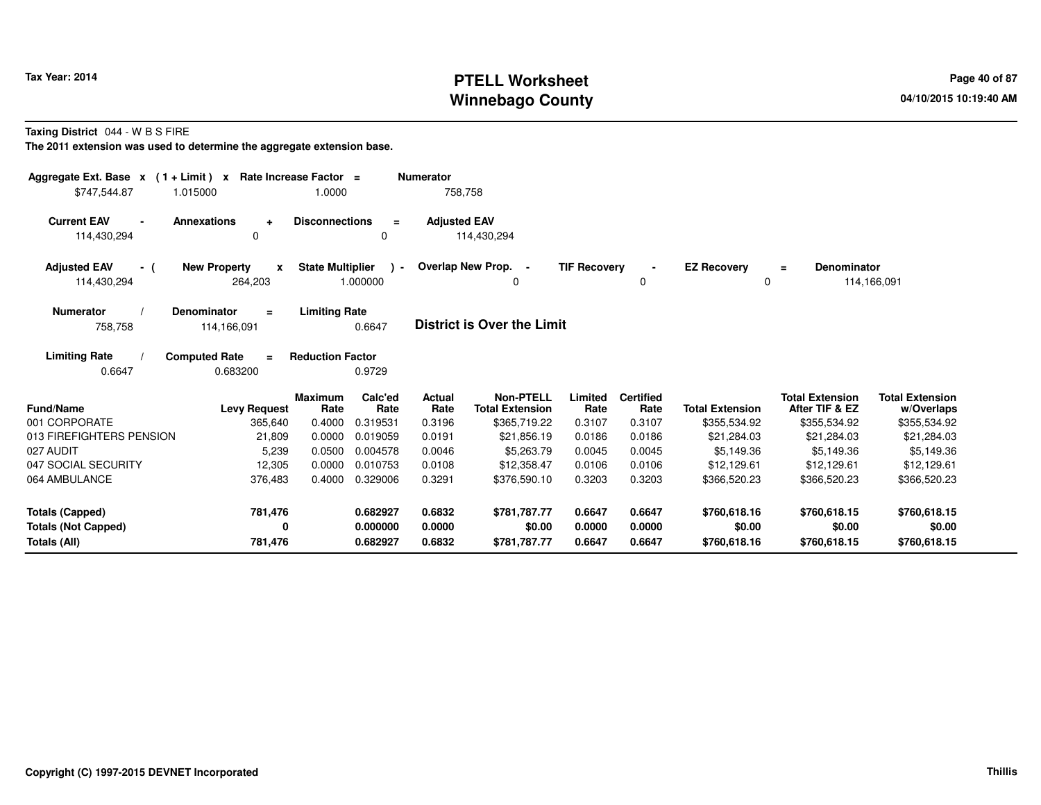Tax Year: 2014

# PTELL Worksheet
# Winnebago County

04/10/2015 10:19:40 AM

**Taxing District** 044 - W B S FIRE

**The 2011 extension was used to determine the aggregate extension base.**

| Aggregate Ext. Base | x | (1 + Limit) | x | Rate Increase Factor | = | Numerator |
|---|---|---|---|---|---|---|
| $747,544.87 | | 1.015000 | | 1.0000 | | 758,758 |

| Current EAV | - | Annexations | + | Disconnections | = | Adjusted EAV |
|---|---|---|---|---|---|---|
| 114,430,294 | | 0 | | 0 | | 114,430,294 |

| Adjusted EAV | - ( | New Property | x | State Multiplier | ) - | Overlap New Prop. | - | TIF Recovery | - | EZ Recovery | = | Denominator |
|---|---|---|---|---|---|---|---|---|---|---|---|---|
| 114,430,294 | | 264,203 | | 1.000000 | | 0 | | 0 | | 0 | | 114,166,091 |

| Numerator | / | Denominator | = | Limiting Rate |
|---|---|---|---|---|
| 758,758 | | 114,166,091 | | 0.6647 |

**District is Over the Limit**

| Limiting Rate | / | Computed Rate | = | Reduction Factor |
|---|---|---|---|---|
| 0.6647 | | 0.683200 | | 0.9729 |

| Fund/Name | Levy Request | Maximum Rate | Calc'ed Rate | Actual Rate | Non-PTELL Total Extension | Limited Rate | Certified Rate | Total Extension | Total Extension After TIF & EZ | Total Extension w/Overlaps |
|---|---|---|---|---|---|---|---|---|---|---|
| 001 CORPORATE | 365,640 | 0.4000 | 0.319531 | 0.3196 | $365,719.22 | 0.3107 | 0.3107 | $355,534.92 | $355,534.92 | $355,534.92 |
| 013 FIREFIGHTERS PENSION | 21,809 | 0.0000 | 0.019059 | 0.0191 | $21,856.19 | 0.0186 | 0.0186 | $21,284.03 | $21,284.03 | $21,284.03 |
| 027 AUDIT | 5,239 | 0.0500 | 0.004578 | 0.0046 | $5,263.79 | 0.0045 | 0.0045 | $5,149.36 | $5,149.36 | $5,149.36 |
| 047 SOCIAL SECURITY | 12,305 | 0.0000 | 0.010753 | 0.0108 | $12,358.47 | 0.0106 | 0.0106 | $12,129.61 | $12,129.61 | $12,129.61 |
| 064 AMBULANCE | 376,483 | 0.4000 | 0.329006 | 0.3291 | $376,590.10 | 0.3203 | 0.3203 | $366,520.23 | $366,520.23 | $366,520.23 |
| **Totals (Capped)** | **781,476** | | **0.682927** | **0.6832** | **$781,787.77** | **0.6647** | **0.6647** | **$760,618.16** | **$760,618.15** | **$760,618.15** |
| **Totals (Not Capped)** | **0** | | **0.000000** | **0.0000** | **$0.00** | **0.0000** | **0.0000** | **$0.00** | **$0.00** | **$0.00** |
| **Totals (All)** | **781,476** | | **0.682927** | **0.6832** | **$781,787.77** | **0.6647** | **0.6647** | **$760,618.16** | **$760,618.15** | **$760,618.15** |

Copyright (C) 1997-2015 DEVNET Incorporated

Thillis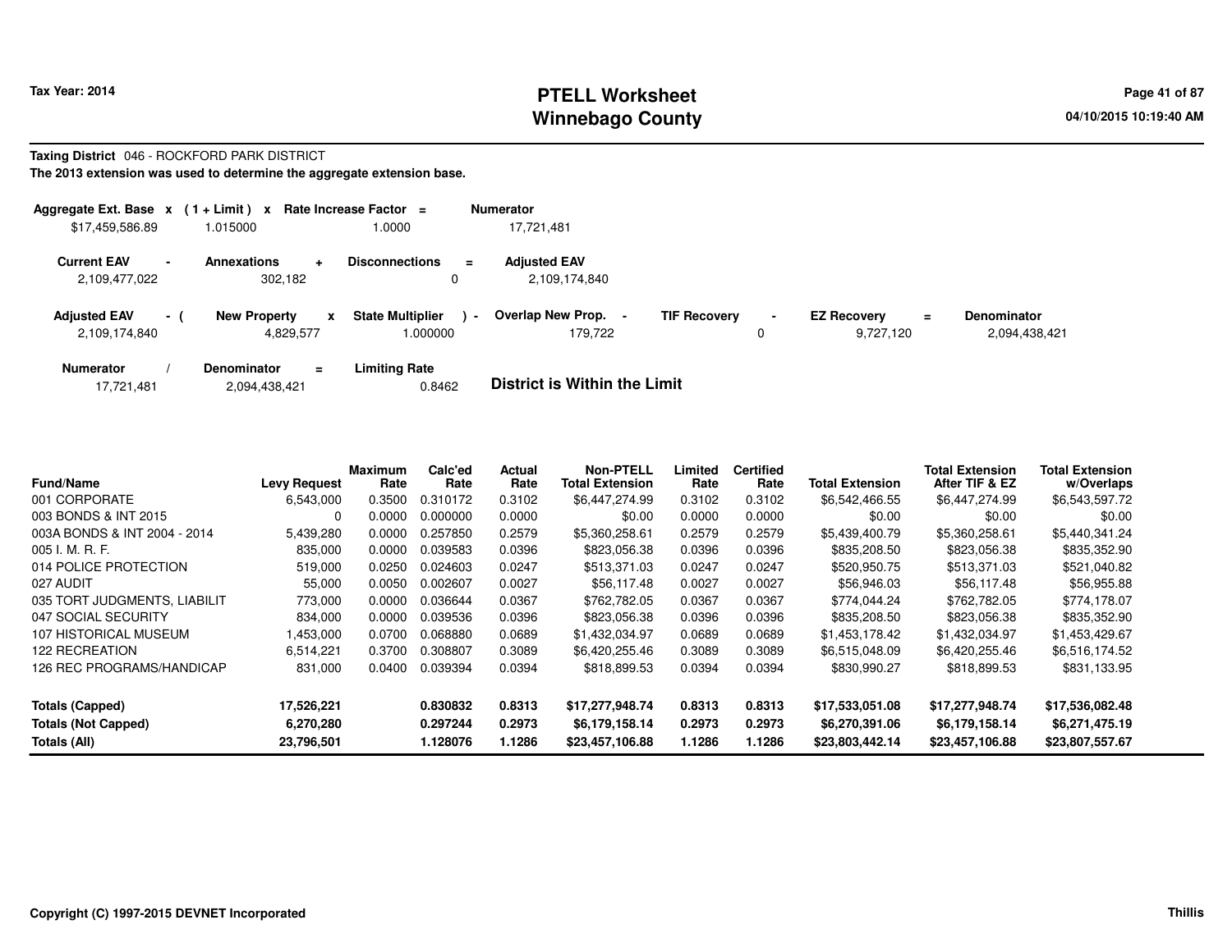# PTELL Worksheet
# Winnebago County

Tax Year: 2014

04/10/2015 10:19:40 AM

**Taxing District** 046 - ROCKFORD PARK DISTRICT

**The 2013 extension was used to determine the aggregate extension base.**

| Aggregate Ext. Base | x | (1 + Limit) | x | Rate Increase Factor | = | Numerator |
|---|---|---|---|---|---|---|
| $17,459,586.89 | | 1.015000 | | 1.0000 | | 17,721,481 |

| Current EAV | - | Annexations | + | Disconnections | = | Adjusted EAV |
|---|---|---|---|---|---|---|
| 2,109,477,022 | | 302,182 | | 0 | | 2,109,174,840 |

| Adjusted EAV | - ( | New Property | x | State Multiplier | ) - | Overlap New Prop. | - | TIF Recovery | - | EZ Recovery | = | Denominator |
|---|---|---|---|---|---|---|---|---|---|---|---|---|
| 2,109,174,840 | | 4,829,577 | | 1.000000 | | 179,722 | | 0 | | 9,727,120 | | 2,094,438,421 |

| Numerator | / | Denominator | = | Limiting Rate |
|---|---|---|---|---|
| 17,721,481 | | 2,094,438,421 | | 0.8462 |

**District is Within the Limit**

| Fund/Name | Levy Request | Maximum Rate | Calc'ed Rate | Actual Rate | Non-PTELL Total Extension | Limited Rate | Certified Rate | Total Extension | Total Extension After TIF & EZ | Total Extension w/Overlaps |
|---|---|---|---|---|---|---|---|---|---|---|
| 001 CORPORATE | 6,543,000 | 0.3500 | 0.310172 | 0.3102 | $6,447,274.99 | 0.3102 | 0.3102 | $6,542,466.55 | $6,447,274.99 | $6,543,597.72 |
| 003 BONDS & INT 2015 | 0 | 0.0000 | 0.000000 | 0.0000 | $0.00 | 0.0000 | 0.0000 | $0.00 | $0.00 | $0.00 |
| 003A BONDS & INT 2004 - 2014 | 5,439,280 | 0.0000 | 0.257850 | 0.2579 | $5,360,258.61 | 0.2579 | 0.2579 | $5,439,400.79 | $5,360,258.61 | $5,440,341.24 |
| 005 I. M. R. F. | 835,000 | 0.0000 | 0.039583 | 0.0396 | $823,056.38 | 0.0396 | 0.0396 | $835,208.50 | $823,056.38 | $835,352.90 |
| 014 POLICE PROTECTION | 519,000 | 0.0250 | 0.024603 | 0.0247 | $513,371.03 | 0.0247 | 0.0247 | $520,950.75 | $513,371.03 | $521,040.82 |
| 027 AUDIT | 55,000 | 0.0050 | 0.002607 | 0.0027 | $56,117.48 | 0.0027 | 0.0027 | $56,946.03 | $56,117.48 | $56,955.88 |
| 035 TORT JUDGMENTS, LIABILIT | 773,000 | 0.0000 | 0.036644 | 0.0367 | $762,782.05 | 0.0367 | 0.0367 | $774,044.24 | $762,782.05 | $774,178.07 |
| 047 SOCIAL SECURITY | 834,000 | 0.0000 | 0.039536 | 0.0396 | $823,056.38 | 0.0396 | 0.0396 | $835,208.50 | $823,056.38 | $835,352.90 |
| 107 HISTORICAL MUSEUM | 1,453,000 | 0.0700 | 0.068880 | 0.0689 | $1,432,034.97 | 0.0689 | 0.0689 | $1,453,178.42 | $1,432,034.97 | $1,453,429.67 |
| 122 RECREATION | 6,514,221 | 0.3700 | 0.308807 | 0.3089 | $6,420,255.46 | 0.3089 | 0.3089 | $6,515,048.09 | $6,420,255.46 | $6,516,174.52 |
| 126 REC PROGRAMS/HANDICAP | 831,000 | 0.0400 | 0.039394 | 0.0394 | $818,899.53 | 0.0394 | 0.0394 | $830,990.27 | $818,899.53 | $831,133.95 |
| **Totals (Capped)** | **17,526,221** | | **0.830832** | **0.8313** | **$17,277,948.74** | **0.8313** | **0.8313** | **$17,533,051.08** | **$17,277,948.74** | **$17,536,082.48** |
| **Totals (Not Capped)** | **6,270,280** | | **0.297244** | **0.2973** | **$6,179,158.14** | **0.2973** | **0.2973** | **$6,270,391.06** | **$6,179,158.14** | **$6,271,475.19** |
| **Totals (All)** | **23,796,501** | | **1.128076** | **1.1286** | **$23,457,106.88** | **1.1286** | **1.1286** | **$23,803,442.14** | **$23,457,106.88** | **$23,807,557.67** |

**Copyright (C) 1997-2015 DEVNET Incorporated** Thillis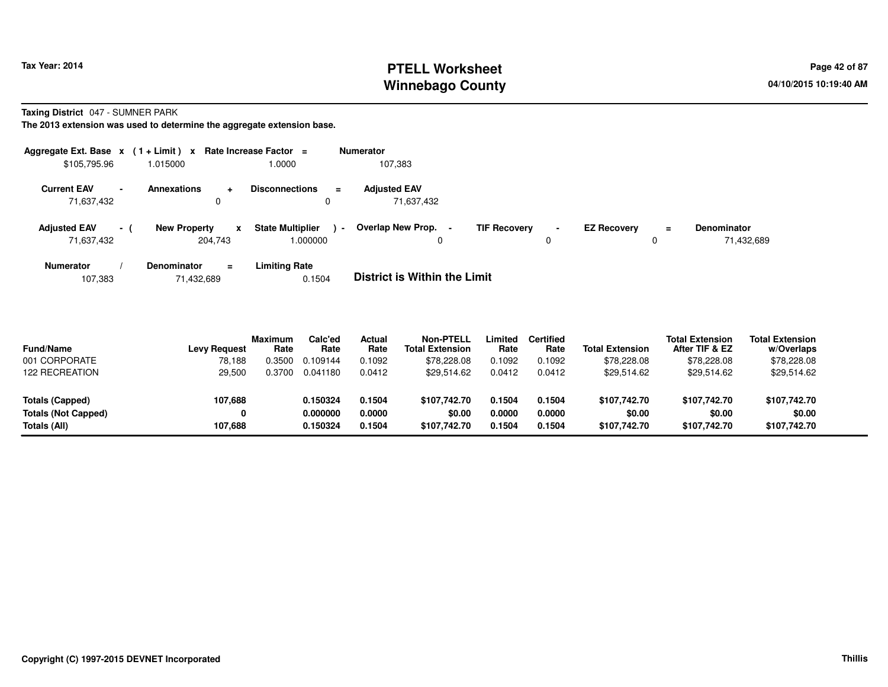# PTELL Worksheet
# Winnebago County

Tax Year: 2014

04/10/2015 10:19:40 AM

**Taxing District** 047 - SUMNER PARK

**The 2013 extension was used to determine the aggregate extension base.**

| Aggregate Ext. Base | x | (1 + Limit) | x | Rate Increase Factor | = | Numerator |
|---|---|---|---|---|---|---|
| $105,795.96 | | 1.015000 | | 1.0000 | | 107,383 |

| Current EAV | - | Annexations | + | Disconnections | = | Adjusted EAV |
|---|---|---|---|---|---|---|
| 71,637,432 | | 0 | | 0 | | 71,637,432 |

| Adjusted EAV | - ( | New Property | x | State Multiplier | ) - | Overlap New Prop. | - | TIF Recovery | - | EZ Recovery | = | Denominator |
|---|---|---|---|---|---|---|---|---|---|---|---|---|
| 71,637,432 | | 204,743 | | 1.000000 | | 0 | | 0 | | 0 | | 71,432,689 |

| Numerator | / | Denominator | = | Limiting Rate |
|---|---|---|---|---|
| 107,383 | | 71,432,689 | | 0.1504 |

**District is Within the Limit**

| Fund/Name | Levy Request | Maximum Rate | Calc'ed Rate | Actual Rate | Non-PTELL Total Extension | Limited Rate | Certified Rate | Total Extension | Total Extension After TIF & EZ | Total Extension w/Overlaps |
|---|---|---|---|---|---|---|---|---|---|---|
| 001 CORPORATE | 78,188 | 0.3500 | 0.109144 | 0.1092 | $78,228.08 | 0.1092 | 0.1092 | $78,228.08 | $78,228.08 | $78,228.08 |
| 122 RECREATION | 29,500 | 0.3700 | 0.041180 | 0.0412 | $29,514.62 | 0.0412 | 0.0412 | $29,514.62 | $29,514.62 | $29,514.62 |
| **Totals (Capped)** | **107,688** | | **0.150324** | **0.1504** | **$107,742.70** | **0.1504** | **0.1504** | **$107,742.70** | **$107,742.70** | **$107,742.70** |
| **Totals (Not Capped)** | **0** | | **0.000000** | **0.0000** | **$0.00** | **0.0000** | **0.0000** | **$0.00** | **$0.00** | **$0.00** |
| **Totals (All)** | **107,688** | | **0.150324** | **0.1504** | **$107,742.70** | **0.1504** | **0.1504** | **$107,742.70** | **$107,742.70** | **$107,742.70** |

Copyright (C) 1997-2015 DEVNET Incorporated

Thillis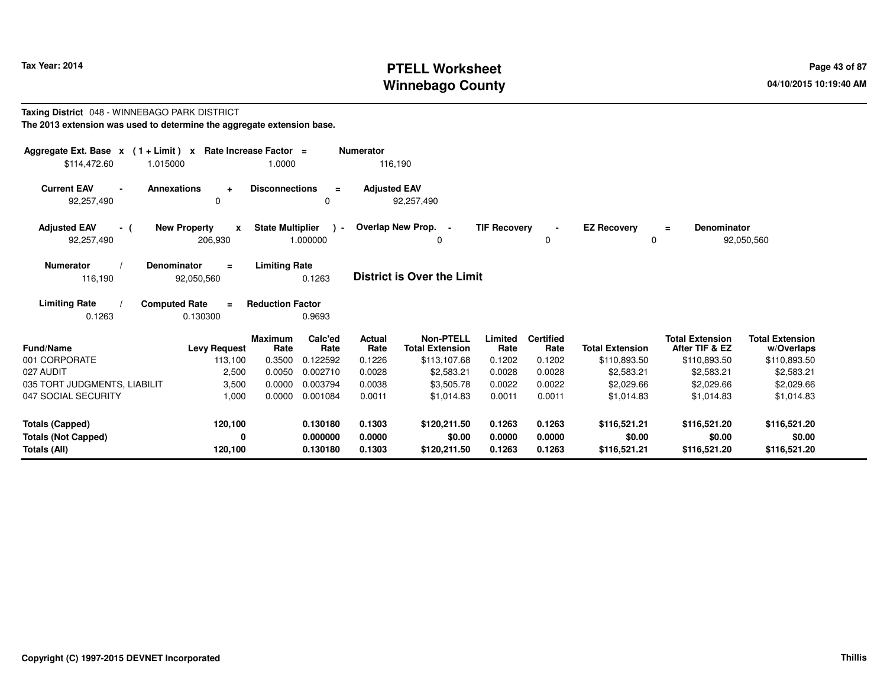Tax Year: 2014

# PTELL Worksheet
# Winnebago County

**Taxing District** 048 - WINNEBAGO PARK DISTRICT

**The 2013 extension was used to determine the aggregate extension base.**

| Aggregate Ext. Base | x | (1 + Limit) | x | Rate Increase Factor | = | Numerator |
|---|---|---|---|---|---|---|
| $114,472.60 | | 1.015000 | | 1.0000 | | 116,190 |

| Current EAV | - | Annexations | + | Disconnections | = | Adjusted EAV |
|---|---|---|---|---|---|---|
| 92,257,490 | | 0 | | 0 | | 92,257,490 |

| Adjusted EAV | - ( | New Property | x | State Multiplier | ) - | Overlap New Prop. | - | TIF Recovery | - | EZ Recovery | = | Denominator |
|---|---|---|---|---|---|---|---|---|---|---|---|---|
| 92,257,490 | | 206,930 | | 1.000000 | | 0 | | 0 | | 0 | | 92,050,560 |

| Numerator | / | Denominator | = | Limiting Rate |
|---|---|---|---|---|
| 116,190 | | 92,050,560 | | 0.1263 |

**District is Over the Limit**

| Limiting Rate | / | Computed Rate | = | Reduction Factor |
|---|---|---|---|---|
| 0.1263 | | 0.130300 | | 0.9693 |

| Fund/Name | Levy Request | Maximum Rate | Calc'ed Rate | Actual Rate | Non-PTELL Total Extension | Limited Rate | Certified Rate | Total Extension | Total Extension After TIF & EZ | Total Extension w/Overlaps |
|---|---|---|---|---|---|---|---|---|---|---|
| 001 CORPORATE | 113,100 | 0.3500 | 0.122592 | 0.1226 | $113,107.68 | 0.1202 | 0.1202 | $110,893.50 | $110,893.50 | $110,893.50 |
| 027 AUDIT | 2,500 | 0.0050 | 0.002710 | 0.0028 | $2,583.21 | 0.0028 | 0.0028 | $2,583.21 | $2,583.21 | $2,583.21 |
| 035 TORT JUDGMENTS, LIABILIT | 3,500 | 0.0000 | 0.003794 | 0.0038 | $3,505.78 | 0.0022 | 0.0022 | $2,029.66 | $2,029.66 | $2,029.66 |
| 047 SOCIAL SECURITY | 1,000 | 0.0000 | 0.001084 | 0.0011 | $1,014.83 | 0.0011 | 0.0011 | $1,014.83 | $1,014.83 | $1,014.83 |
| **Totals (Capped)** | **120,100** | | **0.130180** | **0.1303** | **$120,211.50** | **0.1263** | **0.1263** | **$116,521.21** | **$116,521.20** | **$116,521.20** |
| **Totals (Not Capped)** | **0** | | **0.000000** | **0.0000** | **$0.00** | **0.0000** | **0.0000** | **$0.00** | **$0.00** | **$0.00** |
| **Totals (All)** | **120,100** | | **0.130180** | **0.1303** | **$120,211.50** | **0.1263** | **0.1263** | **$116,521.21** | **$116,521.20** | **$116,521.20** |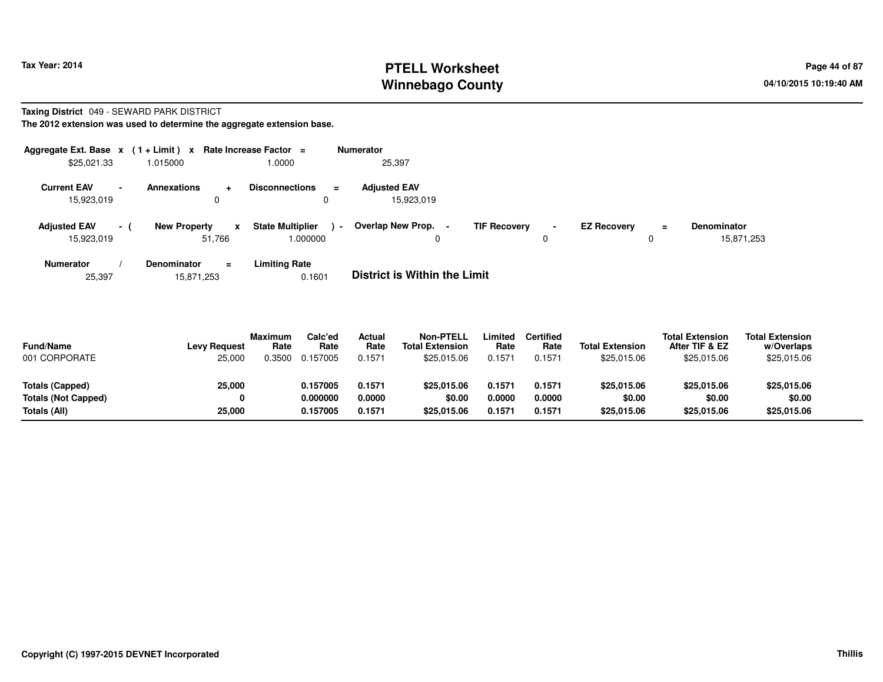# PTELL Worksheet
# Winnebago County

Tax Year: 2014

04/10/2015 10:19:40 AM

**Taxing District** 049 - SEWARD PARK DISTRICT

**The 2012 extension was used to determine the aggregate extension base.**

| Aggregate Ext. Base | x | (1 + Limit) | x | Rate Increase Factor | = | Numerator |
|---|---|---|---|---|---|---|
| $25,021.33 | | 1.015000 | | 1.0000 | | 25,397 |

| Current EAV | - | Annexations | + | Disconnections | = | Adjusted EAV |
|---|---|---|---|---|---|---|
| 15,923,019 | | 0 | | 0 | | 15,923,019 |

| Adjusted EAV | - ( | New Property | x | State Multiplier | ) - | Overlap New Prop. | - | TIF Recovery | - | EZ Recovery | = | Denominator |
|---|---|---|---|---|---|---|---|---|---|---|---|---|
| 15,923,019 | | 51,766 | | 1.000000 | | 0 | | 0 | | 0 | | 15,871,253 |

| Numerator | / | Denominator | = | Limiting Rate |
|---|---|---|---|---|
| 25,397 | | 15,871,253 | | 0.1601 |

**District is Within the Limit**

| Fund/Name | Levy Request | Maximum Rate | Calc'ed Rate | Actual Rate | Non-PTELL Total Extension | Limited Rate | Certified Rate | Total Extension | Total Extension After TIF & EZ | Total Extension w/Overlaps |
|---|---|---|---|---|---|---|---|---|---|---|
| 001 CORPORATE | 25,000 | 0.3500 | 0.157005 | 0.1571 | $25,015.06 | 0.1571 | 0.1571 | $25,015.06 | $25,015.06 | $25,015.06 |
| **Totals (Capped)** | **25,000** | | **0.157005** | **0.1571** | **$25,015.06** | **0.1571** | **0.1571** | **$25,015.06** | **$25,015.06** | **$25,015.06** |
| **Totals (Not Capped)** | **0** | | **0.000000** | **0.0000** | **$0.00** | **0.0000** | **0.0000** | **$0.00** | **$0.00** | **$0.00** |
| **Totals (All)** | **25,000** | | **0.157005** | **0.1571** | **$25,015.06** | **0.1571** | **0.1571** | **$25,015.06** | **$25,015.06** | **$25,015.06** |

**Copyright (C) 1997-2015 DEVNET Incorporated** **Thillis**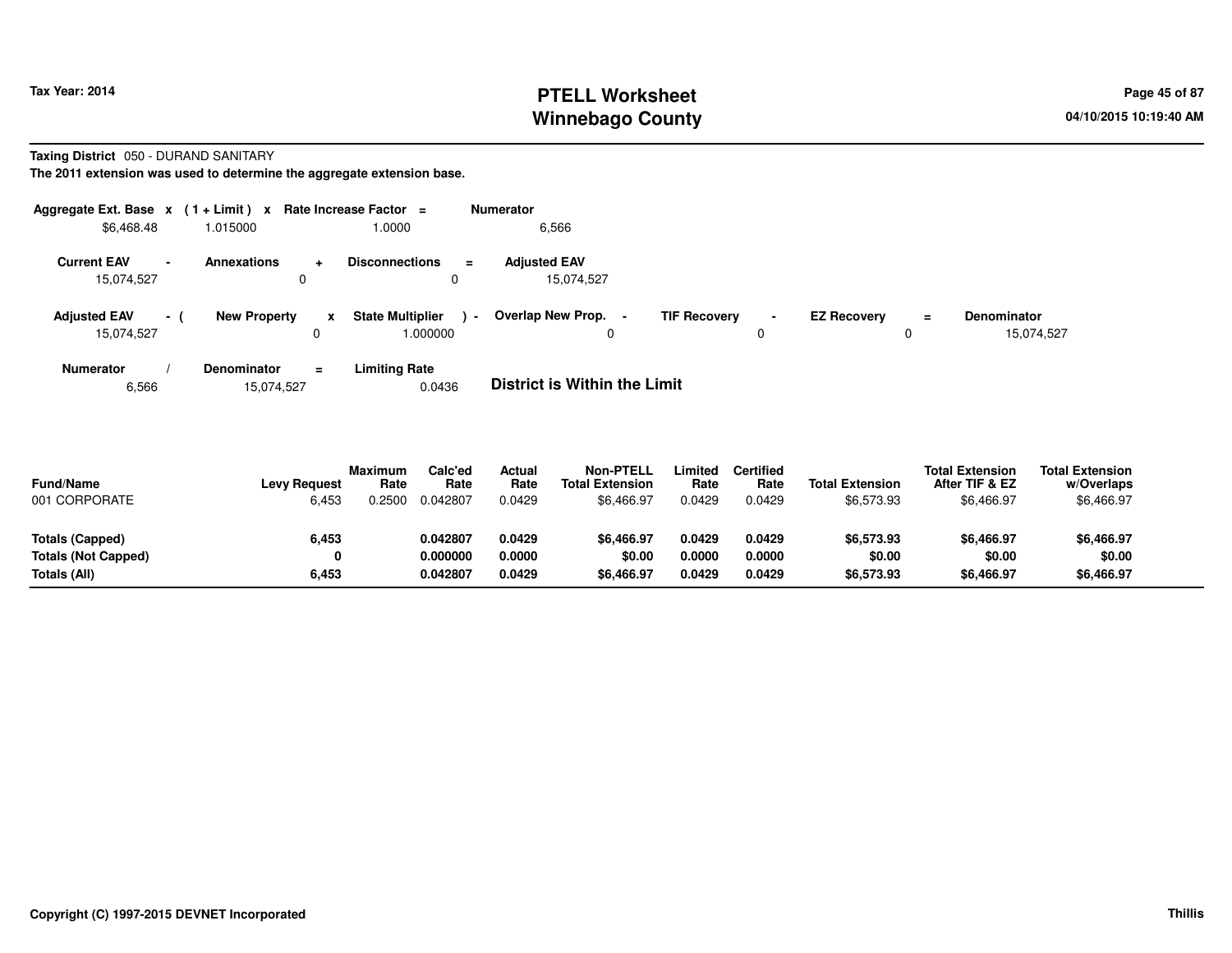# PTELL Worksheet
# Winnebago County

Tax Year: 2014

04/10/2015 10:19:40 AM

**Taxing District** 050 - DURAND SANITARY

**The 2011 extension was used to determine the aggregate extension base.**

| Aggregate Ext. Base | x | (1 + Limit) | x | Rate Increase Factor | = | Numerator |
|---|---|---|---|---|---|---|
| $6,468.48 | | 1.015000 | | 1.0000 | | 6,566 |

| Current EAV | - | Annexations | + | Disconnections | = | Adjusted EAV |
|---|---|---|---|---|---|---|
| 15,074,527 | | 0 | | 0 | | 15,074,527 |

| Adjusted EAV | - ( | New Property | x | State Multiplier | ) - | Overlap New Prop. | - | TIF Recovery | - | EZ Recovery | = | Denominator |
|---|---|---|---|---|---|---|---|---|---|---|---|---|
| 15,074,527 | | 0 | | 1.000000 | | 0 | | 0 | | 0 | | 15,074,527 |

| Numerator | / | Denominator | = | Limiting Rate |
|---|---|---|---|---|
| 6,566 | | 15,074,527 | | 0.0436 |

**District is Within the Limit**

| Fund/Name | Levy Request | Maximum Rate | Calc'ed Rate | Actual Rate | Non-PTELL Total Extension | Limited Rate | Certified Rate | Total Extension | Total Extension After TIF & EZ | Total Extension w/Overlaps |
|---|---|---|---|---|---|---|---|---|---|---|
| 001 CORPORATE | 6,453 | 0.2500 | 0.042807 | 0.0429 | $6,466.97 | 0.0429 | 0.0429 | $6,573.93 | $6,466.97 | $6,466.97 |
| **Totals (Capped)** | **6,453** | | **0.042807** | **0.0429** | **$6,466.97** | **0.0429** | **0.0429** | **$6,573.93** | **$6,466.97** | **$6,466.97** |
| **Totals (Not Capped)** | **0** | | **0.000000** | **0.0000** | **$0.00** | **0.0000** | **0.0000** | **$0.00** | **$0.00** | **$0.00** |
| **Totals (All)** | **6,453** | | **0.042807** | **0.0429** | **$6,466.97** | **0.0429** | **0.0429** | **$6,573.93** | **$6,466.97** | **$6,466.97** |

**Copyright (C) 1997-2015 DEVNET Incorporated**

**Thillis**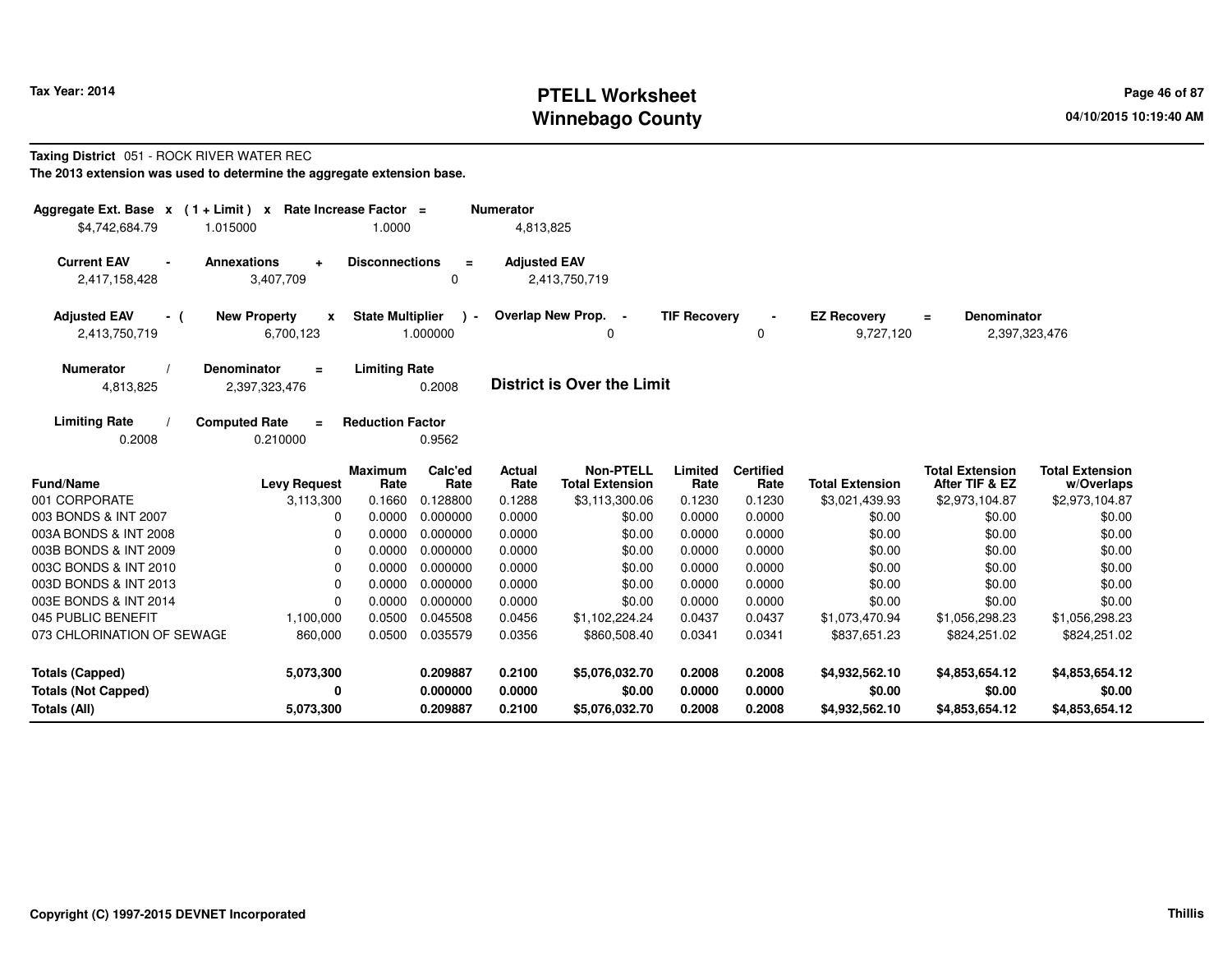**Tax Year: 2014**

# PTELL Worksheet
# Winnebago County

04/10/2015 10:19:40 AM

**Taxing District** 051 - ROCK RIVER WATER REC

**The 2013 extension was used to determine the aggregate extension base.**

| Aggregate Ext. Base | x | (1 + Limit) | x | Rate Increase Factor | = | Numerator |
|---|---|---|---|---|---|---|
| $4,742,684.79 | | 1.015000 | | 1.0000 | | 4,813,825 |

| Current EAV | - | Annexations | + | Disconnections | = | Adjusted EAV |
|---|---|---|---|---|---|---|
| 2,417,158,428 | | 3,407,709 | | 0 | | 2,413,750,719 |

| Adjusted EAV | - ( | New Property | x | State Multiplier | ) - | Overlap New Prop. | - | TIF Recovery | - | EZ Recovery | = | Denominator |
|---|---|---|---|---|---|---|---|---|---|---|---|---|
| 2,413,750,719 | | 6,700,123 | | 1.000000 | | 0 | | 0 | | 9,727,120 | | 2,397,323,476 |

| Numerator | / | Denominator | = | Limiting Rate |
|---|---|---|---|---|
| 4,813,825 | | 2,397,323,476 | | 0.2008 |

**District is Over the Limit**

| Limiting Rate | / | Computed Rate | = | Reduction Factor |
|---|---|---|---|---|
| 0.2008 | | 0.210000 | | 0.9562 |

| Fund/Name | Levy Request | Maximum Rate | Calc'ed Rate | Actual Rate | Non-PTELL Total Extension | Limited Rate | Certified Rate | Total Extension | Total Extension After TIF & EZ | Total Extension w/Overlaps |
|---|---|---|---|---|---|---|---|---|---|---|
| 001 CORPORATE | 3,113,300 | 0.1660 | 0.128800 | 0.1288 | $3,113,300.06 | 0.1230 | 0.1230 | $3,021,439.93 | $2,973,104.87 | $2,973,104.87 |
| 003 BONDS & INT 2007 | 0 | 0.0000 | 0.000000 | 0.0000 | $0.00 | 0.0000 | 0.0000 | $0.00 | $0.00 | $0.00 |
| 003A BONDS & INT 2008 | 0 | 0.0000 | 0.000000 | 0.0000 | $0.00 | 0.0000 | 0.0000 | $0.00 | $0.00 | $0.00 |
| 003B BONDS & INT 2009 | 0 | 0.0000 | 0.000000 | 0.0000 | $0.00 | 0.0000 | 0.0000 | $0.00 | $0.00 | $0.00 |
| 003C BONDS & INT 2010 | 0 | 0.0000 | 0.000000 | 0.0000 | $0.00 | 0.0000 | 0.0000 | $0.00 | $0.00 | $0.00 |
| 003D BONDS & INT 2013 | 0 | 0.0000 | 0.000000 | 0.0000 | $0.00 | 0.0000 | 0.0000 | $0.00 | $0.00 | $0.00 |
| 003E BONDS & INT 2014 | 0 | 0.0000 | 0.000000 | 0.0000 | $0.00 | 0.0000 | 0.0000 | $0.00 | $0.00 | $0.00 |
| 045 PUBLIC BENEFIT | 1,100,000 | 0.0500 | 0.045508 | 0.0456 | $1,102,224.24 | 0.0437 | 0.0437 | $1,073,470.94 | $1,056,298.23 | $1,056,298.23 |
| 073 CHLORINATION OF SEWAGE | 860,000 | 0.0500 | 0.035579 | 0.0356 | $860,508.40 | 0.0341 | 0.0341 | $837,651.23 | $824,251.02 | $824,251.02 |
| **Totals (Capped)** | **5,073,300** | | **0.209887** | **0.2100** | **$5,076,032.70** | **0.2008** | **0.2008** | **$4,932,562.10** | **$4,853,654.12** | **$4,853,654.12** |
| **Totals (Not Capped)** | **0** | | **0.000000** | **0.0000** | **$0.00** | **0.0000** | **0.0000** | **$0.00** | **$0.00** | **$0.00** |
| **Totals (All)** | **5,073,300** | | **0.209887** | **0.2100** | **$5,076,032.70** | **0.2008** | **0.2008** | **$4,932,562.10** | **$4,853,654.12** | **$4,853,654.12** |

**Copyright (C) 1997-2015 DEVNET Incorporated** **Thillis**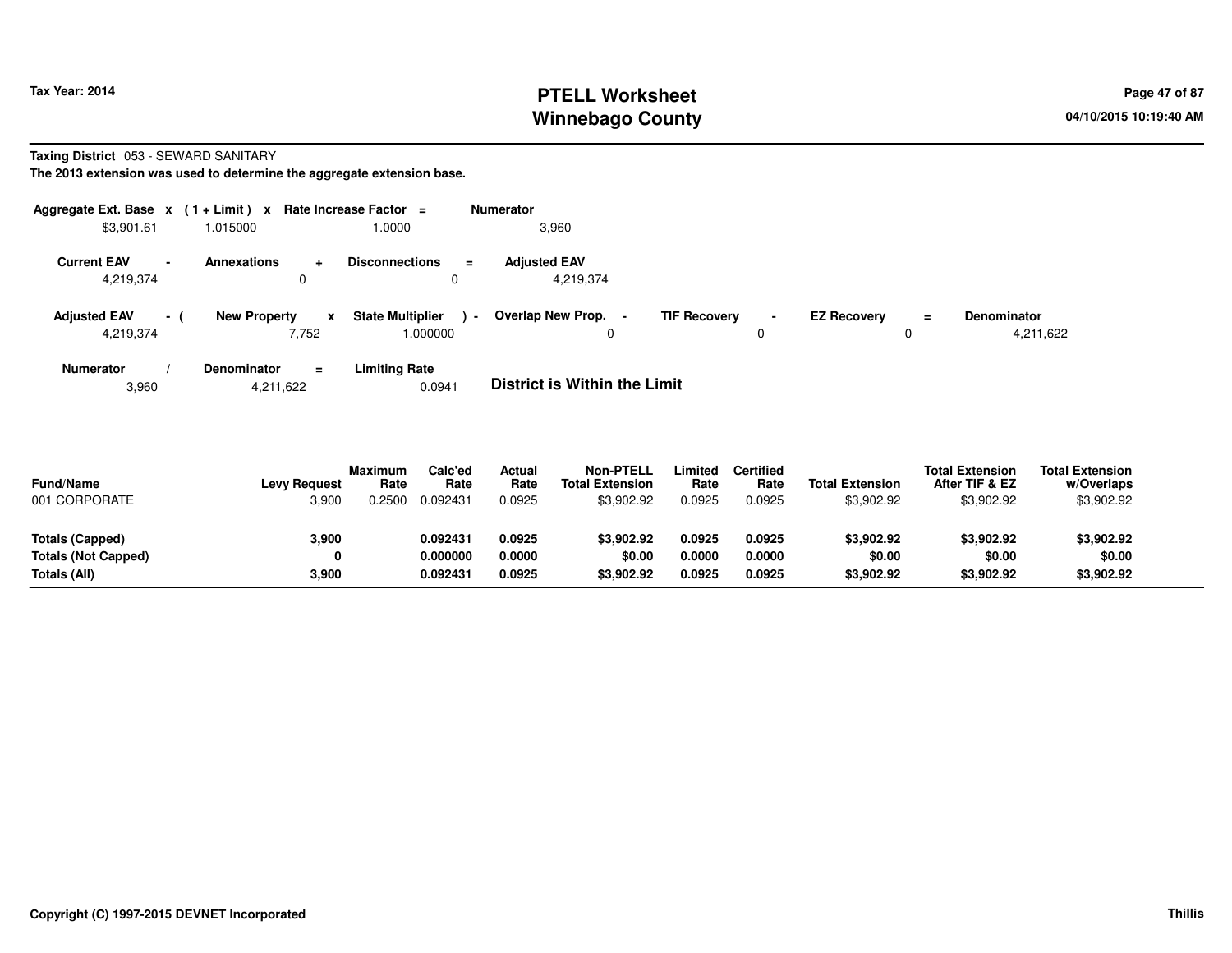Tax Year: 2014

# PTELL Worksheet
# Winnebago County

04/10/2015 10:19:40 AM

**Taxing District** 053 - SEWARD SANITARY

**The 2013 extension was used to determine the aggregate extension base.**

| Aggregate Ext. Base | x | (1 + Limit) | x | Rate Increase Factor | = | Numerator |
|---|---|---|---|---|---|---|
| $3,901.61 | | 1.015000 | | 1.0000 | | 3,960 |

| Current EAV | - | Annexations | + | Disconnections | = | Adjusted EAV |
|---|---|---|---|---|---|---|
| 4,219,374 | | 0 | | 0 | | 4,219,374 |

| Adjusted EAV | - ( | New Property | x | State Multiplier | ) - | Overlap New Prop. | - | TIF Recovery | - | EZ Recovery | = | Denominator |
|---|---|---|---|---|---|---|---|---|---|---|---|---|
| 4,219,374 | | 7,752 | | 1.000000 | | 0 | | 0 | | 0 | | 4,211,622 |

| Numerator | / | Denominator | = | Limiting Rate |
|---|---|---|---|---|
| 3,960 | | 4,211,622 | | 0.0941 |

**District is Within the Limit**

| Fund/Name | Levy Request | Maximum Rate | Calc'ed Rate | Actual Rate | Non-PTELL Total Extension | Limited Rate | Certified Rate | Total Extension | Total Extension After TIF & EZ | Total Extension w/Overlaps |
|---|---|---|---|---|---|---|---|---|---|---|
| 001 CORPORATE | 3,900 | 0.2500 | 0.092431 | 0.0925 | $3,902.92 | 0.0925 | 0.0925 | $3,902.92 | $3,902.92 | $3,902.92 |
| **Totals (Capped)** | **3,900** | | **0.092431** | **0.0925** | **$3,902.92** | **0.0925** | **0.0925** | **$3,902.92** | **$3,902.92** | **$3,902.92** |
| **Totals (Not Capped)** | **0** | | **0.000000** | **0.0000** | **$0.00** | **0.0000** | **0.0000** | **$0.00** | **$0.00** | **$0.00** |
| **Totals (All)** | **3,900** | | **0.092431** | **0.0925** | **$3,902.92** | **0.0925** | **0.0925** | **$3,902.92** | **$3,902.92** | **$3,902.92** |

Copyright (C) 1997-2015 DEVNET Incorporated

Thillis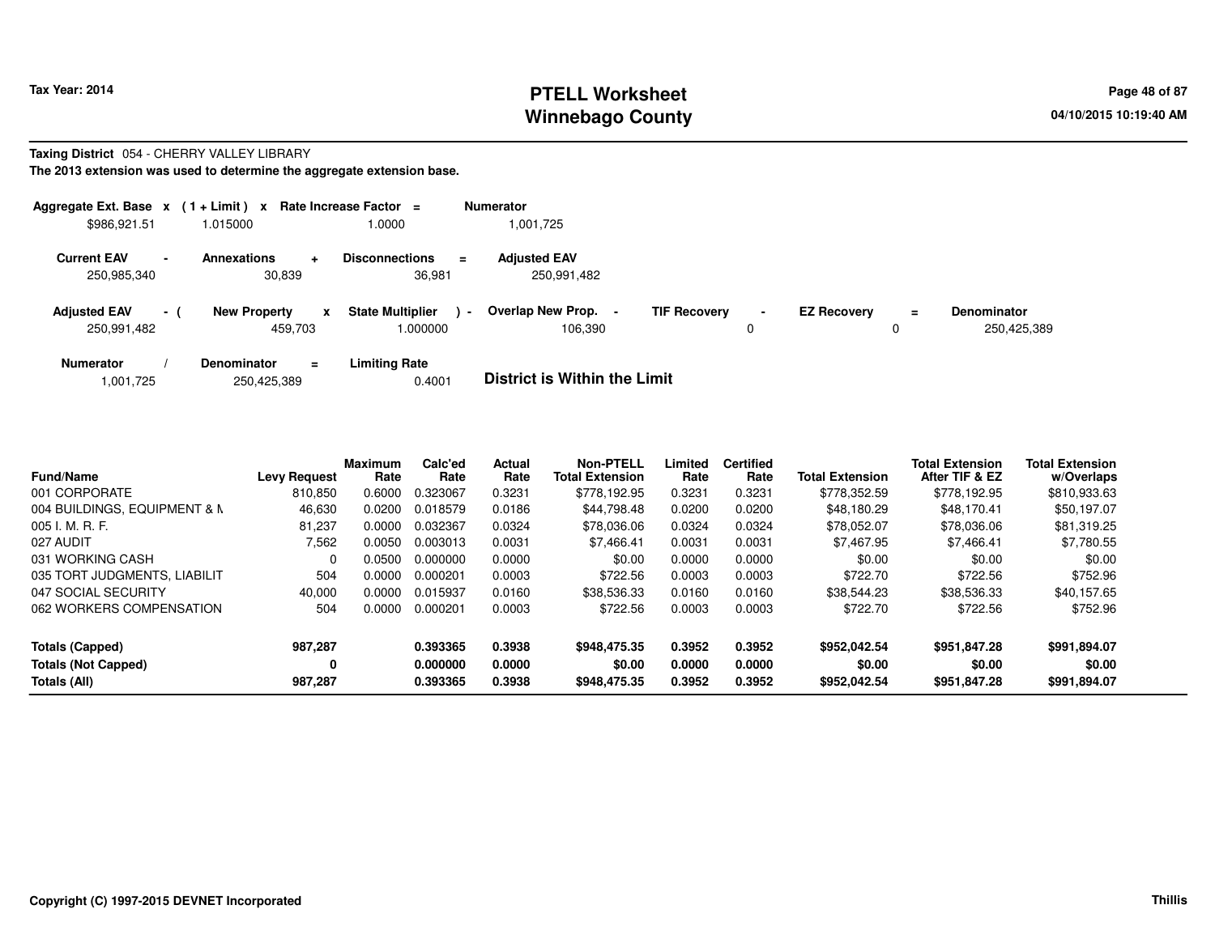# PTELL Worksheet
# Winnebago County

Tax Year: 2014

04/10/2015 10:19:40 AM

**Taxing District** 054 - CHERRY VALLEY LIBRARY

**The 2013 extension was used to determine the aggregate extension base.**

| Aggregate Ext. Base | x | (1 + Limit) | x | Rate Increase Factor | = | Numerator |
|---|---|---|---|---|---|---|
| $986,921.51 | | 1.015000 | | 1.0000 | | 1,001,725 |

| Current EAV | - | Annexations | + | Disconnections | = | Adjusted EAV |
|---|---|---|---|---|---|---|
| 250,985,340 | | 30,839 | | 36,981 | | 250,991,482 |

| Adjusted EAV | - ( | New Property | x | State Multiplier | ) - | Overlap New Prop. | - | TIF Recovery | - | EZ Recovery | = | Denominator |
|---|---|---|---|---|---|---|---|---|---|---|---|---|
| 250,991,482 | | 459,703 | | 1.000000 | | 106,390 | | 0 | | 0 | | 250,425,389 |

| Numerator | / | Denominator | = | Limiting Rate |
|---|---|---|---|---|
| 1,001,725 | | 250,425,389 | | 0.4001 |

**District is Within the Limit**

| Fund/Name | Levy Request | Maximum Rate | Calc'ed Rate | Actual Rate | Non-PTELL Total Extension | Limited Rate | Certified Rate | Total Extension | Total Extension After TIF & EZ | Total Extension w/Overlaps |
|---|---|---|---|---|---|---|---|---|---|---|
| 001 CORPORATE | 810,850 | 0.6000 | 0.323067 | 0.3231 | $778,192.95 | 0.3231 | 0.3231 | $778,352.59 | $778,192.95 | $810,933.63 |
| 004 BUILDINGS, EQUIPMENT & M | 46,630 | 0.0200 | 0.018579 | 0.0186 | $44,798.48 | 0.0200 | 0.0200 | $48,180.29 | $48,170.41 | $50,197.07 |
| 005 I. M. R. F. | 81,237 | 0.0000 | 0.032367 | 0.0324 | $78,036.06 | 0.0324 | 0.0324 | $78,052.07 | $78,036.06 | $81,319.25 |
| 027 AUDIT | 7,562 | 0.0050 | 0.003013 | 0.0031 | $7,466.41 | 0.0031 | 0.0031 | $7,467.95 | $7,466.41 | $7,780.55 |
| 031 WORKING CASH | 0 | 0.0500 | 0.000000 | 0.0000 | $0.00 | 0.0000 | 0.0000 | $0.00 | $0.00 | $0.00 |
| 035 TORT JUDGMENTS, LIABILIT | 504 | 0.0000 | 0.000201 | 0.0003 | $722.56 | 0.0003 | 0.0003 | $722.70 | $722.56 | $752.96 |
| 047 SOCIAL SECURITY | 40,000 | 0.0000 | 0.015937 | 0.0160 | $38,536.33 | 0.0160 | 0.0160 | $38,544.23 | $38,536.33 | $40,157.65 |
| 062 WORKERS COMPENSATION | 504 | 0.0000 | 0.000201 | 0.0003 | $722.56 | 0.0003 | 0.0003 | $722.70 | $722.56 | $752.96 |
| **Totals (Capped)** | **987,287** | | **0.393365** | **0.3938** | **$948,475.35** | **0.3952** | **0.3952** | **$952,042.54** | **$951,847.28** | **$991,894.07** |
| **Totals (Not Capped)** | **0** | | **0.000000** | **0.0000** | **$0.00** | **0.0000** | **0.0000** | **$0.00** | **$0.00** | **$0.00** |
| **Totals (All)** | **987,287** | | **0.393365** | **0.3938** | **$948,475.35** | **0.3952** | **0.3952** | **$952,042.54** | **$951,847.28** | **$991,894.07** |

Copyright (C) 1997-2015 DEVNET Incorporated

Thillis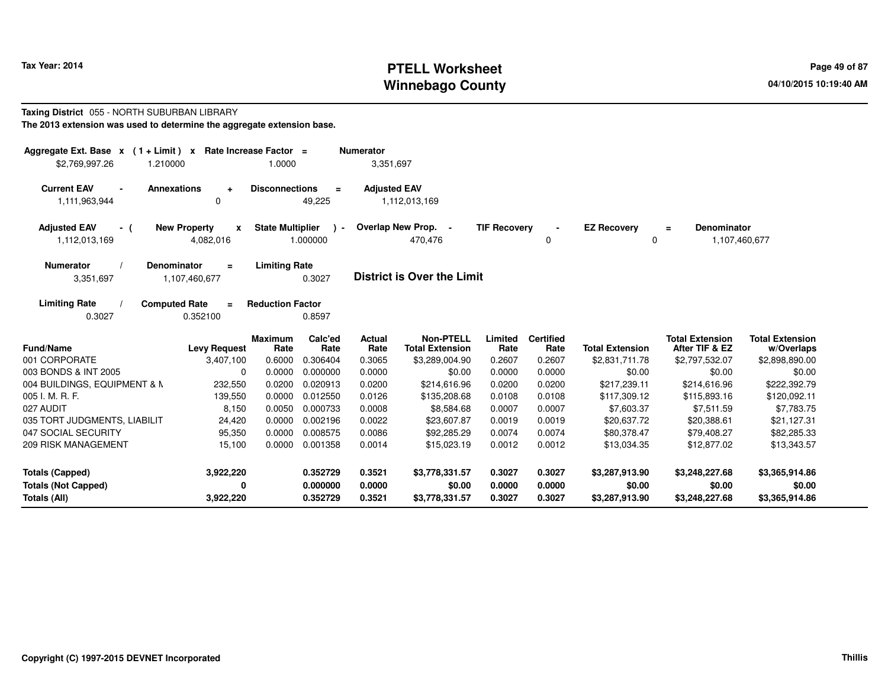**Tax Year: 2014**

# PTELL Worksheet
# Winnebago County

04/10/2015 10:19:40 AM

**Taxing District** 055 - NORTH SUBURBAN LIBRARY

**The 2013 extension was used to determine the aggregate extension base.**

| Aggregate Ext. Base | x | (1 + Limit) | x | Rate Increase Factor | = | Numerator |
|---|---|---|---|---|---|---|
| $2,769,997.26 | | 1.210000 | | 1.0000 | | 3,351,697 |

| Current EAV | - | Annexations | + | Disconnections | = | Adjusted EAV |
|---|---|---|---|---|---|---|
| 1,111,963,944 | | 0 | | 49,225 | | 1,112,013,169 |

| Adjusted EAV | - ( | New Property | x | State Multiplier | ) - | Overlap New Prop. | - | TIF Recovery | - | EZ Recovery | = | Denominator |
|---|---|---|---|---|---|---|---|---|---|---|---|---|
| 1,112,013,169 | | 4,082,016 | | 1.000000 | | 470,476 | | 0 | | 0 | | 1,107,460,677 |

| Numerator | / | Denominator | = | Limiting Rate |
|---|---|---|---|---|
| 3,351,697 | | 1,107,460,677 | | 0.3027 |

**District is Over the Limit**

| Limiting Rate | / | Computed Rate | = | Reduction Factor |
|---|---|---|---|---|
| 0.3027 | | 0.352100 | | 0.8597 |

| Fund/Name | Levy Request | Maximum Rate | Calc'ed Rate | Actual Rate | Non-PTELL Total Extension | Limited Rate | Certified Rate | Total Extension | Total Extension After TIF & EZ | Total Extension w/Overlaps |
|---|---|---|---|---|---|---|---|---|---|---|
| 001 CORPORATE | 3,407,100 | 0.6000 | 0.306404 | 0.3065 | $3,289,004.90 | 0.2607 | 0.2607 | $2,831,711.78 | $2,797,532.07 | $2,898,890.00 |
| 003 BONDS & INT 2005 | 0 | 0.0000 | 0.000000 | 0.0000 | $0.00 | 0.0000 | 0.0000 | $0.00 | $0.00 | $0.00 |
| 004 BUILDINGS, EQUIPMENT & M | 232,550 | 0.0200 | 0.020913 | 0.0200 | $214,616.96 | 0.0200 | 0.0200 | $217,239.11 | $214,616.96 | $222,392.79 |
| 005 I. M. R. F. | 139,550 | 0.0000 | 0.012550 | 0.0126 | $135,208.68 | 0.0108 | 0.0108 | $117,309.12 | $115,893.16 | $120,092.11 |
| 027 AUDIT | 8,150 | 0.0050 | 0.000733 | 0.0008 | $8,584.68 | 0.0007 | 0.0007 | $7,603.37 | $7,511.59 | $7,783.75 |
| 035 TORT JUDGMENTS, LIABILIT | 24,420 | 0.0000 | 0.002196 | 0.0022 | $23,607.87 | 0.0019 | 0.0019 | $20,637.72 | $20,388.61 | $21,127.31 |
| 047 SOCIAL SECURITY | 95,350 | 0.0000 | 0.008575 | 0.0086 | $92,285.29 | 0.0074 | 0.0074 | $80,378.47 | $79,408.27 | $82,285.33 |
| 209 RISK MANAGEMENT | 15,100 | 0.0000 | 0.001358 | 0.0014 | $15,023.19 | 0.0012 | 0.0012 | $13,034.35 | $12,877.02 | $13,343.57 |
| **Totals (Capped)** | **3,922,220** | | **0.352729** | **0.3521** | **$3,778,331.57** | **0.3027** | **0.3027** | **$3,287,913.90** | **$3,248,227.68** | **$3,365,914.86** |
| **Totals (Not Capped)** | **0** | | **0.000000** | **0.0000** | **$0.00** | **0.0000** | **0.0000** | **$0.00** | **$0.00** | **$0.00** |
| **Totals (All)** | **3,922,220** | | **0.352729** | **0.3521** | **$3,778,331.57** | **0.3027** | **0.3027** | **$3,287,913.90** | **$3,248,227.68** | **$3,365,914.86** |

**Copyright (C) 1997-2015 DEVNET Incorporated** **Thillis**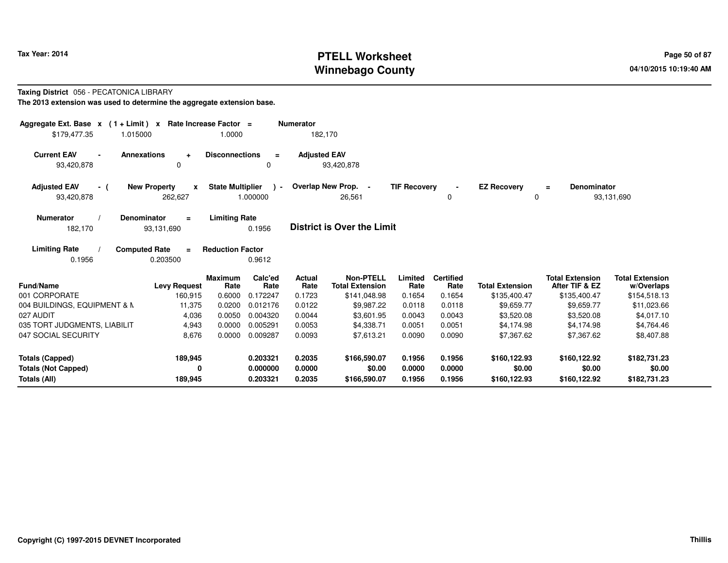**Taxing District** 056 - PECATONICA LIBRARY

**The 2013 extension was used to determine the aggregate extension base.**

| Aggregate Ext. Base x | (1 + Limit) x | Rate Increase Factor = | Numerator |
|---|---|---|---|
| $179,477.35 | 1.015000 | 1.0000 | 182,170 |

| Current EAV - | Annexations + | Disconnections = | Adjusted EAV |
|---|---|---|---|
| 93,420,878 | 0 | 0 | 93,420,878 |

| Adjusted EAV - ( | New Property x | State Multiplier ) - | Overlap New Prop. - | TIF Recovery - | EZ Recovery = | Denominator |
|---|---|---|---|---|---|---|
| 93,420,878 | 262,627 | 1.000000 | 26,561 | 0 | 0 | 93,131,690 |

| Numerator / | Denominator = | Limiting Rate |
|---|---|---|
| 182,170 | 93,131,690 | 0.1956 |

**District is Over the Limit**

| Limiting Rate / | Computed Rate = | Reduction Factor |
|---|---|---|
| 0.1956 | 0.203500 | 0.9612 |

| Fund/Name | Levy Request | Maximum Rate | Calc'ed Rate | Actual Rate | Non-PTELL Total Extension | Limited Rate | Certified Rate | Total Extension | Total Extension After TIF & EZ | Total Extension w/Overlaps |
|---|---|---|---|---|---|---|---|---|---|---|
| 001 CORPORATE | 160,915 | 0.6000 | 0.172247 | 0.1723 | $141,048.98 | 0.1654 | 0.1654 | $135,400.47 | $135,400.47 | $154,518.13 |
| 004 BUILDINGS, EQUIPMENT & M | 11,375 | 0.0200 | 0.012176 | 0.0122 | $9,987.22 | 0.0118 | 0.0118 | $9,659.77 | $9,659.77 | $11,023.66 |
| 027 AUDIT | 4,036 | 0.0050 | 0.004320 | 0.0044 | $3,601.95 | 0.0043 | 0.0043 | $3,520.08 | $3,520.08 | $4,017.10 |
| 035 TORT JUDGMENTS, LIABILIT | 4,943 | 0.0000 | 0.005291 | 0.0053 | $4,338.71 | 0.0051 | 0.0051 | $4,174.98 | $4,174.98 | $4,764.46 |
| 047 SOCIAL SECURITY | 8,676 | 0.0000 | 0.009287 | 0.0093 | $7,613.21 | 0.0090 | 0.0090 | $7,367.62 | $7,367.62 | $8,407.88 |
| **Totals (Capped)** | **189,945** | | **0.203321** | **0.2035** | **$166,590.07** | **0.1956** | **0.1956** | **$160,122.93** | **$160,122.92** | **$182,731.23** |
| **Totals (Not Capped)** | **0** | | **0.000000** | **0.0000** | **$0.00** | **0.0000** | **0.0000** | **$0.00** | **$0.00** | **$0.00** |
| **Totals (All)** | **189,945** | | **0.203321** | **0.2035** | **$166,590.07** | **0.1956** | **0.1956** | **$160,122.93** | **$160,122.92** | **$182,731.23** |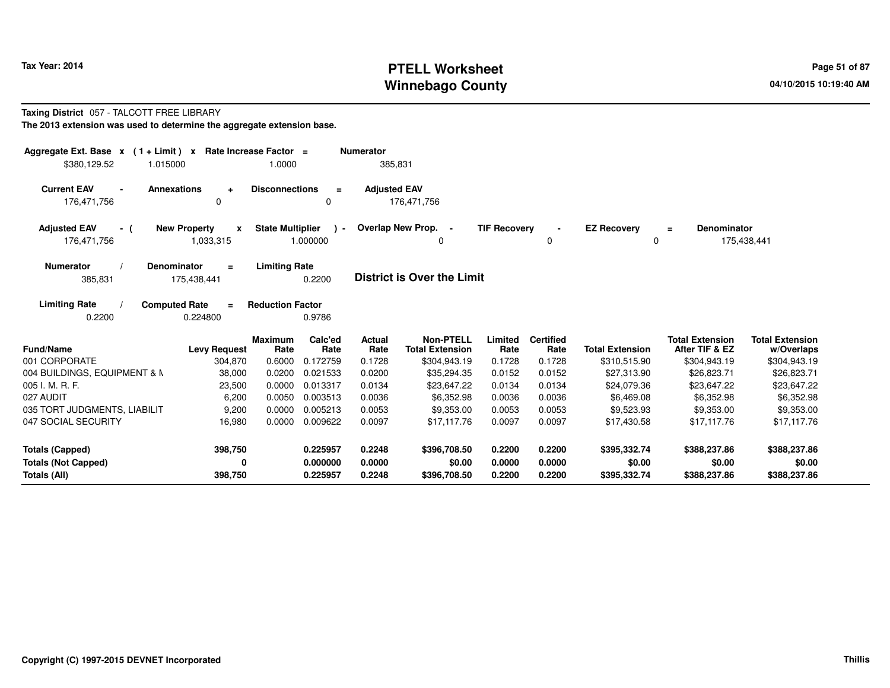**Tax Year: 2014**

# PTELL Worksheet
# Winnebago County

**Taxing District** 057 - TALCOTT FREE LIBRARY

**The 2013 extension was used to determine the aggregate extension base.**

| Aggregate Ext. Base | x | ( 1 + Limit ) | x | Rate Increase Factor | = | Numerator |
|---|---|---|---|---|---|---|
| $380,129.52 | | 1.015000 | | 1.0000 | | 385,831 |

| Current EAV | - | Annexations | + | Disconnections | = | Adjusted EAV |
|---|---|---|---|---|---|---|
| 176,471,756 | | 0 | | 0 | | 176,471,756 |

| Adjusted EAV | - ( | New Property | x | State Multiplier | ) - | Overlap New Prop. | - | TIF Recovery | - | EZ Recovery | = | Denominator |
|---|---|---|---|---|---|---|---|---|---|---|---|---|
| 176,471,756 | | 1,033,315 | | 1.000000 | | 0 | | 0 | | 0 | | 175,438,441 |

| Numerator | / | Denominator | = | Limiting Rate |
|---|---|---|---|---|
| 385,831 | | 175,438,441 | | 0.2200 |

**District is Over the Limit**

| Limiting Rate | / | Computed Rate | = | Reduction Factor |
|---|---|---|---|---|
| 0.2200 | | 0.224800 | | 0.9786 |

| Fund/Name | Levy Request | Maximum Rate | Calc'ed Rate | Actual Rate | Non-PTELL Total Extension | Limited Rate | Certified Rate | Total Extension | Total Extension After TIF & EZ | Total Extension w/Overlaps |
|---|---|---|---|---|---|---|---|---|---|---|
| 001 CORPORATE | 304,870 | 0.6000 | 0.172759 | 0.1728 | $304,943.19 | 0.1728 | 0.1728 | $310,515.90 | $304,943.19 | $304,943.19 |
| 004 BUILDINGS, EQUIPMENT & M | 38,000 | 0.0200 | 0.021533 | 0.0200 | $35,294.35 | 0.0152 | 0.0152 | $27,313.90 | $26,823.71 | $26,823.71 |
| 005 I. M. R. F. | 23,500 | 0.0000 | 0.013317 | 0.0134 | $23,647.22 | 0.0134 | 0.0134 | $24,079.36 | $23,647.22 | $23,647.22 |
| 027 AUDIT | 6,200 | 0.0050 | 0.003513 | 0.0036 | $6,352.98 | 0.0036 | 0.0036 | $6,469.08 | $6,352.98 | $6,352.98 |
| 035 TORT JUDGMENTS, LIABILIT | 9,200 | 0.0000 | 0.005213 | 0.0053 | $9,353.00 | 0.0053 | 0.0053 | $9,523.93 | $9,353.00 | $9,353.00 |
| 047 SOCIAL SECURITY | 16,980 | 0.0000 | 0.009622 | 0.0097 | $17,117.76 | 0.0097 | 0.0097 | $17,430.58 | $17,117.76 | $17,117.76 |
| **Totals (Capped)** | **398,750** | | **0.225957** | **0.2248** | **$396,708.50** | **0.2200** | **0.2200** | **$395,332.74** | **$388,237.86** | **$388,237.86** |
| **Totals (Not Capped)** | **0** | | **0.000000** | **0.0000** | **$0.00** | **0.0000** | **0.0000** | **$0.00** | **$0.00** | **$0.00** |
| **Totals (All)** | **398,750** | | **0.225957** | **0.2248** | **$396,708.50** | **0.2200** | **0.2200** | **$395,332.74** | **$388,237.86** | **$388,237.86** |

**Copyright (C) 1997-2015 DEVNET Incorporated**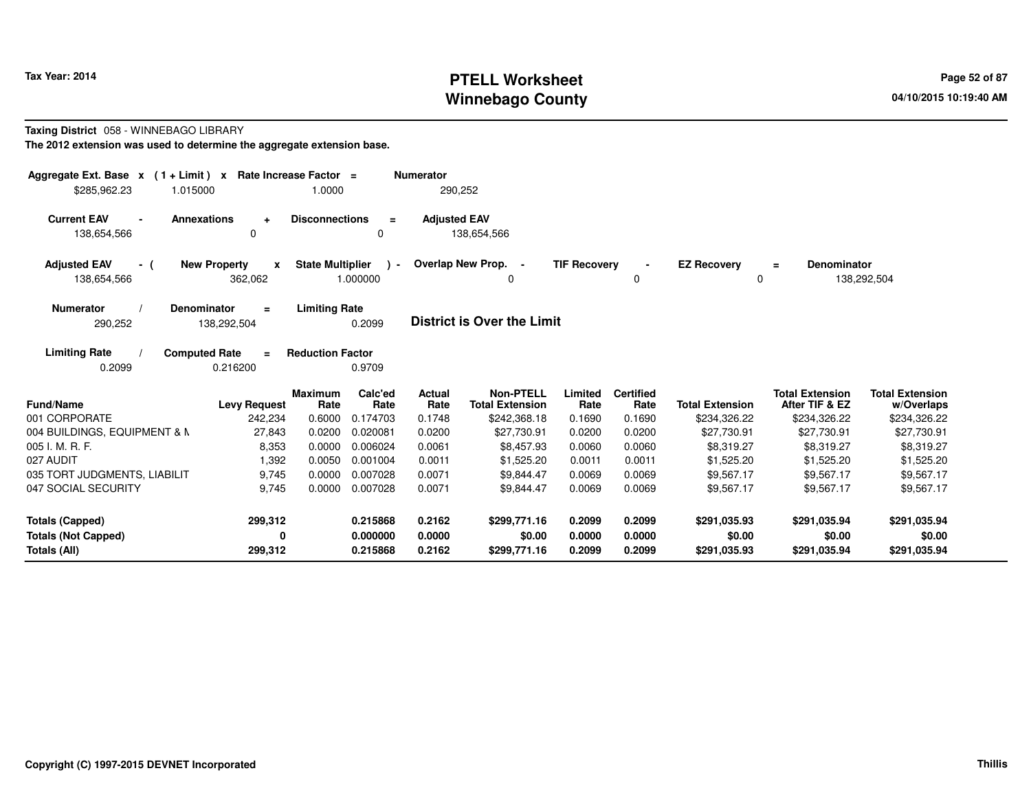Tax Year: 2014

# PTELL Worksheet
# Winnebago County

04/10/2015 10:19:40 AM

**Taxing District** 058 - WINNEBAGO LIBRARY

**The 2012 extension was used to determine the aggregate extension base.**

| Aggregate Ext. Base | x | (1 + Limit) | x | Rate Increase Factor | = | Numerator |
|---|---|---|---|---|---|---|
| $285,962.23 | | 1.015000 | | 1.0000 | | 290,252 |

| Current EAV | - | Annexations | + | Disconnections | = | Adjusted EAV |
|---|---|---|---|---|---|---|
| 138,654,566 | | 0 | | 0 | | 138,654,566 |

| Adjusted EAV | - ( | New Property | x | State Multiplier | ) - | Overlap New Prop. | - | TIF Recovery | - | EZ Recovery | = | Denominator |
|---|---|---|---|---|---|---|---|---|---|---|---|---|
| 138,654,566 | | 362,062 | | 1.000000 | | 0 | | 0 | | 0 | | 138,292,504 |

| Numerator | / | Denominator | = | Limiting Rate |
|---|---|---|---|---|
| 290,252 | | 138,292,504 | | 0.2099 |

**District is Over the Limit**

| Limiting Rate | / | Computed Rate | = | Reduction Factor |
|---|---|---|---|---|
| 0.2099 | | 0.216200 | | 0.9709 |

| Fund/Name | Levy Request | Maximum Rate | Calc'ed Rate | Actual Rate | Non-PTELL Total Extension | Limited Rate | Certified Rate | Total Extension | Total Extension After TIF & EZ | Total Extension w/Overlaps |
|---|---|---|---|---|---|---|---|---|---|---|
| 001 CORPORATE | 242,234 | 0.6000 | 0.174703 | 0.1748 | $242,368.18 | 0.1690 | 0.1690 | $234,326.22 | $234,326.22 | $234,326.22 |
| 004 BUILDINGS, EQUIPMENT & M | 27,843 | 0.0200 | 0.020081 | 0.0200 | $27,730.91 | 0.0200 | 0.0200 | $27,730.91 | $27,730.91 | $27,730.91 |
| 005 I. M. R. F. | 8,353 | 0.0000 | 0.006024 | 0.0061 | $8,457.93 | 0.0060 | 0.0060 | $8,319.27 | $8,319.27 | $8,319.27 |
| 027 AUDIT | 1,392 | 0.0050 | 0.001004 | 0.0011 | $1,525.20 | 0.0011 | 0.0011 | $1,525.20 | $1,525.20 | $1,525.20 |
| 035 TORT JUDGMENTS, LIABILIT | 9,745 | 0.0000 | 0.007028 | 0.0071 | $9,844.47 | 0.0069 | 0.0069 | $9,567.17 | $9,567.17 | $9,567.17 |
| 047 SOCIAL SECURITY | 9,745 | 0.0000 | 0.007028 | 0.0071 | $9,844.47 | 0.0069 | 0.0069 | $9,567.17 | $9,567.17 | $9,567.17 |
| **Totals (Capped)** | **299,312** | | **0.215868** | **0.2162** | **$299,771.16** | **0.2099** | **0.2099** | **$291,035.93** | **$291,035.94** | **$291,035.94** |
| **Totals (Not Capped)** | **0** | | **0.000000** | **0.0000** | **$0.00** | **0.0000** | **0.0000** | **$0.00** | **$0.00** | **$0.00** |
| **Totals (All)** | **299,312** | | **0.215868** | **0.2162** | **$299,771.16** | **0.2099** | **0.2099** | **$291,035.93** | **$291,035.94** | **$291,035.94** |

Copyright (C) 1997-2015 DEVNET Incorporated

Thillis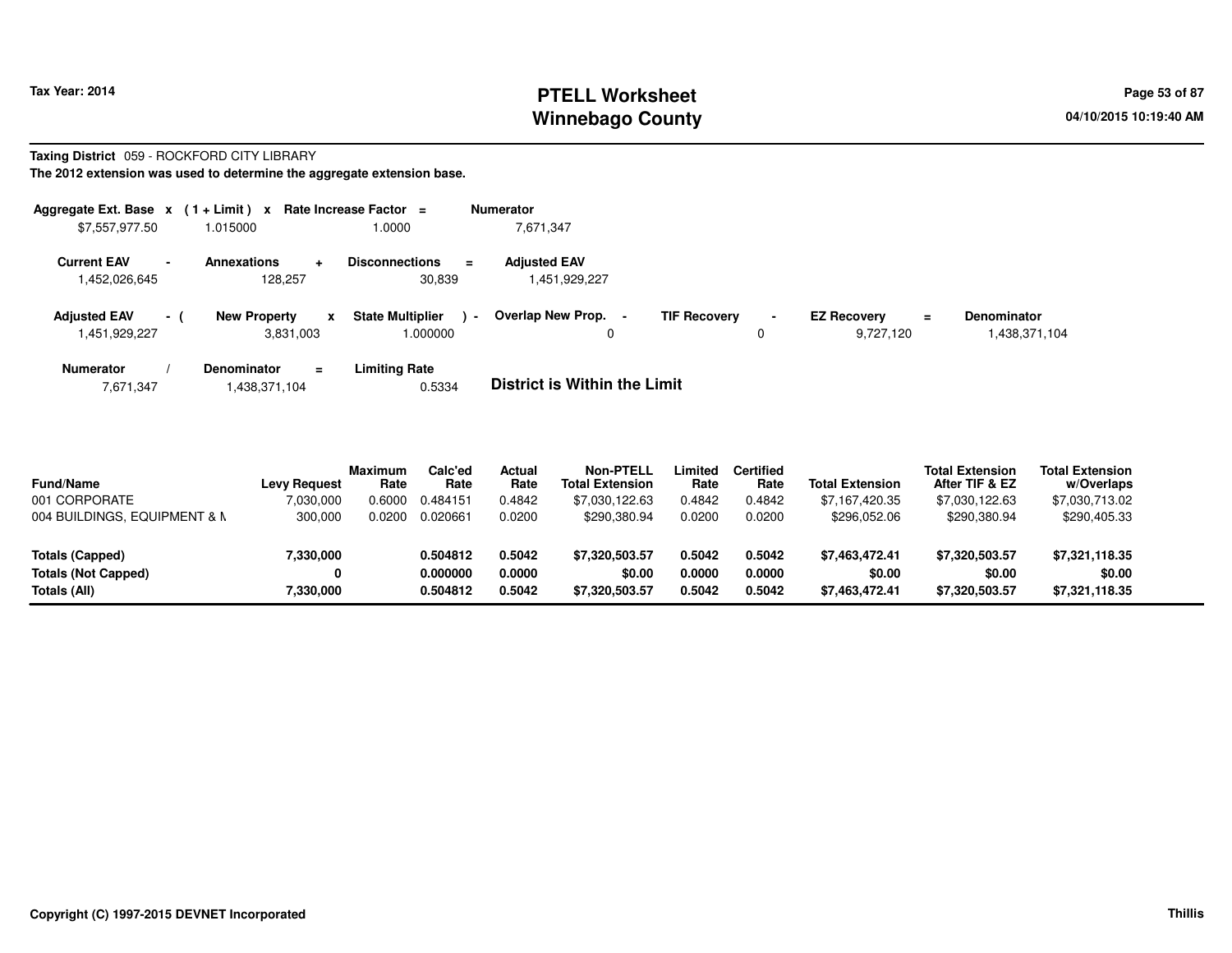# PTELL Worksheet
# Winnebago County

Tax Year: 2014

04/10/2015 10:19:40 AM

**Taxing District** 059 - ROCKFORD CITY LIBRARY

**The 2012 extension was used to determine the aggregate extension base.**

| Aggregate Ext. Base | x | (1 + Limit) | x | Rate Increase Factor | = | Numerator |
|---|---|---|---|---|---|---|
| $7,557,977.50 | | 1.015000 | | 1.0000 | | 7,671,347 |

| Current EAV | - | Annexations | + | Disconnections | = | Adjusted EAV |
|---|---|---|---|---|---|---|
| 1,452,026,645 | | 128,257 | | 30,839 | | 1,451,929,227 |

| Adjusted EAV | - ( | New Property | x | State Multiplier | ) - | Overlap New Prop. | - | TIF Recovery | - | EZ Recovery | = | Denominator |
|---|---|---|---|---|---|---|---|---|---|---|---|---|
| 1,451,929,227 | | 3,831,003 | | 1.000000 | | 0 | | 0 | | 9,727,120 | | 1,438,371,104 |

| Numerator | / | Denominator | = | Limiting Rate |
|---|---|---|---|---|
| 7,671,347 | | 1,438,371,104 | | 0.5334 |

**District is Within the Limit**

| Fund/Name | Levy Request | Maximum Rate | Calc'ed Rate | Actual Rate | Non-PTELL Total Extension | Limited Rate | Certified Rate | Total Extension | Total Extension After TIF & EZ | Total Extension w/Overlaps |
|---|---|---|---|---|---|---|---|---|---|---|
| 001 CORPORATE | 7,030,000 | 0.6000 | 0.484151 | 0.4842 | $7,030,122.63 | 0.4842 | 0.4842 | $7,167,420.35 | $7,030,122.63 | $7,030,713.02 |
| 004 BUILDINGS, EQUIPMENT & M | 300,000 | 0.0200 | 0.020661 | 0.0200 | $290,380.94 | 0.0200 | 0.0200 | $296,052.06 | $290,380.94 | $290,405.33 |
| **Totals (Capped)** | **7,330,000** | | **0.504812** | **0.5042** | **$7,320,503.57** | **0.5042** | **0.5042** | **$7,463,472.41** | **$7,320,503.57** | **$7,321,118.35** |
| **Totals (Not Capped)** | **0** | | **0.000000** | **0.0000** | **$0.00** | **0.0000** | **0.0000** | **$0.00** | **$0.00** | **$0.00** |
| **Totals (All)** | **7,330,000** | | **0.504812** | **0.5042** | **$7,320,503.57** | **0.5042** | **0.5042** | **$7,463,472.41** | **$7,320,503.57** | **$7,321,118.35** |

Copyright (C) 1997-2015 DEVNET Incorporated

Thillis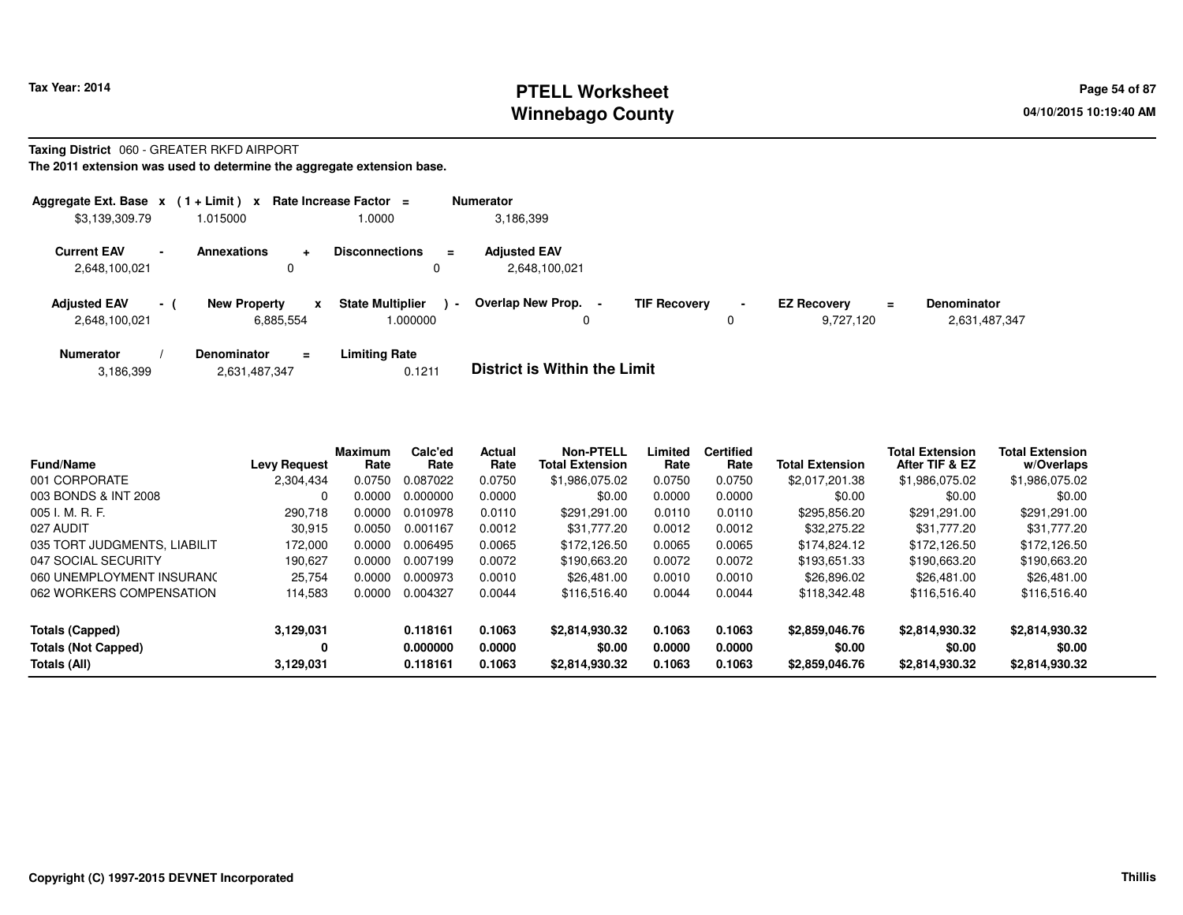**PTELL Worksheet**
**Winnebago County**

Tax Year: 2014

04/10/2015 10:19:40 AM

**Taxing District** 060 - GREATER RKFD AIRPORT

**The 2011 extension was used to determine the aggregate extension base.**

| Aggregate Ext. Base | x | (1 + Limit) | x | Rate Increase Factor | = | Numerator |
|---|---|---|---|---|---|---|
| $3,139,309.79 | | 1.015000 | | 1.0000 | | 3,186,399 |

| Current EAV | - | Annexations | + | Disconnections | = | Adjusted EAV |
|---|---|---|---|---|---|---|
| 2,648,100,021 | | 0 | | 0 | | 2,648,100,021 |

| Adjusted EAV | - ( | New Property | x | State Multiplier | ) - | Overlap New Prop. | - | TIF Recovery | - | EZ Recovery | = | Denominator |
|---|---|---|---|---|---|---|---|---|---|---|---|---|
| 2,648,100,021 | | 6,885,554 | | 1.000000 | | 0 | | 0 | | 9,727,120 | | 2,631,487,347 |

| Numerator | / | Denominator | = | Limiting Rate |
|---|---|---|---|---|
| 3,186,399 | | 2,631,487,347 | | 0.1211 |

**District is Within the Limit**

| Fund/Name | Levy Request | Maximum Rate | Calc'ed Rate | Actual Rate | Non-PTELL Total Extension | Limited Rate | Certified Rate | Total Extension | Total Extension After TIF & EZ | Total Extension w/Overlaps |
|---|---|---|---|---|---|---|---|---|---|---|
| 001 CORPORATE | 2,304,434 | 0.0750 | 0.087022 | 0.0750 | $1,986,075.02 | 0.0750 | 0.0750 | $2,017,201.38 | $1,986,075.02 | $1,986,075.02 |
| 003 BONDS & INT 2008 | 0 | 0.0000 | 0.000000 | 0.0000 | $0.00 | 0.0000 | 0.0000 | $0.00 | $0.00 | $0.00 |
| 005 I. M. R. F. | 290,718 | 0.0000 | 0.010978 | 0.0110 | $291,291.00 | 0.0110 | 0.0110 | $295,856.20 | $291,291.00 | $291,291.00 |
| 027 AUDIT | 30,915 | 0.0050 | 0.001167 | 0.0012 | $31,777.20 | 0.0012 | 0.0012 | $32,275.22 | $31,777.20 | $31,777.20 |
| 035 TORT JUDGMENTS, LIABILIT | 172,000 | 0.0000 | 0.006495 | 0.0065 | $172,126.50 | 0.0065 | 0.0065 | $174,824.12 | $172,126.50 | $172,126.50 |
| 047 SOCIAL SECURITY | 190,627 | 0.0000 | 0.007199 | 0.0072 | $190,663.20 | 0.0072 | 0.0072 | $193,651.33 | $190,663.20 | $190,663.20 |
| 060 UNEMPLOYMENT INSURANC | 25,754 | 0.0000 | 0.000973 | 0.0010 | $26,481.00 | 0.0010 | 0.0010 | $26,896.02 | $26,481.00 | $26,481.00 |
| 062 WORKERS COMPENSATION | 114,583 | 0.0000 | 0.004327 | 0.0044 | $116,516.40 | 0.0044 | 0.0044 | $118,342.48 | $116,516.40 | $116,516.40 |
| **Totals (Capped)** | **3,129,031** | | **0.118161** | **0.1063** | **$2,814,930.32** | **0.1063** | **0.1063** | **$2,859,046.76** | **$2,814,930.32** | **$2,814,930.32** |
| **Totals (Not Capped)** | **0** | | **0.000000** | **0.0000** | **$0.00** | **0.0000** | **0.0000** | **$0.00** | **$0.00** | **$0.00** |
| **Totals (All)** | **3,129,031** | | **0.118161** | **0.1063** | **$2,814,930.32** | **0.1063** | **0.1063** | **$2,859,046.76** | **$2,814,930.32** | **$2,814,930.32** |

**Copyright (C) 1997-2015 DEVNET Incorporated**

**Thillis**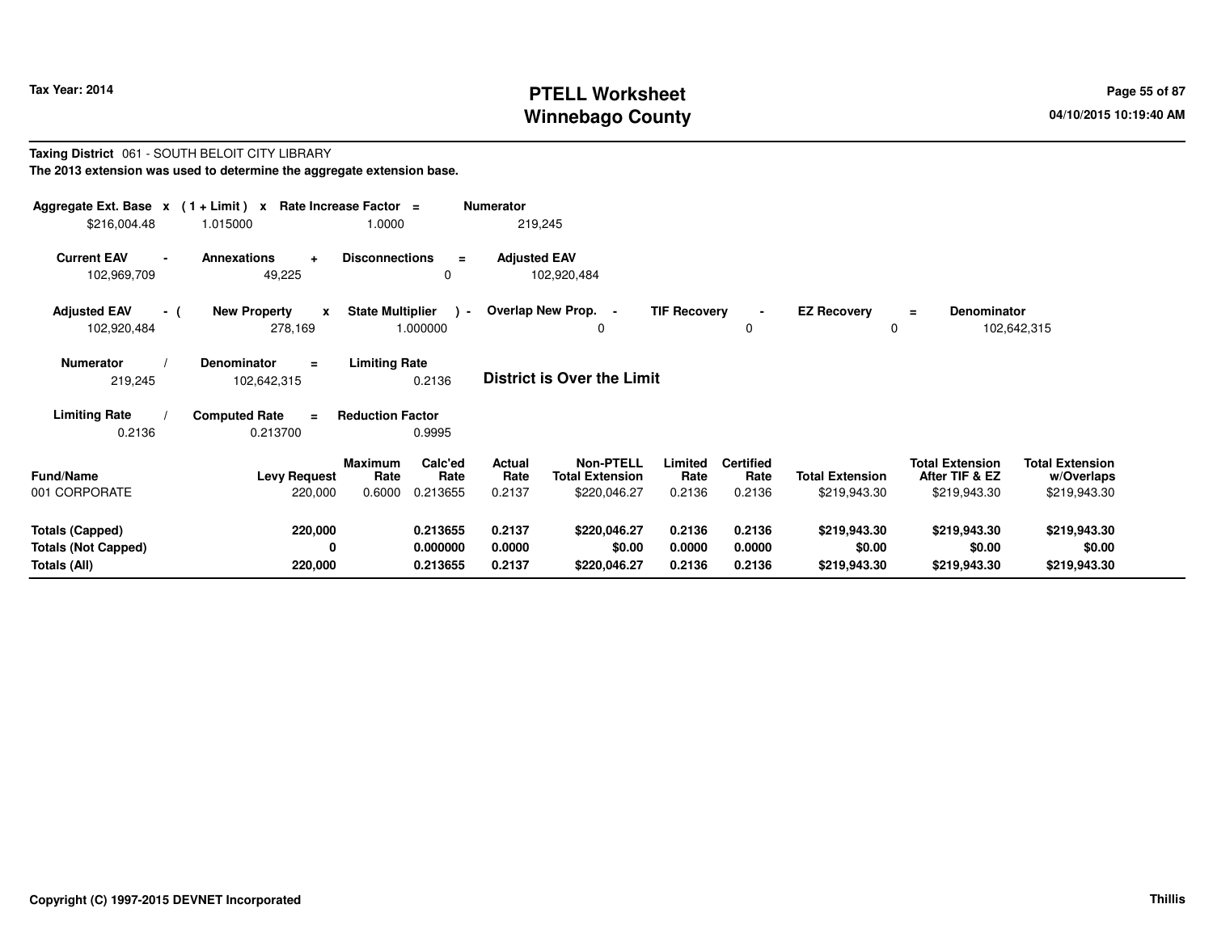**Tax Year: 2014**

# PTELL Worksheet
# Winnebago County

04/10/2015 10:19:40 AM

**Taxing District** 061 - SOUTH BELOIT CITY LIBRARY

**The 2013 extension was used to determine the aggregate extension base.**

| Aggregate Ext. Base | x | (1 + Limit) | x | Rate Increase Factor | = | Numerator |
|---|---|---|---|---|---|---|
| $216,004.48 | | 1.015000 | | 1.0000 | | 219,245 |

| Current EAV | - | Annexations | + | Disconnections | = | Adjusted EAV |
|---|---|---|---|---|---|---|
| 102,969,709 | | 49,225 | | 0 | | 102,920,484 |

| Adjusted EAV | - ( | New Property | x | State Multiplier | ) - | Overlap New Prop. | - | TIF Recovery | - | EZ Recovery | = | Denominator |
|---|---|---|---|---|---|---|---|---|---|---|---|---|
| 102,920,484 | | 278,169 | | 1.000000 | | 0 | | 0 | | 0 | | 102,642,315 |

| Numerator | / | Denominator | = | Limiting Rate |
|---|---|---|---|---|
| 219,245 | | 102,642,315 | | 0.2136 |

**District is Over the Limit**

| Limiting Rate | / | Computed Rate | = | Reduction Factor |
|---|---|---|---|---|
| 0.2136 | | 0.213700 | | 0.9995 |

| Fund/Name | Levy Request | Maximum Rate | Calc'ed Rate | Actual Rate | Non-PTELL Total Extension | Limited Rate | Certified Rate | Total Extension | Total Extension After TIF & EZ | Total Extension w/Overlaps |
|---|---|---|---|---|---|---|---|---|---|---|
| 001 CORPORATE | 220,000 | 0.6000 | 0.213655 | 0.2137 | $220,046.27 | 0.2136 | 0.2136 | $219,943.30 | $219,943.30 | $219,943.30 |
| **Totals (Capped)** | **220,000** | | **0.213655** | **0.2137** | **$220,046.27** | **0.2136** | **0.2136** | **$219,943.30** | **$219,943.30** | **$219,943.30** |
| **Totals (Not Capped)** | **0** | | **0.000000** | **0.0000** | **$0.00** | **0.0000** | **0.0000** | **$0.00** | **$0.00** | **$0.00** |
| **Totals (All)** | **220,000** | | **0.213655** | **0.2137** | **$220,046.27** | **0.2136** | **0.2136** | **$219,943.30** | **$219,943.30** | **$219,943.30** |

**Copyright (C) 1997-2015 DEVNET Incorporated** | **Thillis**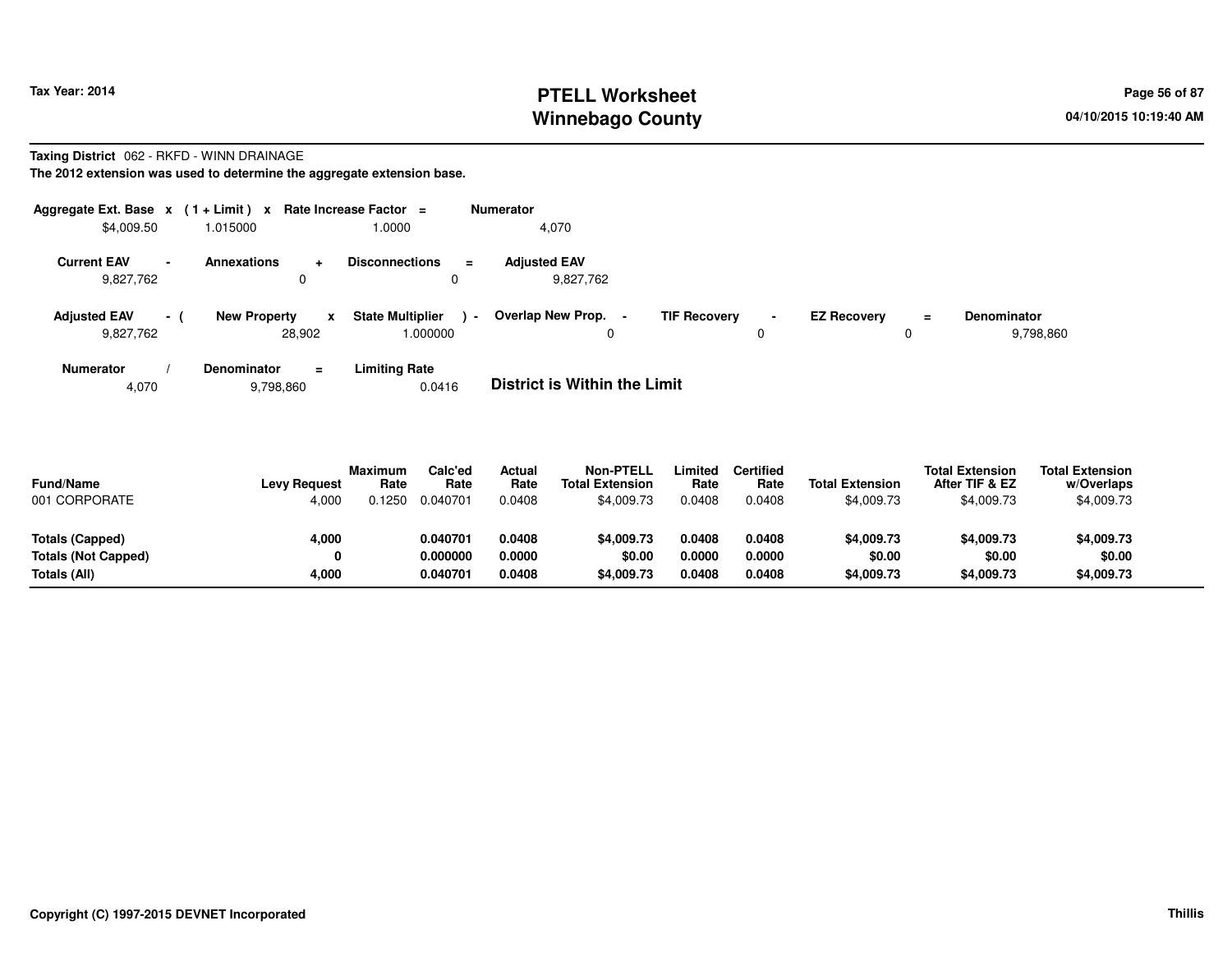**Tax Year: 2014**

# PTELL Worksheet
# Winnebago County

04/10/2015 10:19:40 AM

**Taxing District** 062 - RKFD - WINN DRAINAGE

**The 2012 extension was used to determine the aggregate extension base.**

| Aggregate Ext. Base | x | (1 + Limit) | x | Rate Increase Factor | = | Numerator |
|---|---|---|---|---|---|---|
| $4,009.50 | | 1.015000 | | 1.0000 | | 4,070 |

| Current EAV | - | Annexations | + | Disconnections | = | Adjusted EAV |
|---|---|---|---|---|---|---|
| 9,827,762 | | 0 | | 0 | | 9,827,762 |

| Adjusted EAV | - ( | New Property | x | State Multiplier | ) - | Overlap New Prop. | - | TIF Recovery | - | EZ Recovery | = | Denominator |
|---|---|---|---|---|---|---|---|---|---|---|---|---|
| 9,827,762 | | 28,902 | | 1.000000 | | 0 | | 0 | | 0 | | 9,798,860 |

| Numerator | / | Denominator | = | Limiting Rate |
|---|---|---|---|---|
| 4,070 | | 9,798,860 | | 0.0416 |

**District is Within the Limit**

| Fund/Name | Levy Request | Maximum Rate | Calc'ed Rate | Actual Rate | Non-PTELL Total Extension | Limited Rate | Certified Rate | Total Extension | Total Extension After TIF & EZ | Total Extension w/Overlaps |
|---|---|---|---|---|---|---|---|---|---|---|
| 001 CORPORATE | 4,000 | 0.1250 | 0.040701 | 0.0408 | $4,009.73 | 0.0408 | 0.0408 | $4,009.73 | $4,009.73 | $4,009.73 |
| **Totals (Capped)** | **4,000** | | **0.040701** | **0.0408** | **$4,009.73** | **0.0408** | **0.0408** | **$4,009.73** | **$4,009.73** | **$4,009.73** |
| **Totals (Not Capped)** | **0** | | **0.000000** | **0.0000** | **$0.00** | **0.0000** | **0.0000** | **$0.00** | **$0.00** | **$0.00** |
| **Totals (All)** | **4,000** | | **0.040701** | **0.0408** | **$4,009.73** | **0.0408** | **0.0408** | **$4,009.73** | **$4,009.73** | **$4,009.73** |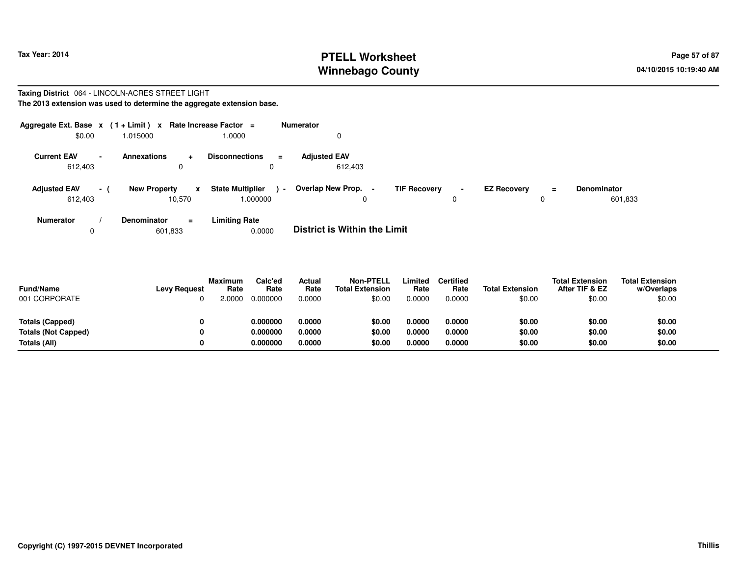# PTELL Worksheet
# Winnebago County

Tax Year: 2014

04/10/2015 10:19:40 AM

**Taxing District** 064 - LINCOLN-ACRES STREET LIGHT

**The 2013 extension was used to determine the aggregate extension base.**

| Aggregate Ext. Base | x | (1 + Limit) | x | Rate Increase Factor | = | Numerator |
|---|---|---|---|---|---|---|
| $0.00 | | 1.015000 | | 1.0000 | | 0 |

| Current EAV | - | Annexations | + | Disconnections | = | Adjusted EAV |
|---|---|---|---|---|---|---|
| 612,403 | | 0 | | 0 | | 612,403 |

| Adjusted EAV | - ( | New Property | x | State Multiplier | ) - | Overlap New Prop. | - | TIF Recovery | - | EZ Recovery | = | Denominator |
|---|---|---|---|---|---|---|---|---|---|---|---|---|
| 612,403 | | 10,570 | | 1.000000 | | 0 | | 0 | | 0 | | 601,833 |

| Numerator | / | Denominator | = | Limiting Rate |
|---|---|---|---|---|
| 0 | | 601,833 | | 0.0000 |

**District is Within the Limit**

| Fund/Name | Levy Request | Maximum Rate | Calc'ed Rate | Actual Rate | Non-PTELL Total Extension | Limited Rate | Certified Rate | Total Extension | Total Extension After TIF & EZ | Total Extension w/Overlaps |
|---|---|---|---|---|---|---|---|---|---|---|
| 001 CORPORATE | 0 | 2.0000 | 0.000000 | 0.0000 | $0.00 | 0.0000 | 0.0000 | $0.00 | $0.00 | $0.00 |
| **Totals (Capped)** | **0** | | **0.000000** | **0.0000** | **$0.00** | **0.0000** | **0.0000** | **$0.00** | **$0.00** | **$0.00** |
| **Totals (Not Capped)** | **0** | | **0.000000** | **0.0000** | **$0.00** | **0.0000** | **0.0000** | **$0.00** | **$0.00** | **$0.00** |
| **Totals (All)** | **0** | | **0.000000** | **0.0000** | **$0.00** | **0.0000** | **0.0000** | **$0.00** | **$0.00** | **$0.00** |

**Copyright (C) 1997-2015 DEVNET Incorporated**

**Thillis**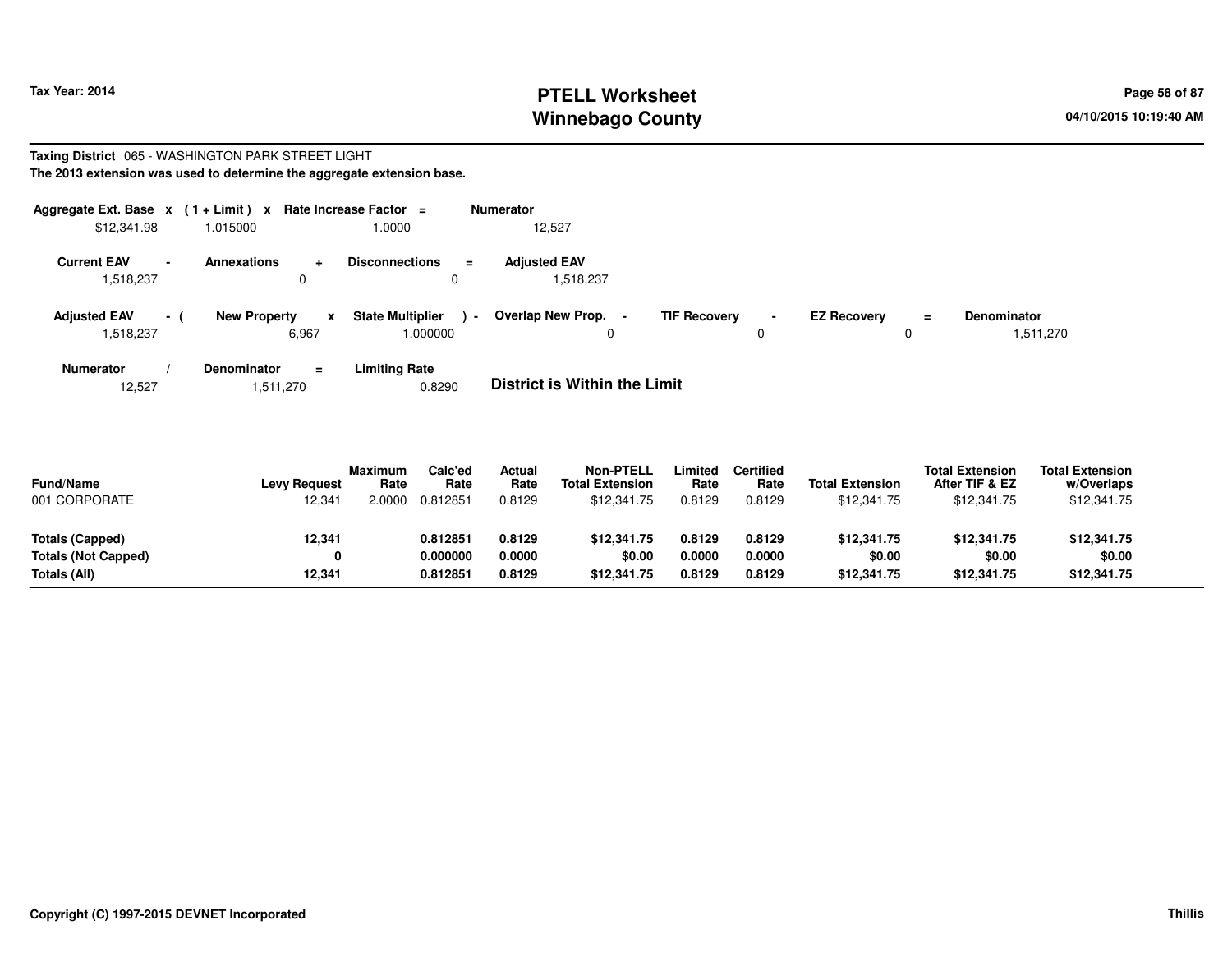# PTELL Worksheet
# Winnebago County

Tax Year: 2014

04/10/2015 10:19:40 AM

**Taxing District** 065 - WASHINGTON PARK STREET LIGHT

**The 2013 extension was used to determine the aggregate extension base.**

| Aggregate Ext. Base | x | (1 + Limit) | x | Rate Increase Factor | = | Numerator |
|---|---|---|---|---|---|---|
| $12,341.98 | | 1.015000 | | 1.0000 | | 12,527 |

| Current EAV | - | Annexations | + | Disconnections | = | Adjusted EAV |
|---|---|---|---|---|---|---|
| 1,518,237 | | 0 | | 0 | | 1,518,237 |

| Adjusted EAV | - ( | New Property | x | State Multiplier | ) - | Overlap New Prop. | - | TIF Recovery | - | EZ Recovery | = | Denominator |
|---|---|---|---|---|---|---|---|---|---|---|---|---|
| 1,518,237 | | 6,967 | | 1.000000 | | 0 | | 0 | | 0 | | 1,511,270 |

| Numerator | / | Denominator | = | Limiting Rate |
|---|---|---|---|---|
| 12,527 | | 1,511,270 | | 0.8290 |

**District is Within the Limit**

| Fund/Name | Levy Request | Maximum Rate | Calc'ed Rate | Actual Rate | Non-PTELL Total Extension | Limited Rate | Certified Rate | Total Extension | Total Extension After TIF & EZ | Total Extension w/Overlaps |
|---|---|---|---|---|---|---|---|---|---|---|
| 001 CORPORATE | 12,341 | 2.0000 | 0.812851 | 0.8129 | $12,341.75 | 0.8129 | 0.8129 | $12,341.75 | $12,341.75 | $12,341.75 |
| **Totals (Capped)** | **12,341** | | **0.812851** | **0.8129** | **$12,341.75** | **0.8129** | **0.8129** | **$12,341.75** | **$12,341.75** | **$12,341.75** |
| **Totals (Not Capped)** | **0** | | **0.000000** | **0.0000** | **$0.00** | **0.0000** | **0.0000** | **$0.00** | **$0.00** | **$0.00** |
| **Totals (All)** | **12,341** | | **0.812851** | **0.8129** | **$12,341.75** | **0.8129** | **0.8129** | **$12,341.75** | **$12,341.75** | **$12,341.75** |

Copyright (C) 1997-2015 DEVNET Incorporated

Thillis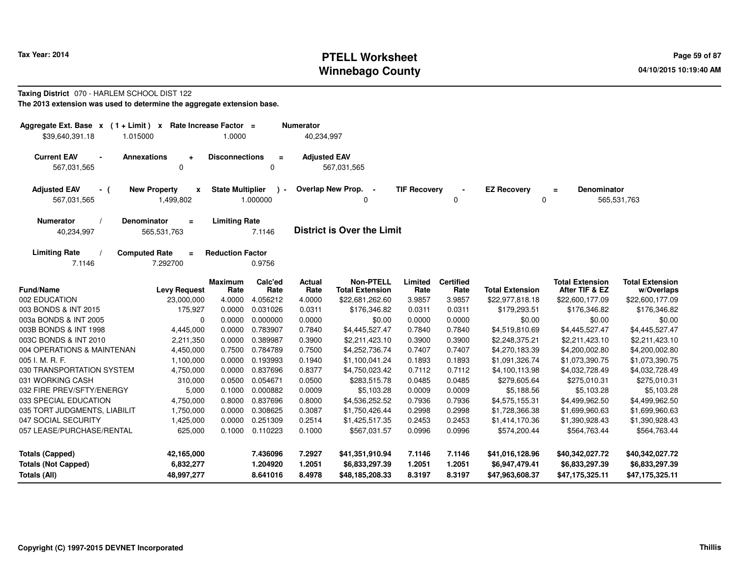# PTELL Worksheet
# Winnebago County

Tax Year: 2014

04/10/2015 10:19:40 AM

**Taxing District** 070 - HARLEM SCHOOL DIST 122

**The 2013 extension was used to determine the aggregate extension base.**

| Aggregate Ext. Base | x | (1 + Limit) | x | Rate Increase Factor | = | Numerator |
|---|---|---|---|---|---|---|
| $39,640,391.18 | | 1.015000 | | 1.0000 | | 40,234,997 |

| Current EAV | - | Annexations | + | Disconnections | = | Adjusted EAV |
|---|---|---|---|---|---|---|
| 567,031,565 | | 0 | | 0 | | 567,031,565 |

| Adjusted EAV | - ( | New Property | x | State Multiplier | ) - | Overlap New Prop. | - | TIF Recovery | - | EZ Recovery | = | Denominator |
|---|---|---|---|---|---|---|---|---|---|---|---|---|
| 567,031,565 | | 1,499,802 | | 1.000000 | | 0 | | 0 | | 0 | | 565,531,763 |

| Numerator | / | Denominator | = | Limiting Rate |
|---|---|---|---|---|
| 40,234,997 | | 565,531,763 | | 7.1146 |

**District is Over the Limit**

| Limiting Rate | / | Computed Rate | = | Reduction Factor |
|---|---|---|---|---|
| 7.1146 | | 7.292700 | | 0.9756 |

| Fund/Name | Levy Request | Maximum Rate | Calc'ed Rate | Actual Rate | Non-PTELL Total Extension | Limited Rate | Certified Rate | Total Extension | Total Extension After TIF & EZ | Total Extension w/Overlaps |
|---|---|---|---|---|---|---|---|---|---|---|
| 002 EDUCATION | 23,000,000 | 4.0000 | 4.056212 | 4.0000 | $22,681,262.60 | 3.9857 | 3.9857 | $22,977,818.18 | $22,600,177.09 | $22,600,177.09 |
| 003 BONDS & INT 2015 | 175,927 | 0.0000 | 0.031026 | 0.0311 | $176,346.82 | 0.0311 | 0.0311 | $179,293.51 | $176,346.82 | $176,346.82 |
| 003a BONDS & INT 2005 | 0 | 0.0000 | 0.000000 | 0.0000 | $0.00 | 0.0000 | 0.0000 | $0.00 | $0.00 | $0.00 |
| 003B BONDS & INT 1998 | 4,445,000 | 0.0000 | 0.783907 | 0.7840 | $4,445,527.47 | 0.7840 | 0.7840 | $4,519,810.69 | $4,445,527.47 | $4,445,527.47 |
| 003C BONDS & INT 2010 | 2,211,350 | 0.0000 | 0.389987 | 0.3900 | $2,211,423.10 | 0.3900 | 0.3900 | $2,248,375.21 | $2,211,423.10 | $2,211,423.10 |
| 004 OPERATIONS & MAINTENAN | 4,450,000 | 0.7500 | 0.784789 | 0.7500 | $4,252,736.74 | 0.7407 | 0.7407 | $4,270,183.39 | $4,200,002.80 | $4,200,002.80 |
| 005 I. M. R. F. | 1,100,000 | 0.0000 | 0.193993 | 0.1940 | $1,100,041.24 | 0.1893 | 0.1893 | $1,091,326.74 | $1,073,390.75 | $1,073,390.75 |
| 030 TRANSPORTATION SYSTEM | 4,750,000 | 0.0000 | 0.837696 | 0.8377 | $4,750,023.42 | 0.7112 | 0.7112 | $4,100,113.98 | $4,032,728.49 | $4,032,728.49 |
| 031 WORKING CASH | 310,000 | 0.0500 | 0.054671 | 0.0500 | $283,515.78 | 0.0485 | 0.0485 | $279,605.64 | $275,010.31 | $275,010.31 |
| 032 FIRE PREV/SFTY/ENERGY | 5,000 | 0.1000 | 0.000882 | 0.0009 | $5,103.28 | 0.0009 | 0.0009 | $5,188.56 | $5,103.28 | $5,103.28 |
| 033 SPECIAL EDUCATION | 4,750,000 | 0.8000 | 0.837696 | 0.8000 | $4,536,252.52 | 0.7936 | 0.7936 | $4,575,155.31 | $4,499,962.50 | $4,499,962.50 |
| 035 TORT JUDGMENTS, LIABILIT | 1,750,000 | 0.0000 | 0.308625 | 0.3087 | $1,750,426.44 | 0.2998 | 0.2998 | $1,728,366.38 | $1,699,960.63 | $1,699,960.63 |
| 047 SOCIAL SECURITY | 1,425,000 | 0.0000 | 0.251309 | 0.2514 | $1,425,517.35 | 0.2453 | 0.2453 | $1,414,170.36 | $1,390,928.43 | $1,390,928.43 |
| 057 LEASE/PURCHASE/RENTAL | 625,000 | 0.1000 | 0.110223 | 0.1000 | $567,031.57 | 0.0996 | 0.0996 | $574,200.44 | $564,763.44 | $564,763.44 |
| **Totals (Capped)** | **42,165,000** | | **7.436096** | **7.2927** | **$41,351,910.94** | **7.1146** | **7.1146** | **$41,016,128.96** | **$40,342,027.72** | **$40,342,027.72** |
| **Totals (Not Capped)** | **6,832,277** | | **1.204920** | **1.2051** | **$6,833,297.39** | **1.2051** | **1.2051** | **$6,947,479.41** | **$6,833,297.39** | **$6,833,297.39** |
| **Totals (All)** | **48,997,277** | | **8.641016** | **8.4978** | **$48,185,208.33** | **8.3197** | **8.3197** | **$47,963,608.37** | **$47,175,325.11** | **$47,175,325.11** |

Copyright (C) 1997-2015 DEVNET Incorporated

Thillis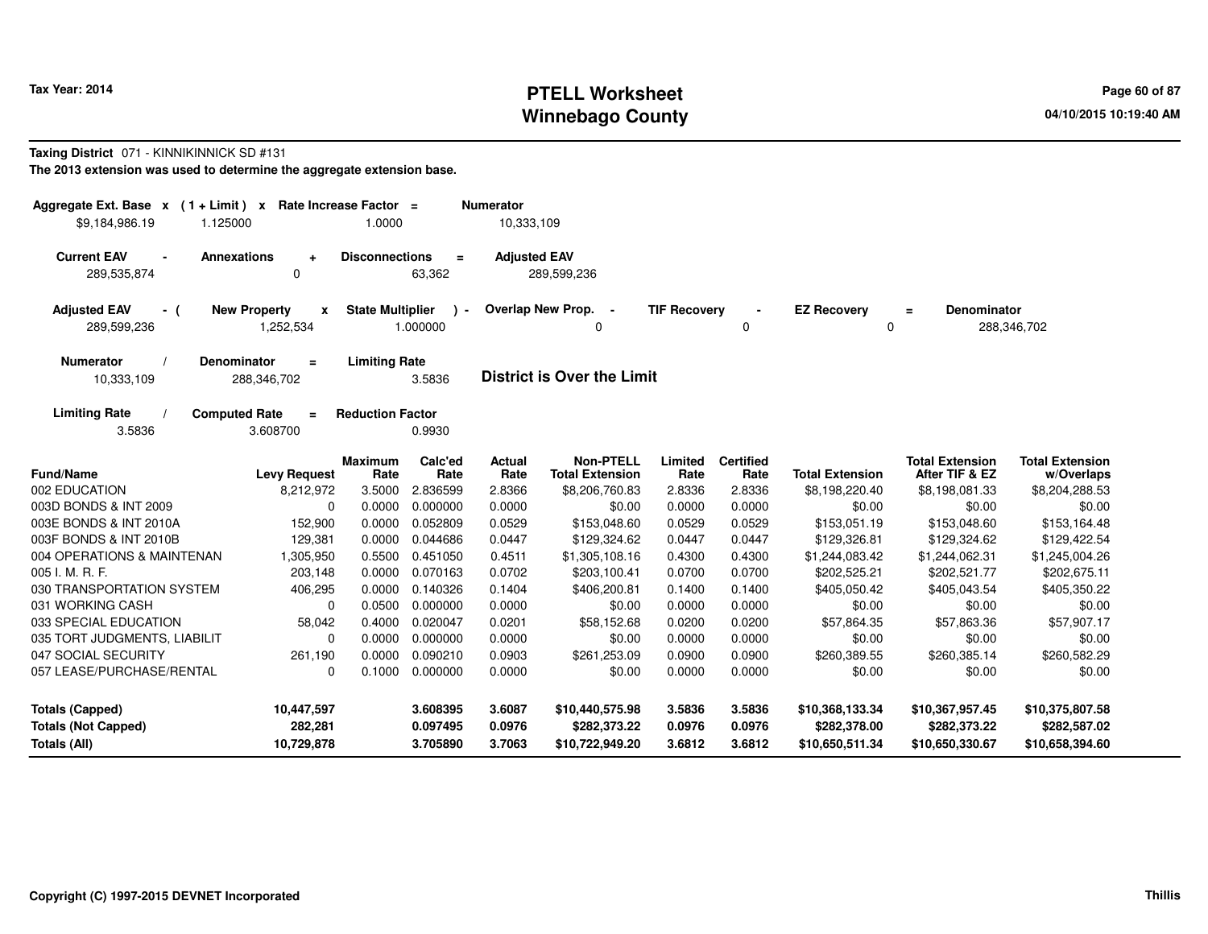# PTELL Worksheet
# Winnebago County

Tax Year: 2014

04/10/2015 10:19:40 AM

**Taxing District** 071 - KINNIKINNICK SD #131

**The 2013 extension was used to determine the aggregate extension base.**

| Aggregate Ext. Base | x | (1 + Limit) | x | Rate Increase Factor | = | Numerator |
|---|---|---|---|---|---|---|
| $9,184,986.19 | | 1.125000 | | 1.0000 | | 10,333,109 |

| Current EAV | - | Annexations | + | Disconnections | = | Adjusted EAV |
|---|---|---|---|---|---|---|
| 289,535,874 | | 0 | | 63,362 | | 289,599,236 |

| Adjusted EAV | - ( | New Property | x | State Multiplier | ) - | Overlap New Prop. | - | TIF Recovery | - | EZ Recovery | = | Denominator |
|---|---|---|---|---|---|---|---|---|---|---|---|---|
| 289,599,236 | | 1,252,534 | | 1.000000 | | 0 | | 0 | | 0 | | 288,346,702 |

| Numerator | / | Denominator | = | Limiting Rate |
|---|---|---|---|---|
| 10,333,109 | | 288,346,702 | | 3.5836 |

**District is Over the Limit**

| Limiting Rate | / | Computed Rate | = | Reduction Factor |
|---|---|---|---|---|
| 3.5836 | | 3.608700 | | 0.9930 |

| Fund/Name | Levy Request | Maximum Rate | Calc'ed Rate | Actual Rate | Non-PTELL Total Extension | Limited Rate | Certified Rate | Total Extension | Total Extension After TIF & EZ | Total Extension w/Overlaps |
|---|---|---|---|---|---|---|---|---|---|---|
| 002 EDUCATION | 8,212,972 | 3.5000 | 2.836599 | 2.8366 | $8,206,760.83 | 2.8336 | 2.8336 | $8,198,220.40 | $8,198,081.33 | $8,204,288.53 |
| 003D BONDS & INT 2009 | 0 | 0.0000 | 0.000000 | 0.0000 | $0.00 | 0.0000 | 0.0000 | $0.00 | $0.00 | $0.00 |
| 003E BONDS & INT 2010A | 152,900 | 0.0000 | 0.052809 | 0.0529 | $153,048.60 | 0.0529 | 0.0529 | $153,051.19 | $153,048.60 | $153,164.48 |
| 003F BONDS & INT 2010B | 129,381 | 0.0000 | 0.044686 | 0.0447 | $129,324.62 | 0.0447 | 0.0447 | $129,326.81 | $129,324.62 | $129,422.54 |
| 004 OPERATIONS & MAINTENAN | 1,305,950 | 0.5500 | 0.451050 | 0.4511 | $1,305,108.16 | 0.4300 | 0.4300 | $1,244,083.42 | $1,244,062.31 | $1,245,004.26 |
| 005 I. M. R. F. | 203,148 | 0.0000 | 0.070163 | 0.0702 | $203,100.41 | 0.0700 | 0.0700 | $202,525.21 | $202,521.77 | $202,675.11 |
| 030 TRANSPORTATION SYSTEM | 406,295 | 0.0000 | 0.140326 | 0.1404 | $406,200.81 | 0.1400 | 0.1400 | $405,050.42 | $405,043.54 | $405,350.22 |
| 031 WORKING CASH | 0 | 0.0500 | 0.000000 | 0.0000 | $0.00 | 0.0000 | 0.0000 | $0.00 | $0.00 | $0.00 |
| 033 SPECIAL EDUCATION | 58,042 | 0.4000 | 0.020047 | 0.0201 | $58,152.68 | 0.0200 | 0.0200 | $57,864.35 | $57,863.36 | $57,907.17 |
| 035 TORT JUDGMENTS, LIABILIT | 0 | 0.0000 | 0.000000 | 0.0000 | $0.00 | 0.0000 | 0.0000 | $0.00 | $0.00 | $0.00 |
| 047 SOCIAL SECURITY | 261,190 | 0.0000 | 0.090210 | 0.0903 | $261,253.09 | 0.0900 | 0.0900 | $260,389.55 | $260,385.14 | $260,582.29 |
| 057 LEASE/PURCHASE/RENTAL | 0 | 0.1000 | 0.000000 | 0.0000 | $0.00 | 0.0000 | 0.0000 | $0.00 | $0.00 | $0.00 |
| **Totals (Capped)** | **10,447,597** | | **3.608395** | **3.6087** | **$10,440,575.98** | **3.5836** | **3.5836** | **$10,368,133.34** | **$10,367,957.45** | **$10,375,807.58** |
| **Totals (Not Capped)** | **282,281** | | **0.097495** | **0.0976** | **$282,373.22** | **0.0976** | **0.0976** | **$282,378.00** | **$282,373.22** | **$282,587.02** |
| **Totals (All)** | **10,729,878** | | **3.705890** | **3.7063** | **$10,722,949.20** | **3.6812** | **3.6812** | **$10,650,511.34** | **$10,650,330.67** | **$10,658,394.60** |

Copyright (C) 1997-2015 DEVNET Incorporated

Thillis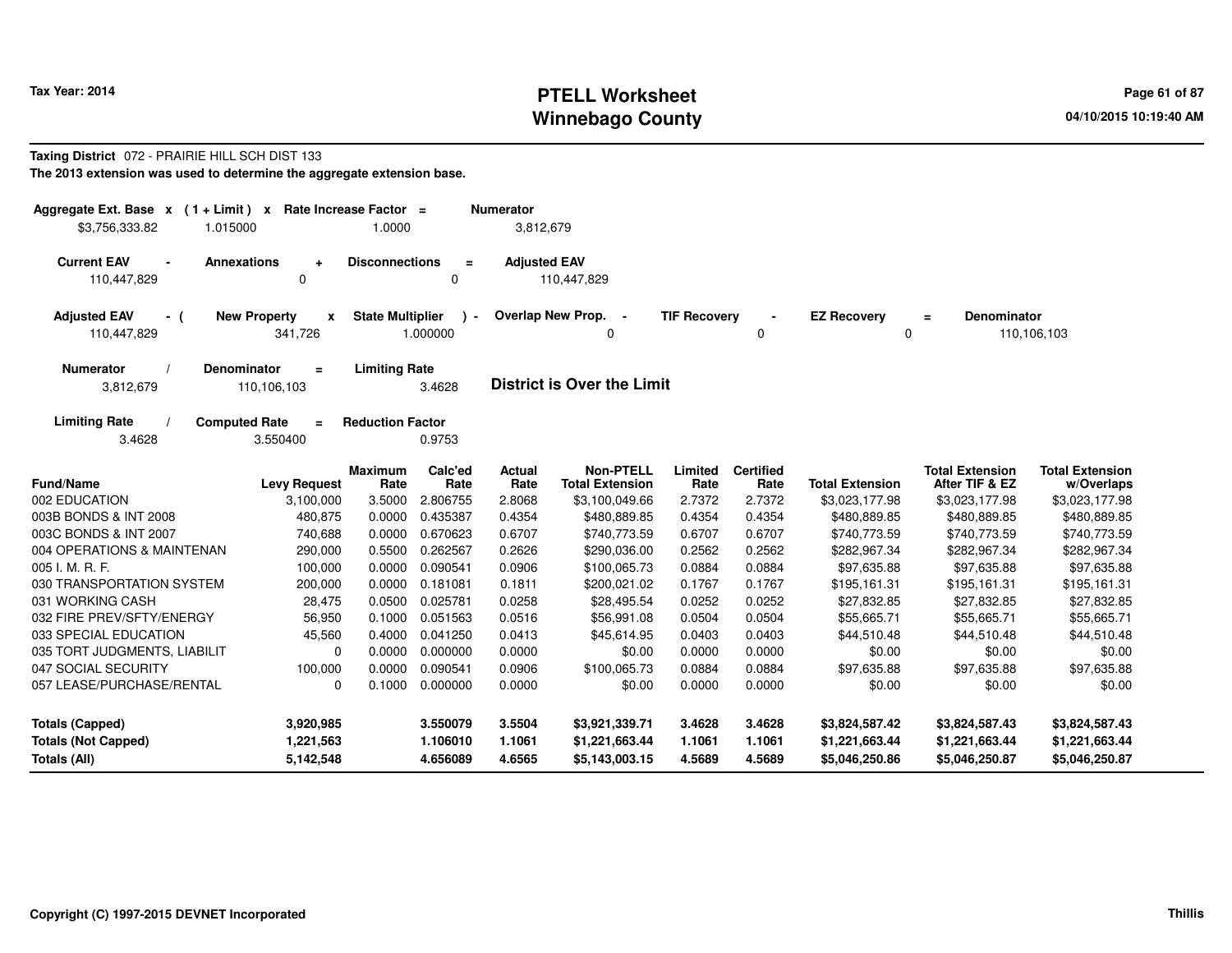Tax Year: 2014

# PTELL Worksheet
# Winnebago County

04/10/2015 10:19:40 AM

**Taxing District** 072 - PRAIRIE HILL SCH DIST 133

**The 2013 extension was used to determine the aggregate extension base.**

| Aggregate Ext. Base x | ( 1 + Limit ) x | Rate Increase Factor = | Numerator |
|---|---|---|---|
| $3,756,333.82 | 1.015000 | 1.0000 | 3,812,679 |

| Current EAV - | Annexations + | Disconnections = | Adjusted EAV |
|---|---|---|---|
| 110,447,829 | 0 | 0 | 110,447,829 |

| Adjusted EAV - ( | New Property x | State Multiplier ) - | Overlap New Prop. - | TIF Recovery - | EZ Recovery = | Denominator |
|---|---|---|---|---|---|---|
| 110,447,829 | 341,726 | 1.000000 | 0 | 0 | 0 | 110,106,103 |

| Numerator / | Denominator = | Limiting Rate |
|---|---|---|
| 3,812,679 | 110,106,103 | 3.4628 |

**District is Over the Limit**

| Limiting Rate / | Computed Rate = | Reduction Factor |
|---|---|---|
| 3.4628 | 3.550400 | 0.9753 |

| Fund/Name | Levy Request | Maximum Rate | Calc'ed Rate | Actual Rate | Non-PTELL Total Extension | Limited Rate | Certified Rate | Total Extension | Total Extension After TIF & EZ | Total Extension w/Overlaps |
|---|---|---|---|---|---|---|---|---|---|---|
| 002 EDUCATION | 3,100,000 | 3.5000 | 2.806755 | 2.8068 | $3,100,049.66 | 2.7372 | 2.7372 | $3,023,177.98 | $3,023,177.98 | $3,023,177.98 |
| 003B BONDS & INT 2008 | 480,875 | 0.0000 | 0.435387 | 0.4354 | $480,889.85 | 0.4354 | 0.4354 | $480,889.85 | $480,889.85 | $480,889.85 |
| 003C BONDS & INT 2007 | 740,688 | 0.0000 | 0.670623 | 0.6707 | $740,773.59 | 0.6707 | 0.6707 | $740,773.59 | $740,773.59 | $740,773.59 |
| 004 OPERATIONS & MAINTENAN | 290,000 | 0.5500 | 0.262567 | 0.2626 | $290,036.00 | 0.2562 | 0.2562 | $282,967.34 | $282,967.34 | $282,967.34 |
| 005 I. M. R. F. | 100,000 | 0.0000 | 0.090541 | 0.0906 | $100,065.73 | 0.0884 | 0.0884 | $97,635.88 | $97,635.88 | $97,635.88 |
| 030 TRANSPORTATION SYSTEM | 200,000 | 0.0000 | 0.181081 | 0.1811 | $200,021.02 | 0.1767 | 0.1767 | $195,161.31 | $195,161.31 | $195,161.31 |
| 031 WORKING CASH | 28,475 | 0.0500 | 0.025781 | 0.0258 | $28,495.54 | 0.0252 | 0.0252 | $27,832.85 | $27,832.85 | $27,832.85 |
| 032 FIRE PREV/SFTY/ENERGY | 56,950 | 0.1000 | 0.051563 | 0.0516 | $56,991.08 | 0.0504 | 0.0504 | $55,665.71 | $55,665.71 | $55,665.71 |
| 033 SPECIAL EDUCATION | 45,560 | 0.4000 | 0.041250 | 0.0413 | $45,614.95 | 0.0403 | 0.0403 | $44,510.48 | $44,510.48 | $44,510.48 |
| 035 TORT JUDGMENTS, LIABILIT | 0 | 0.0000 | 0.000000 | 0.0000 | $0.00 | 0.0000 | 0.0000 | $0.00 | $0.00 | $0.00 |
| 047 SOCIAL SECURITY | 100,000 | 0.0000 | 0.090541 | 0.0906 | $100,065.73 | 0.0884 | 0.0884 | $97,635.88 | $97,635.88 | $97,635.88 |
| 057 LEASE/PURCHASE/RENTAL | 0 | 0.1000 | 0.000000 | 0.0000 | $0.00 | 0.0000 | 0.0000 | $0.00 | $0.00 | $0.00 |
| **Totals (Capped)** | **3,920,985** | | **3.550079** | **3.5504** | **$3,921,339.71** | **3.4628** | **3.4628** | **$3,824,587.42** | **$3,824,587.43** | **$3,824,587.43** |
| **Totals (Not Capped)** | **1,221,563** | | **1.106010** | **1.1061** | **$1,221,663.44** | **1.1061** | **1.1061** | **$1,221,663.44** | **$1,221,663.44** | **$1,221,663.44** |
| **Totals (All)** | **5,142,548** | | **4.656089** | **4.6565** | **$5,143,003.15** | **4.5689** | **4.5689** | **$5,046,250.86** | **$5,046,250.87** | **$5,046,250.87** |

Copyright (C) 1997-2015 DEVNET Incorporated

Thillis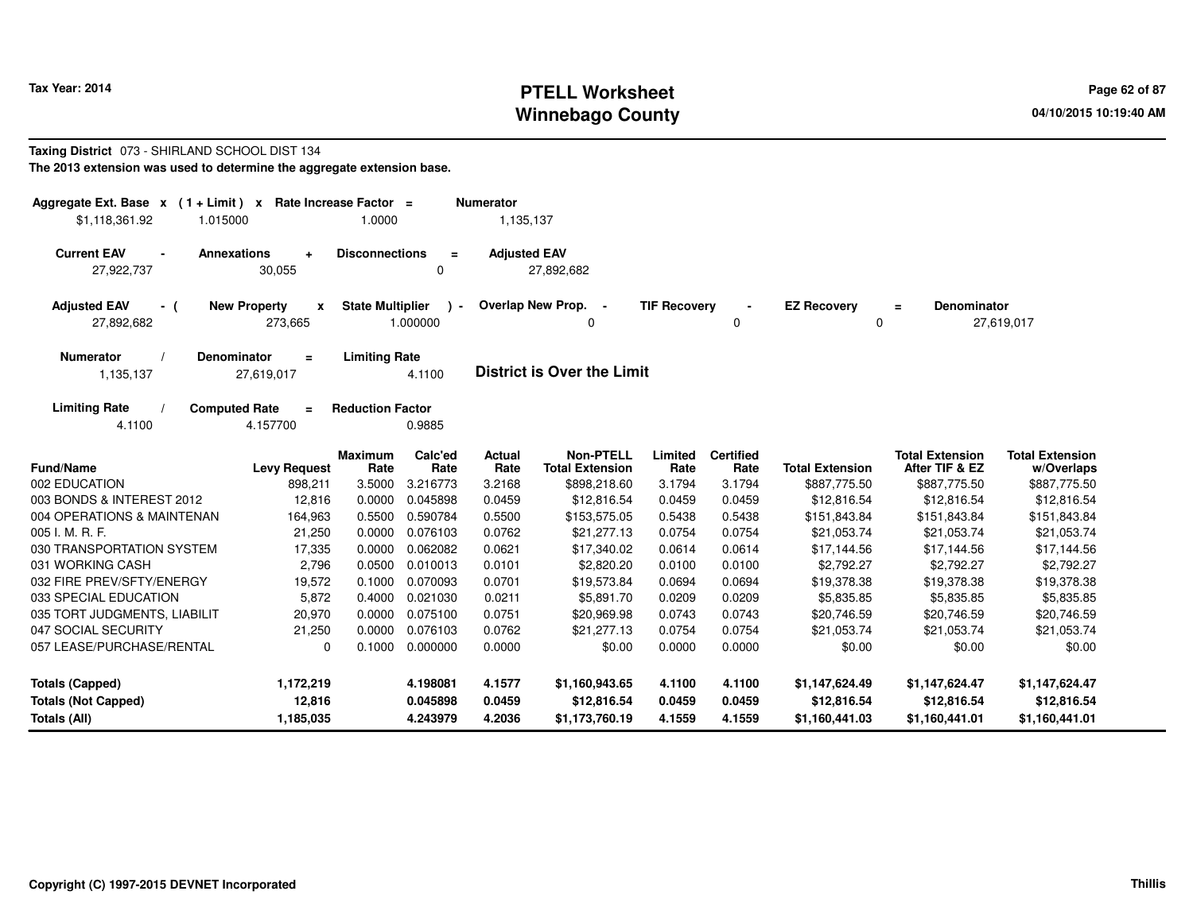# PTELL Worksheet
# Winnebago County

Tax Year: 2014

04/10/2015 10:19:40 AM

**Taxing District** 073 - SHIRLAND SCHOOL DIST 134

**The 2013 extension was used to determine the aggregate extension base.**

| Aggregate Ext. Base | x | (1 + Limit) | x | Rate Increase Factor | = | Numerator |
|---|---|---|---|---|---|---|
| $1,118,361.92 | | 1.015000 | | 1.0000 | | 1,135,137 |

| Current EAV | - | Annexations | + | Disconnections | = | Adjusted EAV |
|---|---|---|---|---|---|---|
| 27,922,737 | | 30,055 | | 0 | | 27,892,682 |

| Adjusted EAV | - ( | New Property | x | State Multiplier | ) - | Overlap New Prop. | - | TIF Recovery | - | EZ Recovery | = | Denominator |
|---|---|---|---|---|---|---|---|---|---|---|---|---|
| 27,892,682 | | 273,665 | | 1.000000 | | 0 | | 0 | | 0 | | 27,619,017 |

| Numerator | / | Denominator | = | Limiting Rate |
|---|---|---|---|---|
| 1,135,137 | | 27,619,017 | | 4.1100 |

**District is Over the Limit**

| Limiting Rate | / | Computed Rate | = | Reduction Factor |
|---|---|---|---|---|
| 4.1100 | | 4.157700 | | 0.9885 |

| Fund/Name | Levy Request | Maximum Rate | Calc'ed Rate | Actual Rate | Non-PTELL Total Extension | Limited Rate | Certified Rate | Total Extension | Total Extension After TIF & EZ | Total Extension w/Overlaps |
|---|---|---|---|---|---|---|---|---|---|---|
| 002 EDUCATION | 898,211 | 3.5000 | 3.216773 | 3.2168 | $898,218.60 | 3.1794 | 3.1794 | $887,775.50 | $887,775.50 | $887,775.50 |
| 003 BONDS & INTEREST 2012 | 12,816 | 0.0000 | 0.045898 | 0.0459 | $12,816.54 | 0.0459 | 0.0459 | $12,816.54 | $12,816.54 | $12,816.54 |
| 004 OPERATIONS & MAINTENAN | 164,963 | 0.5500 | 0.590784 | 0.5500 | $153,575.05 | 0.5438 | 0.5438 | $151,843.84 | $151,843.84 | $151,843.84 |
| 005 I. M. R. F. | 21,250 | 0.0000 | 0.076103 | 0.0762 | $21,277.13 | 0.0754 | 0.0754 | $21,053.74 | $21,053.74 | $21,053.74 |
| 030 TRANSPORTATION SYSTEM | 17,335 | 0.0000 | 0.062082 | 0.0621 | $17,340.02 | 0.0614 | 0.0614 | $17,144.56 | $17,144.56 | $17,144.56 |
| 031 WORKING CASH | 2,796 | 0.0500 | 0.010013 | 0.0101 | $2,820.20 | 0.0100 | 0.0100 | $2,792.27 | $2,792.27 | $2,792.27 |
| 032 FIRE PREV/SFTY/ENERGY | 19,572 | 0.1000 | 0.070093 | 0.0701 | $19,573.84 | 0.0694 | 0.0694 | $19,378.38 | $19,378.38 | $19,378.38 |
| 033 SPECIAL EDUCATION | 5,872 | 0.4000 | 0.021030 | 0.0211 | $5,891.70 | 0.0209 | 0.0209 | $5,835.85 | $5,835.85 | $5,835.85 |
| 035 TORT JUDGMENTS, LIABILIT | 20,970 | 0.0000 | 0.075100 | 0.0751 | $20,969.98 | 0.0743 | 0.0743 | $20,746.59 | $20,746.59 | $20,746.59 |
| 047 SOCIAL SECURITY | 21,250 | 0.0000 | 0.076103 | 0.0762 | $21,277.13 | 0.0754 | 0.0754 | $21,053.74 | $21,053.74 | $21,053.74 |
| 057 LEASE/PURCHASE/RENTAL | 0 | 0.1000 | 0.000000 | 0.0000 | $0.00 | 0.0000 | 0.0000 | $0.00 | $0.00 | $0.00 |
| **Totals (Capped)** | **1,172,219** | | **4.198081** | **4.1577** | **$1,160,943.65** | **4.1100** | **4.1100** | **$1,147,624.49** | **$1,147,624.47** | **$1,147,624.47** |
| **Totals (Not Capped)** | **12,816** | | **0.045898** | **0.0459** | **$12,816.54** | **0.0459** | **0.0459** | **$12,816.54** | **$12,816.54** | **$12,816.54** |
| **Totals (All)** | **1,185,035** | | **4.243979** | **4.2036** | **$1,173,760.19** | **4.1559** | **4.1559** | **$1,160,441.03** | **$1,160,441.01** | **$1,160,441.01** |

**Copyright (C) 1997-2015 DEVNET Incorporated** **Thillis**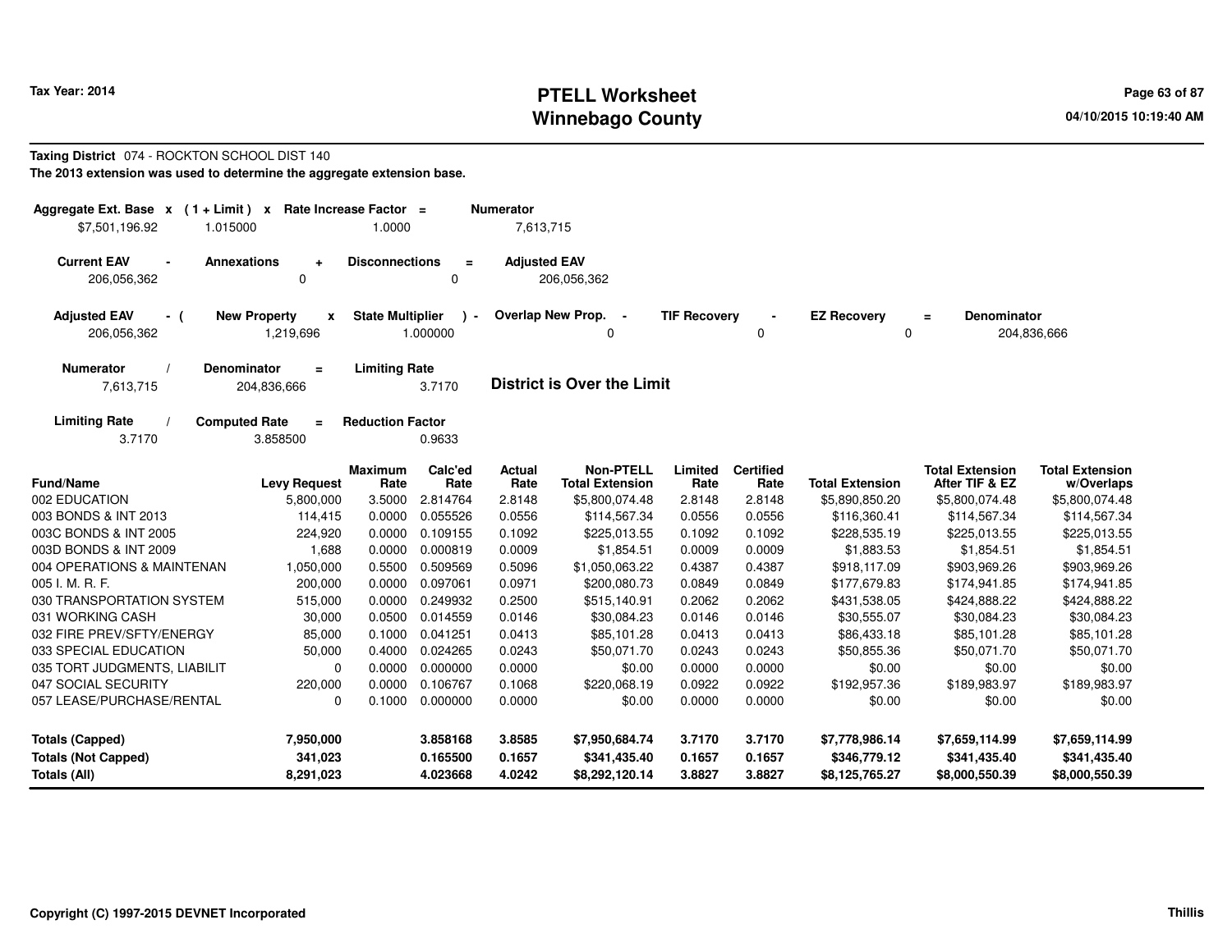**Taxing District** 074 - ROCKTON SCHOOL DIST 140

**The 2013 extension was used to determine the aggregate extension base.**

| Aggregate Ext. Base | x | (1 + Limit) | x | Rate Increase Factor | = | Numerator |
|---|---|---|---|---|---|---|
| $7,501,196.92 | | 1.015000 | | 1.0000 | | 7,613,715 |

| Current EAV | - | Annexations | + | Disconnections | = | Adjusted EAV |
|---|---|---|---|---|---|---|
| 206,056,362 | | 0 | | 0 | | 206,056,362 |

| Adjusted EAV | - ( | New Property | x | State Multiplier | ) - | Overlap New Prop. | - | TIF Recovery | - | EZ Recovery | = | Denominator |
|---|---|---|---|---|---|---|---|---|---|---|---|---|
| 206,056,362 | | 1,219,696 | | 1.000000 | | 0 | | 0 | | 0 | | 204,836,666 |

| Numerator | / | Denominator | = | Limiting Rate |
|---|---|---|---|---|
| 7,613,715 | | 204,836,666 | | 3.7170 |

**District is Over the Limit**

| Limiting Rate | / | Computed Rate | = | Reduction Factor |
|---|---|---|---|---|
| 3.7170 | | 3.858500 | | 0.9633 |

| Fund/Name | Levy Request | Maximum Rate | Calc'ed Rate | Actual Rate | Non-PTELL Total Extension | Limited Rate | Certified Rate | Total Extension | Total Extension After TIF & EZ | Total Extension w/Overlaps |
|---|---|---|---|---|---|---|---|---|---|---|
| 002 EDUCATION | 5,800,000 | 3.5000 | 2.814764 | 2.8148 | $5,800,074.48 | 2.8148 | 2.8148 | $5,890,850.20 | $5,800,074.48 | $5,800,074.48 |
| 003 BONDS & INT 2013 | 114,415 | 0.0000 | 0.055526 | 0.0556 | $114,567.34 | 0.0556 | 0.0556 | $116,360.41 | $114,567.34 | $114,567.34 |
| 003C BONDS & INT 2005 | 224,920 | 0.0000 | 0.109155 | 0.1092 | $225,013.55 | 0.1092 | 0.1092 | $228,535.19 | $225,013.55 | $225,013.55 |
| 003D BONDS & INT 2009 | 1,688 | 0.0000 | 0.000819 | 0.0009 | $1,854.51 | 0.0009 | 0.0009 | $1,883.53 | $1,854.51 | $1,854.51 |
| 004 OPERATIONS & MAINTENAN | 1,050,000 | 0.5500 | 0.509569 | 0.5096 | $1,050,063.22 | 0.4387 | 0.4387 | $918,117.09 | $903,969.26 | $903,969.26 |
| 005 I. M. R. F. | 200,000 | 0.0000 | 0.097061 | 0.0971 | $200,080.73 | 0.0849 | 0.0849 | $177,679.83 | $174,941.85 | $174,941.85 |
| 030 TRANSPORTATION SYSTEM | 515,000 | 0.0000 | 0.249932 | 0.2500 | $515,140.91 | 0.2062 | 0.2062 | $431,538.05 | $424,888.22 | $424,888.22 |
| 031 WORKING CASH | 30,000 | 0.0500 | 0.014559 | 0.0146 | $30,084.23 | 0.0146 | 0.0146 | $30,555.07 | $30,084.23 | $30,084.23 |
| 032 FIRE PREV/SFTY/ENERGY | 85,000 | 0.1000 | 0.041251 | 0.0413 | $85,101.28 | 0.0413 | 0.0413 | $86,433.18 | $85,101.28 | $85,101.28 |
| 033 SPECIAL EDUCATION | 50,000 | 0.4000 | 0.024265 | 0.0243 | $50,071.70 | 0.0243 | 0.0243 | $50,855.36 | $50,071.70 | $50,071.70 |
| 035 TORT JUDGMENTS, LIABILIT | 0 | 0.0000 | 0.000000 | 0.0000 | $0.00 | 0.0000 | 0.0000 | $0.00 | $0.00 | $0.00 |
| 047 SOCIAL SECURITY | 220,000 | 0.0000 | 0.106767 | 0.1068 | $220,068.19 | 0.0922 | 0.0922 | $192,957.36 | $189,983.97 | $189,983.97 |
| 057 LEASE/PURCHASE/RENTAL | 0 | 0.1000 | 0.000000 | 0.0000 | $0.00 | 0.0000 | 0.0000 | $0.00 | $0.00 | $0.00 |
| **Totals (Capped)** | **7,950,000** | | **3.858168** | **3.8585** | **$7,950,684.74** | **3.7170** | **3.7170** | **$7,778,986.14** | **$7,659,114.99** | **$7,659,114.99** |
| **Totals (Not Capped)** | **341,023** | | **0.165500** | **0.1657** | **$341,435.40** | **0.1657** | **0.1657** | **$346,779.12** | **$341,435.40** | **$341,435.40** |
| **Totals (All)** | **8,291,023** | | **4.023668** | **4.0242** | **$8,292,120.14** | **3.8827** | **3.8827** | **$8,125,765.27** | **$8,000,550.39** | **$8,000,550.39** |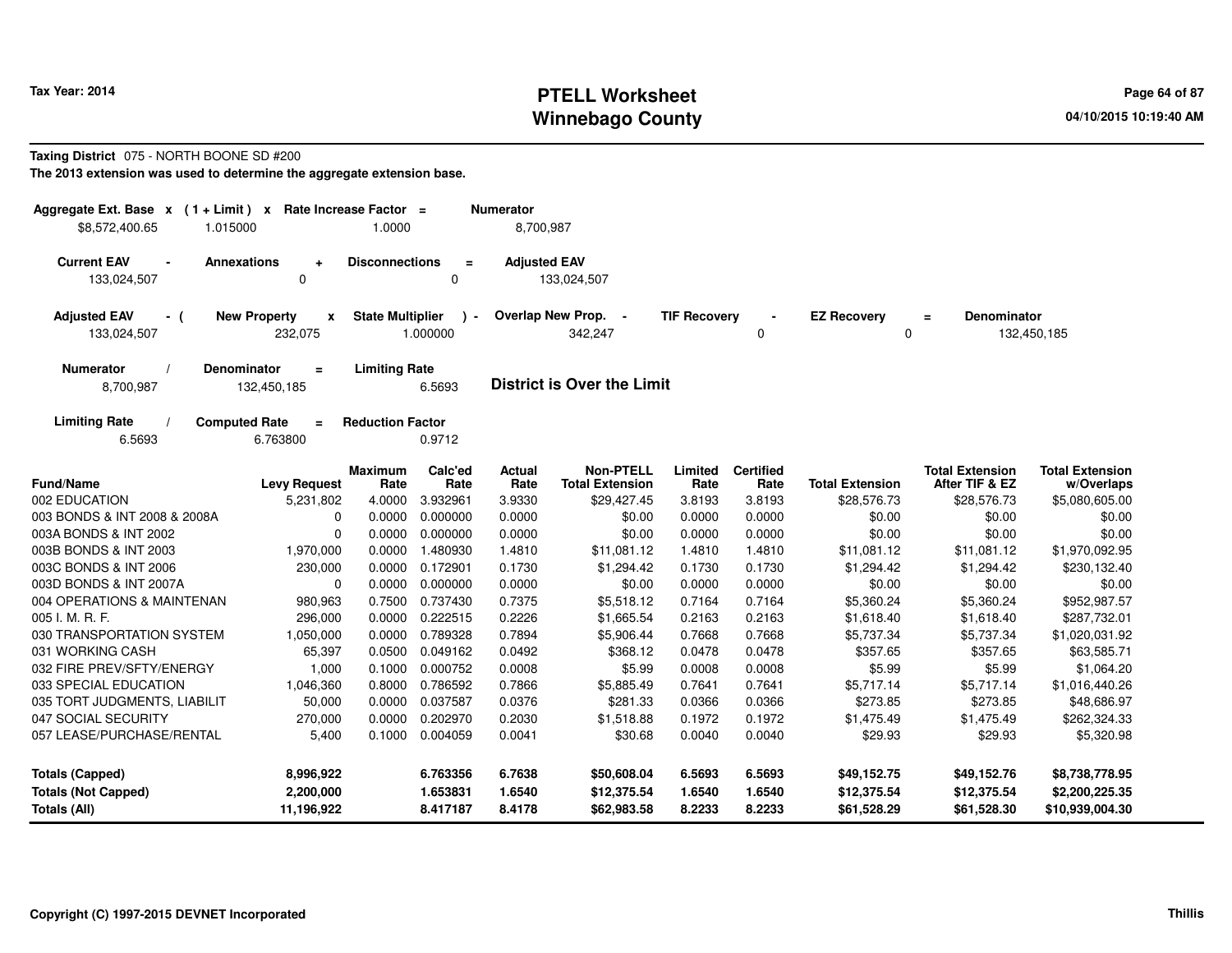# PTELL Worksheet
# Winnebago County

Tax Year: 2014

04/10/2015 10:19:40 AM

**Taxing District** 075 - NORTH BOONE SD #200

**The 2013 extension was used to determine the aggregate extension base.**

| Aggregate Ext. Base x | (1 + Limit) x | Rate Increase Factor = | Numerator |
|---|---|---|---|
| $8,572,400.65 | 1.015000 | 1.0000 | 8,700,987 |

| Current EAV - | Annexations + | Disconnections = | Adjusted EAV |
|---|---|---|---|
| 133,024,507 | 0 | 0 | 133,024,507 |

| Adjusted EAV - ( | New Property x | State Multiplier ) - | Overlap New Prop. - | TIF Recovery - | EZ Recovery = | Denominator |
|---|---|---|---|---|---|---|
| 133,024,507 | 232,075 | 1.000000 | 342,247 | 0 | 0 | 132,450,185 |

| Numerator / | Denominator = | Limiting Rate |
|---|---|---|
| 8,700,987 | 132,450,185 | 6.5693 |

**District is Over the Limit**

| Limiting Rate / | Computed Rate = | Reduction Factor |
|---|---|---|
| 6.5693 | 6.763800 | 0.9712 |

| Fund/Name | Levy Request | Maximum Rate | Calc'ed Rate | Actual Rate | Non-PTELL Total Extension | Limited Rate | Certified Rate | Total Extension | Total Extension After TIF & EZ | Total Extension w/Overlaps |
|---|---|---|---|---|---|---|---|---|---|---|
| 002 EDUCATION | 5,231,802 | 4.0000 | 3.932961 | 3.9330 | $29,427.45 | 3.8193 | 3.8193 | $28,576.73 | $28,576.73 | $5,080,605.00 |
| 003 BONDS & INT 2008 & 2008A | 0 | 0.0000 | 0.000000 | 0.0000 | $0.00 | 0.0000 | 0.0000 | $0.00 | $0.00 | $0.00 |
| 003A BONDS & INT 2002 | 0 | 0.0000 | 0.000000 | 0.0000 | $0.00 | 0.0000 | 0.0000 | $0.00 | $0.00 | $0.00 |
| 003B BONDS & INT 2003 | 1,970,000 | 0.0000 | 1.480930 | 1.4810 | $11,081.12 | 1.4810 | 1.4810 | $11,081.12 | $11,081.12 | $1,970,092.95 |
| 003C BONDS & INT 2006 | 230,000 | 0.0000 | 0.172901 | 0.1730 | $1,294.42 | 0.1730 | 0.1730 | $1,294.42 | $1,294.42 | $230,132.40 |
| 003D BONDS & INT 2007A | 0 | 0.0000 | 0.000000 | 0.0000 | $0.00 | 0.0000 | 0.0000 | $0.00 | $0.00 | $0.00 |
| 004 OPERATIONS & MAINTENAN | 980,963 | 0.7500 | 0.737430 | 0.7375 | $5,518.12 | 0.7164 | 0.7164 | $5,360.24 | $5,360.24 | $952,987.57 |
| 005 I. M. R. F. | 296,000 | 0.0000 | 0.222515 | 0.2226 | $1,665.54 | 0.2163 | 0.2163 | $1,618.40 | $1,618.40 | $287,732.01 |
| 030 TRANSPORTATION SYSTEM | 1,050,000 | 0.0000 | 0.789328 | 0.7894 | $5,906.44 | 0.7668 | 0.7668 | $5,737.34 | $5,737.34 | $1,020,031.92 |
| 031 WORKING CASH | 65,397 | 0.0500 | 0.049162 | 0.0492 | $368.12 | 0.0478 | 0.0478 | $357.65 | $357.65 | $63,585.71 |
| 032 FIRE PREV/SFTY/ENERGY | 1,000 | 0.1000 | 0.000752 | 0.0008 | $5.99 | 0.0008 | 0.0008 | $5.99 | $5.99 | $1,064.20 |
| 033 SPECIAL EDUCATION | 1,046,360 | 0.8000 | 0.786592 | 0.7866 | $5,885.49 | 0.7641 | 0.7641 | $5,717.14 | $5,717.14 | $1,016,440.26 |
| 035 TORT JUDGMENTS, LIABILIT | 50,000 | 0.0000 | 0.037587 | 0.0376 | $281.33 | 0.0366 | 0.0366 | $273.85 | $273.85 | $48,686.97 |
| 047 SOCIAL SECURITY | 270,000 | 0.0000 | 0.202970 | 0.2030 | $1,518.88 | 0.1972 | 0.1972 | $1,475.49 | $1,475.49 | $262,324.33 |
| 057 LEASE/PURCHASE/RENTAL | 5,400 | 0.1000 | 0.004059 | 0.0041 | $30.68 | 0.0040 | 0.0040 | $29.93 | $29.93 | $5,320.98 |
| **Totals (Capped)** | **8,996,922** | | **6.763356** | **6.7638** | **$50,608.04** | **6.5693** | **6.5693** | **$49,152.75** | **$49,152.76** | **$8,738,778.95** |
| **Totals (Not Capped)** | **2,200,000** | | **1.653831** | **1.6540** | **$12,375.54** | **1.6540** | **1.6540** | **$12,375.54** | **$12,375.54** | **$2,200,225.35** |
| **Totals (All)** | **11,196,922** | | **8.417187** | **8.4178** | **$62,983.58** | **8.2233** | **8.2233** | **$61,528.29** | **$61,528.30** | **$10,939,004.30** |

**Copyright (C) 1997-2015 DEVNET Incorporated** — Thillis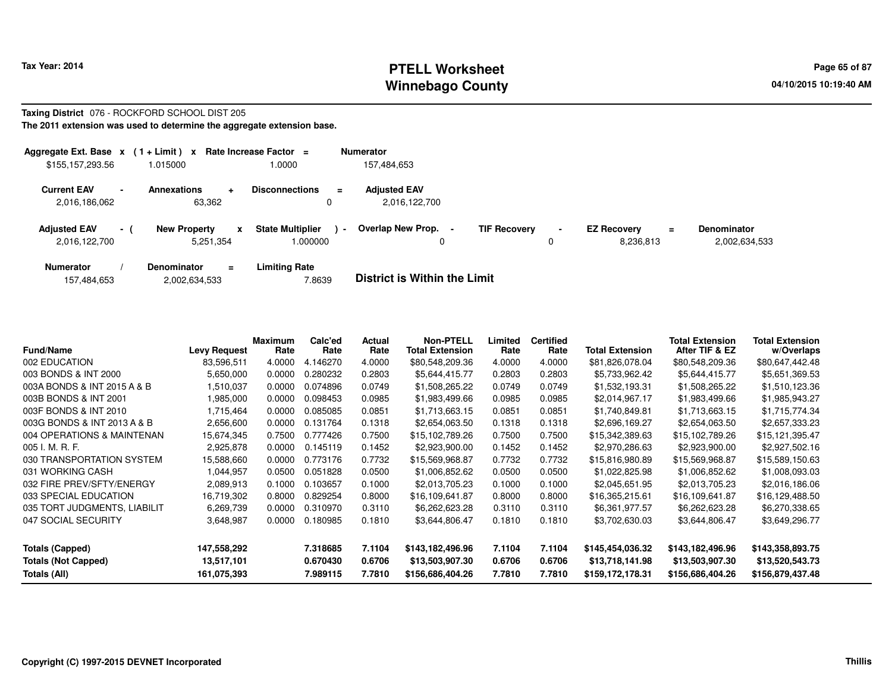Tax Year: 2014

# PTELL Worksheet
# Winnebago County

04/10/2015 10:19:40 AM

**Taxing District** 076 - ROCKFORD SCHOOL DIST 205

**The 2011 extension was used to determine the aggregate extension base.**

| Aggregate Ext. Base | x | (1 + Limit) | x | Rate Increase Factor | = | Numerator |
|---|---|---|---|---|---|---|
| $155,157,293.56 | | 1.015000 | | 1.0000 | | 157,484,653 |

| Current EAV | - | Annexations | + | Disconnections | = | Adjusted EAV |
|---|---|---|---|---|---|---|
| 2,016,186,062 | | 63,362 | | 0 | | 2,016,122,700 |

| Adjusted EAV | - ( | New Property | x | State Multiplier | ) - | Overlap New Prop. | - | TIF Recovery | - | EZ Recovery | = | Denominator |
|---|---|---|---|---|---|---|---|---|---|---|---|---|
| 2,016,122,700 | | 5,251,354 | | 1.000000 | | 0 | | 0 | | 8,236,813 | | 2,002,634,533 |

| Numerator | / | Denominator | = | Limiting Rate |
|---|---|---|---|---|
| 157,484,653 | | 2,002,634,533 | | 7.8639 |

**District is Within the Limit**

| Fund/Name | Levy Request | Maximum Rate | Calc'ed Rate | Actual Rate | Non-PTELL Total Extension | Limited Rate | Certified Rate | Total Extension | Total Extension After TIF & EZ | Total Extension w/Overlaps |
|---|---|---|---|---|---|---|---|---|---|---|
| 002 EDUCATION | 83,596,511 | 4.0000 | 4.146270 | 4.0000 | $80,548,209.36 | 4.0000 | 4.0000 | $81,826,078.04 | $80,548,209.36 | $80,647,442.48 |
| 003 BONDS & INT 2000 | 5,650,000 | 0.0000 | 0.280232 | 0.2803 | $5,644,415.77 | 0.2803 | 0.2803 | $5,733,962.42 | $5,644,415.77 | $5,651,369.53 |
| 003A BONDS & INT 2015 A & B | 1,510,037 | 0.0000 | 0.074896 | 0.0749 | $1,508,265.22 | 0.0749 | 0.0749 | $1,532,193.31 | $1,508,265.22 | $1,510,123.36 |
| 003B BONDS & INT 2001 | 1,985,000 | 0.0000 | 0.098453 | 0.0985 | $1,983,499.66 | 0.0985 | 0.0985 | $2,014,967.17 | $1,983,499.66 | $1,985,943.27 |
| 003F BONDS & INT 2010 | 1,715,464 | 0.0000 | 0.085085 | 0.0851 | $1,713,663.15 | 0.0851 | 0.0851 | $1,740,849.81 | $1,713,663.15 | $1,715,774.34 |
| 003G BONDS & INT 2013 A & B | 2,656,600 | 0.0000 | 0.131764 | 0.1318 | $2,654,063.50 | 0.1318 | 0.1318 | $2,696,169.27 | $2,654,063.50 | $2,657,333.23 |
| 004 OPERATIONS & MAINTENAN | 15,674,345 | 0.7500 | 0.777426 | 0.7500 | $15,102,789.26 | 0.7500 | 0.7500 | $15,342,389.63 | $15,102,789.26 | $15,121,395.47 |
| 005 I. M. R. F. | 2,925,878 | 0.0000 | 0.145119 | 0.1452 | $2,923,900.00 | 0.1452 | 0.1452 | $2,970,286.63 | $2,923,900.00 | $2,927,502.16 |
| 030 TRANSPORTATION SYSTEM | 15,588,660 | 0.0000 | 0.773176 | 0.7732 | $15,569,968.87 | 0.7732 | 0.7732 | $15,816,980.89 | $15,569,968.87 | $15,589,150.63 |
| 031 WORKING CASH | 1,044,957 | 0.0500 | 0.051828 | 0.0500 | $1,006,852.62 | 0.0500 | 0.0500 | $1,022,825.98 | $1,006,852.62 | $1,008,093.03 |
| 032 FIRE PREV/SFTY/ENERGY | 2,089,913 | 0.1000 | 0.103657 | 0.1000 | $2,013,705.23 | 0.1000 | 0.1000 | $2,045,651.95 | $2,013,705.23 | $2,016,186.06 |
| 033 SPECIAL EDUCATION | 16,719,302 | 0.8000 | 0.829254 | 0.8000 | $16,109,641.87 | 0.8000 | 0.8000 | $16,365,215.61 | $16,109,641.87 | $16,129,488.50 |
| 035 TORT JUDGMENTS, LIABILIT | 6,269,739 | 0.0000 | 0.310970 | 0.3110 | $6,262,623.28 | 0.3110 | 0.3110 | $6,361,977.57 | $6,262,623.28 | $6,270,338.65 |
| 047 SOCIAL SECURITY | 3,648,987 | 0.0000 | 0.180985 | 0.1810 | $3,644,806.47 | 0.1810 | 0.1810 | $3,702,630.03 | $3,644,806.47 | $3,649,296.77 |
| **Totals (Capped)** | **147,558,292** | | **7.318685** | **7.1104** | **$143,182,496.96** | **7.1104** | **7.1104** | **$145,454,036.32** | **$143,182,496.96** | **$143,358,893.75** |
| **Totals (Not Capped)** | **13,517,101** | | **0.670430** | **0.6706** | **$13,503,907.30** | **0.6706** | **0.6706** | **$13,718,141.98** | **$13,503,907.30** | **$13,520,543.73** |
| **Totals (All)** | **161,075,393** | | **7.989115** | **7.7810** | **$156,686,404.26** | **7.7810** | **7.7810** | **$159,172,178.31** | **$156,686,404.26** | **$156,879,437.48** |

Copyright (C) 1997-2015 DEVNET Incorporated

Thillis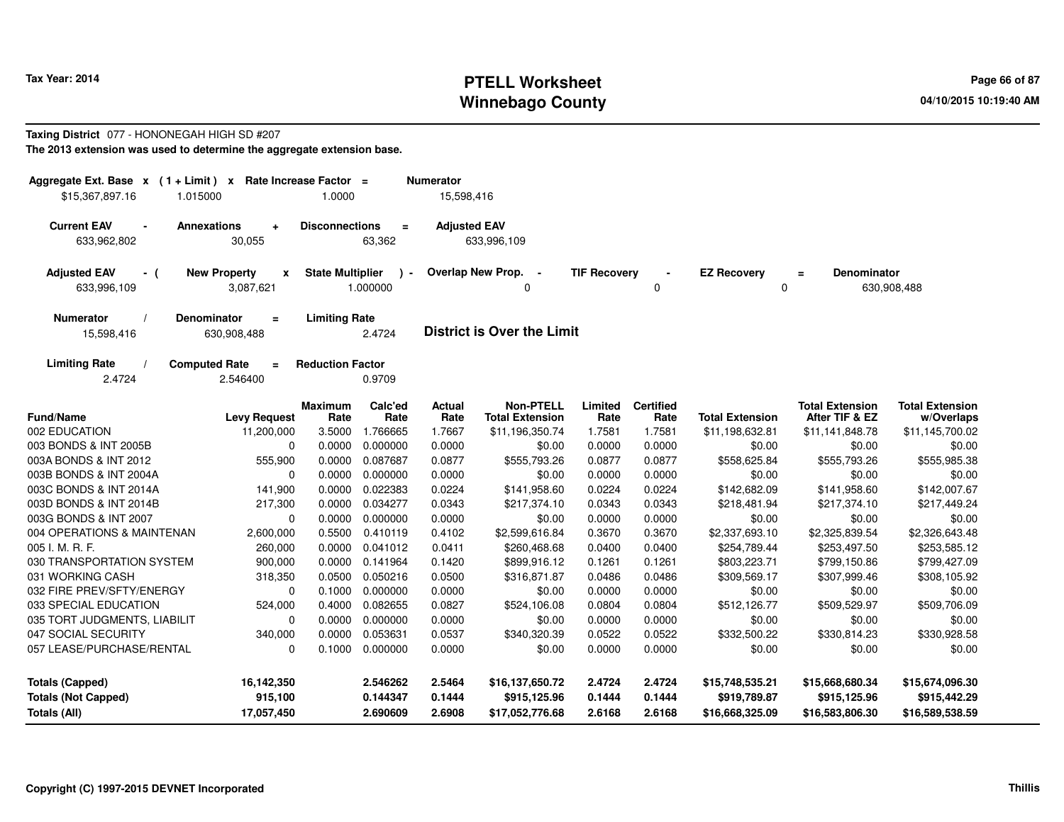**Tax Year: 2014**

# PTELL Worksheet
# Winnebago County

04/10/2015 10:19:40 AM

**Taxing District** 077 - HONONEGAH HIGH SD #207

**The 2013 extension was used to determine the aggregate extension base.**

| Aggregate Ext. Base | x | ( 1 + Limit ) | x | Rate Increase Factor | = | Numerator |
|---|---|---|---|---|---|---|
| $15,367,897.16 | | 1.015000 | | 1.0000 | | 15,598,416 |

| Current EAV | - | Annexations | + | Disconnections | = | Adjusted EAV |
|---|---|---|---|---|---|---|
| 633,962,802 | | 30,055 | | 63,362 | | 633,996,109 |

| Adjusted EAV | - ( | New Property | x | State Multiplier | ) - | Overlap New Prop. | - | TIF Recovery | - | EZ Recovery | = | Denominator |
|---|---|---|---|---|---|---|---|---|---|---|---|---|
| 633,996,109 | | 3,087,621 | | 1.000000 | | 0 | | 0 | | 0 | | 630,908,488 |

| Numerator | / | Denominator | = | Limiting Rate |
|---|---|---|---|---|
| 15,598,416 | | 630,908,488 | | 2.4724 |

**District is Over the Limit**

| Limiting Rate | / | Computed Rate | = | Reduction Factor |
|---|---|---|---|---|
| 2.4724 | | 2.546400 | | 0.9709 |

| Fund/Name | Levy Request | Maximum Rate | Calc'ed Rate | Actual Rate | Non-PTELL Total Extension | Limited Rate | Certified Rate | Total Extension | Total Extension After TIF & EZ | Total Extension w/Overlaps |
|---|---|---|---|---|---|---|---|---|---|---|
| 002 EDUCATION | 11,200,000 | 3.5000 | 1.766665 | 1.7667 | $11,196,350.74 | 1.7581 | 1.7581 | $11,198,632.81 | $11,141,848.78 | $11,145,700.02 |
| 003 BONDS & INT 2005B | 0 | 0.0000 | 0.000000 | 0.0000 | $0.00 | 0.0000 | 0.0000 | $0.00 | $0.00 | $0.00 |
| 003A BONDS & INT 2012 | 555,900 | 0.0000 | 0.087687 | 0.0877 | $555,793.26 | 0.0877 | 0.0877 | $558,625.84 | $555,793.26 | $555,985.38 |
| 003B BONDS & INT 2004A | 0 | 0.0000 | 0.000000 | 0.0000 | $0.00 | 0.0000 | 0.0000 | $0.00 | $0.00 | $0.00 |
| 003C BONDS & INT 2014A | 141,900 | 0.0000 | 0.022383 | 0.0224 | $141,958.60 | 0.0224 | 0.0224 | $142,682.09 | $141,958.60 | $142,007.67 |
| 003D BONDS & INT 2014B | 217,300 | 0.0000 | 0.034277 | 0.0343 | $217,374.10 | 0.0343 | 0.0343 | $218,481.94 | $217,374.10 | $217,449.24 |
| 003G BONDS & INT 2007 | 0 | 0.0000 | 0.000000 | 0.0000 | $0.00 | 0.0000 | 0.0000 | $0.00 | $0.00 | $0.00 |
| 004 OPERATIONS & MAINTENAN | 2,600,000 | 0.5500 | 0.410119 | 0.4102 | $2,599,616.84 | 0.3670 | 0.3670 | $2,337,693.10 | $2,325,839.54 | $2,326,643.48 |
| 005 I. M. R. F. | 260,000 | 0.0000 | 0.041012 | 0.0411 | $260,468.68 | 0.0400 | 0.0400 | $254,789.44 | $253,497.50 | $253,585.12 |
| 030 TRANSPORTATION SYSTEM | 900,000 | 0.0000 | 0.141964 | 0.1420 | $899,916.12 | 0.1261 | 0.1261 | $803,223.71 | $799,150.86 | $799,427.09 |
| 031 WORKING CASH | 318,350 | 0.0500 | 0.050216 | 0.0500 | $316,871.87 | 0.0486 | 0.0486 | $309,569.17 | $307,999.46 | $308,105.92 |
| 032 FIRE PREV/SFTY/ENERGY | 0 | 0.1000 | 0.000000 | 0.0000 | $0.00 | 0.0000 | 0.0000 | $0.00 | $0.00 | $0.00 |
| 033 SPECIAL EDUCATION | 524,000 | 0.4000 | 0.082655 | 0.0827 | $524,106.08 | 0.0804 | 0.0804 | $512,126.77 | $509,529.97 | $509,706.09 |
| 035 TORT JUDGMENTS, LIABILIT | 0 | 0.0000 | 0.000000 | 0.0000 | $0.00 | 0.0000 | 0.0000 | $0.00 | $0.00 | $0.00 |
| 047 SOCIAL SECURITY | 340,000 | 0.0000 | 0.053631 | 0.0537 | $340,320.39 | 0.0522 | 0.0522 | $332,500.22 | $330,814.23 | $330,928.58 |
| 057 LEASE/PURCHASE/RENTAL | 0 | 0.1000 | 0.000000 | 0.0000 | $0.00 | 0.0000 | 0.0000 | $0.00 | $0.00 | $0.00 |
| **Totals (Capped)** | **16,142,350** | | **2.546262** | **2.5464** | **$16,137,650.72** | **2.4724** | **2.4724** | **$15,748,535.21** | **$15,668,680.34** | **$15,674,096.30** |
| **Totals (Not Capped)** | **915,100** | | **0.144347** | **0.1444** | **$915,125.96** | **0.1444** | **0.1444** | **$919,789.87** | **$915,125.96** | **$915,442.29** |
| **Totals (All)** | **17,057,450** | | **2.690609** | **2.6908** | **$17,052,776.68** | **2.6168** | **2.6168** | **$16,668,325.09** | **$16,583,806.30** | **$16,589,538.59** |

Copyright (C) 1997-2015 DEVNET Incorporated

Thillis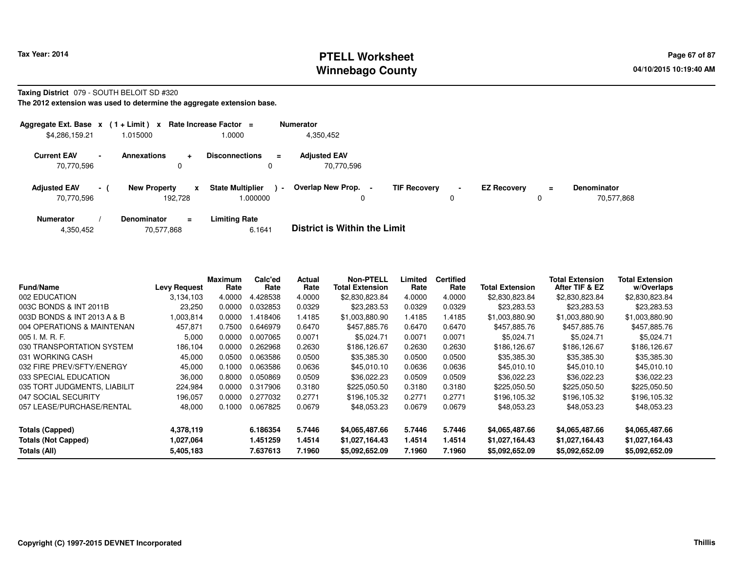# PTELL Worksheet
# Winnebago County

Tax Year: 2014

04/10/2015 10:19:40 AM

**Taxing District** 079 - SOUTH BELOIT SD #320

**The 2012 extension was used to determine the aggregate extension base.**

| Aggregate Ext. Base | x | (1 + Limit) | x | Rate Increase Factor | = | Numerator |
|---|---|---|---|---|---|---|
| $4,286,159.21 | | 1.015000 | | 1.0000 | | 4,350,452 |

| Current EAV | - | Annexations | + | Disconnections | = | Adjusted EAV |
|---|---|---|---|---|---|---|
| 70,770,596 | | 0 | | 0 | | 70,770,596 |

| Adjusted EAV | - ( | New Property | x | State Multiplier | ) - | Overlap New Prop. | - | TIF Recovery | - | EZ Recovery | = | Denominator |
|---|---|---|---|---|---|---|---|---|---|---|---|---|
| 70,770,596 | | 192,728 | | 1.000000 | | 0 | | 0 | | 0 | | 70,577,868 |

| Numerator | / | Denominator | = | Limiting Rate |
|---|---|---|---|---|
| 4,350,452 | | 70,577,868 | | 6.1641 |

**District is Within the Limit**

| Fund/Name | Levy Request | Maximum Rate | Calc'ed Rate | Actual Rate | Non-PTELL Total Extension | Limited Rate | Certified Rate | Total Extension | Total Extension After TIF & EZ | Total Extension w/Overlaps |
|---|---|---|---|---|---|---|---|---|---|---|
| 002 EDUCATION | 3,134,103 | 4.0000 | 4.428538 | 4.0000 | $2,830,823.84 | 4.0000 | 4.0000 | $2,830,823.84 | $2,830,823.84 | $2,830,823.84 |
| 003C BONDS & INT 2011B | 23,250 | 0.0000 | 0.032853 | 0.0329 | $23,283.53 | 0.0329 | 0.0329 | $23,283.53 | $23,283.53 | $23,283.53 |
| 003D BONDS & INT 2013 A & B | 1,003,814 | 0.0000 | 1.418406 | 1.4185 | $1,003,880.90 | 1.4185 | 1.4185 | $1,003,880.90 | $1,003,880.90 | $1,003,880.90 |
| 004 OPERATIONS & MAINTENAN | 457,871 | 0.7500 | 0.646979 | 0.6470 | $457,885.76 | 0.6470 | 0.6470 | $457,885.76 | $457,885.76 | $457,885.76 |
| 005 I. M. R. F. | 5,000 | 0.0000 | 0.007065 | 0.0071 | $5,024.71 | 0.0071 | 0.0071 | $5,024.71 | $5,024.71 | $5,024.71 |
| 030 TRANSPORTATION SYSTEM | 186,104 | 0.0000 | 0.262968 | 0.2630 | $186,126.67 | 0.2630 | 0.2630 | $186,126.67 | $186,126.67 | $186,126.67 |
| 031 WORKING CASH | 45,000 | 0.0500 | 0.063586 | 0.0500 | $35,385.30 | 0.0500 | 0.0500 | $35,385.30 | $35,385.30 | $35,385.30 |
| 032 FIRE PREV/SFTY/ENERGY | 45,000 | 0.1000 | 0.063586 | 0.0636 | $45,010.10 | 0.0636 | 0.0636 | $45,010.10 | $45,010.10 | $45,010.10 |
| 033 SPECIAL EDUCATION | 36,000 | 0.8000 | 0.050869 | 0.0509 | $36,022.23 | 0.0509 | 0.0509 | $36,022.23 | $36,022.23 | $36,022.23 |
| 035 TORT JUDGMENTS, LIABILIT | 224,984 | 0.0000 | 0.317906 | 0.3180 | $225,050.50 | 0.3180 | 0.3180 | $225,050.50 | $225,050.50 | $225,050.50 |
| 047 SOCIAL SECURITY | 196,057 | 0.0000 | 0.277032 | 0.2771 | $196,105.32 | 0.2771 | 0.2771 | $196,105.32 | $196,105.32 | $196,105.32 |
| 057 LEASE/PURCHASE/RENTAL | 48,000 | 0.1000 | 0.067825 | 0.0679 | $48,053.23 | 0.0679 | 0.0679 | $48,053.23 | $48,053.23 | $48,053.23 |
| **Totals (Capped)** | **4,378,119** | | **6.186354** | **5.7446** | **$4,065,487.66** | **5.7446** | **5.7446** | **$4,065,487.66** | **$4,065,487.66** | **$4,065,487.66** |
| **Totals (Not Capped)** | **1,027,064** | | **1.451259** | **1.4514** | **$1,027,164.43** | **1.4514** | **1.4514** | **$1,027,164.43** | **$1,027,164.43** | **$1,027,164.43** |
| **Totals (All)** | **5,405,183** | | **7.637613** | **7.1960** | **$5,092,652.09** | **7.1960** | **7.1960** | **$5,092,652.09** | **$5,092,652.09** | **$5,092,652.09** |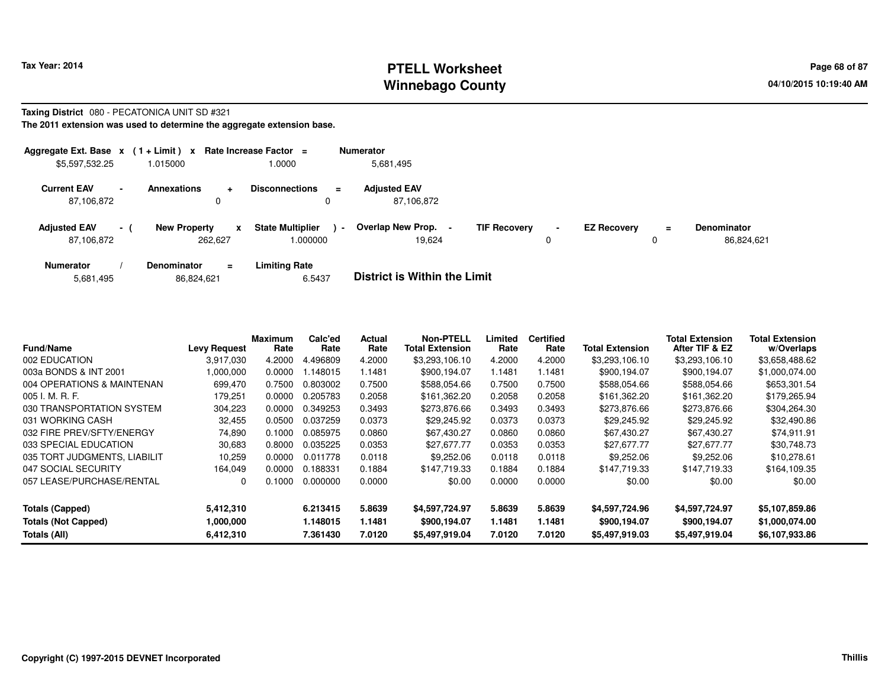# PTELL Worksheet
# Winnebago County

Tax Year: 2014

04/10/2015 10:19:40 AM

**Taxing District** 080 - PECATONICA UNIT SD #321

**The 2011 extension was used to determine the aggregate extension base.**

| Aggregate Ext. Base | x | (1 + Limit) | x | Rate Increase Factor | = | Numerator |
|---|---|---|---|---|---|---|
| $5,597,532.25 | | 1.015000 | | 1.0000 | | 5,681,495 |

| Current EAV | - | Annexations | + | Disconnections | = | Adjusted EAV |
|---|---|---|---|---|---|---|
| 87,106,872 | | 0 | | 0 | | 87,106,872 |

| Adjusted EAV | - ( | New Property | x | State Multiplier | ) - | Overlap New Prop. | - | TIF Recovery | - | EZ Recovery | = | Denominator |
|---|---|---|---|---|---|---|---|---|---|---|---|---|
| 87,106,872 | | 262,627 | | 1.000000 | | 19,624 | | 0 | | 0 | | 86,824,621 |

| Numerator | / | Denominator | = | Limiting Rate |
|---|---|---|---|---|
| 5,681,495 | | 86,824,621 | | 6.5437 |

**District is Within the Limit**

| Fund/Name | Levy Request | Maximum Rate | Calc'ed Rate | Actual Rate | Non-PTELL Total Extension | Limited Rate | Certified Rate | Total Extension | Total Extension After TIF & EZ | Total Extension w/Overlaps |
|---|---|---|---|---|---|---|---|---|---|---|
| 002 EDUCATION | 3,917,030 | 4.2000 | 4.496809 | 4.2000 | $3,293,106.10 | 4.2000 | 4.2000 | $3,293,106.10 | $3,293,106.10 | $3,658,488.62 |
| 003a BONDS & INT 2001 | 1,000,000 | 0.0000 | 1.148015 | 1.1481 | $900,194.07 | 1.1481 | 1.1481 | $900,194.07 | $900,194.07 | $1,000,074.00 |
| 004 OPERATIONS & MAINTENAN | 699,470 | 0.7500 | 0.803002 | 0.7500 | $588,054.66 | 0.7500 | 0.7500 | $588,054.66 | $588,054.66 | $653,301.54 |
| 005 I. M. R. F. | 179,251 | 0.0000 | 0.205783 | 0.2058 | $161,362.20 | 0.2058 | 0.2058 | $161,362.20 | $161,362.20 | $179,265.94 |
| 030 TRANSPORTATION SYSTEM | 304,223 | 0.0000 | 0.349253 | 0.3493 | $273,876.66 | 0.3493 | 0.3493 | $273,876.66 | $273,876.66 | $304,264.30 |
| 031 WORKING CASH | 32,455 | 0.0500 | 0.037259 | 0.0373 | $29,245.92 | 0.0373 | 0.0373 | $29,245.92 | $29,245.92 | $32,490.86 |
| 032 FIRE PREV/SFTY/ENERGY | 74,890 | 0.1000 | 0.085975 | 0.0860 | $67,430.27 | 0.0860 | 0.0860 | $67,430.27 | $67,430.27 | $74,911.91 |
| 033 SPECIAL EDUCATION | 30,683 | 0.8000 | 0.035225 | 0.0353 | $27,677.77 | 0.0353 | 0.0353 | $27,677.77 | $27,677.77 | $30,748.73 |
| 035 TORT JUDGMENTS, LIABILIT | 10,259 | 0.0000 | 0.011778 | 0.0118 | $9,252.06 | 0.0118 | 0.0118 | $9,252.06 | $9,252.06 | $10,278.61 |
| 047 SOCIAL SECURITY | 164,049 | 0.0000 | 0.188331 | 0.1884 | $147,719.33 | 0.1884 | 0.1884 | $147,719.33 | $147,719.33 | $164,109.35 |
| 057 LEASE/PURCHASE/RENTAL | 0 | 0.1000 | 0.000000 | 0.0000 | $0.00 | 0.0000 | 0.0000 | $0.00 | $0.00 | $0.00 |
| **Totals (Capped)** | **5,412,310** | | **6.213415** | **5.8639** | **$4,597,724.97** | **5.8639** | **5.8639** | **$4,597,724.96** | **$4,597,724.97** | **$5,107,859.86** |
| **Totals (Not Capped)** | **1,000,000** | | **1.148015** | **1.1481** | **$900,194.07** | **1.1481** | **1.1481** | **$900,194.07** | **$900,194.07** | **$1,000,074.00** |
| **Totals (All)** | **6,412,310** | | **7.361430** | **7.0120** | **$5,497,919.04** | **7.0120** | **7.0120** | **$5,497,919.03** | **$5,497,919.04** | **$6,107,933.86** |

Copyright (C) 1997-2015 DEVNET Incorporated

Thillis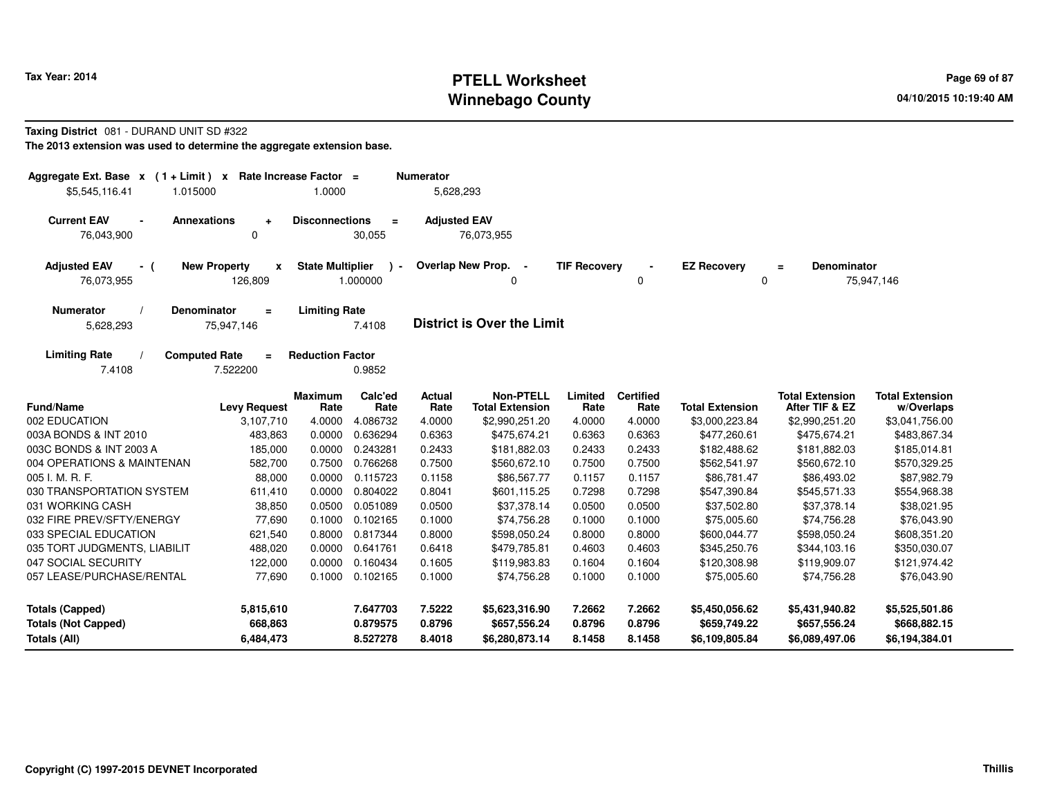Tax Year: 2014

# PTELL Worksheet
# Winnebago County

04/10/2015 10:19:40 AM

**Taxing District** 081 - DURAND UNIT SD #322

**The 2013 extension was used to determine the aggregate extension base.**

| Aggregate Ext. Base | x | ( 1 + Limit ) | x | Rate Increase Factor | = | Numerator |
|---|---|---|---|---|---|---|
| $5,545,116.41 | | 1.015000 | | 1.0000 | | 5,628,293 |

| Current EAV | - | Annexations | + | Disconnections | = | Adjusted EAV |
|---|---|---|---|---|---|---|
| 76,043,900 | | 0 | | 30,055 | | 76,073,955 |

| Adjusted EAV | - ( | New Property | x | State Multiplier | ) - | Overlap New Prop. | - | TIF Recovery | - | EZ Recovery | = | Denominator |
|---|---|---|---|---|---|---|---|---|---|---|---|---|
| 76,073,955 | | 126,809 | | 1.000000 | | 0 | | 0 | | 0 | | 75,947,146 |

| Numerator | / | Denominator | = | Limiting Rate |
|---|---|---|---|---|
| 5,628,293 | | 75,947,146 | | 7.4108 |

**District is Over the Limit**

| Limiting Rate | / | Computed Rate | = | Reduction Factor |
|---|---|---|---|---|
| 7.4108 | | 7.522200 | | 0.9852 |

| Fund/Name | Levy Request | Maximum Rate | Calc'ed Rate | Actual Rate | Non-PTELL Total Extension | Limited Rate | Certified Rate | Total Extension | Total Extension After TIF & EZ | Total Extension w/Overlaps |
|---|---|---|---|---|---|---|---|---|---|---|
| 002 EDUCATION | 3,107,710 | 4.0000 | 4.086732 | 4.0000 | $2,990,251.20 | 4.0000 | 4.0000 | $3,000,223.84 | $2,990,251.20 | $3,041,756.00 |
| 003A BONDS & INT 2010 | 483,863 | 0.0000 | 0.636294 | 0.6363 | $475,674.21 | 0.6363 | 0.6363 | $477,260.61 | $475,674.21 | $483,867.34 |
| 003C BONDS & INT 2003 A | 185,000 | 0.0000 | 0.243281 | 0.2433 | $181,882.03 | 0.2433 | 0.2433 | $182,488.62 | $181,882.03 | $185,014.81 |
| 004 OPERATIONS & MAINTENAN | 582,700 | 0.7500 | 0.766268 | 0.7500 | $560,672.10 | 0.7500 | 0.7500 | $562,541.97 | $560,672.10 | $570,329.25 |
| 005 I. M. R. F. | 88,000 | 0.0000 | 0.115723 | 0.1158 | $86,567.77 | 0.1157 | 0.1157 | $86,781.47 | $86,493.02 | $87,982.79 |
| 030 TRANSPORTATION SYSTEM | 611,410 | 0.0000 | 0.804022 | 0.8041 | $601,115.25 | 0.7298 | 0.7298 | $547,390.84 | $545,571.33 | $554,968.38 |
| 031 WORKING CASH | 38,850 | 0.0500 | 0.051089 | 0.0500 | $37,378.14 | 0.0500 | 0.0500 | $37,502.80 | $37,378.14 | $38,021.95 |
| 032 FIRE PREV/SFTY/ENERGY | 77,690 | 0.1000 | 0.102165 | 0.1000 | $74,756.28 | 0.1000 | 0.1000 | $75,005.60 | $74,756.28 | $76,043.90 |
| 033 SPECIAL EDUCATION | 621,540 | 0.8000 | 0.817344 | 0.8000 | $598,050.24 | 0.8000 | 0.8000 | $600,044.77 | $598,050.24 | $608,351.20 |
| 035 TORT JUDGMENTS, LIABILIT | 488,020 | 0.0000 | 0.641761 | 0.6418 | $479,785.81 | 0.4603 | 0.4603 | $345,250.76 | $344,103.16 | $350,030.07 |
| 047 SOCIAL SECURITY | 122,000 | 0.0000 | 0.160434 | 0.1605 | $119,983.83 | 0.1604 | 0.1604 | $120,308.98 | $119,909.07 | $121,974.42 |
| 057 LEASE/PURCHASE/RENTAL | 77,690 | 0.1000 | 0.102165 | 0.1000 | $74,756.28 | 0.1000 | 0.1000 | $75,005.60 | $74,756.28 | $76,043.90 |
| **Totals (Capped)** | **5,815,610** | | **7.647703** | **7.5222** | **$5,623,316.90** | **7.2662** | **7.2662** | **$5,450,056.62** | **$5,431,940.82** | **$5,525,501.86** |
| **Totals (Not Capped)** | **668,863** | | **0.879575** | **0.8796** | **$657,556.24** | **0.8796** | **0.8796** | **$659,749.22** | **$657,556.24** | **$668,882.15** |
| **Totals (All)** | **6,484,473** | | **8.527278** | **8.4018** | **$6,280,873.14** | **8.1458** | **8.1458** | **$6,109,805.84** | **$6,089,497.06** | **$6,194,384.01** |

Copyright (C) 1997-2015 DEVNET Incorporated

Thillis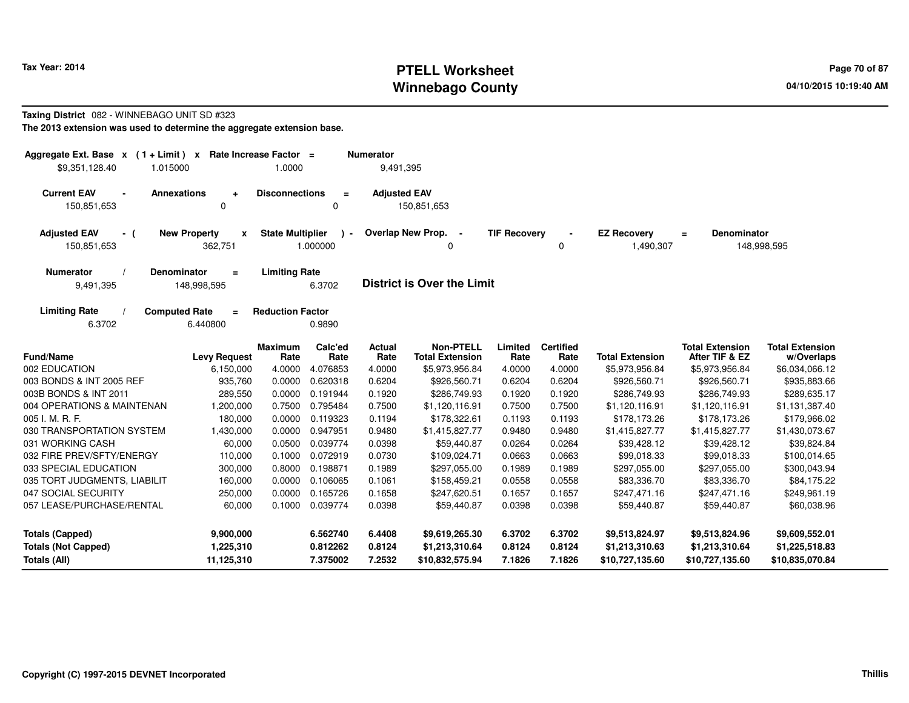**Taxing District** 082 - WINNEBAGO UNIT SD #323

**The 2013 extension was used to determine the aggregate extension base.**

| Aggregate Ext. Base | x | (1 + Limit) | x | Rate Increase Factor | = | Numerator |
|---|---|---|---|---|---|---|
| $9,351,128.40 | | 1.015000 | | 1.0000 | | 9,491,395 |

| Current EAV | - | Annexations | + | Disconnections | = | Adjusted EAV |
|---|---|---|---|---|---|---|
| 150,851,653 | | 0 | | 0 | | 150,851,653 |

| Adjusted EAV | - ( | New Property | x | State Multiplier | ) - | Overlap New Prop. | - | TIF Recovery | - | EZ Recovery | = | Denominator |
|---|---|---|---|---|---|---|---|---|---|---|---|---|
| 150,851,653 | | 362,751 | | 1.000000 | | 0 | | 0 | | 1,490,307 | | 148,998,595 |

| Numerator | / | Denominator | = | Limiting Rate |
|---|---|---|---|---|
| 9,491,395 | | 148,998,595 | | 6.3702 |

**District is Over the Limit**

| Limiting Rate | / | Computed Rate | = | Reduction Factor |
|---|---|---|---|---|
| 6.3702 | | 6.440800 | | 0.9890 |

| Fund/Name | Levy Request | Maximum Rate | Calc'ed Rate | Actual Rate | Non-PTELL Total Extension | Limited Rate | Certified Rate | Total Extension | Total Extension After TIF & EZ | Total Extension w/Overlaps |
|---|---|---|---|---|---|---|---|---|---|---|
| 002 EDUCATION | 6,150,000 | 4.0000 | 4.076853 | 4.0000 | $5,973,956.84 | 4.0000 | 4.0000 | $5,973,956.84 | $5,973,956.84 | $6,034,066.12 |
| 003 BONDS & INT 2005 REF | 935,760 | 0.0000 | 0.620318 | 0.6204 | $926,560.71 | 0.6204 | 0.6204 | $926,560.71 | $926,560.71 | $935,883.66 |
| 003B BONDS & INT 2011 | 289,550 | 0.0000 | 0.191944 | 0.1920 | $286,749.93 | 0.1920 | 0.1920 | $286,749.93 | $286,749.93 | $289,635.17 |
| 004 OPERATIONS & MAINTENAN | 1,200,000 | 0.7500 | 0.795484 | 0.7500 | $1,120,116.91 | 0.7500 | 0.7500 | $1,120,116.91 | $1,120,116.91 | $1,131,387.40 |
| 005 I. M. R. F. | 180,000 | 0.0000 | 0.119323 | 0.1194 | $178,322.61 | 0.1193 | 0.1193 | $178,173.26 | $178,173.26 | $179,966.02 |
| 030 TRANSPORTATION SYSTEM | 1,430,000 | 0.0000 | 0.947951 | 0.9480 | $1,415,827.77 | 0.9480 | 0.9480 | $1,415,827.77 | $1,415,827.77 | $1,430,073.67 |
| 031 WORKING CASH | 60,000 | 0.0500 | 0.039774 | 0.0398 | $59,440.87 | 0.0264 | 0.0264 | $39,428.12 | $39,428.12 | $39,824.84 |
| 032 FIRE PREV/SFTY/ENERGY | 110,000 | 0.1000 | 0.072919 | 0.0730 | $109,024.71 | 0.0663 | 0.0663 | $99,018.33 | $99,018.33 | $100,014.65 |
| 033 SPECIAL EDUCATION | 300,000 | 0.8000 | 0.198871 | 0.1989 | $297,055.00 | 0.1989 | 0.1989 | $297,055.00 | $297,055.00 | $300,043.94 |
| 035 TORT JUDGMENTS, LIABILIT | 160,000 | 0.0000 | 0.106065 | 0.1061 | $158,459.21 | 0.0558 | 0.0558 | $83,336.70 | $83,336.70 | $84,175.22 |
| 047 SOCIAL SECURITY | 250,000 | 0.0000 | 0.165726 | 0.1658 | $247,620.51 | 0.1657 | 0.1657 | $247,471.16 | $247,471.16 | $249,961.19 |
| 057 LEASE/PURCHASE/RENTAL | 60,000 | 0.1000 | 0.039774 | 0.0398 | $59,440.87 | 0.0398 | 0.0398 | $59,440.87 | $59,440.87 | $60,038.96 |
| **Totals (Capped)** | **9,900,000** | | **6.562740** | **6.4408** | **$9,619,265.30** | **6.3702** | **6.3702** | **$9,513,824.97** | **$9,513,824.96** | **$9,609,552.01** |
| **Totals (Not Capped)** | **1,225,310** | | **0.812262** | **0.8124** | **$1,213,310.64** | **0.8124** | **0.8124** | **$1,213,310.63** | **$1,213,310.64** | **$1,225,518.83** |
| **Totals (All)** | **11,125,310** | | **7.375002** | **7.2532** | **$10,832,575.94** | **7.1826** | **7.1826** | **$10,727,135.60** | **$10,727,135.60** | **$10,835,070.84** |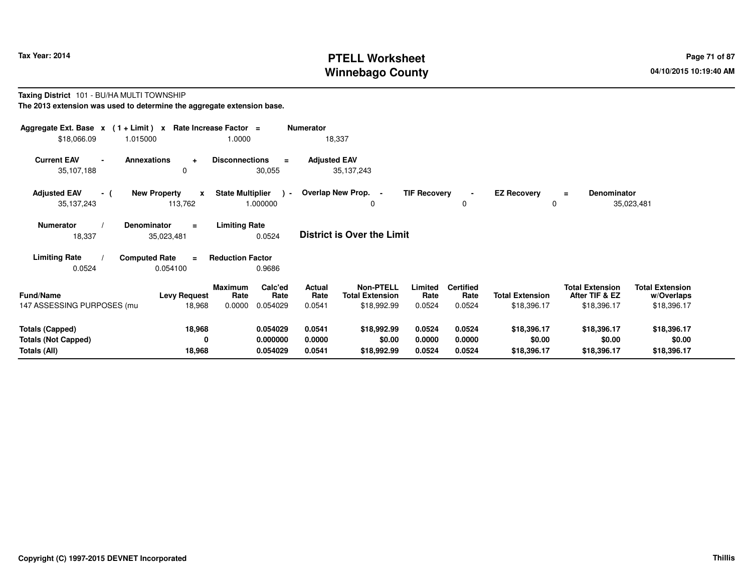**Tax Year: 2014**

# PTELL Worksheet
# Winnebago County

04/10/2015 10:19:40 AM

**Taxing District** 101 - BU/HA MULTI TOWNSHIP

**The 2013 extension was used to determine the aggregate extension base.**

| Aggregate Ext. Base | x | (1 + Limit) | x | Rate Increase Factor | = | Numerator |
|---|---|---|---|---|---|---|
| $18,066.09 | | 1.015000 | | 1.0000 | | 18,337 |

| Current EAV | - | Annexations | + | Disconnections | = | Adjusted EAV |
|---|---|---|---|---|---|---|
| 35,107,188 | | 0 | | 30,055 | | 35,137,243 |

| Adjusted EAV | - ( | New Property | x | State Multiplier | ) - | Overlap New Prop. | - | TIF Recovery | - | EZ Recovery | = | Denominator |
|---|---|---|---|---|---|---|---|---|---|---|---|---|
| 35,137,243 | | 113,762 | | 1.000000 | | 0 | | 0 | | 0 | | 35,023,481 |

| Numerator | / | Denominator | = | Limiting Rate |
|---|---|---|---|---|
| 18,337 | | 35,023,481 | | 0.0524 |

**District is Over the Limit**

| Limiting Rate | / | Computed Rate | = | Reduction Factor |
|---|---|---|---|---|
| 0.0524 | | 0.054100 | | 0.9686 |

| Fund/Name | Levy Request | Maximum Rate | Calc'ed Rate | Actual Rate | Non-PTELL Total Extension | Limited Rate | Certified Rate | Total Extension | Total Extension After TIF & EZ | Total Extension w/Overlaps |
|---|---|---|---|---|---|---|---|---|---|---|
| 147 ASSESSING PURPOSES (mu | 18,968 | 0.0000 | 0.054029 | 0.0541 | $18,992.99 | 0.0524 | 0.0524 | $18,396.17 | $18,396.17 | $18,396.17 |
| **Totals (Capped)** | **18,968** | | **0.054029** | **0.0541** | **$18,992.99** | **0.0524** | **0.0524** | **$18,396.17** | **$18,396.17** | **$18,396.17** |
| **Totals (Not Capped)** | **0** | | **0.000000** | **0.0000** | **$0.00** | **0.0000** | **0.0000** | **$0.00** | **$0.00** | **$0.00** |
| **Totals (All)** | **18,968** | | **0.054029** | **0.0541** | **$18,992.99** | **0.0524** | **0.0524** | **$18,396.17** | **$18,396.17** | **$18,396.17** |

**Copyright (C) 1997-2015 DEVNET Incorporated** **Thillis**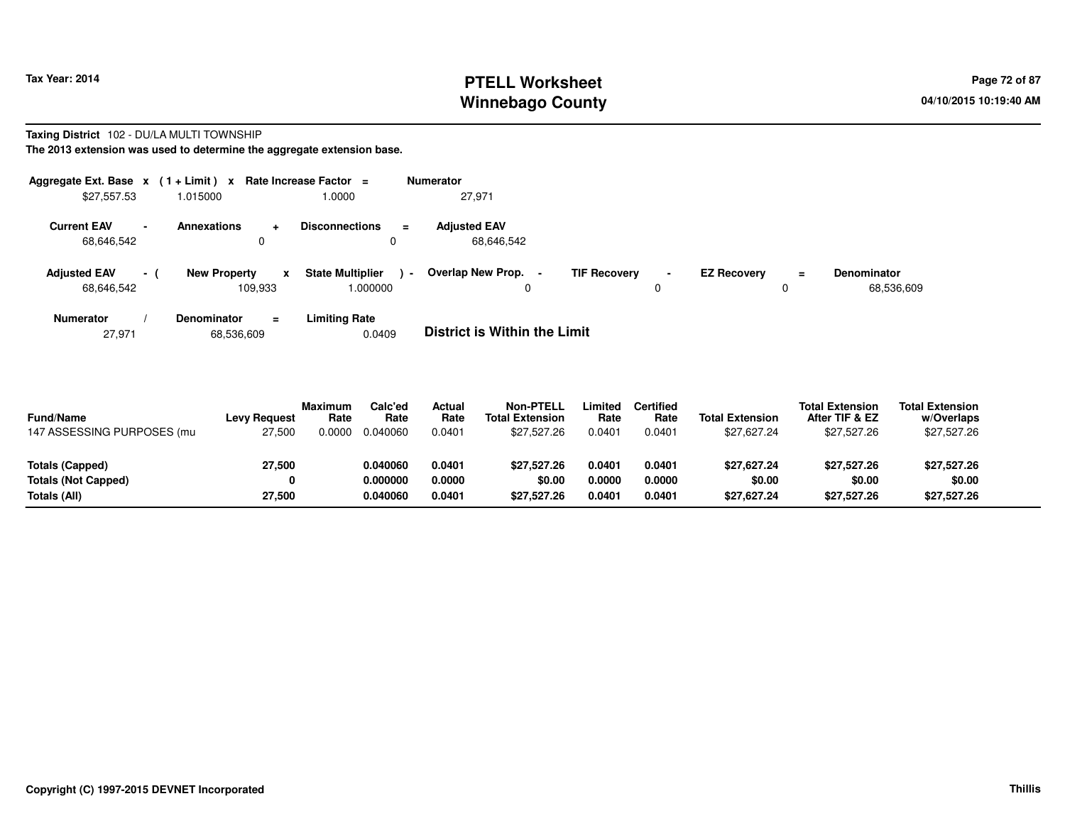**Tax Year: 2014**

# PTELL Worksheet
# Winnebago County

04/10/2015 10:19:40 AM

**Taxing District** 102 - DU/LA MULTI TOWNSHIP

**The 2013 extension was used to determine the aggregate extension base.**

| Aggregate Ext. Base | x | (1 + Limit) | x | Rate Increase Factor | = | Numerator |
|---|---|---|---|---|---|---|
| $27,557.53 | | 1.015000 | | 1.0000 | | 27,971 |

| Current EAV | - | Annexations | + | Disconnections | = | Adjusted EAV |
|---|---|---|---|---|---|---|
| 68,646,542 | | 0 | | 0 | | 68,646,542 |

| Adjusted EAV | - ( | New Property | x | State Multiplier | ) - | Overlap New Prop. | - | TIF Recovery | - | EZ Recovery | = | Denominator |
|---|---|---|---|---|---|---|---|---|---|---|---|---|
| 68,646,542 | | 109,933 | | 1.000000 | | 0 | | 0 | | 0 | | 68,536,609 |

| Numerator | / | Denominator | = | Limiting Rate |
|---|---|---|---|---|
| 27,971 | | 68,536,609 | | 0.0409 |

**District is Within the Limit**

| Fund/Name | Levy Request | Maximum Rate | Calc'ed Rate | Actual Rate | Non-PTELL Total Extension | Limited Rate | Certified Rate | Total Extension | Total Extension After TIF & EZ | Total Extension w/Overlaps |
|---|---|---|---|---|---|---|---|---|---|---|
| 147 ASSESSING PURPOSES (mu | 27,500 | 0.0000 | 0.040060 | 0.0401 | $27,527.26 | 0.0401 | 0.0401 | $27,627.24 | $27,527.26 | $27,527.26 |
| **Totals (Capped)** | **27,500** | | **0.040060** | **0.0401** | **$27,527.26** | **0.0401** | **0.0401** | **$27,627.24** | **$27,527.26** | **$27,527.26** |
| **Totals (Not Capped)** | **0** | | **0.000000** | **0.0000** | **$0.00** | **0.0000** | **0.0000** | **$0.00** | **$0.00** | **$0.00** |
| **Totals (All)** | **27,500** | | **0.040060** | **0.0401** | **$27,527.26** | **0.0401** | **0.0401** | **$27,627.24** | **$27,527.26** | **$27,527.26** |

**Copyright (C) 1997-2015 DEVNET Incorporated** **Thillis**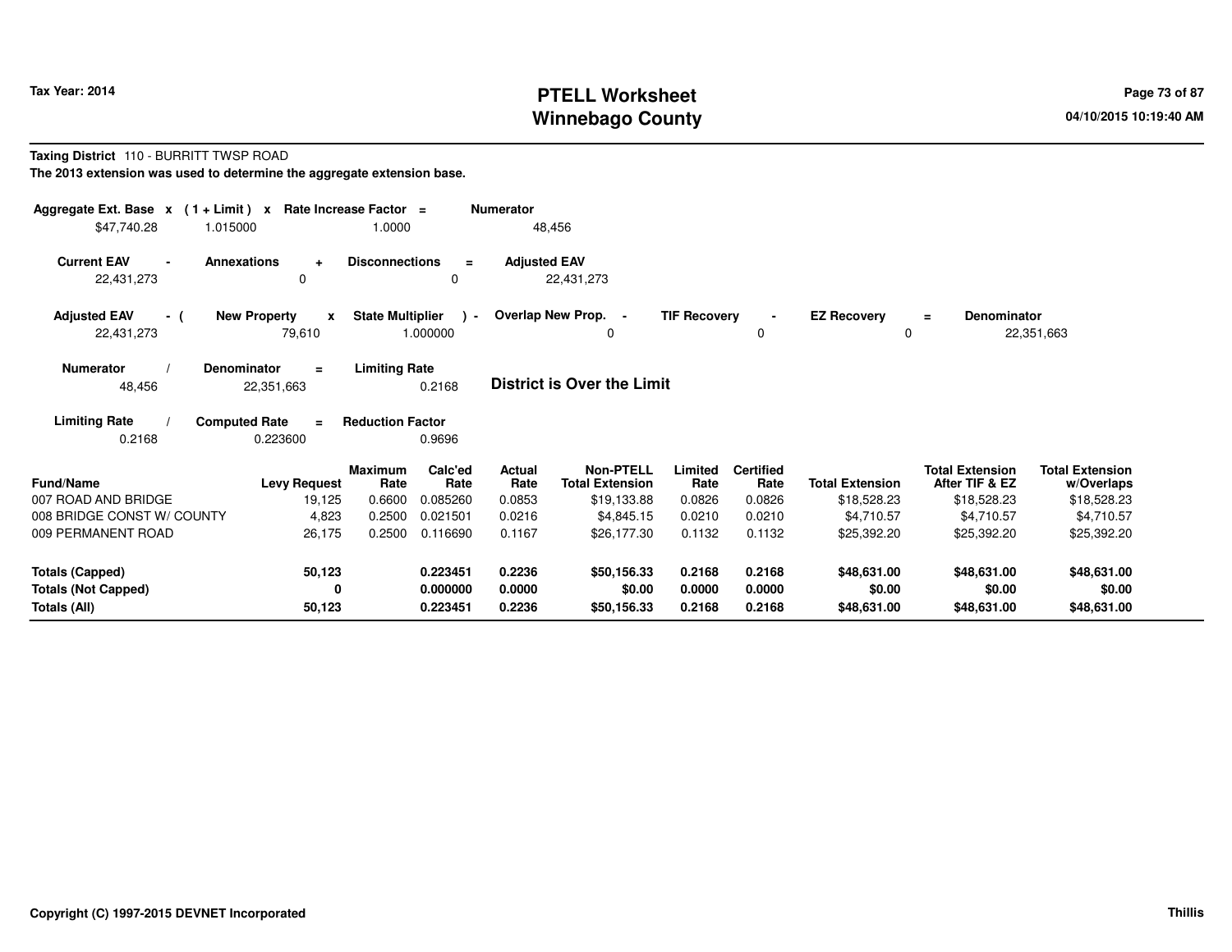Tax Year: 2014

# PTELL Worksheet
## Winnebago County

**Taxing District** 110 - BURRITT TWSP ROAD

**The 2013 extension was used to determine the aggregate extension base.**

| Aggregate Ext. Base | x | (1 + Limit) | x | Rate Increase Factor | = | Numerator |
|---|---|---|---|---|---|---|
| $47,740.28 | | 1.015000 | | 1.0000 | | 48,456 |

| Current EAV | - | Annexations | + | Disconnections | = | Adjusted EAV |
|---|---|---|---|---|---|---|
| 22,431,273 | | 0 | | 0 | | 22,431,273 |

| Adjusted EAV | - ( | New Property | x | State Multiplier | ) - | Overlap New Prop. | - | TIF Recovery | - | EZ Recovery | = | Denominator |
|---|---|---|---|---|---|---|---|---|---|---|---|---|
| 22,431,273 | | 79,610 | | 1.000000 | | 0 | | 0 | | 0 | | 22,351,663 |

| Numerator | / | Denominator | = | Limiting Rate |
|---|---|---|---|---|
| 48,456 | | 22,351,663 | | 0.2168 |

**District is Over the Limit**

| Limiting Rate | / | Computed Rate | = | Reduction Factor |
|---|---|---|---|---|
| 0.2168 | | 0.223600 | | 0.9696 |

| Fund/Name | Levy Request | Maximum Rate | Calc'ed Rate | Actual Rate | Non-PTELL Total Extension | Limited Rate | Certified Rate | Total Extension | Total Extension After TIF & EZ | Total Extension w/Overlaps |
|---|---|---|---|---|---|---|---|---|---|---|
| 007 ROAD AND BRIDGE | 19,125 | 0.6600 | 0.085260 | 0.0853 | $19,133.88 | 0.0826 | 0.0826 | $18,528.23 | $18,528.23 | $18,528.23 |
| 008 BRIDGE CONST W/ COUNTY | 4,823 | 0.2500 | 0.021501 | 0.0216 | $4,845.15 | 0.0210 | 0.0210 | $4,710.57 | $4,710.57 | $4,710.57 |
| 009 PERMANENT ROAD | 26,175 | 0.2500 | 0.116690 | 0.1167 | $26,177.30 | 0.1132 | 0.1132 | $25,392.20 | $25,392.20 | $25,392.20 |
| **Totals (Capped)** | **50,123** | | **0.223451** | **0.2236** | **$50,156.33** | **0.2168** | **0.2168** | **$48,631.00** | **$48,631.00** | **$48,631.00** |
| **Totals (Not Capped)** | **0** | | **0.000000** | **0.0000** | **$0.00** | **0.0000** | **0.0000** | **$0.00** | **$0.00** | **$0.00** |
| **Totals (All)** | **50,123** | | **0.223451** | **0.2236** | **$50,156.33** | **0.2168** | **0.2168** | **$48,631.00** | **$48,631.00** | **$48,631.00** |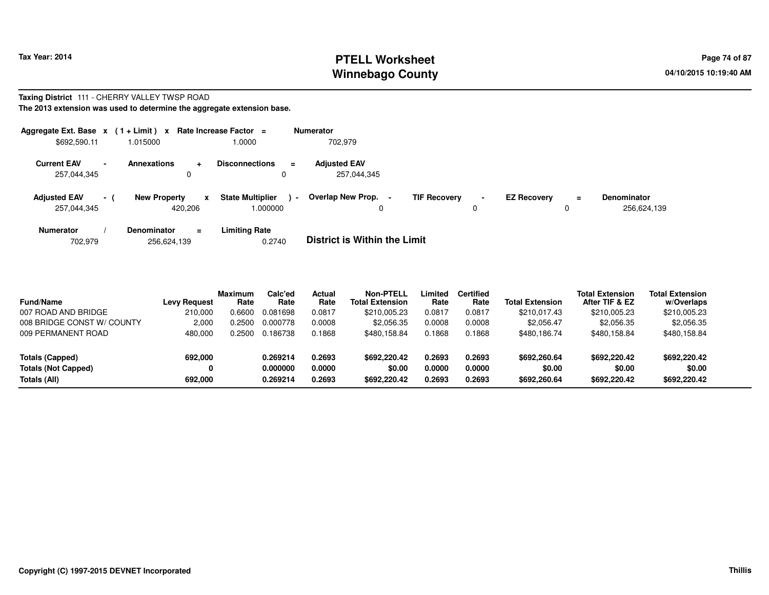Tax Year: 2014

# PTELL Worksheet
# Winnebago County

**Taxing District** 111 - CHERRY VALLEY TWSP ROAD

**The 2013 extension was used to determine the aggregate extension base.**

| Aggregate Ext. Base | x | (1 + Limit) | x | Rate Increase Factor | = | Numerator |
|---|---|---|---|---|---|---|
| $692,590.11 | | 1.015000 | | 1.0000 | | 702,979 |

| Current EAV | - | Annexations | + | Disconnections | = | Adjusted EAV |
|---|---|---|---|---|---|---|
| 257,044,345 | | 0 | | 0 | | 257,044,345 |

| Adjusted EAV | - ( | New Property | x | State Multiplier | ) - | Overlap New Prop. | - | TIF Recovery | - | EZ Recovery | = | Denominator |
|---|---|---|---|---|---|---|---|---|---|---|---|---|
| 257,044,345 | | 420,206 | | 1.000000 | | 0 | | 0 | | 0 | | 256,624,139 |

| Numerator | / | Denominator | = | Limiting Rate |
|---|---|---|---|---|
| 702,979 | | 256,624,139 | | 0.2740 |

**District is Within the Limit**

| Fund/Name | Levy Request | Maximum Rate | Calc'ed Rate | Actual Rate | Non-PTELL Total Extension | Limited Rate | Certified Rate | Total Extension | Total Extension After TIF & EZ | Total Extension w/Overlaps |
|---|---|---|---|---|---|---|---|---|---|---|
| 007 ROAD AND BRIDGE | 210,000 | 0.6600 | 0.081698 | 0.0817 | $210,005.23 | 0.0817 | 0.0817 | $210,017.43 | $210,005.23 | $210,005.23 |
| 008 BRIDGE CONST W/ COUNTY | 2,000 | 0.2500 | 0.000778 | 0.0008 | $2,056.35 | 0.0008 | 0.0008 | $2,056.47 | $2,056.35 | $2,056.35 |
| 009 PERMANENT ROAD | 480,000 | 0.2500 | 0.186738 | 0.1868 | $480,158.84 | 0.1868 | 0.1868 | $480,186.74 | $480,158.84 | $480,158.84 |
| **Totals (Capped)** | **692,000** | | **0.269214** | **0.2693** | **$692,220.42** | **0.2693** | **0.2693** | **$692,260.64** | **$692,220.42** | **$692,220.42** |
| **Totals (Not Capped)** | **0** | | **0.000000** | **0.0000** | **$0.00** | **0.0000** | **0.0000** | **$0.00** | **$0.00** | **$0.00** |
| **Totals (All)** | **692,000** | | **0.269214** | **0.2693** | **$692,220.42** | **0.2693** | **0.2693** | **$692,260.64** | **$692,220.42** | **$692,220.42** |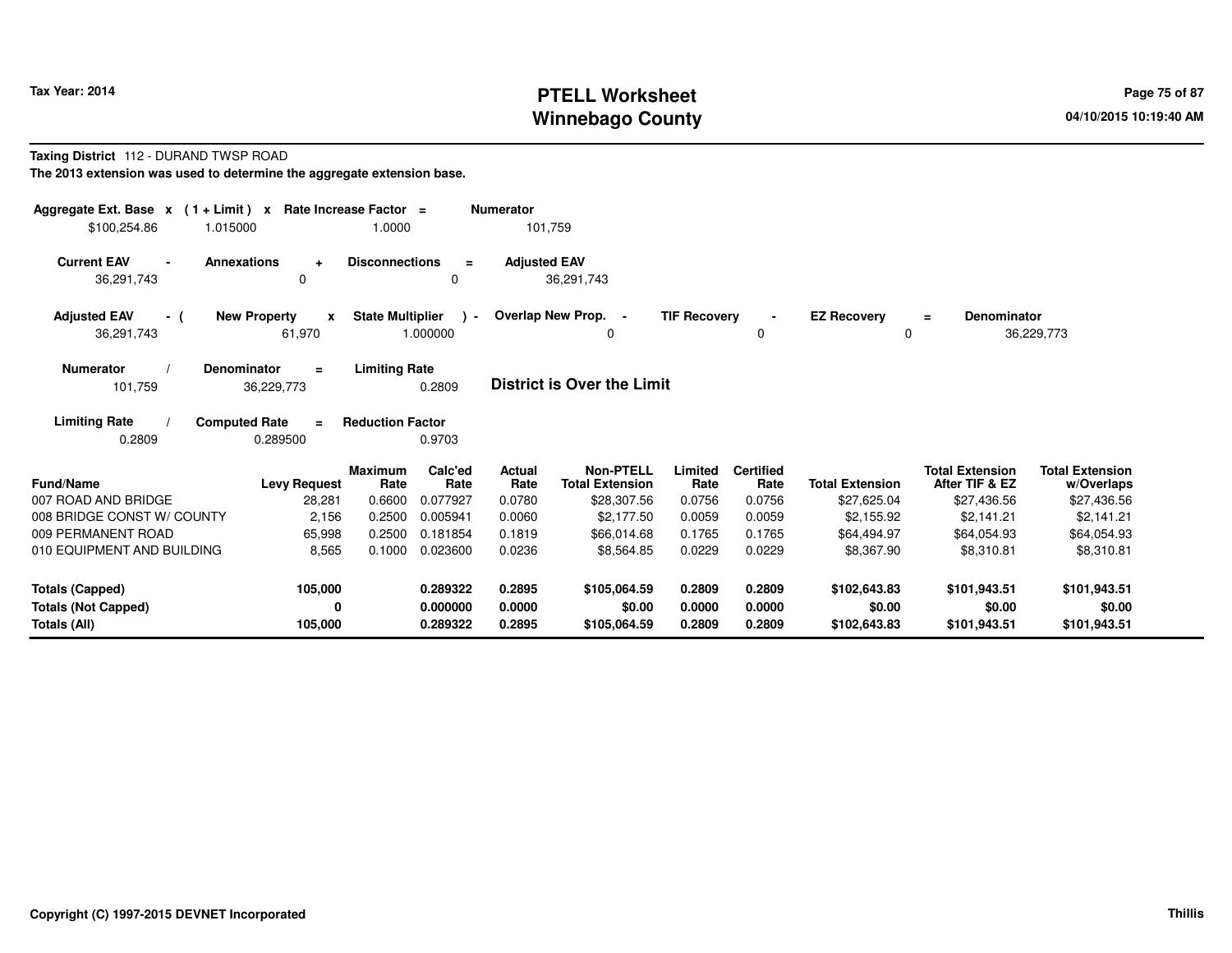**Tax Year: 2014**

# PTELL Worksheet
# Winnebago County

04/10/2015 10:19:40 AM

**Taxing District** 112 - DURAND TWSP ROAD

**The 2013 extension was used to determine the aggregate extension base.**

| Aggregate Ext. Base x | (1 + Limit) x | Rate Increase Factor = | Numerator |
|---|---|---|---|
| $100,254.86 | 1.015000 | 1.0000 | 101,759 |

| Current EAV - | Annexations + | Disconnections = | Adjusted EAV |
|---|---|---|---|
| 36,291,743 | 0 | 0 | 36,291,743 |

| Adjusted EAV - ( | New Property x | State Multiplier ) - | Overlap New Prop. - | TIF Recovery - | EZ Recovery = | Denominator |
|---|---|---|---|---|---|---|
| 36,291,743 | 61,970 | 1.000000 | 0 | 0 | 0 | 36,229,773 |

| Numerator / | Denominator = | Limiting Rate |
|---|---|---|
| 101,759 | 36,229,773 | 0.2809 |

**District is Over the Limit**

| Limiting Rate / | Computed Rate = | Reduction Factor |
|---|---|---|
| 0.2809 | 0.289500 | 0.9703 |

| Fund/Name | Levy Request | Maximum Rate | Calc'ed Rate | Actual Rate | Non-PTELL Total Extension | Limited Rate | Certified Rate | Total Extension | Total Extension After TIF & EZ | Total Extension w/Overlaps |
|---|---|---|---|---|---|---|---|---|---|---|
| 007 ROAD AND BRIDGE | 28,281 | 0.6600 | 0.077927 | 0.0780 | $28,307.56 | 0.0756 | 0.0756 | $27,625.04 | $27,436.56 | $27,436.56 |
| 008 BRIDGE CONST W/ COUNTY | 2,156 | 0.2500 | 0.005941 | 0.0060 | $2,177.50 | 0.0059 | 0.0059 | $2,155.92 | $2,141.21 | $2,141.21 |
| 009 PERMANENT ROAD | 65,998 | 0.2500 | 0.181854 | 0.1819 | $66,014.68 | 0.1765 | 0.1765 | $64,494.97 | $64,054.93 | $64,054.93 |
| 010 EQUIPMENT AND BUILDING | 8,565 | 0.1000 | 0.023600 | 0.0236 | $8,564.85 | 0.0229 | 0.0229 | $8,367.90 | $8,310.81 | $8,310.81 |
| **Totals (Capped)** | **105,000** | | **0.289322** | **0.2895** | **$105,064.59** | **0.2809** | **0.2809** | **$102,643.83** | **$101,943.51** | **$101,943.51** |
| **Totals (Not Capped)** | **0** | | **0.000000** | **0.0000** | **$0.00** | **0.0000** | **0.0000** | **$0.00** | **$0.00** | **$0.00** |
| **Totals (All)** | **105,000** | | **0.289322** | **0.2895** | **$105,064.59** | **0.2809** | **0.2809** | **$102,643.83** | **$101,943.51** | **$101,943.51** |

**Copyright (C) 1997-2015 DEVNET Incorporated** **Thillis**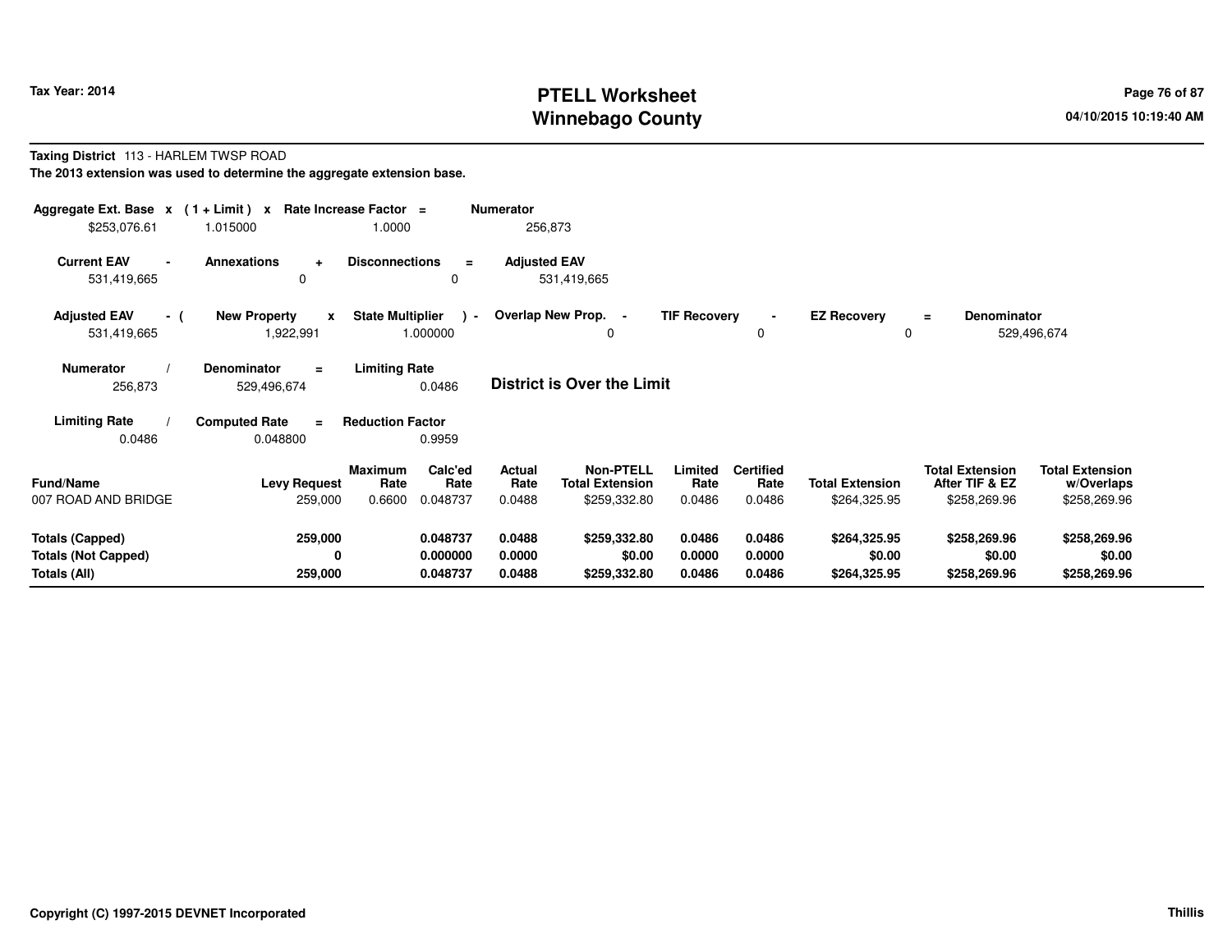Tax Year: 2014

# PTELL Worksheet
# Winnebago County

04/10/2015 10:19:40 AM

**Taxing District** 113 - HARLEM TWSP ROAD

**The 2013 extension was used to determine the aggregate extension base.**

| Aggregate Ext. Base | x | (1 + Limit) | x | Rate Increase Factor | = | Numerator |
|---|---|---|---|---|---|---|
| $253,076.61 | | 1.015000 | | 1.0000 | | 256,873 |

| Current EAV | - | Annexations | + | Disconnections | = | Adjusted EAV |
|---|---|---|---|---|---|---|
| 531,419,665 | | 0 | | 0 | | 531,419,665 |

| Adjusted EAV | - ( | New Property | x | State Multiplier | ) - | Overlap New Prop. | - | TIF Recovery | - | EZ Recovery | = | Denominator |
|---|---|---|---|---|---|---|---|---|---|---|---|---|
| 531,419,665 | | 1,922,991 | | 1.000000 | | 0 | | 0 | | 0 | | 529,496,674 |

| Numerator | / | Denominator | = | Limiting Rate |
|---|---|---|---|---|
| 256,873 | | 529,496,674 | | 0.0486 |

**District is Over the Limit**

| Limiting Rate | / | Computed Rate | = | Reduction Factor |
|---|---|---|---|---|
| 0.0486 | | 0.048800 | | 0.9959 |

| Fund/Name | Levy Request | Maximum Rate | Calc'ed Rate | Actual Rate | Non-PTELL Total Extension | Limited Rate | Certified Rate | Total Extension | Total Extension After TIF & EZ | Total Extension w/Overlaps |
|---|---|---|---|---|---|---|---|---|---|---|
| 007 ROAD AND BRIDGE | 259,000 | 0.6600 | 0.048737 | 0.0488 | $259,332.80 | 0.0486 | 0.0486 | $264,325.95 | $258,269.96 | $258,269.96 |
| **Totals (Capped)** | **259,000** | | **0.048737** | **0.0488** | **$259,332.80** | **0.0486** | **0.0486** | **$264,325.95** | **$258,269.96** | **$258,269.96** |
| **Totals (Not Capped)** | **0** | | **0.000000** | **0.0000** | **$0.00** | **0.0000** | **0.0000** | **$0.00** | **$0.00** | **$0.00** |
| **Totals (All)** | **259,000** | | **0.048737** | **0.0488** | **$259,332.80** | **0.0486** | **0.0486** | **$264,325.95** | **$258,269.96** | **$258,269.96** |

**Copyright (C) 1997-2015 DEVNET Incorporated**

**Thillis**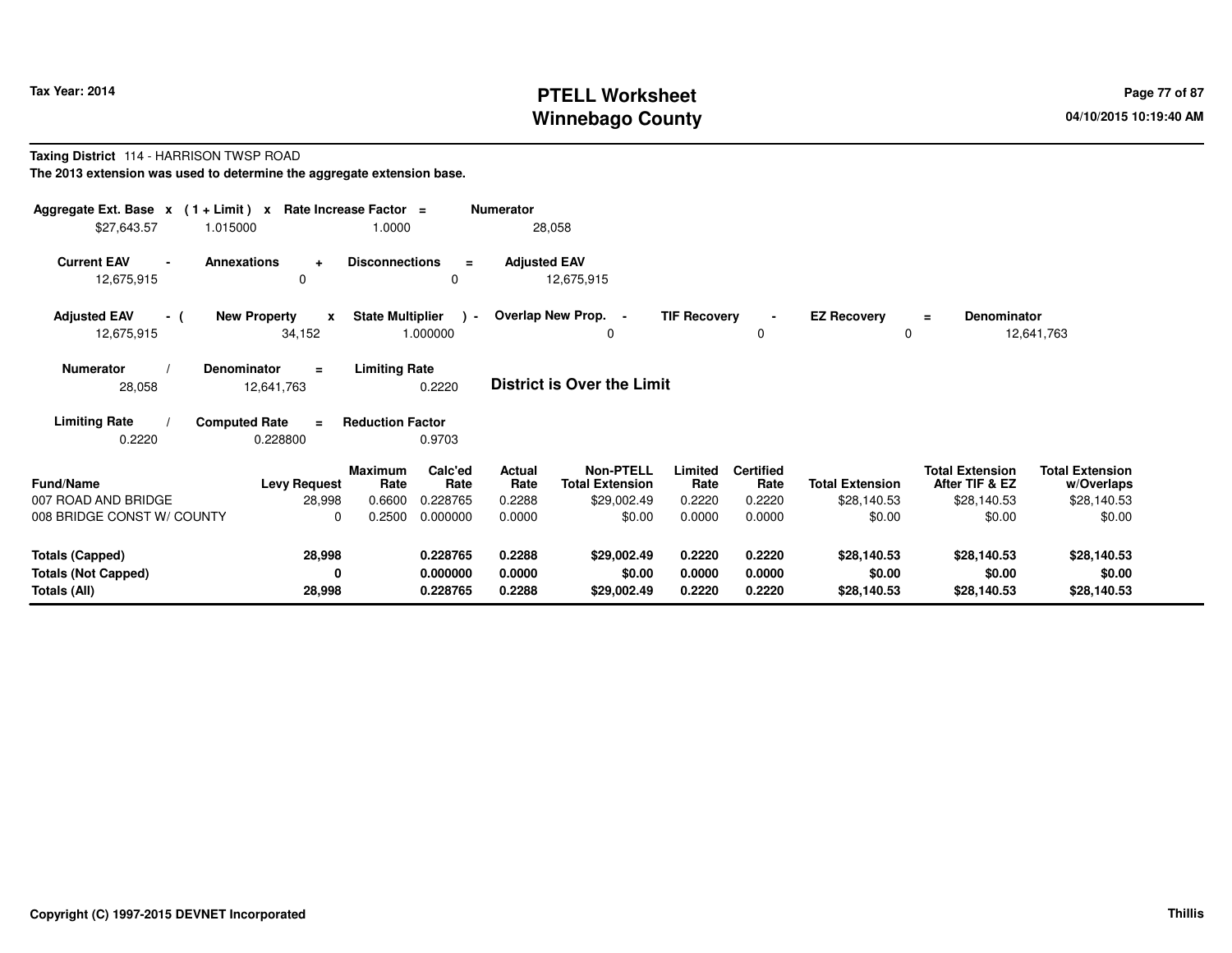# PTELL Worksheet
# Winnebago County

Tax Year: 2014

04/10/2015 10:19:40 AM

**Taxing District** 114 - HARRISON TWSP ROAD

**The 2013 extension was used to determine the aggregate extension base.**

| Aggregate Ext. Base | x | (1 + Limit) | x | Rate Increase Factor | = | Numerator |
|---|---|---|---|---|---|---|
| $27,643.57 | | 1.015000 | | 1.0000 | | 28,058 |

| Current EAV | - | Annexations | + | Disconnections | = | Adjusted EAV |
|---|---|---|---|---|---|---|
| 12,675,915 | | 0 | | 0 | | 12,675,915 |

| Adjusted EAV | - ( | New Property | x | State Multiplier | ) - | Overlap New Prop. | - | TIF Recovery | - | EZ Recovery | = | Denominator |
|---|---|---|---|---|---|---|---|---|---|---|---|---|
| 12,675,915 | | 34,152 | | 1.000000 | | 0 | | 0 | | 0 | | 12,641,763 |

| Numerator | / | Denominator | = | Limiting Rate |
|---|---|---|---|---|
| 28,058 | | 12,641,763 | | 0.2220 |

**District is Over the Limit**

| Limiting Rate | / | Computed Rate | = | Reduction Factor |
|---|---|---|---|---|
| 0.2220 | | 0.228800 | | 0.9703 |

| Fund/Name | Levy Request | Maximum Rate | Calc'ed Rate | Actual Rate | Non-PTELL Total Extension | Limited Rate | Certified Rate | Total Extension | Total Extension After TIF & EZ | Total Extension w/Overlaps |
|---|---|---|---|---|---|---|---|---|---|---|
| 007 ROAD AND BRIDGE | 28,998 | 0.6600 | 0.228765 | 0.2288 | $29,002.49 | 0.2220 | 0.2220 | $28,140.53 | $28,140.53 | $28,140.53 |
| 008 BRIDGE CONST W/ COUNTY | 0 | 0.2500 | 0.000000 | 0.0000 | $0.00 | 0.0000 | 0.0000 | $0.00 | $0.00 | $0.00 |
| **Totals (Capped)** | **28,998** | | **0.228765** | **0.2288** | **$29,002.49** | **0.2220** | **0.2220** | **$28,140.53** | **$28,140.53** | **$28,140.53** |
| **Totals (Not Capped)** | **0** | | **0.000000** | **0.0000** | **$0.00** | **0.0000** | **0.0000** | **$0.00** | **$0.00** | **$0.00** |
| **Totals (All)** | **28,998** | | **0.228765** | **0.2288** | **$29,002.49** | **0.2220** | **0.2220** | **$28,140.53** | **$28,140.53** | **$28,140.53** |

Copyright (C) 1997-2015 DEVNET Incorporated

Thillis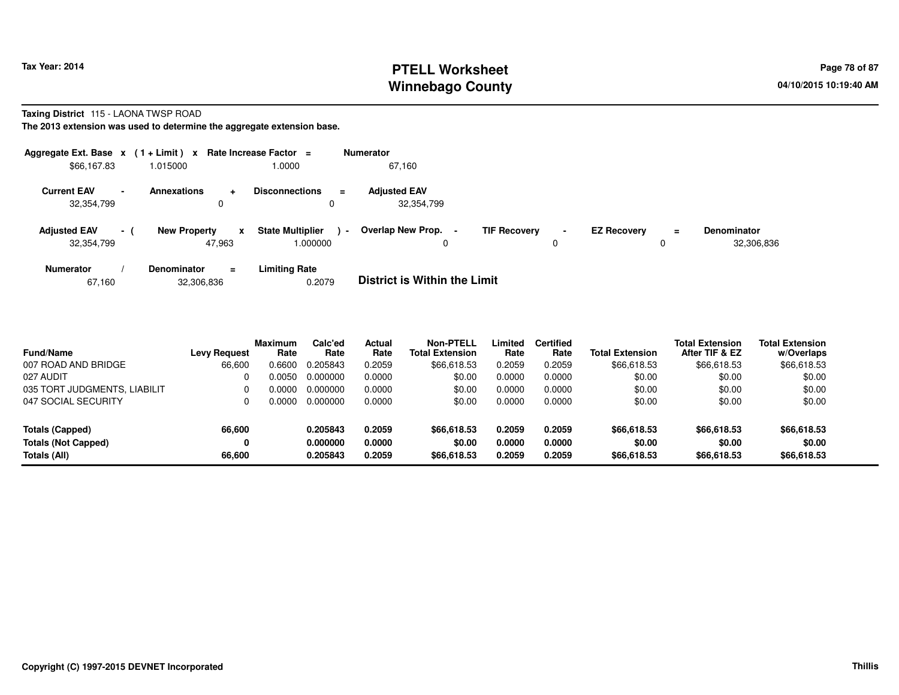# PTELL Worksheet
# Winnebago County

Tax Year: 2014

04/10/2015 10:19:40 AM

**Taxing District** 115 - LAONA TWSP ROAD

**The 2013 extension was used to determine the aggregate extension base.**

| Aggregate Ext. Base | x | ( 1 + Limit ) | x | Rate Increase Factor | = | Numerator |
|---|---|---|---|---|---|---|
| $66,167.83 | | 1.015000 | | 1.0000 | | 67,160 |

| Current EAV | - | Annexations | + | Disconnections | = | Adjusted EAV |
|---|---|---|---|---|---|---|
| 32,354,799 | | 0 | | 0 | | 32,354,799 |

| Adjusted EAV | - ( | New Property | x | State Multiplier | ) - | Overlap New Prop. | - | TIF Recovery | - | EZ Recovery | = | Denominator |
|---|---|---|---|---|---|---|---|---|---|---|---|---|
| 32,354,799 | | 47,963 | | 1.000000 | | 0 | | 0 | | 0 | | 32,306,836 |

| Numerator | / | Denominator | = | Limiting Rate |
|---|---|---|---|---|
| 67,160 | | 32,306,836 | | 0.2079 |

**District is Within the Limit**

| Fund/Name | Levy Request | Maximum Rate | Calc'ed Rate | Actual Rate | Non-PTELL Total Extension | Limited Rate | Certified Rate | Total Extension | Total Extension After TIF & EZ | Total Extension w/Overlaps |
|---|---|---|---|---|---|---|---|---|---|---|
| 007 ROAD AND BRIDGE | 66,600 | 0.6600 | 0.205843 | 0.2059 | $66,618.53 | 0.2059 | 0.2059 | $66,618.53 | $66,618.53 | $66,618.53 |
| 027 AUDIT | 0 | 0.0050 | 0.000000 | 0.0000 | $0.00 | 0.0000 | 0.0000 | $0.00 | $0.00 | $0.00 |
| 035 TORT JUDGMENTS, LIABILIT | 0 | 0.0000 | 0.000000 | 0.0000 | $0.00 | 0.0000 | 0.0000 | $0.00 | $0.00 | $0.00 |
| 047 SOCIAL SECURITY | 0 | 0.0000 | 0.000000 | 0.0000 | $0.00 | 0.0000 | 0.0000 | $0.00 | $0.00 | $0.00 |
| **Totals (Capped)** | **66,600** | | **0.205843** | **0.2059** | **$66,618.53** | **0.2059** | **0.2059** | **$66,618.53** | **$66,618.53** | **$66,618.53** |
| **Totals (Not Capped)** | **0** | | **0.000000** | **0.0000** | **$0.00** | **0.0000** | **0.0000** | **$0.00** | **$0.00** | **$0.00** |
| **Totals (All)** | **66,600** | | **0.205843** | **0.2059** | **$66,618.53** | **0.2059** | **0.2059** | **$66,618.53** | **$66,618.53** | **$66,618.53** |

Copyright (C) 1997-2015 DEVNET Incorporated

Thillis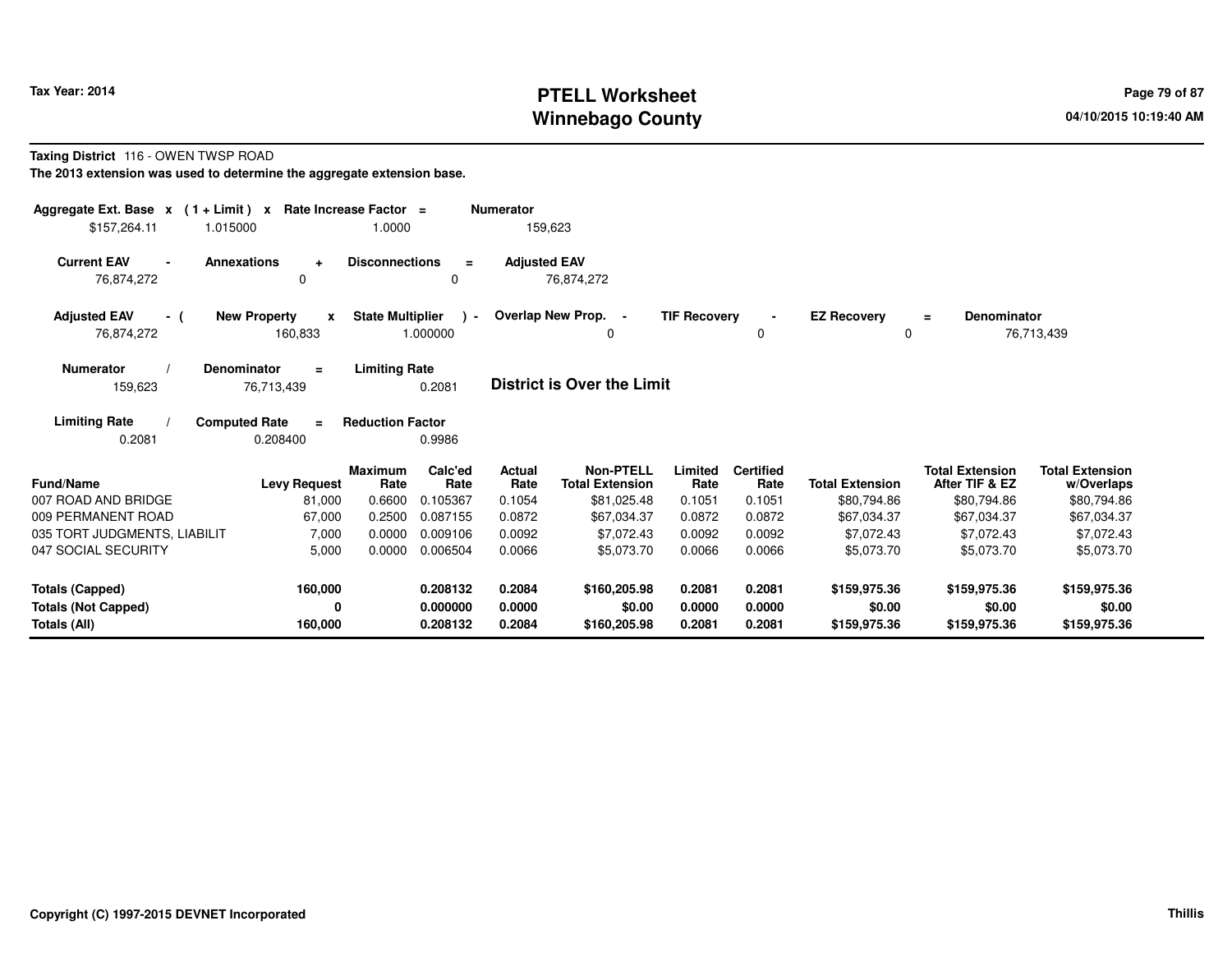Tax Year: 2014

# PTELL Worksheet
# Winnebago County

04/10/2015 10:19:40 AM

**Taxing District** 116 - OWEN TWSP ROAD

**The 2013 extension was used to determine the aggregate extension base.**

| Aggregate Ext. Base | x | (1 + Limit) | x | Rate Increase Factor | = | Numerator |
|---|---|---|---|---|---|---|
| $157,264.11 | | 1.015000 | | 1.0000 | | 159,623 |

| Current EAV | - | Annexations | + | Disconnections | = | Adjusted EAV |
|---|---|---|---|---|---|---|
| 76,874,272 | | 0 | | 0 | | 76,874,272 |

| Adjusted EAV | - ( | New Property | x | State Multiplier | ) - | Overlap New Prop. | - | TIF Recovery | - | EZ Recovery | = | Denominator |
|---|---|---|---|---|---|---|---|---|---|---|---|---|
| 76,874,272 | | 160,833 | | 1.000000 | | 0 | | 0 | | 0 | | 76,713,439 |

| Numerator | / | Denominator | = | Limiting Rate |
|---|---|---|---|---|
| 159,623 | | 76,713,439 | | 0.2081 |

**District is Over the Limit**

| Limiting Rate | / | Computed Rate | = | Reduction Factor |
|---|---|---|---|---|
| 0.2081 | | 0.208400 | | 0.9986 |

| Fund/Name | Levy Request | Maximum Rate | Calc'ed Rate | Actual Rate | Non-PTELL Total Extension | Limited Rate | Certified Rate | Total Extension | Total Extension After TIF & EZ | Total Extension w/Overlaps |
|---|---|---|---|---|---|---|---|---|---|---|
| 007 ROAD AND BRIDGE | 81,000 | 0.6600 | 0.105367 | 0.1054 | $81,025.48 | 0.1051 | 0.1051 | $80,794.86 | $80,794.86 | $80,794.86 |
| 009 PERMANENT ROAD | 67,000 | 0.2500 | 0.087155 | 0.0872 | $67,034.37 | 0.0872 | 0.0872 | $67,034.37 | $67,034.37 | $67,034.37 |
| 035 TORT JUDGMENTS, LIABILIT | 7,000 | 0.0000 | 0.009106 | 0.0092 | $7,072.43 | 0.0092 | 0.0092 | $7,072.43 | $7,072.43 | $7,072.43 |
| 047 SOCIAL SECURITY | 5,000 | 0.0000 | 0.006504 | 0.0066 | $5,073.70 | 0.0066 | 0.0066 | $5,073.70 | $5,073.70 | $5,073.70 |
| **Totals (Capped)** | **160,000** | | **0.208132** | **0.2084** | **$160,205.98** | **0.2081** | **0.2081** | **$159,975.36** | **$159,975.36** | **$159,975.36** |
| **Totals (Not Capped)** | **0** | | **0.000000** | **0.0000** | **$0.00** | **0.0000** | **0.0000** | **$0.00** | **$0.00** | **$0.00** |
| **Totals (All)** | **160,000** | | **0.208132** | **0.2084** | **$160,205.98** | **0.2081** | **0.2081** | **$159,975.36** | **$159,975.36** | **$159,975.36** |

Copyright (C) 1997-2015 DEVNET Incorporated

Thillis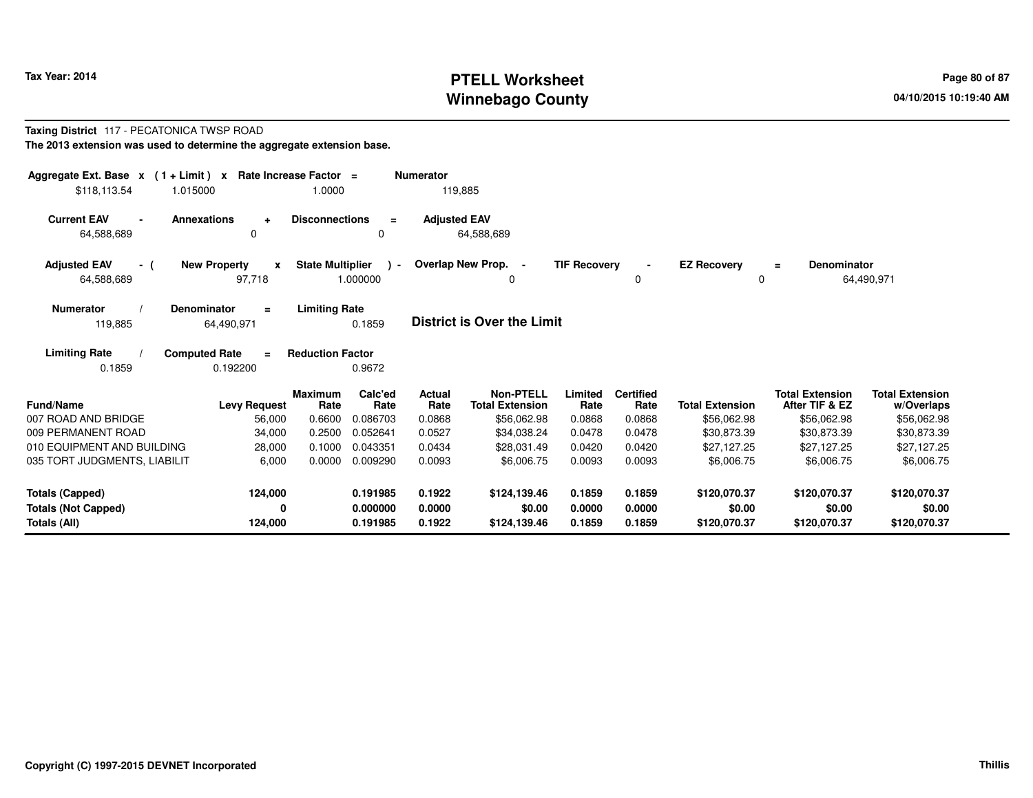Tax Year: 2014

# PTELL Worksheet
# Winnebago County

04/10/2015 10:19:40 AM

**Taxing District** 117 - PECATONICA TWSP ROAD

**The 2013 extension was used to determine the aggregate extension base.**

| Aggregate Ext. Base | x | (1 + Limit) | x | Rate Increase Factor | = | Numerator |
|---|---|---|---|---|---|---|
| $118,113.54 | | 1.015000 | | 1.0000 | | 119,885 |

| Current EAV | - | Annexations | + | Disconnections | = | Adjusted EAV |
|---|---|---|---|---|---|---|
| 64,588,689 | | 0 | | 0 | | 64,588,689 |

| Adjusted EAV | - ( | New Property | x | State Multiplier | ) - | Overlap New Prop. | - | TIF Recovery | - | EZ Recovery | = | Denominator |
|---|---|---|---|---|---|---|---|---|---|---|---|---|
| 64,588,689 | | 97,718 | | 1.000000 | | 0 | | 0 | | 0 | | 64,490,971 |

| Numerator | / | Denominator | = | Limiting Rate |
|---|---|---|---|---|
| 119,885 | | 64,490,971 | | 0.1859 |

**District is Over the Limit**

| Limiting Rate | / | Computed Rate | = | Reduction Factor |
|---|---|---|---|---|
| 0.1859 | | 0.192200 | | 0.9672 |

| Fund/Name | Levy Request | Maximum Rate | Calc'ed Rate | Actual Rate | Non-PTELL Total Extension | Limited Rate | Certified Rate | Total Extension | Total Extension After TIF & EZ | Total Extension w/Overlaps |
|---|---|---|---|---|---|---|---|---|---|---|
| 007 ROAD AND BRIDGE | 56,000 | 0.6600 | 0.086703 | 0.0868 | $56,062.98 | 0.0868 | 0.0868 | $56,062.98 | $56,062.98 | $56,062.98 |
| 009 PERMANENT ROAD | 34,000 | 0.2500 | 0.052641 | 0.0527 | $34,038.24 | 0.0478 | 0.0478 | $30,873.39 | $30,873.39 | $30,873.39 |
| 010 EQUIPMENT AND BUILDING | 28,000 | 0.1000 | 0.043351 | 0.0434 | $28,031.49 | 0.0420 | 0.0420 | $27,127.25 | $27,127.25 | $27,127.25 |
| 035 TORT JUDGMENTS, LIABILIT | 6,000 | 0.0000 | 0.009290 | 0.0093 | $6,006.75 | 0.0093 | 0.0093 | $6,006.75 | $6,006.75 | $6,006.75 |
| **Totals (Capped)** | **124,000** | | **0.191985** | **0.1922** | **$124,139.46** | **0.1859** | **0.1859** | **$120,070.37** | **$120,070.37** | **$120,070.37** |
| **Totals (Not Capped)** | **0** | | **0.000000** | **0.0000** | **$0.00** | **0.0000** | **0.0000** | **$0.00** | **$0.00** | **$0.00** |
| **Totals (All)** | **124,000** | | **0.191985** | **0.1922** | **$124,139.46** | **0.1859** | **0.1859** | **$120,070.37** | **$120,070.37** | **$120,070.37** |

Copyright (C) 1997-2015 DEVNET Incorporated

Thillis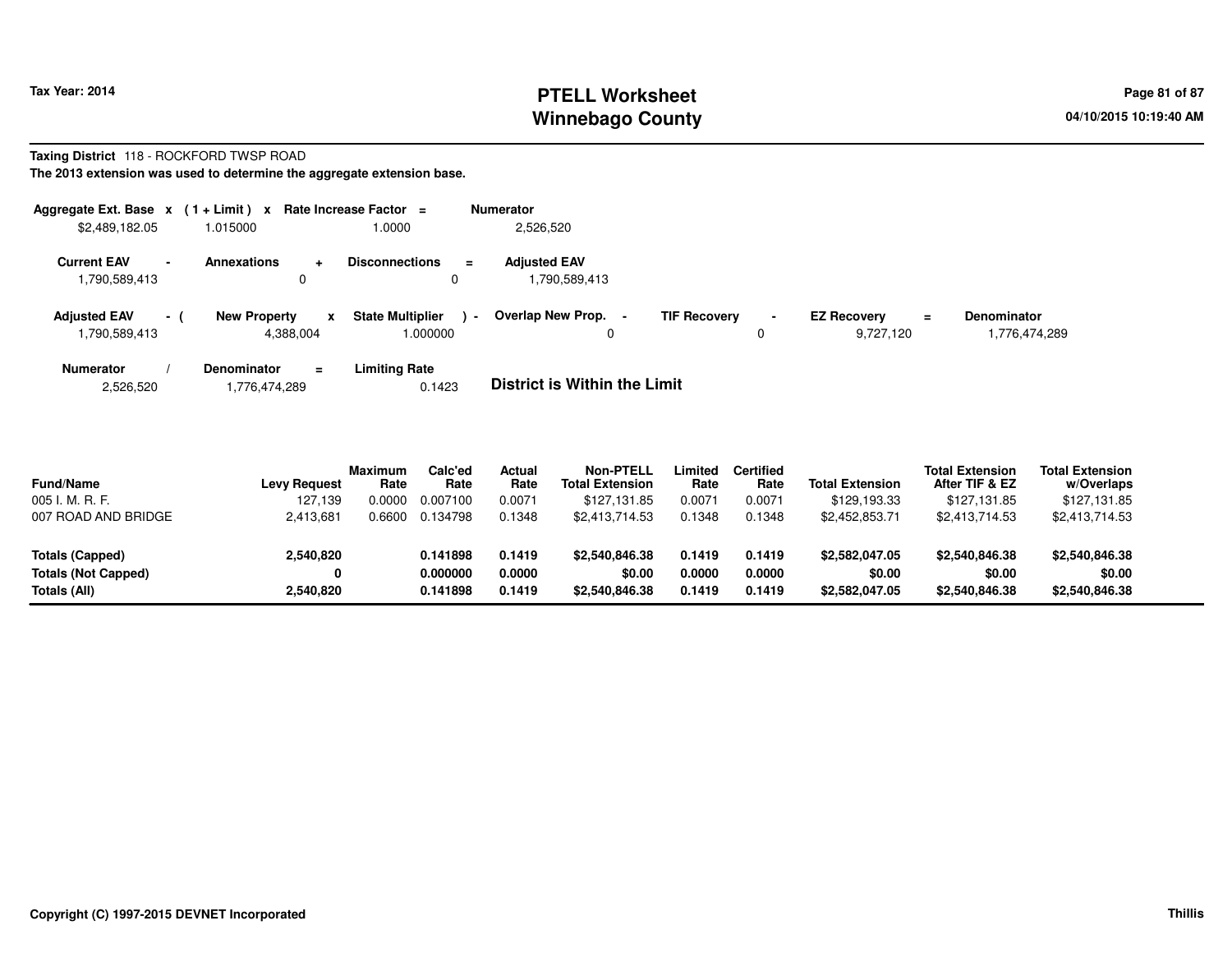**Tax Year: 2014**

# PTELL Worksheet
# Winnebago County

04/10/2015 10:19:40 AM

**Taxing District** 118 - ROCKFORD TWSP ROAD

**The 2013 extension was used to determine the aggregate extension base.**

| Aggregate Ext. Base | x | (1 + Limit) | x | Rate Increase Factor | = | Numerator |
|---|---|---|---|---|---|---|
| $2,489,182.05 | | 1.015000 | | 1.0000 | | 2,526,520 |

| Current EAV | - | Annexations | + | Disconnections | = | Adjusted EAV |
|---|---|---|---|---|---|---|
| 1,790,589,413 | | 0 | | 0 | | 1,790,589,413 |

| Adjusted EAV | - ( | New Property | x | State Multiplier | ) - | Overlap New Prop. | - | TIF Recovery | - | EZ Recovery | = | Denominator |
|---|---|---|---|---|---|---|---|---|---|---|---|---|
| 1,790,589,413 | | 4,388,004 | | 1.000000 | | 0 | | 0 | | 9,727,120 | | 1,776,474,289 |

| Numerator | / | Denominator | = | Limiting Rate |
|---|---|---|---|---|
| 2,526,520 | | 1,776,474,289 | | 0.1423 |

**District is Within the Limit**

| Fund/Name | Levy Request | Maximum Rate | Calc'ed Rate | Actual Rate | Non-PTELL Total Extension | Limited Rate | Certified Rate | Total Extension | Total Extension After TIF & EZ | Total Extension w/Overlaps |
|---|---|---|---|---|---|---|---|---|---|---|
| 005 I. M. R. F. | 127,139 | 0.0000 | 0.007100 | 0.0071 | $127,131.85 | 0.0071 | 0.0071 | $129,193.33 | $127,131.85 | $127,131.85 |
| 007 ROAD AND BRIDGE | 2,413,681 | 0.6600 | 0.134798 | 0.1348 | $2,413,714.53 | 0.1348 | 0.1348 | $2,452,853.71 | $2,413,714.53 | $2,413,714.53 |
| **Totals (Capped)** | **2,540,820** | | **0.141898** | **0.1419** | **$2,540,846.38** | **0.1419** | **0.1419** | **$2,582,047.05** | **$2,540,846.38** | **$2,540,846.38** |
| **Totals (Not Capped)** | **0** | | **0.000000** | **0.0000** | **$0.00** | **0.0000** | **0.0000** | **$0.00** | **$0.00** | **$0.00** |
| **Totals (All)** | **2,540,820** | | **0.141898** | **0.1419** | **$2,540,846.38** | **0.1419** | **0.1419** | **$2,582,047.05** | **$2,540,846.38** | **$2,540,846.38** |

Copyright (C) 1997-2015 DEVNET Incorporated

Thillis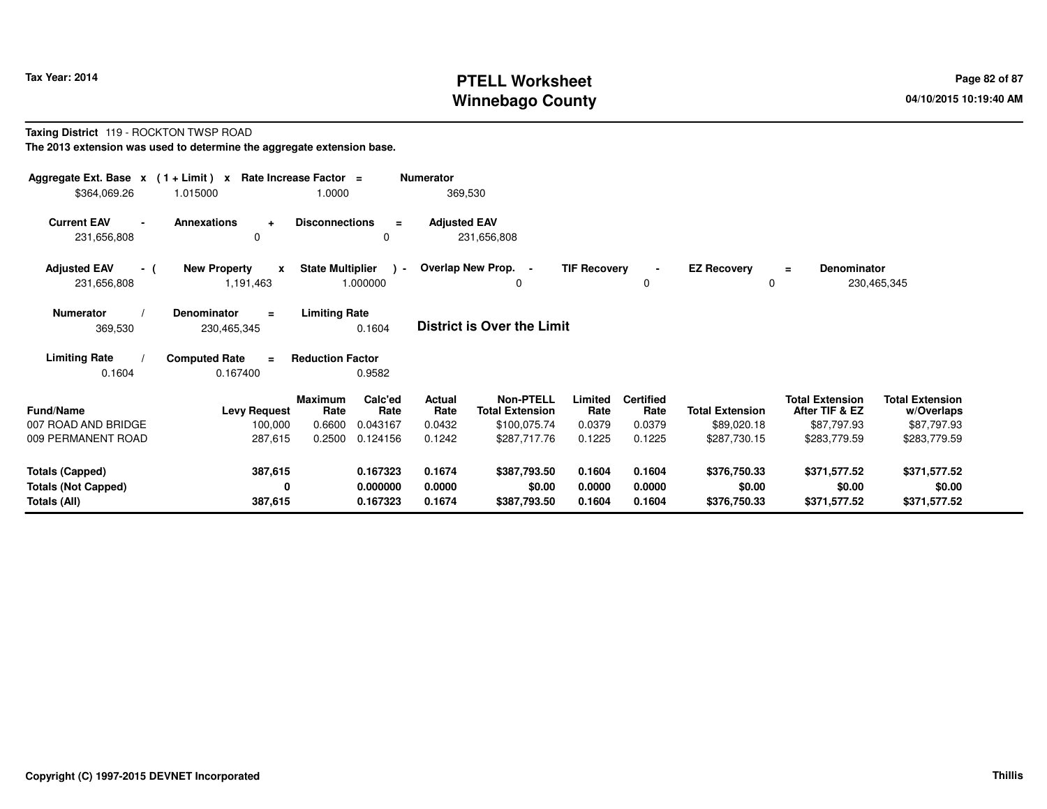# PTELL Worksheet
# Winnebago County

Tax Year: 2014

04/10/2015 10:19:40 AM

**Taxing District** 119 - ROCKTON TWSP ROAD

**The 2013 extension was used to determine the aggregate extension base.**

| Aggregate Ext. Base | x | (1 + Limit) | x | Rate Increase Factor | = | Numerator |
|---|---|---|---|---|---|---|
| $364,069.26 | | 1.015000 | | 1.0000 | | 369,530 |

| Current EAV | - | Annexations | + | Disconnections | = | Adjusted EAV |
|---|---|---|---|---|---|---|
| 231,656,808 | | 0 | | 0 | | 231,656,808 |

| Adjusted EAV | - ( | New Property | x | State Multiplier | ) - | Overlap New Prop. | - | TIF Recovery | - | EZ Recovery | = | Denominator |
|---|---|---|---|---|---|---|---|---|---|---|---|---|
| 231,656,808 | | 1,191,463 | | 1.000000 | | 0 | | 0 | | 0 | | 230,465,345 |

| Numerator | / | Denominator | = | Limiting Rate |
|---|---|---|---|---|
| 369,530 | | 230,465,345 | | 0.1604 |

**District is Over the Limit**

| Limiting Rate | / | Computed Rate | = | Reduction Factor |
|---|---|---|---|---|
| 0.1604 | | 0.167400 | | 0.9582 |

| Fund/Name | Levy Request | Maximum Rate | Calc'ed Rate | Actual Rate | Non-PTELL Total Extension | Limited Rate | Certified Rate | Total Extension | Total Extension After TIF & EZ | Total Extension w/Overlaps |
|---|---|---|---|---|---|---|---|---|---|---|
| 007 ROAD AND BRIDGE | 100,000 | 0.6600 | 0.043167 | 0.0432 | $100,075.74 | 0.0379 | 0.0379 | $89,020.18 | $87,797.93 | $87,797.93 |
| 009 PERMANENT ROAD | 287,615 | 0.2500 | 0.124156 | 0.1242 | $287,717.76 | 0.1225 | 0.1225 | $287,730.15 | $283,779.59 | $283,779.59 |
| **Totals (Capped)** | **387,615** | | **0.167323** | **0.1674** | **$387,793.50** | **0.1604** | **0.1604** | **$376,750.33** | **$371,577.52** | **$371,577.52** |
| **Totals (Not Capped)** | **0** | | **0.000000** | **0.0000** | **$0.00** | **0.0000** | **0.0000** | **$0.00** | **$0.00** | **$0.00** |
| **Totals (All)** | **387,615** | | **0.167323** | **0.1674** | **$387,793.50** | **0.1604** | **0.1604** | **$376,750.33** | **$371,577.52** | **$371,577.52** |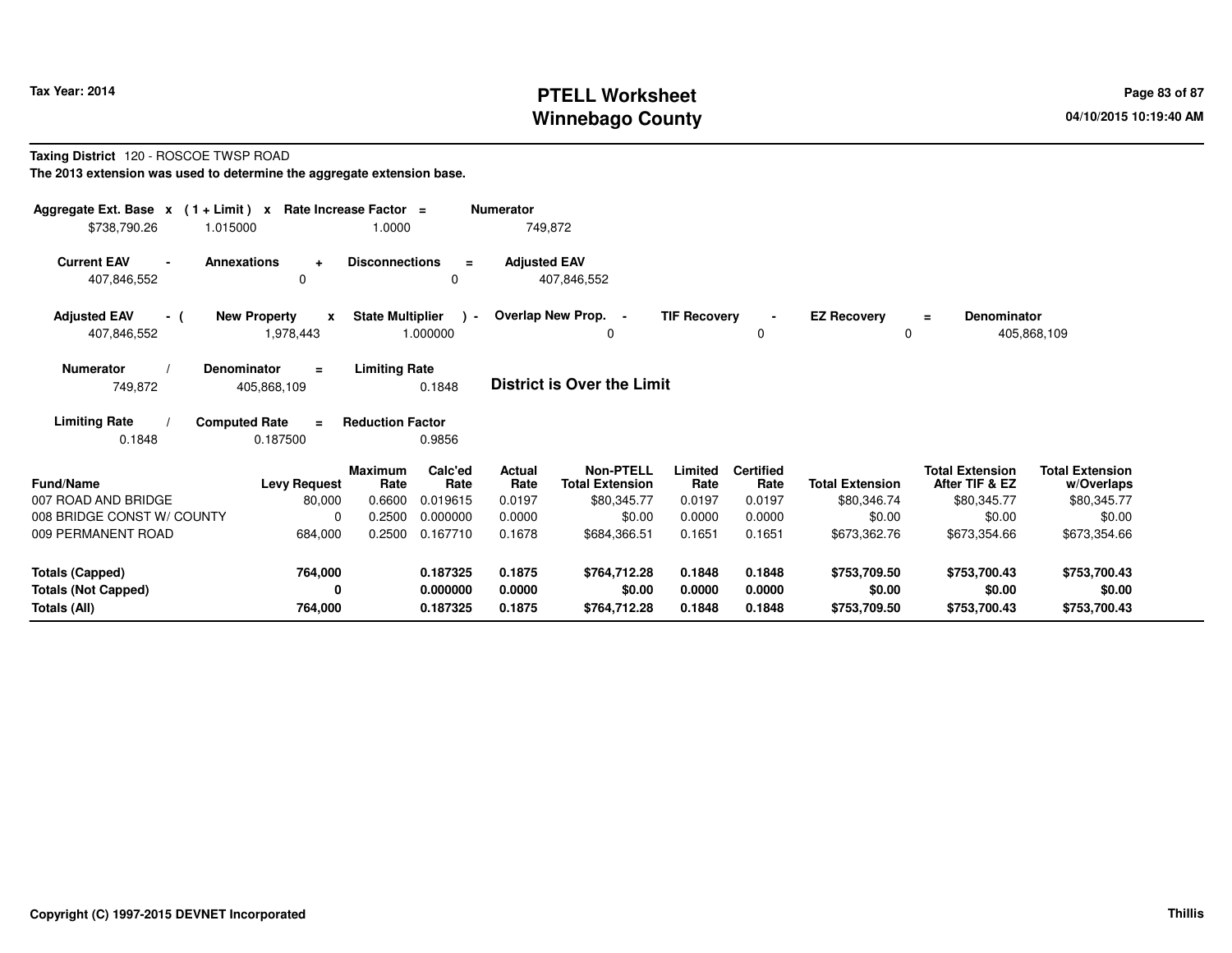Tax Year: 2014

# PTELL Worksheet
# Winnebago County

04/10/2015 10:19:40 AM

**Taxing District** 120 - ROSCOE TWSP ROAD

**The 2013 extension was used to determine the aggregate extension base.**

| Aggregate Ext. Base | x | (1 + Limit) | x | Rate Increase Factor | = | Numerator |
|---|---|---|---|---|---|---|
| $738,790.26 | | 1.015000 | | 1.0000 | | 749,872 |

| Current EAV | - | Annexations | + | Disconnections | = | Adjusted EAV |
|---|---|---|---|---|---|---|
| 407,846,552 | | 0 | | 0 | | 407,846,552 |

| Adjusted EAV | - ( | New Property | x | State Multiplier | ) - | Overlap New Prop. | - | TIF Recovery | - | EZ Recovery | = | Denominator |
|---|---|---|---|---|---|---|---|---|---|---|---|---|
| 407,846,552 | | 1,978,443 | | 1.000000 | | 0 | | 0 | | 0 | | 405,868,109 |

| Numerator | / | Denominator | = | Limiting Rate |
|---|---|---|---|---|
| 749,872 | | 405,868,109 | | 0.1848 |

**District is Over the Limit**

| Limiting Rate | / | Computed Rate | = | Reduction Factor |
|---|---|---|---|---|
| 0.1848 | | 0.187500 | | 0.9856 |

| Fund/Name | Levy Request | Maximum Rate | Calc'ed Rate | Actual Rate | Non-PTELL Total Extension | Limited Rate | Certified Rate | Total Extension | Total Extension After TIF & EZ | Total Extension w/Overlaps |
|---|---|---|---|---|---|---|---|---|---|---|
| 007 ROAD AND BRIDGE | 80,000 | 0.6600 | 0.019615 | 0.0197 | $80,345.77 | 0.0197 | 0.0197 | $80,346.74 | $80,345.77 | $80,345.77 |
| 008 BRIDGE CONST W/ COUNTY | 0 | 0.2500 | 0.000000 | 0.0000 | $0.00 | 0.0000 | 0.0000 | $0.00 | $0.00 | $0.00 |
| 009 PERMANENT ROAD | 684,000 | 0.2500 | 0.167710 | 0.1678 | $684,366.51 | 0.1651 | 0.1651 | $673,362.76 | $673,354.66 | $673,354.66 |
| **Totals (Capped)** | **764,000** | | **0.187325** | **0.1875** | **$764,712.28** | **0.1848** | **0.1848** | **$753,709.50** | **$753,700.43** | **$753,700.43** |
| **Totals (Not Capped)** | **0** | | **0.000000** | **0.0000** | **$0.00** | **0.0000** | **0.0000** | **$0.00** | **$0.00** | **$0.00** |
| **Totals (All)** | **764,000** | | **0.187325** | **0.1875** | **$764,712.28** | **0.1848** | **0.1848** | **$753,709.50** | **$753,700.43** | **$753,700.43** |

Copyright (C) 1997-2015 DEVNET Incorporated

Thillis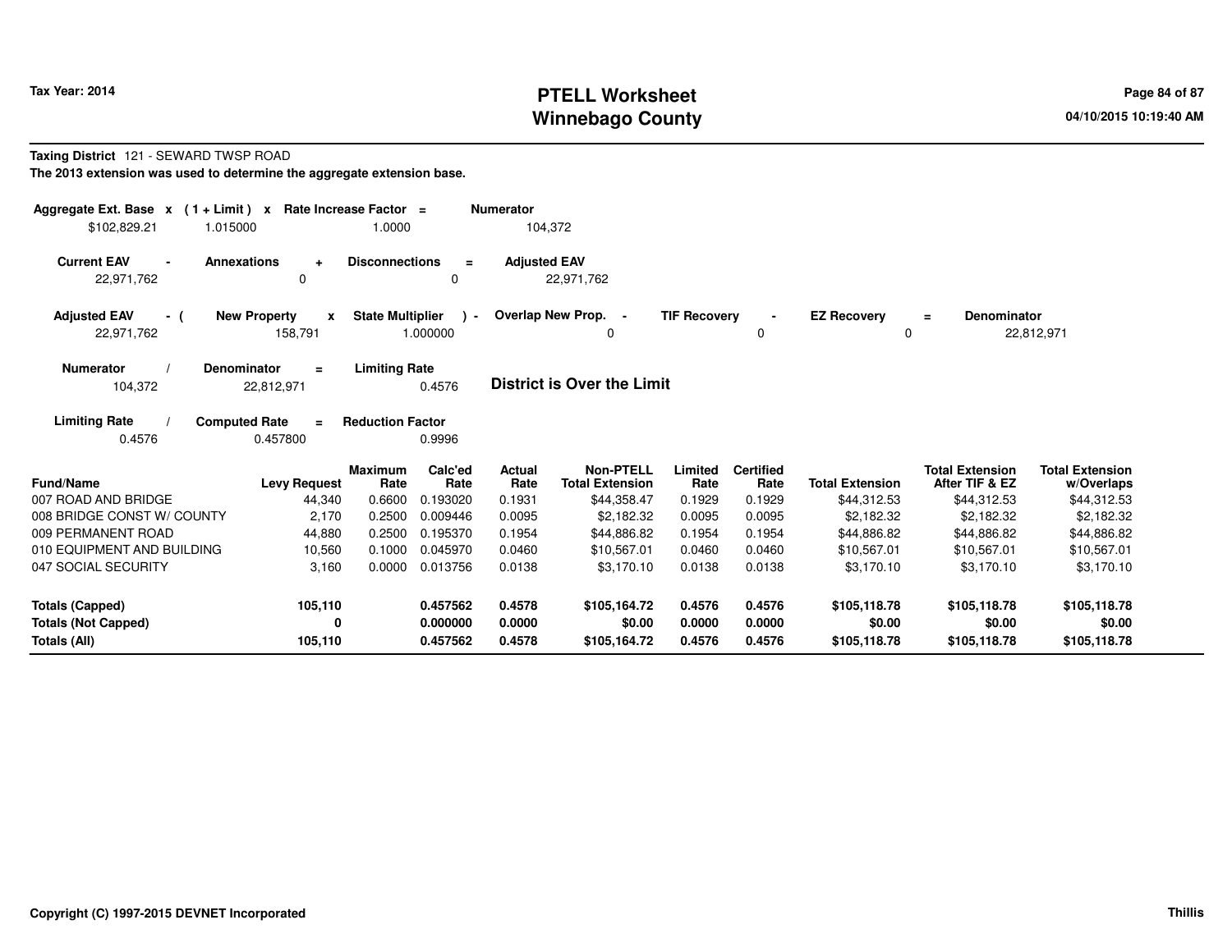# PTELL Worksheet
# Winnebago County

Tax Year: 2014

04/10/2015 10:19:40 AM

**Taxing District** 121 - SEWARD TWSP ROAD

**The 2013 extension was used to determine the aggregate extension base.**

| Aggregate Ext. Base | x | (1 + Limit) | x | Rate Increase Factor | = | Numerator |
|---|---|---|---|---|---|---|
| $102,829.21 | | 1.015000 | | 1.0000 | | 104,372 |

| Current EAV | - | Annexations | + | Disconnections | = | Adjusted EAV |
|---|---|---|---|---|---|---|
| 22,971,762 | | 0 | | 0 | | 22,971,762 |

| Adjusted EAV | - ( | New Property | x | State Multiplier | ) - | Overlap New Prop. | - | TIF Recovery | - | EZ Recovery | = | Denominator |
|---|---|---|---|---|---|---|---|---|---|---|---|---|
| 22,971,762 | | 158,791 | | 1.000000 | | 0 | | 0 | | 0 | | 22,812,971 |

| Numerator | / | Denominator | = | Limiting Rate |
|---|---|---|---|---|
| 104,372 | | 22,812,971 | | 0.4576 |

**District is Over the Limit**

| Limiting Rate | / | Computed Rate | = | Reduction Factor |
|---|---|---|---|---|
| 0.4576 | | 0.457800 | | 0.9996 |

| Fund/Name | Levy Request | Maximum Rate | Calc'ed Rate | Actual Rate | Non-PTELL Total Extension | Limited Rate | Certified Rate | Total Extension | Total Extension After TIF & EZ | Total Extension w/Overlaps |
|---|---|---|---|---|---|---|---|---|---|---|
| 007 ROAD AND BRIDGE | 44,340 | 0.6600 | 0.193020 | 0.1931 | $44,358.47 | 0.1929 | 0.1929 | $44,312.53 | $44,312.53 | $44,312.53 |
| 008 BRIDGE CONST W/ COUNTY | 2,170 | 0.2500 | 0.009446 | 0.0095 | $2,182.32 | 0.0095 | 0.0095 | $2,182.32 | $2,182.32 | $2,182.32 |
| 009 PERMANENT ROAD | 44,880 | 0.2500 | 0.195370 | 0.1954 | $44,886.82 | 0.1954 | 0.1954 | $44,886.82 | $44,886.82 | $44,886.82 |
| 010 EQUIPMENT AND BUILDING | 10,560 | 0.1000 | 0.045970 | 0.0460 | $10,567.01 | 0.0460 | 0.0460 | $10,567.01 | $10,567.01 | $10,567.01 |
| 047 SOCIAL SECURITY | 3,160 | 0.0000 | 0.013756 | 0.0138 | $3,170.10 | 0.0138 | 0.0138 | $3,170.10 | $3,170.10 | $3,170.10 |
| **Totals (Capped)** | **105,110** | | **0.457562** | **0.4578** | **$105,164.72** | **0.4576** | **0.4576** | **$105,118.78** | **$105,118.78** | **$105,118.78** |
| **Totals (Not Capped)** | **0** | | **0.000000** | **0.0000** | **$0.00** | **0.0000** | **0.0000** | **$0.00** | **$0.00** | **$0.00** |
| **Totals (All)** | **105,110** | | **0.457562** | **0.4578** | **$105,164.72** | **0.4576** | **0.4576** | **$105,118.78** | **$105,118.78** | **$105,118.78** |

Copyright (C) 1997-2015 DEVNET Incorporated

Thillis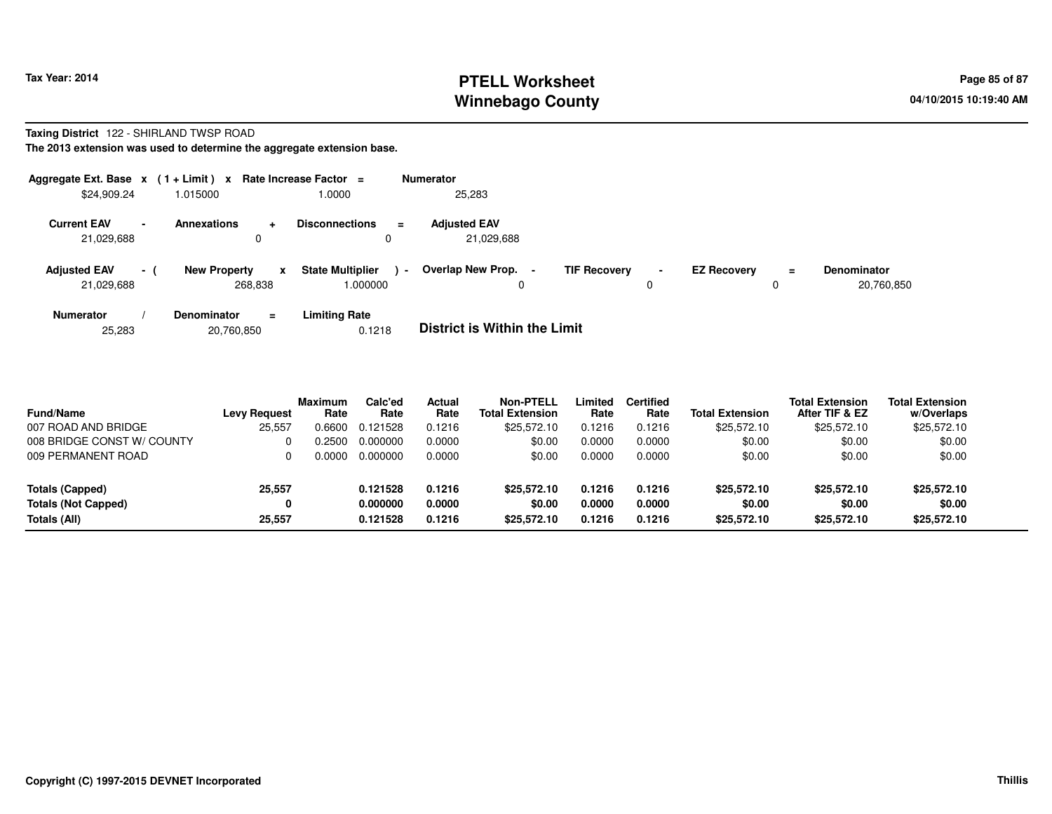**Taxing District** 122 - SHIRLAND TWSP ROAD

**The 2013 extension was used to determine the aggregate extension base.**

| Aggregate Ext. Base | x | ( 1 + Limit ) | x | Rate Increase Factor | = | Numerator |
|---|---|---|---|---|---|---|
| $24,909.24 | | 1.015000 | | 1.0000 | | 25,283 |

| Current EAV | - | Annexations | + | Disconnections | = | Adjusted EAV |
|---|---|---|---|---|---|---|
| 21,029,688 | | 0 | | 0 | | 21,029,688 |

| Adjusted EAV | - ( | New Property | x | State Multiplier | ) - | Overlap New Prop. | - | TIF Recovery | - | EZ Recovery | = | Denominator |
|---|---|---|---|---|---|---|---|---|---|---|---|---|
| 21,029,688 | | 268,838 | | 1.000000 | | 0 | | 0 | | 0 | | 20,760,850 |

| Numerator | / | Denominator | = | Limiting Rate |
|---|---|---|---|---|
| 25,283 | | 20,760,850 | | 0.1218 |

**District is Within the Limit**

| Fund/Name | Levy Request | Maximum Rate | Calc'ed Rate | Actual Rate | Non-PTELL Total Extension | Limited Rate | Certified Rate | Total Extension | Total Extension After TIF & EZ | Total Extension w/Overlaps |
|---|---|---|---|---|---|---|---|---|---|---|
| 007 ROAD AND BRIDGE | 25,557 | 0.6600 | 0.121528 | 0.1216 | $25,572.10 | 0.1216 | 0.1216 | $25,572.10 | $25,572.10 | $25,572.10 |
| 008 BRIDGE CONST W/ COUNTY | 0 | 0.2500 | 0.000000 | 0.0000 | $0.00 | 0.0000 | 0.0000 | $0.00 | $0.00 | $0.00 |
| 009 PERMANENT ROAD | 0 | 0.0000 | 0.000000 | 0.0000 | $0.00 | 0.0000 | 0.0000 | $0.00 | $0.00 | $0.00 |
| **Totals (Capped)** | **25,557** | | **0.121528** | **0.1216** | **$25,572.10** | **0.1216** | **0.1216** | **$25,572.10** | **$25,572.10** | **$25,572.10** |
| **Totals (Not Capped)** | **0** | | **0.000000** | **0.0000** | **$0.00** | **0.0000** | **0.0000** | **$0.00** | **$0.00** | **$0.00** |
| **Totals (All)** | **25,557** | | **0.121528** | **0.1216** | **$25,572.10** | **0.1216** | **0.1216** | **$25,572.10** | **$25,572.10** | **$25,572.10** |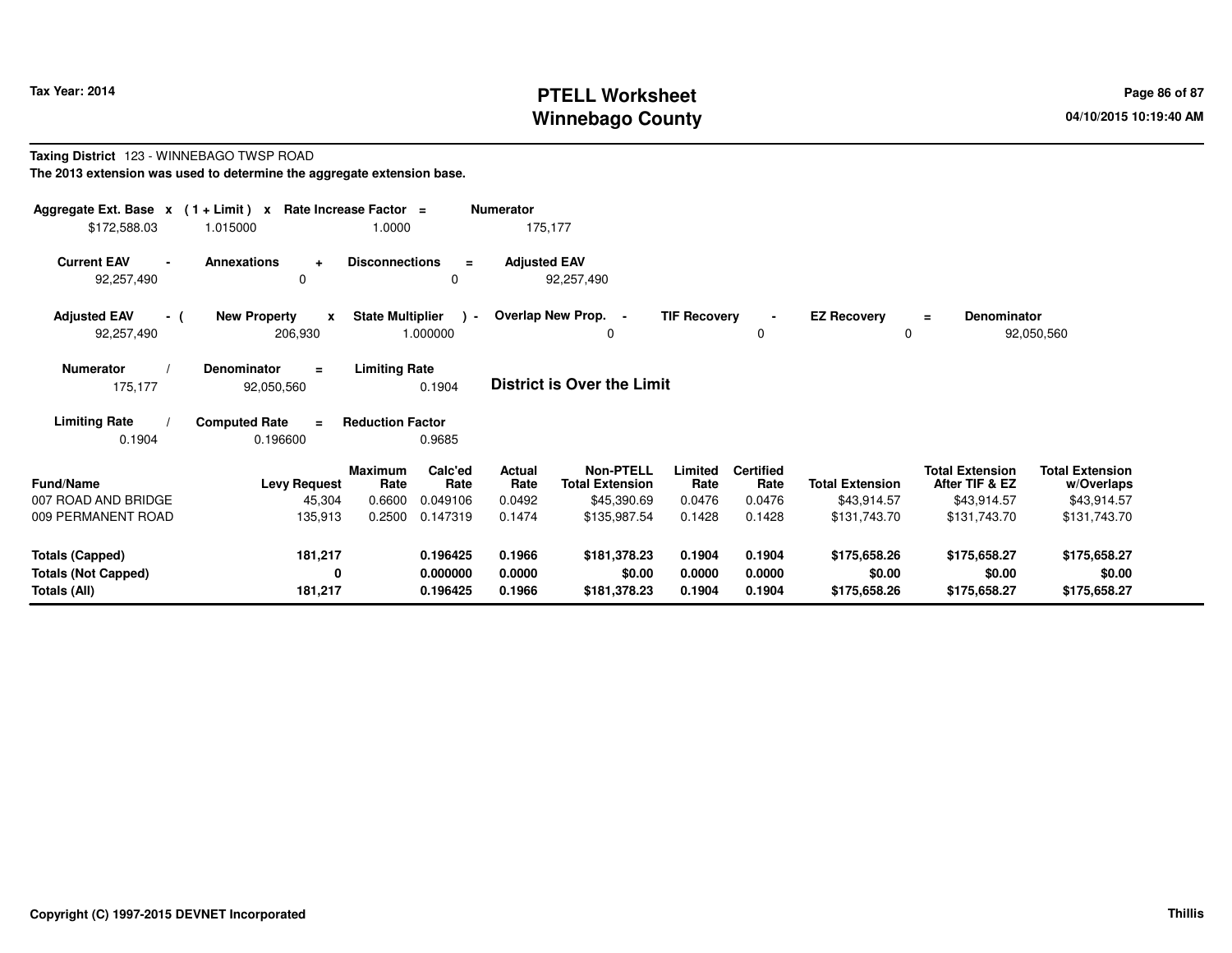**Taxing District** 123 - WINNEBAGO TWSP ROAD

**The 2013 extension was used to determine the aggregate extension base.**

| Aggregate Ext. Base | x | (1 + Limit) | x | Rate Increase Factor | = | Numerator |
|---|---|---|---|---|---|---|
| $172,588.03 | | 1.015000 | | 1.0000 | | 175,177 |

| Current EAV | - | Annexations | + | Disconnections | = | Adjusted EAV |
|---|---|---|---|---|---|---|
| 92,257,490 | | 0 | | 0 | | 92,257,490 |

| Adjusted EAV | - ( | New Property | x | State Multiplier | ) - | Overlap New Prop. | - | TIF Recovery | - | EZ Recovery | = | Denominator |
|---|---|---|---|---|---|---|---|---|---|---|---|---|
| 92,257,490 | | 206,930 | | 1.000000 | | 0 | | 0 | | 0 | | 92,050,560 |

| Numerator | / | Denominator | = | Limiting Rate |
|---|---|---|---|---|
| 175,177 | | 92,050,560 | | 0.1904 |

**District is Over the Limit**

| Limiting Rate | / | Computed Rate | = | Reduction Factor |
|---|---|---|---|---|
| 0.1904 | | 0.196600 | | 0.9685 |

| Fund/Name | Levy Request | Maximum Rate | Calc'ed Rate | Actual Rate | Non-PTELL Total Extension | Limited Rate | Certified Rate | Total Extension | Total Extension After TIF & EZ | Total Extension w/Overlaps |
|---|---|---|---|---|---|---|---|---|---|---|
| 007 ROAD AND BRIDGE | 45,304 | 0.6600 | 0.049106 | 0.0492 | $45,390.69 | 0.0476 | 0.0476 | $43,914.57 | $43,914.57 | $43,914.57 |
| 009 PERMANENT ROAD | 135,913 | 0.2500 | 0.147319 | 0.1474 | $135,987.54 | 0.1428 | 0.1428 | $131,743.70 | $131,743.70 | $131,743.70 |
| **Totals (Capped)** | **181,217** | | **0.196425** | **0.1966** | **$181,378.23** | **0.1904** | **0.1904** | **$175,658.26** | **$175,658.27** | **$175,658.27** |
| **Totals (Not Capped)** | **0** | | **0.000000** | **0.0000** | **$0.00** | **0.0000** | **0.0000** | **$0.00** | **$0.00** | **$0.00** |
| **Totals (All)** | **181,217** | | **0.196425** | **0.1966** | **$181,378.23** | **0.1904** | **0.1904** | **$175,658.26** | **$175,658.27** | **$175,658.27** |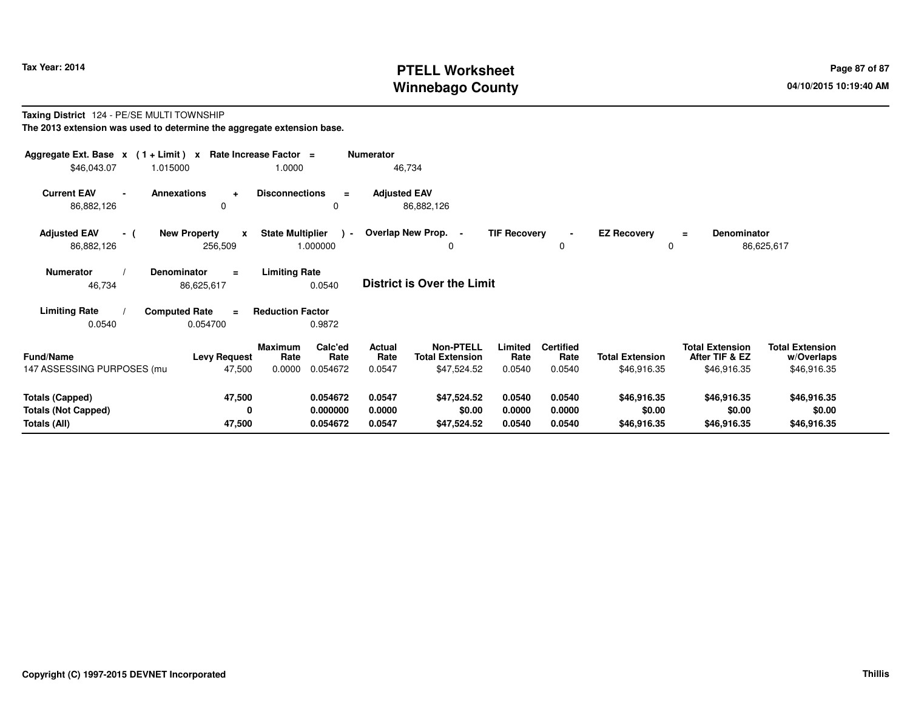**Taxing District** 124 - PE/SE MULTI TOWNSHIP

**The 2013 extension was used to determine the aggregate extension base.**

| Aggregate Ext. Base x | (1 + Limit) x | Rate Increase Factor = | Numerator |
|---|---|---|---|
| $46,043.07 | 1.015000 | 1.0000 | 46,734 |

| Current EAV - | Annexations + | Disconnections = | Adjusted EAV |
|---|---|---|---|
| 86,882,126 | 0 | 0 | 86,882,126 |

| Adjusted EAV - ( | New Property x | State Multiplier ) - | Overlap New Prop. - | TIF Recovery - | EZ Recovery = | Denominator |
|---|---|---|---|---|---|---|
| 86,882,126 | 256,509 | 1.000000 | 0 | 0 | 0 | 86,625,617 |

| Numerator / | Denominator = | Limiting Rate |
|---|---|---|
| 46,734 | 86,625,617 | 0.0540 |

**District is Over the Limit**

| Limiting Rate / | Computed Rate = | Reduction Factor |
|---|---|---|
| 0.0540 | 0.054700 | 0.9872 |

| Fund/Name | Levy Request | Maximum Rate | Calc'ed Rate | Actual Rate | Non-PTELL Total Extension | Limited Rate | Certified Rate | Total Extension | Total Extension After TIF & EZ | Total Extension w/Overlaps |
|---|---|---|---|---|---|---|---|---|---|---|
| 147 ASSESSING PURPOSES (mu | 47,500 | 0.0000 | 0.054672 | 0.0547 | $47,524.52 | 0.0540 | 0.0540 | $46,916.35 | $46,916.35 | $46,916.35 |
| **Totals (Capped)** | **47,500** | | **0.054672** | **0.0547** | **$47,524.52** | **0.0540** | **0.0540** | **$46,916.35** | **$46,916.35** | **$46,916.35** |
| **Totals (Not Capped)** | **0** | | **0.000000** | **0.0000** | **$0.00** | **0.0000** | **0.0000** | **$0.00** | **$0.00** | **$0.00** |
| **Totals (All)** | **47,500** | | **0.054672** | **0.0547** | **$47,524.52** | **0.0540** | **0.0540** | **$46,916.35** | **$46,916.35** | **$46,916.35** |